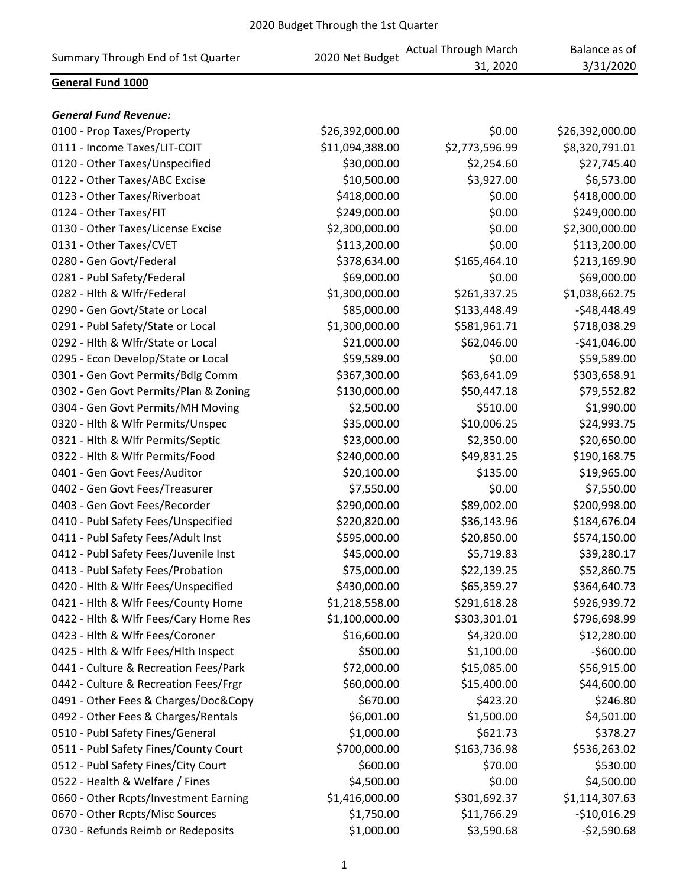# 2020 Budget Through the 1st Quarter

| Summary Through End of 1st Quarter | 2020 Net Budget | Actual Through March 31, 2020 | Balance as of 3/31/2020 |
|---|---|---|---|
| **General Fund 1000** | | | |
| | | | |
| ***General Fund Revenue:*** | | | |
| 0100 - Prop Taxes/Property | $26,392,000.00 | $0.00 | $26,392,000.00 |
| 0111 - Income Taxes/LIT-COIT | $11,094,388.00 | $2,773,596.99 | $8,320,791.01 |
| 0120 - Other Taxes/Unspecified | $30,000.00 | $2,254.60 | $27,745.40 |
| 0122 - Other Taxes/ABC Excise | $10,500.00 | $3,927.00 | $6,573.00 |
| 0123 - Other Taxes/Riverboat | $418,000.00 | $0.00 | $418,000.00 |
| 0124 - Other Taxes/FIT | $249,000.00 | $0.00 | $249,000.00 |
| 0130 - Other Taxes/License Excise | $2,300,000.00 | $0.00 | $2,300,000.00 |
| 0131 - Other Taxes/CVET | $113,200.00 | $0.00 | $113,200.00 |
| 0280 - Gen Govt/Federal | $378,634.00 | $165,464.10 | $213,169.90 |
| 0281 - Publ Safety/Federal | $69,000.00 | $0.00 | $69,000.00 |
| 0282 - Hlth & Wlfr/Federal | $1,300,000.00 | $261,337.25 | $1,038,662.75 |
| 0290 - Gen Govt/State or Local | $85,000.00 | $133,448.49 | -$48,448.49 |
| 0291 - Publ Safety/State or Local | $1,300,000.00 | $581,961.71 | $718,038.29 |
| 0292 - Hlth & Wlfr/State or Local | $21,000.00 | $62,046.00 | -$41,046.00 |
| 0295 - Econ Develop/State or Local | $59,589.00 | $0.00 | $59,589.00 |
| 0301 - Gen Govt Permits/Bdlg Comm | $367,300.00 | $63,641.09 | $303,658.91 |
| 0302 - Gen Govt Permits/Plan & Zoning | $130,000.00 | $50,447.18 | $79,552.82 |
| 0304 - Gen Govt Permits/MH Moving | $2,500.00 | $510.00 | $1,990.00 |
| 0320 - Hlth & Wlfr Permits/Unspec | $35,000.00 | $10,006.25 | $24,993.75 |
| 0321 - Hlth & Wlfr Permits/Septic | $23,000.00 | $2,350.00 | $20,650.00 |
| 0322 - Hlth & Wlfr Permits/Food | $240,000.00 | $49,831.25 | $190,168.75 |
| 0401 - Gen Govt Fees/Auditor | $20,100.00 | $135.00 | $19,965.00 |
| 0402 - Gen Govt Fees/Treasurer | $7,550.00 | $0.00 | $7,550.00 |
| 0403 - Gen Govt Fees/Recorder | $290,000.00 | $89,002.00 | $200,998.00 |
| 0410 - Publ Safety Fees/Unspecified | $220,820.00 | $36,143.96 | $184,676.04 |
| 0411 - Publ Safety Fees/Adult Inst | $595,000.00 | $20,850.00 | $574,150.00 |
| 0412 - Publ Safety Fees/Juvenile Inst | $45,000.00 | $5,719.83 | $39,280.17 |
| 0413 - Publ Safety Fees/Probation | $75,000.00 | $22,139.25 | $52,860.75 |
| 0420 - Hlth & Wlfr Fees/Unspecified | $430,000.00 | $65,359.27 | $364,640.73 |
| 0421 - Hlth & Wlfr Fees/County Home | $1,218,558.00 | $291,618.28 | $926,939.72 |
| 0422 - Hlth & Wlfr Fees/Cary Home Res | $1,100,000.00 | $303,301.01 | $796,698.99 |
| 0423 - Hlth & Wlfr Fees/Coroner | $16,600.00 | $4,320.00 | $12,280.00 |
| 0425 - Hlth & Wlfr Fees/Hlth Inspect | $500.00 | $1,100.00 | -$600.00 |
| 0441 - Culture & Recreation Fees/Park | $72,000.00 | $15,085.00 | $56,915.00 |
| 0442 - Culture & Recreation Fees/Frgr | $60,000.00 | $15,400.00 | $44,600.00 |
| 0491 - Other Fees & Charges/Doc&Copy | $670.00 | $423.20 | $246.80 |
| 0492 - Other Fees & Charges/Rentals | $6,001.00 | $1,500.00 | $4,501.00 |
| 0510 - Publ Safety Fines/General | $1,000.00 | $621.73 | $378.27 |
| 0511 - Publ Safety Fines/County Court | $700,000.00 | $163,736.98 | $536,263.02 |
| 0512 - Publ Safety Fines/City Court | $600.00 | $70.00 | $530.00 |
| 0522 - Health & Welfare / Fines | $4,500.00 | $0.00 | $4,500.00 |
| 0660 - Other Rcpts/Investment Earning | $1,416,000.00 | $301,692.37 | $1,114,307.63 |
| 0670 - Other Rcpts/Misc Sources | $1,750.00 | $11,766.29 | -$10,016.29 |
| 0730 - Refunds Reimb or Redeposits | $1,000.00 | $3,590.68 | -$2,590.68 |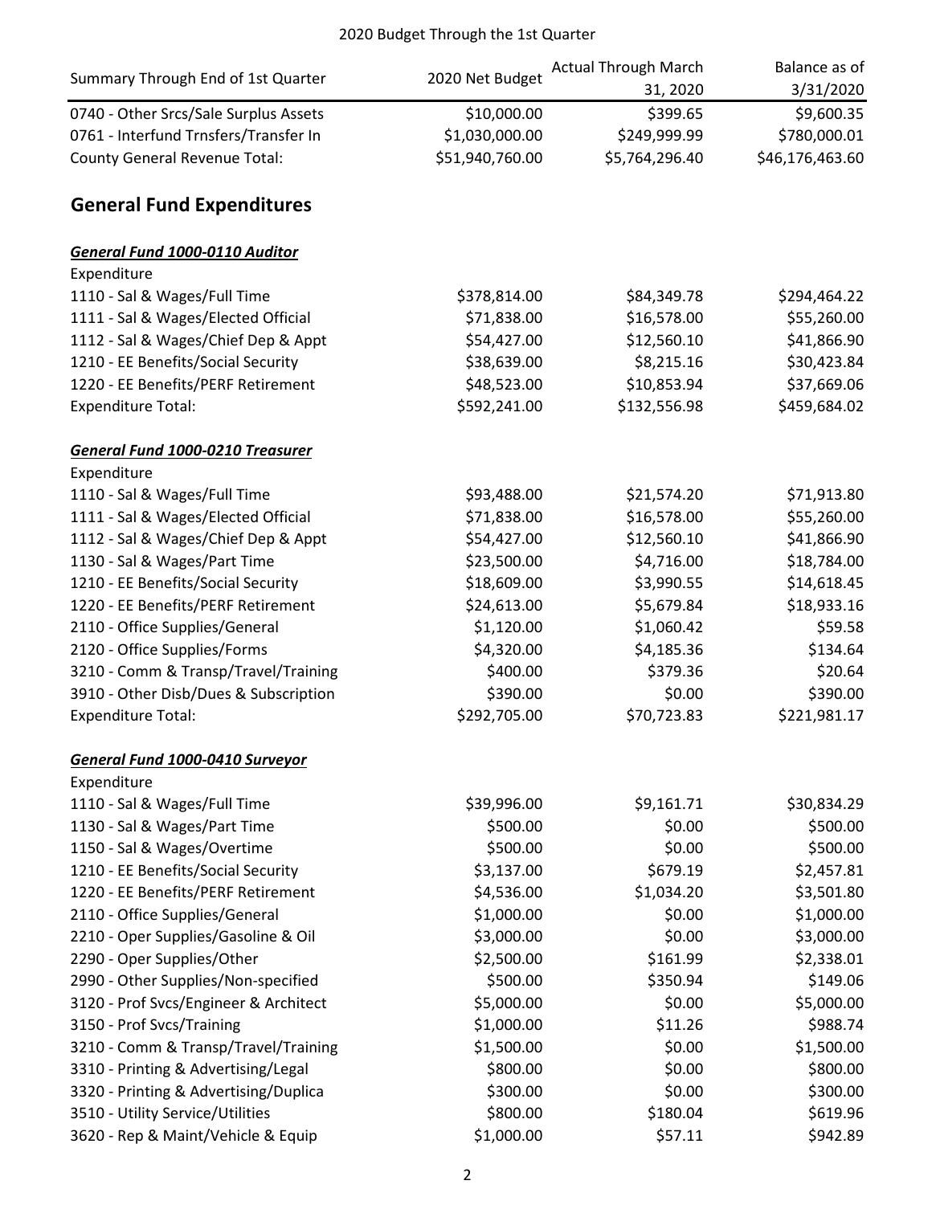2020 Budget Through the 1st Quarter

| Summary Through End of 1st Quarter | 2020 Net Budget | Actual Through March 31, 2020 | Balance as of 3/31/2020 |
|---|---|---|---|
| 0740 - Other Srcs/Sale Surplus Assets | $10,000.00 | $399.65 | $9,600.35 |
| 0761 - Interfund Trnsfers/Transfer In | $1,030,000.00 | $249,999.99 | $780,000.01 |
| County General Revenue Total: | $51,940,760.00 | $5,764,296.40 | $46,176,463.60 |

## General Fund Expenditures

***General Fund 1000-0110 Auditor***

| Expenditure | | | |
|---|---|---|---|
| 1110 - Sal & Wages/Full Time | $378,814.00 | $84,349.78 | $294,464.22 |
| 1111 - Sal & Wages/Elected Official | $71,838.00 | $16,578.00 | $55,260.00 |
| 1112 - Sal & Wages/Chief Dep & Appt | $54,427.00 | $12,560.10 | $41,866.90 |
| 1210 - EE Benefits/Social Security | $38,639.00 | $8,215.16 | $30,423.84 |
| 1220 - EE Benefits/PERF Retirement | $48,523.00 | $10,853.94 | $37,669.06 |
| Expenditure Total: | $592,241.00 | $132,556.98 | $459,684.02 |

***General Fund 1000-0210 Treasurer***

| Expenditure | | | |
|---|---|---|---|
| 1110 - Sal & Wages/Full Time | $93,488.00 | $21,574.20 | $71,913.80 |
| 1111 - Sal & Wages/Elected Official | $71,838.00 | $16,578.00 | $55,260.00 |
| 1112 - Sal & Wages/Chief Dep & Appt | $54,427.00 | $12,560.10 | $41,866.90 |
| 1130 - Sal & Wages/Part Time | $23,500.00 | $4,716.00 | $18,784.00 |
| 1210 - EE Benefits/Social Security | $18,609.00 | $3,990.55 | $14,618.45 |
| 1220 - EE Benefits/PERF Retirement | $24,613.00 | $5,679.84 | $18,933.16 |
| 2110 - Office Supplies/General | $1,120.00 | $1,060.42 | $59.58 |
| 2120 - Office Supplies/Forms | $4,320.00 | $4,185.36 | $134.64 |
| 3210 - Comm & Transp/Travel/Training | $400.00 | $379.36 | $20.64 |
| 3910 - Other Disb/Dues & Subscription | $390.00 | $0.00 | $390.00 |
| Expenditure Total: | $292,705.00 | $70,723.83 | $221,981.17 |

***General Fund 1000-0410 Surveyor***

| Expenditure | | | |
|---|---|---|---|
| 1110 - Sal & Wages/Full Time | $39,996.00 | $9,161.71 | $30,834.29 |
| 1130 - Sal & Wages/Part Time | $500.00 | $0.00 | $500.00 |
| 1150 - Sal & Wages/Overtime | $500.00 | $0.00 | $500.00 |
| 1210 - EE Benefits/Social Security | $3,137.00 | $679.19 | $2,457.81 |
| 1220 - EE Benefits/PERF Retirement | $4,536.00 | $1,034.20 | $3,501.80 |
| 2110 - Office Supplies/General | $1,000.00 | $0.00 | $1,000.00 |
| 2210 - Oper Supplies/Gasoline & Oil | $3,000.00 | $0.00 | $3,000.00 |
| 2290 - Oper Supplies/Other | $2,500.00 | $161.99 | $2,338.01 |
| 2990 - Other Supplies/Non-specified | $500.00 | $350.94 | $149.06 |
| 3120 - Prof Svcs/Engineer & Architect | $5,000.00 | $0.00 | $5,000.00 |
| 3150 - Prof Svcs/Training | $1,000.00 | $11.26 | $988.74 |
| 3210 - Comm & Transp/Travel/Training | $1,500.00 | $0.00 | $1,500.00 |
| 3310 - Printing & Advertising/Legal | $800.00 | $0.00 | $800.00 |
| 3320 - Printing & Advertising/Duplica | $300.00 | $0.00 | $300.00 |
| 3510 - Utility Service/Utilities | $800.00 | $180.04 | $619.96 |
| 3620 - Rep & Maint/Vehicle & Equip | $1,000.00 | $57.11 | $942.89 |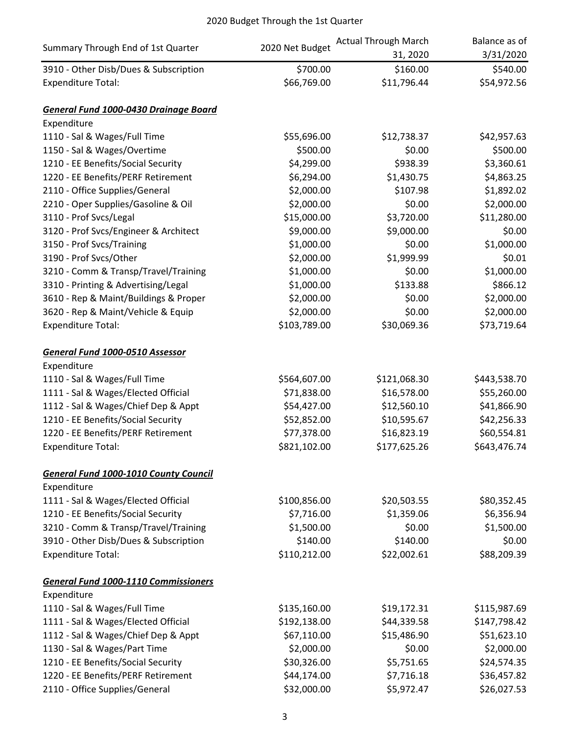# 2020 Budget Through the 1st Quarter

| Summary Through End of 1st Quarter | 2020 Net Budget | Actual Through March 31, 2020 | Balance as of 3/31/2020 |
|---|---|---|---|
| 3910 - Other Disb/Dues & Subscription | $700.00 | $160.00 | $540.00 |
| Expenditure Total: | $66,769.00 | $11,796.44 | $54,972.56 |
| | | | |
| ***General Fund 1000-0430 Drainage Board*** | | | |
| Expenditure | | | |
| 1110 - Sal & Wages/Full Time | $55,696.00 | $12,738.37 | $42,957.63 |
| 1150 - Sal & Wages/Overtime | $500.00 | $0.00 | $500.00 |
| 1210 - EE Benefits/Social Security | $4,299.00 | $938.39 | $3,360.61 |
| 1220 - EE Benefits/PERF Retirement | $6,294.00 | $1,430.75 | $4,863.25 |
| 2110 - Office Supplies/General | $2,000.00 | $107.98 | $1,892.02 |
| 2210 - Oper Supplies/Gasoline & Oil | $2,000.00 | $0.00 | $2,000.00 |
| 3110 - Prof Svcs/Legal | $15,000.00 | $3,720.00 | $11,280.00 |
| 3120 - Prof Svcs/Engineer & Architect | $9,000.00 | $9,000.00 | $0.00 |
| 3150 - Prof Svcs/Training | $1,000.00 | $0.00 | $1,000.00 |
| 3190 - Prof Svcs/Other | $2,000.00 | $1,999.99 | $0.01 |
| 3210 - Comm & Transp/Travel/Training | $1,000.00 | $0.00 | $1,000.00 |
| 3310 - Printing & Advertising/Legal | $1,000.00 | $133.88 | $866.12 |
| 3610 - Rep & Maint/Buildings & Proper | $2,000.00 | $0.00 | $2,000.00 |
| 3620 - Rep & Maint/Vehicle & Equip | $2,000.00 | $0.00 | $2,000.00 |
| Expenditure Total: | $103,789.00 | $30,069.36 | $73,719.64 |
| | | | |
| ***General Fund 1000-0510 Assessor*** | | | |
| Expenditure | | | |
| 1110 - Sal & Wages/Full Time | $564,607.00 | $121,068.30 | $443,538.70 |
| 1111 - Sal & Wages/Elected Official | $71,838.00 | $16,578.00 | $55,260.00 |
| 1112 - Sal & Wages/Chief Dep & Appt | $54,427.00 | $12,560.10 | $41,866.90 |
| 1210 - EE Benefits/Social Security | $52,852.00 | $10,595.67 | $42,256.33 |
| 1220 - EE Benefits/PERF Retirement | $77,378.00 | $16,823.19 | $60,554.81 |
| Expenditure Total: | $821,102.00 | $177,625.26 | $643,476.74 |
| | | | |
| ***General Fund 1000-1010 County Council*** | | | |
| Expenditure | | | |
| 1111 - Sal & Wages/Elected Official | $100,856.00 | $20,503.55 | $80,352.45 |
| 1210 - EE Benefits/Social Security | $7,716.00 | $1,359.06 | $6,356.94 |
| 3210 - Comm & Transp/Travel/Training | $1,500.00 | $0.00 | $1,500.00 |
| 3910 - Other Disb/Dues & Subscription | $140.00 | $140.00 | $0.00 |
| Expenditure Total: | $110,212.00 | $22,002.61 | $88,209.39 |
| | | | |
| ***General Fund 1000-1110 Commissioners*** | | | |
| Expenditure | | | |
| 1110 - Sal & Wages/Full Time | $135,160.00 | $19,172.31 | $115,987.69 |
| 1111 - Sal & Wages/Elected Official | $192,138.00 | $44,339.58 | $147,798.42 |
| 1112 - Sal & Wages/Chief Dep & Appt | $67,110.00 | $15,486.90 | $51,623.10 |
| 1130 - Sal & Wages/Part Time | $2,000.00 | $0.00 | $2,000.00 |
| 1210 - EE Benefits/Social Security | $30,326.00 | $5,751.65 | $24,574.35 |
| 1220 - EE Benefits/PERF Retirement | $44,174.00 | $7,716.18 | $36,457.82 |
| 2110 - Office Supplies/General | $32,000.00 | $5,972.47 | $26,027.53 |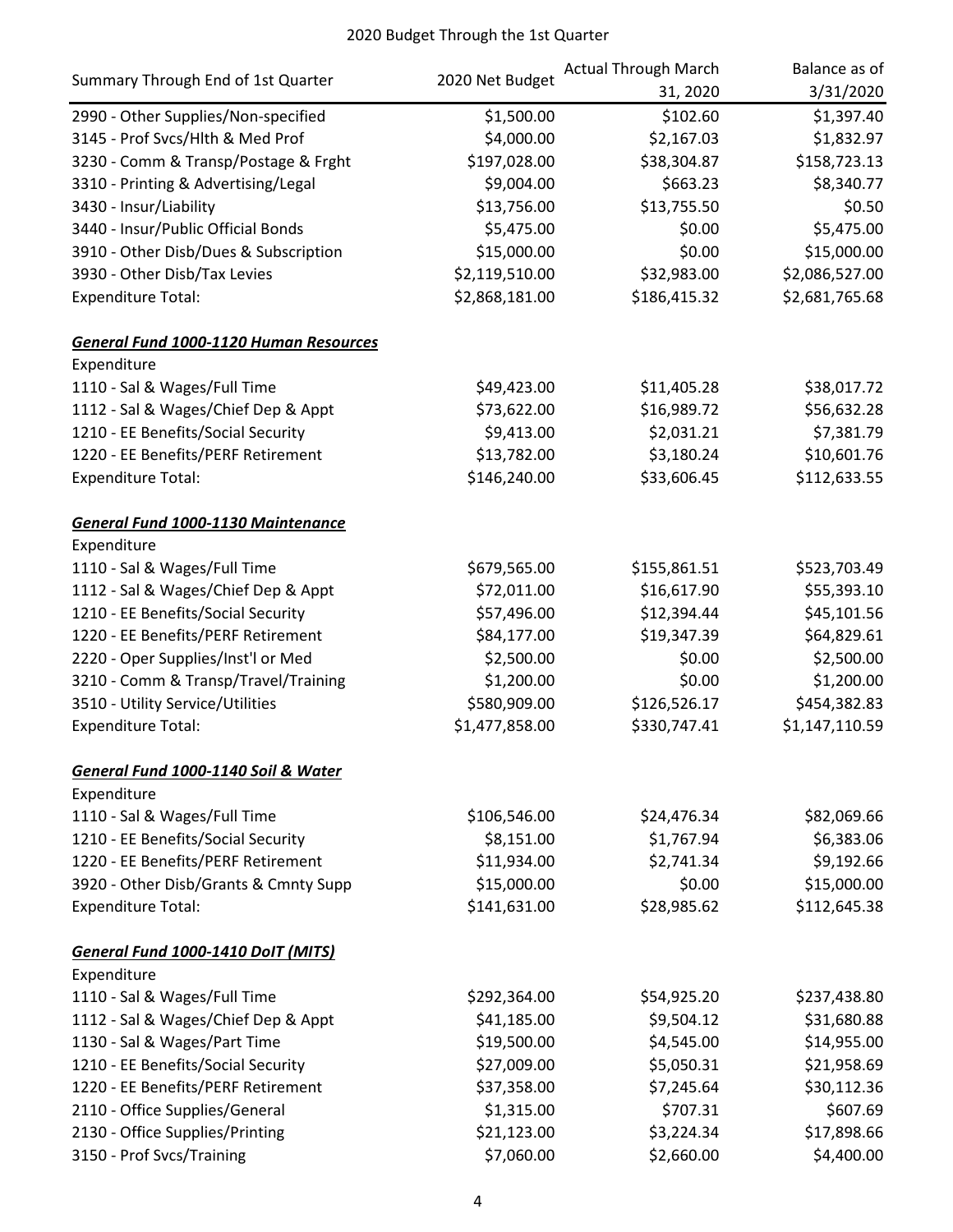2020 Budget Through the 1st Quarter

| Summary Through End of 1st Quarter | 2020 Net Budget | Actual Through March 31, 2020 | Balance as of 3/31/2020 |
|---|---|---|---|
| 2990 - Other Supplies/Non-specified | $1,500.00 | $102.60 | $1,397.40 |
| 3145 - Prof Svcs/Hlth & Med Prof | $4,000.00 | $2,167.03 | $1,832.97 |
| 3230 - Comm & Transp/Postage & Frght | $197,028.00 | $38,304.87 | $158,723.13 |
| 3310 - Printing & Advertising/Legal | $9,004.00 | $663.23 | $8,340.77 |
| 3430 - Insur/Liability | $13,756.00 | $13,755.50 | $0.50 |
| 3440 - Insur/Public Official Bonds | $5,475.00 | $0.00 | $5,475.00 |
| 3910 - Other Disb/Dues & Subscription | $15,000.00 | $0.00 | $15,000.00 |
| 3930 - Other Disb/Tax Levies | $2,119,510.00 | $32,983.00 | $2,086,527.00 |
| Expenditure Total: | $2,868,181.00 | $186,415.32 | $2,681,765.68 |
| | | | |
| ***General Fund 1000-1120 Human Resources*** | | | |
| Expenditure | | | |
| 1110 - Sal & Wages/Full Time | $49,423.00 | $11,405.28 | $38,017.72 |
| 1112 - Sal & Wages/Chief Dep & Appt | $73,622.00 | $16,989.72 | $56,632.28 |
| 1210 - EE Benefits/Social Security | $9,413.00 | $2,031.21 | $7,381.79 |
| 1220 - EE Benefits/PERF Retirement | $13,782.00 | $3,180.24 | $10,601.76 |
| Expenditure Total: | $146,240.00 | $33,606.45 | $112,633.55 |
| | | | |
| ***General Fund 1000-1130 Maintenance*** | | | |
| Expenditure | | | |
| 1110 - Sal & Wages/Full Time | $679,565.00 | $155,861.51 | $523,703.49 |
| 1112 - Sal & Wages/Chief Dep & Appt | $72,011.00 | $16,617.90 | $55,393.10 |
| 1210 - EE Benefits/Social Security | $57,496.00 | $12,394.44 | $45,101.56 |
| 1220 - EE Benefits/PERF Retirement | $84,177.00 | $19,347.39 | $64,829.61 |
| 2220 - Oper Supplies/Inst'l or Med | $2,500.00 | $0.00 | $2,500.00 |
| 3210 - Comm & Transp/Travel/Training | $1,200.00 | $0.00 | $1,200.00 |
| 3510 - Utility Service/Utilities | $580,909.00 | $126,526.17 | $454,382.83 |
| Expenditure Total: | $1,477,858.00 | $330,747.41 | $1,147,110.59 |
| | | | |
| ***General Fund 1000-1140 Soil & Water*** | | | |
| Expenditure | | | |
| 1110 - Sal & Wages/Full Time | $106,546.00 | $24,476.34 | $82,069.66 |
| 1210 - EE Benefits/Social Security | $8,151.00 | $1,767.94 | $6,383.06 |
| 1220 - EE Benefits/PERF Retirement | $11,934.00 | $2,741.34 | $9,192.66 |
| 3920 - Other Disb/Grants & Cmnty Supp | $15,000.00 | $0.00 | $15,000.00 |
| Expenditure Total: | $141,631.00 | $28,985.62 | $112,645.38 |
| | | | |
| ***General Fund 1000-1410 DoIT (MITS)*** | | | |
| Expenditure | | | |
| 1110 - Sal & Wages/Full Time | $292,364.00 | $54,925.20 | $237,438.80 |
| 1112 - Sal & Wages/Chief Dep & Appt | $41,185.00 | $9,504.12 | $31,680.88 |
| 1130 - Sal & Wages/Part Time | $19,500.00 | $4,545.00 | $14,955.00 |
| 1210 - EE Benefits/Social Security | $27,009.00 | $5,050.31 | $21,958.69 |
| 1220 - EE Benefits/PERF Retirement | $37,358.00 | $7,245.64 | $30,112.36 |
| 2110 - Office Supplies/General | $1,315.00 | $707.31 | $607.69 |
| 2130 - Office Supplies/Printing | $21,123.00 | $3,224.34 | $17,898.66 |
| 3150 - Prof Svcs/Training | $7,060.00 | $2,660.00 | $4,400.00 |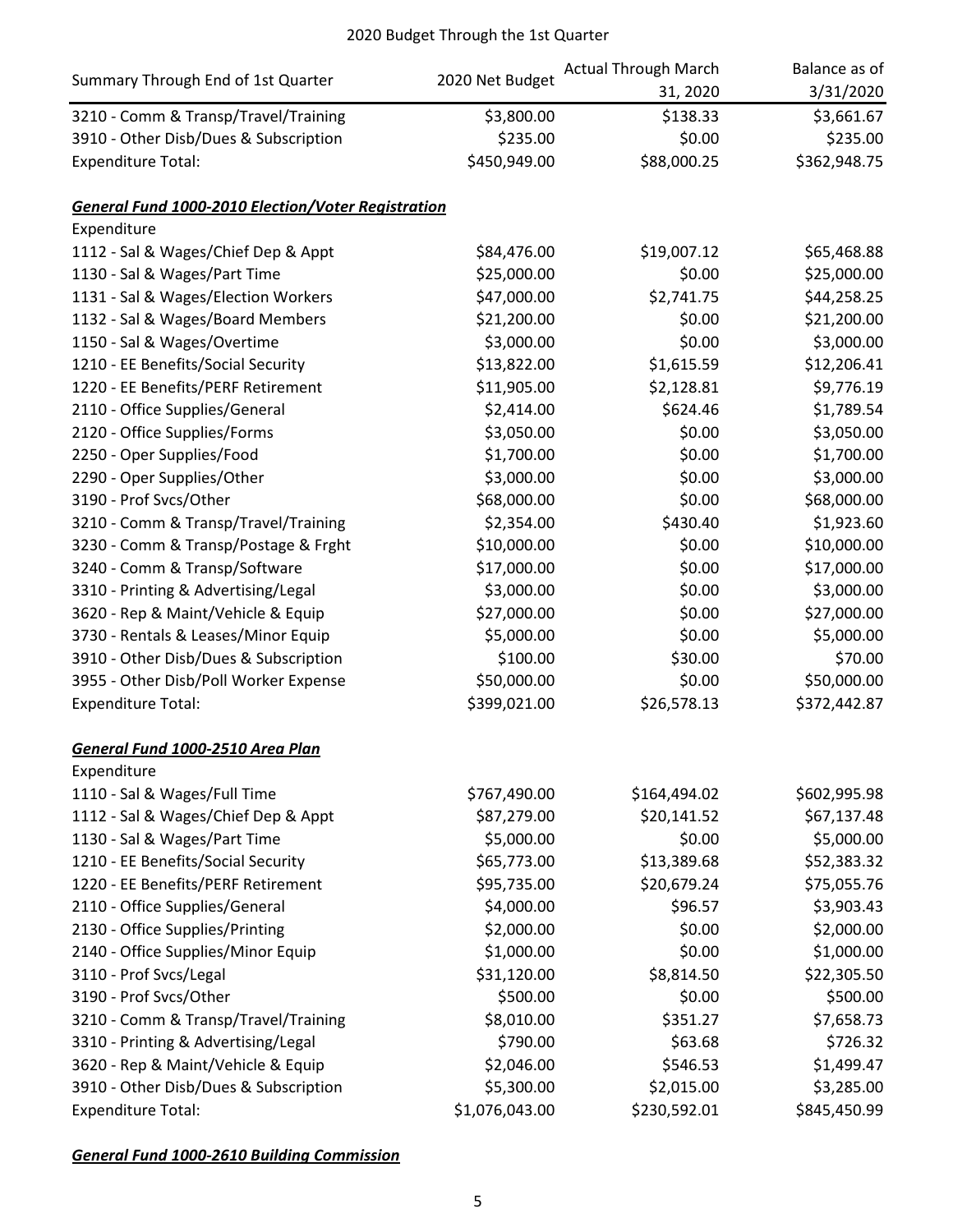## 2020 Budget Through the 1st Quarter

| Summary Through End of 1st Quarter | 2020 Net Budget | Actual Through March 31, 2020 | Balance as of 3/31/2020 |
|---|---|---|---|
| 3210 - Comm & Transp/Travel/Training | $3,800.00 | $138.33 | $3,661.67 |
| 3910 - Other Disb/Dues & Subscription | $235.00 | $0.00 | $235.00 |
| Expenditure Total: | $450,949.00 | $88,000.25 | $362,948.75 |

***General Fund 1000-2010 Election/Voter Registration***

| Expenditure | | | |
|---|---|---|---|
| 1112 - Sal & Wages/Chief Dep & Appt | $84,476.00 | $19,007.12 | $65,468.88 |
| 1130 - Sal & Wages/Part Time | $25,000.00 | $0.00 | $25,000.00 |
| 1131 - Sal & Wages/Election Workers | $47,000.00 | $2,741.75 | $44,258.25 |
| 1132 - Sal & Wages/Board Members | $21,200.00 | $0.00 | $21,200.00 |
| 1150 - Sal & Wages/Overtime | $3,000.00 | $0.00 | $3,000.00 |
| 1210 - EE Benefits/Social Security | $13,822.00 | $1,615.59 | $12,206.41 |
| 1220 - EE Benefits/PERF Retirement | $11,905.00 | $2,128.81 | $9,776.19 |
| 2110 - Office Supplies/General | $2,414.00 | $624.46 | $1,789.54 |
| 2120 - Office Supplies/Forms | $3,050.00 | $0.00 | $3,050.00 |
| 2250 - Oper Supplies/Food | $1,700.00 | $0.00 | $1,700.00 |
| 2290 - Oper Supplies/Other | $3,000.00 | $0.00 | $3,000.00 |
| 3190 - Prof Svcs/Other | $68,000.00 | $0.00 | $68,000.00 |
| 3210 - Comm & Transp/Travel/Training | $2,354.00 | $430.40 | $1,923.60 |
| 3230 - Comm & Transp/Postage & Frght | $10,000.00 | $0.00 | $10,000.00 |
| 3240 - Comm & Transp/Software | $17,000.00 | $0.00 | $17,000.00 |
| 3310 - Printing & Advertising/Legal | $3,000.00 | $0.00 | $3,000.00 |
| 3620 - Rep & Maint/Vehicle & Equip | $27,000.00 | $0.00 | $27,000.00 |
| 3730 - Rentals & Leases/Minor Equip | $5,000.00 | $0.00 | $5,000.00 |
| 3910 - Other Disb/Dues & Subscription | $100.00 | $30.00 | $70.00 |
| 3955 - Other Disb/Poll Worker Expense | $50,000.00 | $0.00 | $50,000.00 |
| Expenditure Total: | $399,021.00 | $26,578.13 | $372,442.87 |

***General Fund 1000-2510 Area Plan***

| Expenditure | | | |
|---|---|---|---|
| 1110 - Sal & Wages/Full Time | $767,490.00 | $164,494.02 | $602,995.98 |
| 1112 - Sal & Wages/Chief Dep & Appt | $87,279.00 | $20,141.52 | $67,137.48 |
| 1130 - Sal & Wages/Part Time | $5,000.00 | $0.00 | $5,000.00 |
| 1210 - EE Benefits/Social Security | $65,773.00 | $13,389.68 | $52,383.32 |
| 1220 - EE Benefits/PERF Retirement | $95,735.00 | $20,679.24 | $75,055.76 |
| 2110 - Office Supplies/General | $4,000.00 | $96.57 | $3,903.43 |
| 2130 - Office Supplies/Printing | $2,000.00 | $0.00 | $2,000.00 |
| 2140 - Office Supplies/Minor Equip | $1,000.00 | $0.00 | $1,000.00 |
| 3110 - Prof Svcs/Legal | $31,120.00 | $8,814.50 | $22,305.50 |
| 3190 - Prof Svcs/Other | $500.00 | $0.00 | $500.00 |
| 3210 - Comm & Transp/Travel/Training | $8,010.00 | $351.27 | $7,658.73 |
| 3310 - Printing & Advertising/Legal | $790.00 | $63.68 | $726.32 |
| 3620 - Rep & Maint/Vehicle & Equip | $2,046.00 | $546.53 | $1,499.47 |
| 3910 - Other Disb/Dues & Subscription | $5,300.00 | $2,015.00 | $3,285.00 |
| Expenditure Total: | $1,076,043.00 | $230,592.01 | $845,450.99 |

***General Fund 1000-2610 Building Commission***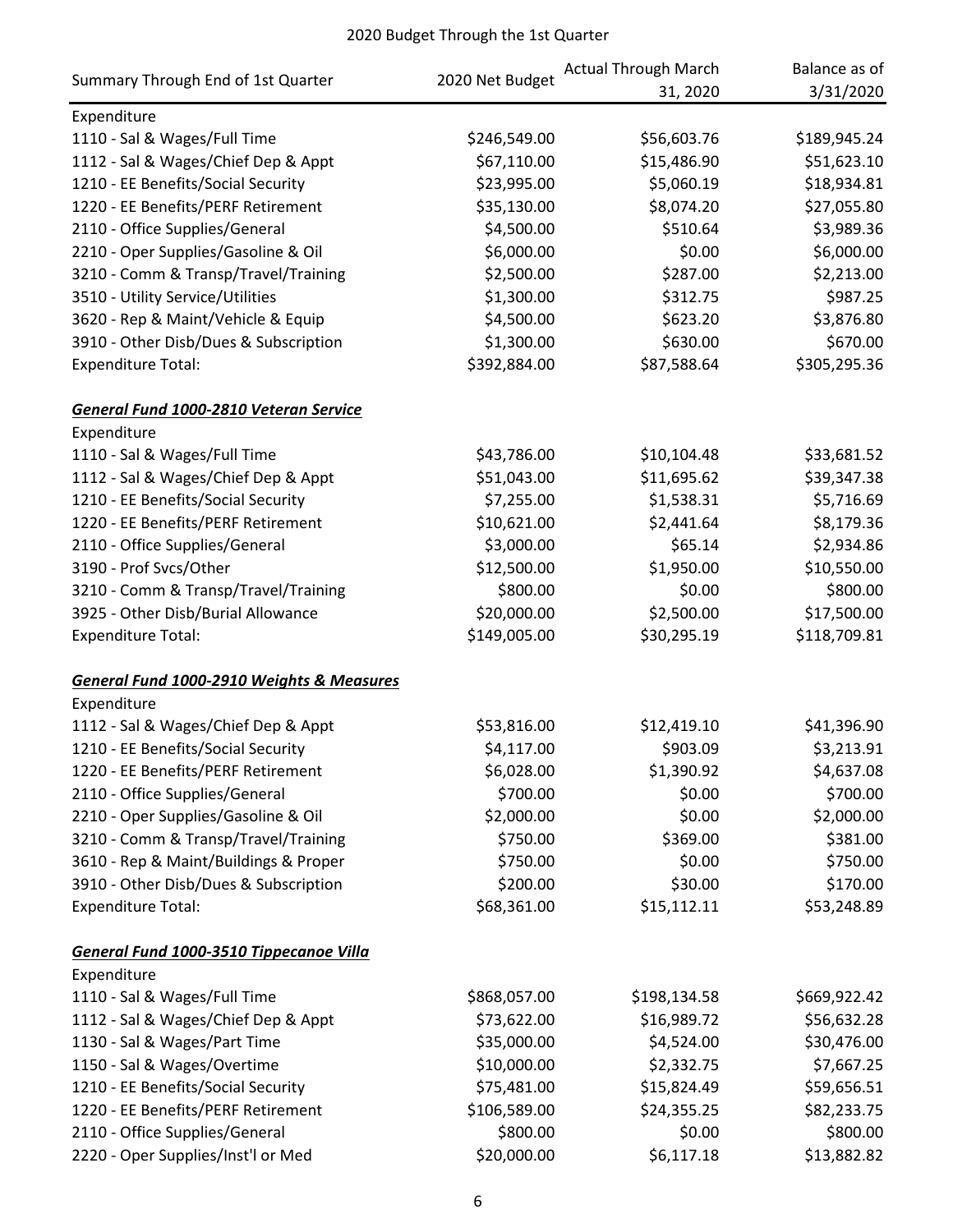## 2020 Budget Through the 1st Quarter

| Summary Through End of 1st Quarter | 2020 Net Budget | Actual Through March 31, 2020 | Balance as of 3/31/2020 |
|---|---|---|---|
| Expenditure | | | |
| 1110 - Sal & Wages/Full Time | $246,549.00 | $56,603.76 | $189,945.24 |
| 1112 - Sal & Wages/Chief Dep & Appt | $67,110.00 | $15,486.90 | $51,623.10 |
| 1210 - EE Benefits/Social Security | $23,995.00 | $5,060.19 | $18,934.81 |
| 1220 - EE Benefits/PERF Retirement | $35,130.00 | $8,074.20 | $27,055.80 |
| 2110 - Office Supplies/General | $4,500.00 | $510.64 | $3,989.36 |
| 2210 - Oper Supplies/Gasoline & Oil | $6,000.00 | $0.00 | $6,000.00 |
| 3210 - Comm & Transp/Travel/Training | $2,500.00 | $287.00 | $2,213.00 |
| 3510 - Utility Service/Utilities | $1,300.00 | $312.75 | $987.25 |
| 3620 - Rep & Maint/Vehicle & Equip | $4,500.00 | $623.20 | $3,876.80 |
| 3910 - Other Disb/Dues & Subscription | $1,300.00 | $630.00 | $670.00 |
| Expenditure Total: | $392,884.00 | $87,588.64 | $305,295.36 |
| | | | |
| ***General Fund 1000-2810 Veteran Service*** | | | |
| Expenditure | | | |
| 1110 - Sal & Wages/Full Time | $43,786.00 | $10,104.48 | $33,681.52 |
| 1112 - Sal & Wages/Chief Dep & Appt | $51,043.00 | $11,695.62 | $39,347.38 |
| 1210 - EE Benefits/Social Security | $7,255.00 | $1,538.31 | $5,716.69 |
| 1220 - EE Benefits/PERF Retirement | $10,621.00 | $2,441.64 | $8,179.36 |
| 2110 - Office Supplies/General | $3,000.00 | $65.14 | $2,934.86 |
| 3190 - Prof Svcs/Other | $12,500.00 | $1,950.00 | $10,550.00 |
| 3210 - Comm & Transp/Travel/Training | $800.00 | $0.00 | $800.00 |
| 3925 - Other Disb/Burial Allowance | $20,000.00 | $2,500.00 | $17,500.00 |
| Expenditure Total: | $149,005.00 | $30,295.19 | $118,709.81 |
| | | | |
| ***General Fund 1000-2910 Weights & Measures*** | | | |
| Expenditure | | | |
| 1112 - Sal & Wages/Chief Dep & Appt | $53,816.00 | $12,419.10 | $41,396.90 |
| 1210 - EE Benefits/Social Security | $4,117.00 | $903.09 | $3,213.91 |
| 1220 - EE Benefits/PERF Retirement | $6,028.00 | $1,390.92 | $4,637.08 |
| 2110 - Office Supplies/General | $700.00 | $0.00 | $700.00 |
| 2210 - Oper Supplies/Gasoline & Oil | $2,000.00 | $0.00 | $2,000.00 |
| 3210 - Comm & Transp/Travel/Training | $750.00 | $369.00 | $381.00 |
| 3610 - Rep & Maint/Buildings & Proper | $750.00 | $0.00 | $750.00 |
| 3910 - Other Disb/Dues & Subscription | $200.00 | $30.00 | $170.00 |
| Expenditure Total: | $68,361.00 | $15,112.11 | $53,248.89 |
| | | | |
| ***General Fund 1000-3510 Tippecanoe Villa*** | | | |
| Expenditure | | | |
| 1110 - Sal & Wages/Full Time | $868,057.00 | $198,134.58 | $669,922.42 |
| 1112 - Sal & Wages/Chief Dep & Appt | $73,622.00 | $16,989.72 | $56,632.28 |
| 1130 - Sal & Wages/Part Time | $35,000.00 | $4,524.00 | $30,476.00 |
| 1150 - Sal & Wages/Overtime | $10,000.00 | $2,332.75 | $7,667.25 |
| 1210 - EE Benefits/Social Security | $75,481.00 | $15,824.49 | $59,656.51 |
| 1220 - EE Benefits/PERF Retirement | $106,589.00 | $24,355.25 | $82,233.75 |
| 2110 - Office Supplies/General | $800.00 | $0.00 | $800.00 |
| 2220 - Oper Supplies/Inst'l or Med | $20,000.00 | $6,117.18 | $13,882.82 |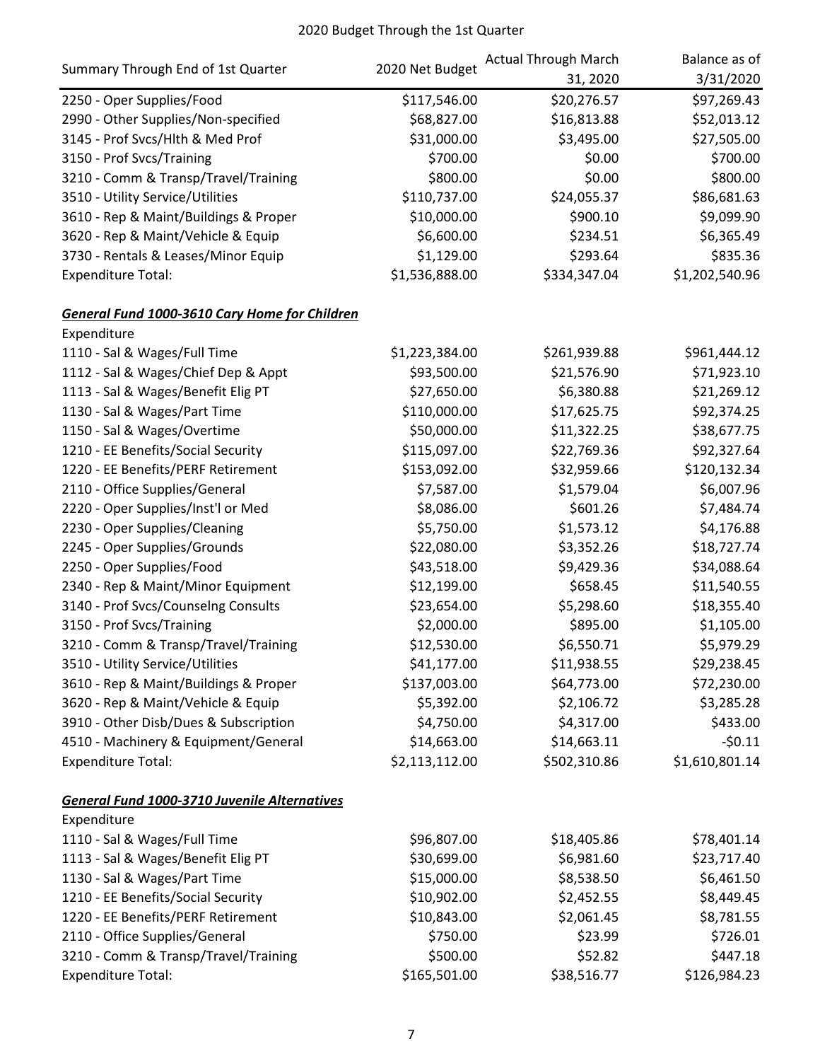2020 Budget Through the 1st Quarter

| Summary Through End of 1st Quarter | 2020 Net Budget | Actual Through March 31, 2020 | Balance as of 3/31/2020 |
|---|---|---|---|
| 2250 - Oper Supplies/Food | $117,546.00 | $20,276.57 | $97,269.43 |
| 2990 - Other Supplies/Non-specified | $68,827.00 | $16,813.88 | $52,013.12 |
| 3145 - Prof Svcs/Hlth & Med Prof | $31,000.00 | $3,495.00 | $27,505.00 |
| 3150 - Prof Svcs/Training | $700.00 | $0.00 | $700.00 |
| 3210 - Comm & Transp/Travel/Training | $800.00 | $0.00 | $800.00 |
| 3510 - Utility Service/Utilities | $110,737.00 | $24,055.37 | $86,681.63 |
| 3610 - Rep & Maint/Buildings & Proper | $10,000.00 | $900.10 | $9,099.90 |
| 3620 - Rep & Maint/Vehicle & Equip | $6,600.00 | $234.51 | $6,365.49 |
| 3730 - Rentals & Leases/Minor Equip | $1,129.00 | $293.64 | $835.36 |
| Expenditure Total: | $1,536,888.00 | $334,347.04 | $1,202,540.96 |
| | | | |
| ***General Fund 1000-3610 Cary Home for Children*** | | | |
| Expenditure | | | |
| 1110 - Sal & Wages/Full Time | $1,223,384.00 | $261,939.88 | $961,444.12 |
| 1112 - Sal & Wages/Chief Dep & Appt | $93,500.00 | $21,576.90 | $71,923.10 |
| 1113 - Sal & Wages/Benefit Elig PT | $27,650.00 | $6,380.88 | $21,269.12 |
| 1130 - Sal & Wages/Part Time | $110,000.00 | $17,625.75 | $92,374.25 |
| 1150 - Sal & Wages/Overtime | $50,000.00 | $11,322.25 | $38,677.75 |
| 1210 - EE Benefits/Social Security | $115,097.00 | $22,769.36 | $92,327.64 |
| 1220 - EE Benefits/PERF Retirement | $153,092.00 | $32,959.66 | $120,132.34 |
| 2110 - Office Supplies/General | $7,587.00 | $1,579.04 | $6,007.96 |
| 2220 - Oper Supplies/Inst'l or Med | $8,086.00 | $601.26 | $7,484.74 |
| 2230 - Oper Supplies/Cleaning | $5,750.00 | $1,573.12 | $4,176.88 |
| 2245 - Oper Supplies/Grounds | $22,080.00 | $3,352.26 | $18,727.74 |
| 2250 - Oper Supplies/Food | $43,518.00 | $9,429.36 | $34,088.64 |
| 2340 - Rep & Maint/Minor Equipment | $12,199.00 | $658.45 | $11,540.55 |
| 3140 - Prof Svcs/Counselng Consults | $23,654.00 | $5,298.60 | $18,355.40 |
| 3150 - Prof Svcs/Training | $2,000.00 | $895.00 | $1,105.00 |
| 3210 - Comm & Transp/Travel/Training | $12,530.00 | $6,550.71 | $5,979.29 |
| 3510 - Utility Service/Utilities | $41,177.00 | $11,938.55 | $29,238.45 |
| 3610 - Rep & Maint/Buildings & Proper | $137,003.00 | $64,773.00 | $72,230.00 |
| 3620 - Rep & Maint/Vehicle & Equip | $5,392.00 | $2,106.72 | $3,285.28 |
| 3910 - Other Disb/Dues & Subscription | $4,750.00 | $4,317.00 | $433.00 |
| 4510 - Machinery & Equipment/General | $14,663.00 | $14,663.11 | -$0.11 |
| Expenditure Total: | $2,113,112.00 | $502,310.86 | $1,610,801.14 |
| | | | |
| ***General Fund 1000-3710 Juvenile Alternatives*** | | | |
| Expenditure | | | |
| 1110 - Sal & Wages/Full Time | $96,807.00 | $18,405.86 | $78,401.14 |
| 1113 - Sal & Wages/Benefit Elig PT | $30,699.00 | $6,981.60 | $23,717.40 |
| 1130 - Sal & Wages/Part Time | $15,000.00 | $8,538.50 | $6,461.50 |
| 1210 - EE Benefits/Social Security | $10,902.00 | $2,452.55 | $8,449.45 |
| 1220 - EE Benefits/PERF Retirement | $10,843.00 | $2,061.45 | $8,781.55 |
| 2110 - Office Supplies/General | $750.00 | $23.99 | $726.01 |
| 3210 - Comm & Transp/Travel/Training | $500.00 | $52.82 | $447.18 |
| Expenditure Total: | $165,501.00 | $38,516.77 | $126,984.23 |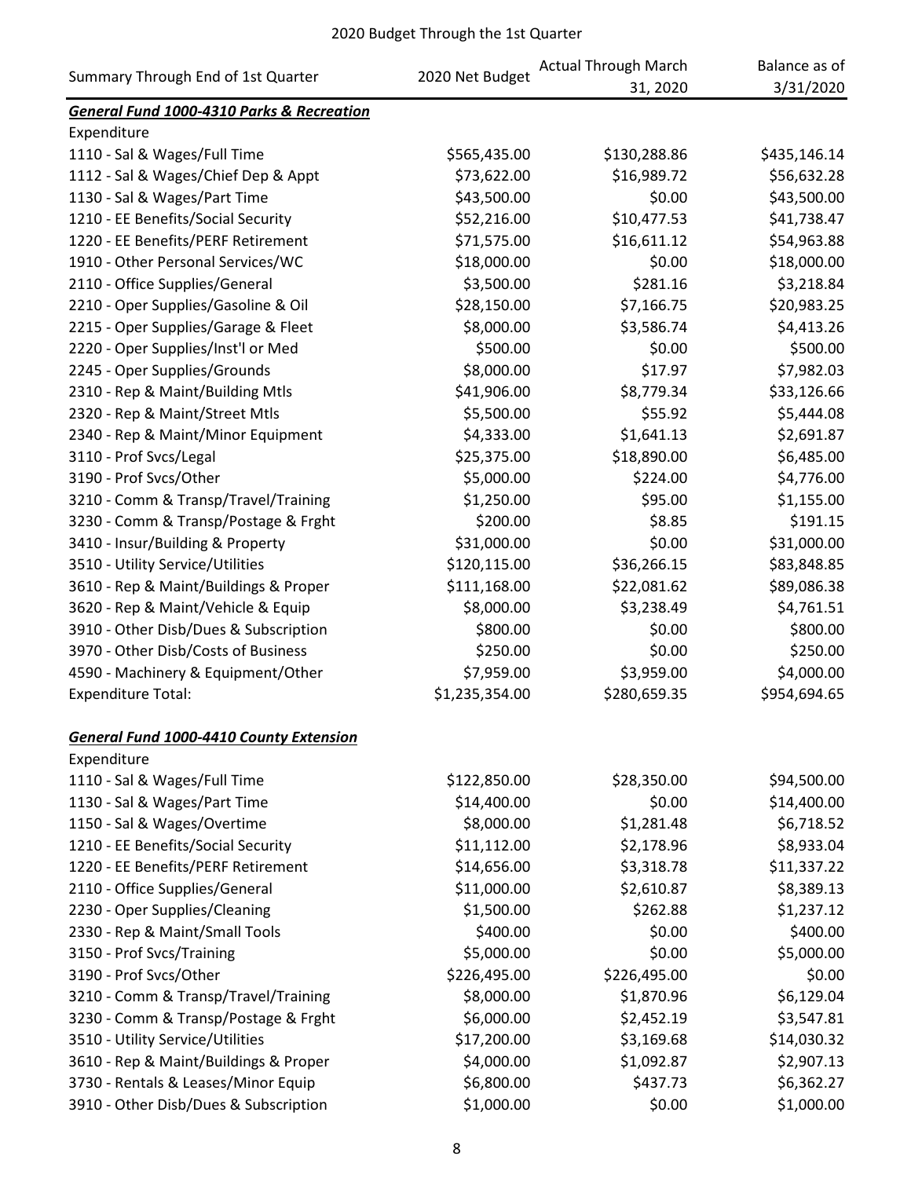2020 Budget Through the 1st Quarter

| Summary Through End of 1st Quarter | 2020 Net Budget | Actual Through March 31, 2020 | Balance as of 3/31/2020 |
|---|---|---|---|
| ***General Fund 1000-4310 Parks & Recreation*** | | | |
| Expenditure | | | |
| 1110 - Sal & Wages/Full Time | $565,435.00 | $130,288.86 | $435,146.14 |
| 1112 - Sal & Wages/Chief Dep & Appt | $73,622.00 | $16,989.72 | $56,632.28 |
| 1130 - Sal & Wages/Part Time | $43,500.00 | $0.00 | $43,500.00 |
| 1210 - EE Benefits/Social Security | $52,216.00 | $10,477.53 | $41,738.47 |
| 1220 - EE Benefits/PERF Retirement | $71,575.00 | $16,611.12 | $54,963.88 |
| 1910 - Other Personal Services/WC | $18,000.00 | $0.00 | $18,000.00 |
| 2110 - Office Supplies/General | $3,500.00 | $281.16 | $3,218.84 |
| 2210 - Oper Supplies/Gasoline & Oil | $28,150.00 | $7,166.75 | $20,983.25 |
| 2215 - Oper Supplies/Garage & Fleet | $8,000.00 | $3,586.74 | $4,413.26 |
| 2220 - Oper Supplies/Inst'l or Med | $500.00 | $0.00 | $500.00 |
| 2245 - Oper Supplies/Grounds | $8,000.00 | $17.97 | $7,982.03 |
| 2310 - Rep & Maint/Building Mtls | $41,906.00 | $8,779.34 | $33,126.66 |
| 2320 - Rep & Maint/Street Mtls | $5,500.00 | $55.92 | $5,444.08 |
| 2340 - Rep & Maint/Minor Equipment | $4,333.00 | $1,641.13 | $2,691.87 |
| 3110 - Prof Svcs/Legal | $25,375.00 | $18,890.00 | $6,485.00 |
| 3190 - Prof Svcs/Other | $5,000.00 | $224.00 | $4,776.00 |
| 3210 - Comm & Transp/Travel/Training | $1,250.00 | $95.00 | $1,155.00 |
| 3230 - Comm & Transp/Postage & Frght | $200.00 | $8.85 | $191.15 |
| 3410 - Insur/Building & Property | $31,000.00 | $0.00 | $31,000.00 |
| 3510 - Utility Service/Utilities | $120,115.00 | $36,266.15 | $83,848.85 |
| 3610 - Rep & Maint/Buildings & Proper | $111,168.00 | $22,081.62 | $89,086.38 |
| 3620 - Rep & Maint/Vehicle & Equip | $8,000.00 | $3,238.49 | $4,761.51 |
| 3910 - Other Disb/Dues & Subscription | $800.00 | $0.00 | $800.00 |
| 3970 - Other Disb/Costs of Business | $250.00 | $0.00 | $250.00 |
| 4590 - Machinery & Equipment/Other | $7,959.00 | $3,959.00 | $4,000.00 |
| Expenditure Total: | $1,235,354.00 | $280,659.35 | $954,694.65 |
| | | | |
| ***General Fund 1000-4410 County Extension*** | | | |
| Expenditure | | | |
| 1110 - Sal & Wages/Full Time | $122,850.00 | $28,350.00 | $94,500.00 |
| 1130 - Sal & Wages/Part Time | $14,400.00 | $0.00 | $14,400.00 |
| 1150 - Sal & Wages/Overtime | $8,000.00 | $1,281.48 | $6,718.52 |
| 1210 - EE Benefits/Social Security | $11,112.00 | $2,178.96 | $8,933.04 |
| 1220 - EE Benefits/PERF Retirement | $14,656.00 | $3,318.78 | $11,337.22 |
| 2110 - Office Supplies/General | $11,000.00 | $2,610.87 | $8,389.13 |
| 2230 - Oper Supplies/Cleaning | $1,500.00 | $262.88 | $1,237.12 |
| 2330 - Rep & Maint/Small Tools | $400.00 | $0.00 | $400.00 |
| 3150 - Prof Svcs/Training | $5,000.00 | $0.00 | $5,000.00 |
| 3190 - Prof Svcs/Other | $226,495.00 | $226,495.00 | $0.00 |
| 3210 - Comm & Transp/Travel/Training | $8,000.00 | $1,870.96 | $6,129.04 |
| 3230 - Comm & Transp/Postage & Frght | $6,000.00 | $2,452.19 | $3,547.81 |
| 3510 - Utility Service/Utilities | $17,200.00 | $3,169.68 | $14,030.32 |
| 3610 - Rep & Maint/Buildings & Proper | $4,000.00 | $1,092.87 | $2,907.13 |
| 3730 - Rentals & Leases/Minor Equip | $6,800.00 | $437.73 | $6,362.27 |
| 3910 - Other Disb/Dues & Subscription | $1,000.00 | $0.00 | $1,000.00 |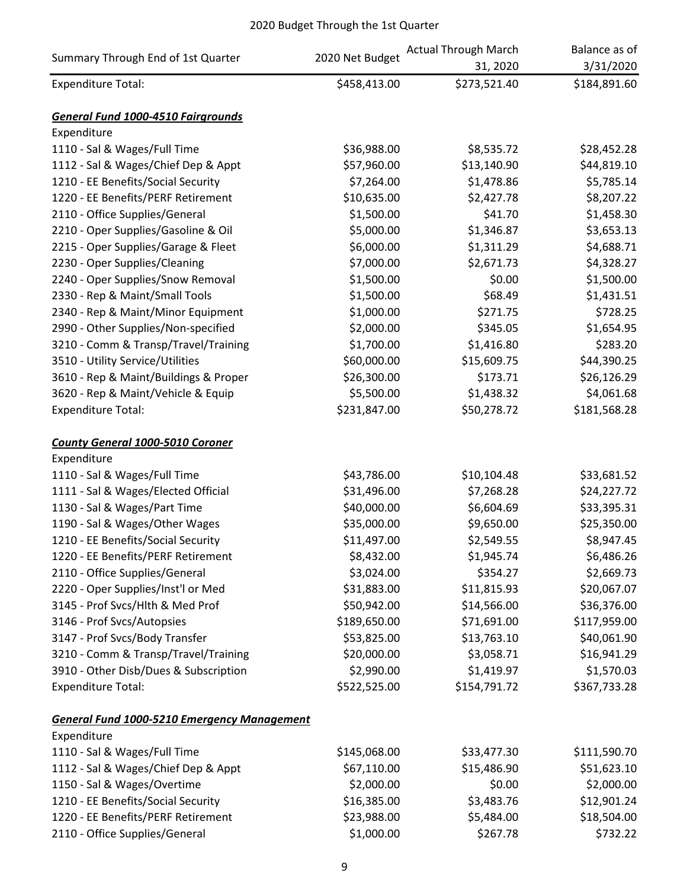2020 Budget Through the 1st Quarter

| Summary Through End of 1st Quarter | 2020 Net Budget | Actual Through March 31, 2020 | Balance as of 3/31/2020 |
|---|---|---|---|
| Expenditure Total: | $458,413.00 | $273,521.40 | $184,891.60 |
| | | | |
| ***General Fund 1000-4510 Fairgrounds*** | | | |
| Expenditure | | | |
| 1110 - Sal & Wages/Full Time | $36,988.00 | $8,535.72 | $28,452.28 |
| 1112 - Sal & Wages/Chief Dep & Appt | $57,960.00 | $13,140.90 | $44,819.10 |
| 1210 - EE Benefits/Social Security | $7,264.00 | $1,478.86 | $5,785.14 |
| 1220 - EE Benefits/PERF Retirement | $10,635.00 | $2,427.78 | $8,207.22 |
| 2110 - Office Supplies/General | $1,500.00 | $41.70 | $1,458.30 |
| 2210 - Oper Supplies/Gasoline & Oil | $5,000.00 | $1,346.87 | $3,653.13 |
| 2215 - Oper Supplies/Garage & Fleet | $6,000.00 | $1,311.29 | $4,688.71 |
| 2230 - Oper Supplies/Cleaning | $7,000.00 | $2,671.73 | $4,328.27 |
| 2240 - Oper Supplies/Snow Removal | $1,500.00 | $0.00 | $1,500.00 |
| 2330 - Rep & Maint/Small Tools | $1,500.00 | $68.49 | $1,431.51 |
| 2340 - Rep & Maint/Minor Equipment | $1,000.00 | $271.75 | $728.25 |
| 2990 - Other Supplies/Non-specified | $2,000.00 | $345.05 | $1,654.95 |
| 3210 - Comm & Transp/Travel/Training | $1,700.00 | $1,416.80 | $283.20 |
| 3510 - Utility Service/Utilities | $60,000.00 | $15,609.75 | $44,390.25 |
| 3610 - Rep & Maint/Buildings & Proper | $26,300.00 | $173.71 | $26,126.29 |
| 3620 - Rep & Maint/Vehicle & Equip | $5,500.00 | $1,438.32 | $4,061.68 |
| Expenditure Total: | $231,847.00 | $50,278.72 | $181,568.28 |
| | | | |
| ***County General 1000-5010 Coroner*** | | | |
| Expenditure | | | |
| 1110 - Sal & Wages/Full Time | $43,786.00 | $10,104.48 | $33,681.52 |
| 1111 - Sal & Wages/Elected Official | $31,496.00 | $7,268.28 | $24,227.72 |
| 1130 - Sal & Wages/Part Time | $40,000.00 | $6,604.69 | $33,395.31 |
| 1190 - Sal & Wages/Other Wages | $35,000.00 | $9,650.00 | $25,350.00 |
| 1210 - EE Benefits/Social Security | $11,497.00 | $2,549.55 | $8,947.45 |
| 1220 - EE Benefits/PERF Retirement | $8,432.00 | $1,945.74 | $6,486.26 |
| 2110 - Office Supplies/General | $3,024.00 | $354.27 | $2,669.73 |
| 2220 - Oper Supplies/Inst'l or Med | $31,883.00 | $11,815.93 | $20,067.07 |
| 3145 - Prof Svcs/Hlth & Med Prof | $50,942.00 | $14,566.00 | $36,376.00 |
| 3146 - Prof Svcs/Autopsies | $189,650.00 | $71,691.00 | $117,959.00 |
| 3147 - Prof Svcs/Body Transfer | $53,825.00 | $13,763.10 | $40,061.90 |
| 3210 - Comm & Transp/Travel/Training | $20,000.00 | $3,058.71 | $16,941.29 |
| 3910 - Other Disb/Dues & Subscription | $2,990.00 | $1,419.97 | $1,570.03 |
| Expenditure Total: | $522,525.00 | $154,791.72 | $367,733.28 |
| | | | |
| ***General Fund 1000-5210 Emergency Management*** | | | |
| Expenditure | | | |
| 1110 - Sal & Wages/Full Time | $145,068.00 | $33,477.30 | $111,590.70 |
| 1112 - Sal & Wages/Chief Dep & Appt | $67,110.00 | $15,486.90 | $51,623.10 |
| 1150 - Sal & Wages/Overtime | $2,000.00 | $0.00 | $2,000.00 |
| 1210 - EE Benefits/Social Security | $16,385.00 | $3,483.76 | $12,901.24 |
| 1220 - EE Benefits/PERF Retirement | $23,988.00 | $5,484.00 | $18,504.00 |
| 2110 - Office Supplies/General | $1,000.00 | $267.78 | $732.22 |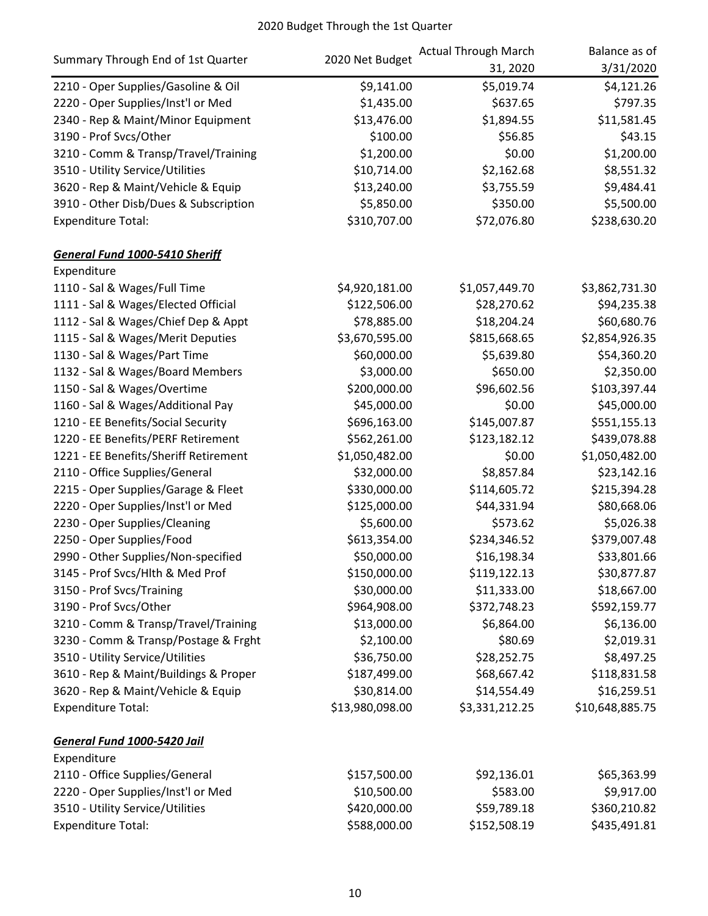2020 Budget Through the 1st Quarter

| Summary Through End of 1st Quarter | 2020 Net Budget | Actual Through March 31, 2020 | Balance as of 3/31/2020 |
|---|---|---|---|
| 2210 - Oper Supplies/Gasoline & Oil | $9,141.00 | $5,019.74 | $4,121.26 |
| 2220 - Oper Supplies/Inst'l or Med | $1,435.00 | $637.65 | $797.35 |
| 2340 - Rep & Maint/Minor Equipment | $13,476.00 | $1,894.55 | $11,581.45 |
| 3190 - Prof Svcs/Other | $100.00 | $56.85 | $43.15 |
| 3210 - Comm & Transp/Travel/Training | $1,200.00 | $0.00 | $1,200.00 |
| 3510 - Utility Service/Utilities | $10,714.00 | $2,162.68 | $8,551.32 |
| 3620 - Rep & Maint/Vehicle & Equip | $13,240.00 | $3,755.59 | $9,484.41 |
| 3910 - Other Disb/Dues & Subscription | $5,850.00 | $350.00 | $5,500.00 |
| Expenditure Total: | $310,707.00 | $72,076.80 | $238,630.20 |
| | | | |
| ***General Fund 1000-5410 Sheriff*** | | | |
| Expenditure | | | |
| 1110 - Sal & Wages/Full Time | $4,920,181.00 | $1,057,449.70 | $3,862,731.30 |
| 1111 - Sal & Wages/Elected Official | $122,506.00 | $28,270.62 | $94,235.38 |
| 1112 - Sal & Wages/Chief Dep & Appt | $78,885.00 | $18,204.24 | $60,680.76 |
| 1115 - Sal & Wages/Merit Deputies | $3,670,595.00 | $815,668.65 | $2,854,926.35 |
| 1130 - Sal & Wages/Part Time | $60,000.00 | $5,639.80 | $54,360.20 |
| 1132 - Sal & Wages/Board Members | $3,000.00 | $650.00 | $2,350.00 |
| 1150 - Sal & Wages/Overtime | $200,000.00 | $96,602.56 | $103,397.44 |
| 1160 - Sal & Wages/Additional Pay | $45,000.00 | $0.00 | $45,000.00 |
| 1210 - EE Benefits/Social Security | $696,163.00 | $145,007.87 | $551,155.13 |
| 1220 - EE Benefits/PERF Retirement | $562,261.00 | $123,182.12 | $439,078.88 |
| 1221 - EE Benefits/Sheriff Retirement | $1,050,482.00 | $0.00 | $1,050,482.00 |
| 2110 - Office Supplies/General | $32,000.00 | $8,857.84 | $23,142.16 |
| 2215 - Oper Supplies/Garage & Fleet | $330,000.00 | $114,605.72 | $215,394.28 |
| 2220 - Oper Supplies/Inst'l or Med | $125,000.00 | $44,331.94 | $80,668.06 |
| 2230 - Oper Supplies/Cleaning | $5,600.00 | $573.62 | $5,026.38 |
| 2250 - Oper Supplies/Food | $613,354.00 | $234,346.52 | $379,007.48 |
| 2990 - Other Supplies/Non-specified | $50,000.00 | $16,198.34 | $33,801.66 |
| 3145 - Prof Svcs/Hlth & Med Prof | $150,000.00 | $119,122.13 | $30,877.87 |
| 3150 - Prof Svcs/Training | $30,000.00 | $11,333.00 | $18,667.00 |
| 3190 - Prof Svcs/Other | $964,908.00 | $372,748.23 | $592,159.77 |
| 3210 - Comm & Transp/Travel/Training | $13,000.00 | $6,864.00 | $6,136.00 |
| 3230 - Comm & Transp/Postage & Frght | $2,100.00 | $80.69 | $2,019.31 |
| 3510 - Utility Service/Utilities | $36,750.00 | $28,252.75 | $8,497.25 |
| 3610 - Rep & Maint/Buildings & Proper | $187,499.00 | $68,667.42 | $118,831.58 |
| 3620 - Rep & Maint/Vehicle & Equip | $30,814.00 | $14,554.49 | $16,259.51 |
| Expenditure Total: | $13,980,098.00 | $3,331,212.25 | $10,648,885.75 |
| | | | |
| ***General Fund 1000-5420 Jail*** | | | |
| Expenditure | | | |
| 2110 - Office Supplies/General | $157,500.00 | $92,136.01 | $65,363.99 |
| 2220 - Oper Supplies/Inst'l or Med | $10,500.00 | $583.00 | $9,917.00 |
| 3510 - Utility Service/Utilities | $420,000.00 | $59,789.18 | $360,210.82 |
| Expenditure Total: | $588,000.00 | $152,508.19 | $435,491.81 |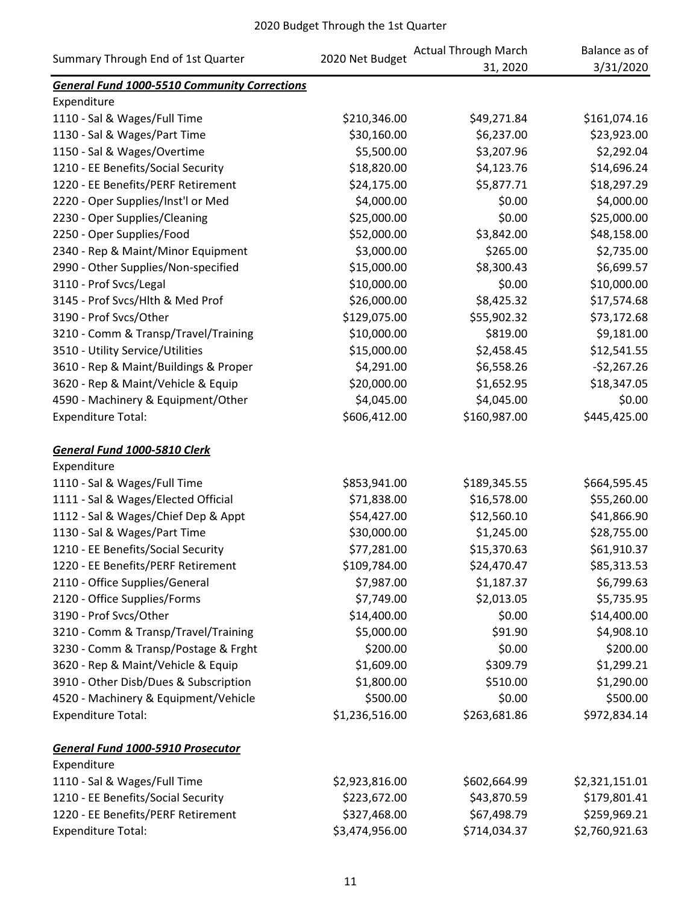# 2020 Budget Through the 1st Quarter

| Summary Through End of 1st Quarter | 2020 Net Budget | Actual Through March 31, 2020 | Balance as of 3/31/2020 |
|---|---|---|---|
| ***General Fund 1000-5510 Community Corrections*** | | | |
| Expenditure | | | |
| 1110 - Sal & Wages/Full Time | $210,346.00 | $49,271.84 | $161,074.16 |
| 1130 - Sal & Wages/Part Time | $30,160.00 | $6,237.00 | $23,923.00 |
| 1150 - Sal & Wages/Overtime | $5,500.00 | $3,207.96 | $2,292.04 |
| 1210 - EE Benefits/Social Security | $18,820.00 | $4,123.76 | $14,696.24 |
| 1220 - EE Benefits/PERF Retirement | $24,175.00 | $5,877.71 | $18,297.29 |
| 2220 - Oper Supplies/Inst'l or Med | $4,000.00 | $0.00 | $4,000.00 |
| 2230 - Oper Supplies/Cleaning | $25,000.00 | $0.00 | $25,000.00 |
| 2250 - Oper Supplies/Food | $52,000.00 | $3,842.00 | $48,158.00 |
| 2340 - Rep & Maint/Minor Equipment | $3,000.00 | $265.00 | $2,735.00 |
| 2990 - Other Supplies/Non-specified | $15,000.00 | $8,300.43 | $6,699.57 |
| 3110 - Prof Svcs/Legal | $10,000.00 | $0.00 | $10,000.00 |
| 3145 - Prof Svcs/Hlth & Med Prof | $26,000.00 | $8,425.32 | $17,574.68 |
| 3190 - Prof Svcs/Other | $129,075.00 | $55,902.32 | $73,172.68 |
| 3210 - Comm & Transp/Travel/Training | $10,000.00 | $819.00 | $9,181.00 |
| 3510 - Utility Service/Utilities | $15,000.00 | $2,458.45 | $12,541.55 |
| 3610 - Rep & Maint/Buildings & Proper | $4,291.00 | $6,558.26 | -$2,267.26 |
| 3620 - Rep & Maint/Vehicle & Equip | $20,000.00 | $1,652.95 | $18,347.05 |
| 4590 - Machinery & Equipment/Other | $4,045.00 | $4,045.00 | $0.00 |
| Expenditure Total: | $606,412.00 | $160,987.00 | $445,425.00 |
| | | | |
| ***General Fund 1000-5810 Clerk*** | | | |
| Expenditure | | | |
| 1110 - Sal & Wages/Full Time | $853,941.00 | $189,345.55 | $664,595.45 |
| 1111 - Sal & Wages/Elected Official | $71,838.00 | $16,578.00 | $55,260.00 |
| 1112 - Sal & Wages/Chief Dep & Appt | $54,427.00 | $12,560.10 | $41,866.90 |
| 1130 - Sal & Wages/Part Time | $30,000.00 | $1,245.00 | $28,755.00 |
| 1210 - EE Benefits/Social Security | $77,281.00 | $15,370.63 | $61,910.37 |
| 1220 - EE Benefits/PERF Retirement | $109,784.00 | $24,470.47 | $85,313.53 |
| 2110 - Office Supplies/General | $7,987.00 | $1,187.37 | $6,799.63 |
| 2120 - Office Supplies/Forms | $7,749.00 | $2,013.05 | $5,735.95 |
| 3190 - Prof Svcs/Other | $14,400.00 | $0.00 | $14,400.00 |
| 3210 - Comm & Transp/Travel/Training | $5,000.00 | $91.90 | $4,908.10 |
| 3230 - Comm & Transp/Postage & Frght | $200.00 | $0.00 | $200.00 |
| 3620 - Rep & Maint/Vehicle & Equip | $1,609.00 | $309.79 | $1,299.21 |
| 3910 - Other Disb/Dues & Subscription | $1,800.00 | $510.00 | $1,290.00 |
| 4520 - Machinery & Equipment/Vehicle | $500.00 | $0.00 | $500.00 |
| Expenditure Total: | $1,236,516.00 | $263,681.86 | $972,834.14 |
| | | | |
| ***General Fund 1000-5910 Prosecutor*** | | | |
| Expenditure | | | |
| 1110 - Sal & Wages/Full Time | $2,923,816.00 | $602,664.99 | $2,321,151.01 |
| 1210 - EE Benefits/Social Security | $223,672.00 | $43,870.59 | $179,801.41 |
| 1220 - EE Benefits/PERF Retirement | $327,468.00 | $67,498.79 | $259,969.21 |
| Expenditure Total: | $3,474,956.00 | $714,034.37 | $2,760,921.63 |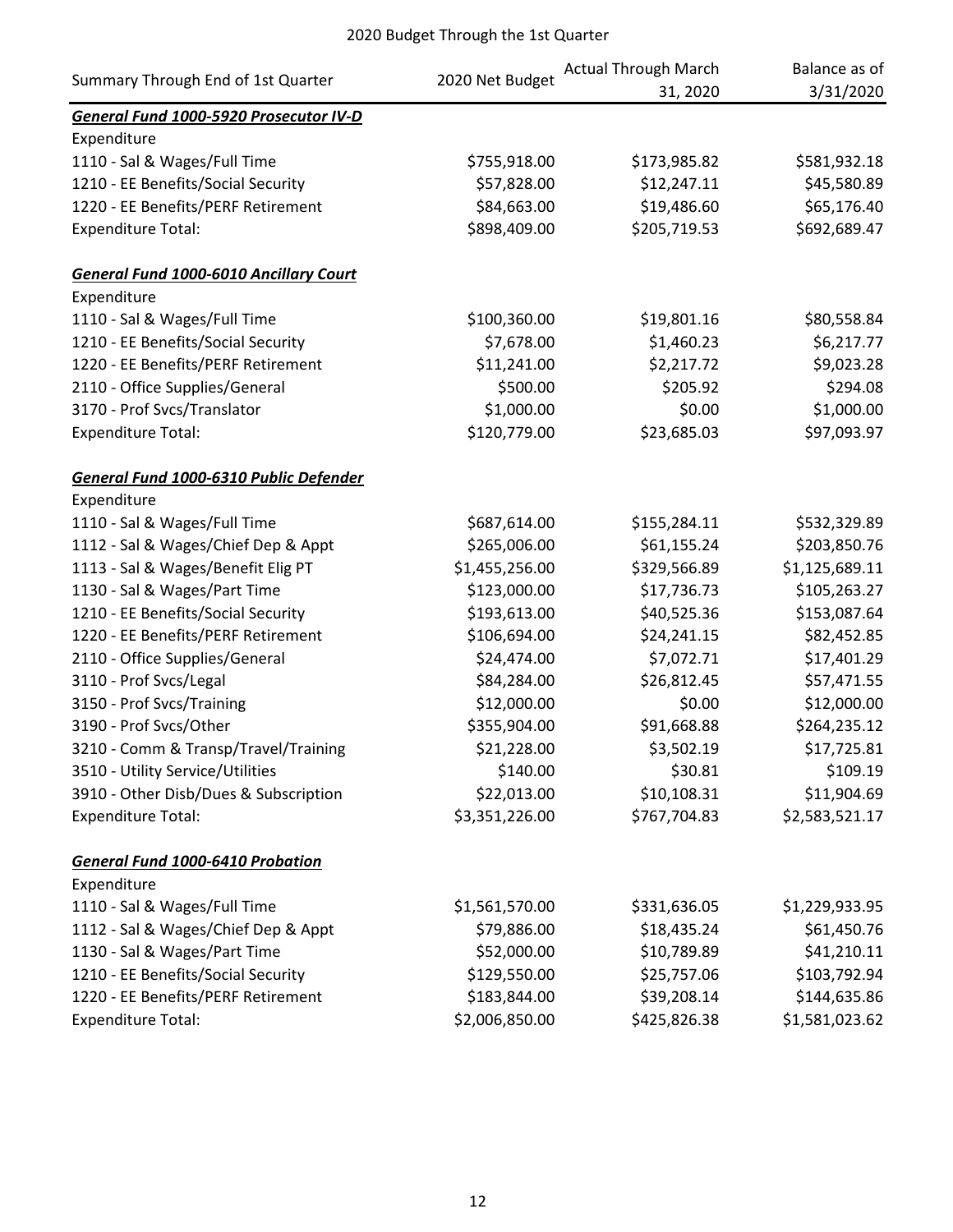2020 Budget Through the 1st Quarter

| Summary Through End of 1st Quarter | 2020 Net Budget | Actual Through March 31, 2020 | Balance as of 3/31/2020 |
|---|---|---|---|
| ***General Fund 1000-5920 Prosecutor IV-D*** | | | |
| Expenditure | | | |
| 1110 - Sal & Wages/Full Time | $755,918.00 | $173,985.82 | $581,932.18 |
| 1210 - EE Benefits/Social Security | $57,828.00 | $12,247.11 | $45,580.89 |
| 1220 - EE Benefits/PERF Retirement | $84,663.00 | $19,486.60 | $65,176.40 |
| Expenditure Total: | $898,409.00 | $205,719.53 | $692,689.47 |
| | | | |
| ***General Fund 1000-6010 Ancillary Court*** | | | |
| Expenditure | | | |
| 1110 - Sal & Wages/Full Time | $100,360.00 | $19,801.16 | $80,558.84 |
| 1210 - EE Benefits/Social Security | $7,678.00 | $1,460.23 | $6,217.77 |
| 1220 - EE Benefits/PERF Retirement | $11,241.00 | $2,217.72 | $9,023.28 |
| 2110 - Office Supplies/General | $500.00 | $205.92 | $294.08 |
| 3170 - Prof Svcs/Translator | $1,000.00 | $0.00 | $1,000.00 |
| Expenditure Total: | $120,779.00 | $23,685.03 | $97,093.97 |
| | | | |
| ***General Fund 1000-6310 Public Defender*** | | | |
| Expenditure | | | |
| 1110 - Sal & Wages/Full Time | $687,614.00 | $155,284.11 | $532,329.89 |
| 1112 - Sal & Wages/Chief Dep & Appt | $265,006.00 | $61,155.24 | $203,850.76 |
| 1113 - Sal & Wages/Benefit Elig PT | $1,455,256.00 | $329,566.89 | $1,125,689.11 |
| 1130 - Sal & Wages/Part Time | $123,000.00 | $17,736.73 | $105,263.27 |
| 1210 - EE Benefits/Social Security | $193,613.00 | $40,525.36 | $153,087.64 |
| 1220 - EE Benefits/PERF Retirement | $106,694.00 | $24,241.15 | $82,452.85 |
| 2110 - Office Supplies/General | $24,474.00 | $7,072.71 | $17,401.29 |
| 3110 - Prof Svcs/Legal | $84,284.00 | $26,812.45 | $57,471.55 |
| 3150 - Prof Svcs/Training | $12,000.00 | $0.00 | $12,000.00 |
| 3190 - Prof Svcs/Other | $355,904.00 | $91,668.88 | $264,235.12 |
| 3210 - Comm & Transp/Travel/Training | $21,228.00 | $3,502.19 | $17,725.81 |
| 3510 - Utility Service/Utilities | $140.00 | $30.81 | $109.19 |
| 3910 - Other Disb/Dues & Subscription | $22,013.00 | $10,108.31 | $11,904.69 |
| Expenditure Total: | $3,351,226.00 | $767,704.83 | $2,583,521.17 |
| | | | |
| ***General Fund 1000-6410 Probation*** | | | |
| Expenditure | | | |
| 1110 - Sal & Wages/Full Time | $1,561,570.00 | $331,636.05 | $1,229,933.95 |
| 1112 - Sal & Wages/Chief Dep & Appt | $79,886.00 | $18,435.24 | $61,450.76 |
| 1130 - Sal & Wages/Part Time | $52,000.00 | $10,789.89 | $41,210.11 |
| 1210 - EE Benefits/Social Security | $129,550.00 | $25,757.06 | $103,792.94 |
| 1220 - EE Benefits/PERF Retirement | $183,844.00 | $39,208.14 | $144,635.86 |
| Expenditure Total: | $2,006,850.00 | $425,826.38 | $1,581,023.62 |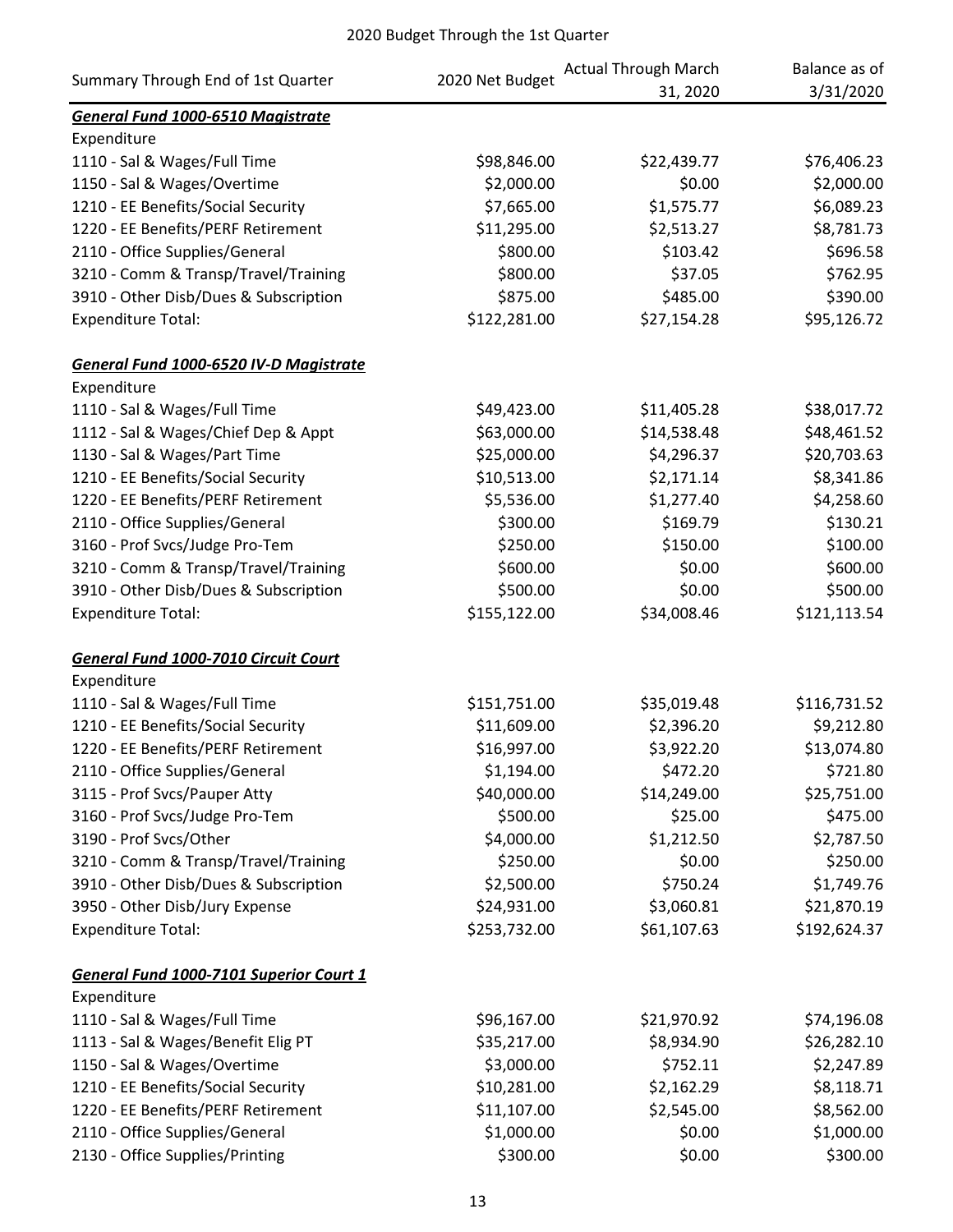## 2020 Budget Through the 1st Quarter

| Summary Through End of 1st Quarter | 2020 Net Budget | Actual Through March 31, 2020 | Balance as of 3/31/2020 |
|---|---|---|---|
| ***General Fund 1000-6510 Magistrate*** | | | |
| Expenditure | | | |
| 1110 - Sal & Wages/Full Time | $98,846.00 | $22,439.77 | $76,406.23 |
| 1150 - Sal & Wages/Overtime | $2,000.00 | $0.00 | $2,000.00 |
| 1210 - EE Benefits/Social Security | $7,665.00 | $1,575.77 | $6,089.23 |
| 1220 - EE Benefits/PERF Retirement | $11,295.00 | $2,513.27 | $8,781.73 |
| 2110 - Office Supplies/General | $800.00 | $103.42 | $696.58 |
| 3210 - Comm & Transp/Travel/Training | $800.00 | $37.05 | $762.95 |
| 3910 - Other Disb/Dues & Subscription | $875.00 | $485.00 | $390.00 |
| Expenditure Total: | $122,281.00 | $27,154.28 | $95,126.72 |
| | | | |
| ***General Fund 1000-6520 IV-D Magistrate*** | | | |
| Expenditure | | | |
| 1110 - Sal & Wages/Full Time | $49,423.00 | $11,405.28 | $38,017.72 |
| 1112 - Sal & Wages/Chief Dep & Appt | $63,000.00 | $14,538.48 | $48,461.52 |
| 1130 - Sal & Wages/Part Time | $25,000.00 | $4,296.37 | $20,703.63 |
| 1210 - EE Benefits/Social Security | $10,513.00 | $2,171.14 | $8,341.86 |
| 1220 - EE Benefits/PERF Retirement | $5,536.00 | $1,277.40 | $4,258.60 |
| 2110 - Office Supplies/General | $300.00 | $169.79 | $130.21 |
| 3160 - Prof Svcs/Judge Pro-Tem | $250.00 | $150.00 | $100.00 |
| 3210 - Comm & Transp/Travel/Training | $600.00 | $0.00 | $600.00 |
| 3910 - Other Disb/Dues & Subscription | $500.00 | $0.00 | $500.00 |
| Expenditure Total: | $155,122.00 | $34,008.46 | $121,113.54 |
| | | | |
| ***General Fund 1000-7010 Circuit Court*** | | | |
| Expenditure | | | |
| 1110 - Sal & Wages/Full Time | $151,751.00 | $35,019.48 | $116,731.52 |
| 1210 - EE Benefits/Social Security | $11,609.00 | $2,396.20 | $9,212.80 |
| 1220 - EE Benefits/PERF Retirement | $16,997.00 | $3,922.20 | $13,074.80 |
| 2110 - Office Supplies/General | $1,194.00 | $472.20 | $721.80 |
| 3115 - Prof Svcs/Pauper Atty | $40,000.00 | $14,249.00 | $25,751.00 |
| 3160 - Prof Svcs/Judge Pro-Tem | $500.00 | $25.00 | $475.00 |
| 3190 - Prof Svcs/Other | $4,000.00 | $1,212.50 | $2,787.50 |
| 3210 - Comm & Transp/Travel/Training | $250.00 | $0.00 | $250.00 |
| 3910 - Other Disb/Dues & Subscription | $2,500.00 | $750.24 | $1,749.76 |
| 3950 - Other Disb/Jury Expense | $24,931.00 | $3,060.81 | $21,870.19 |
| Expenditure Total: | $253,732.00 | $61,107.63 | $192,624.37 |
| | | | |
| ***General Fund 1000-7101 Superior Court 1*** | | | |
| Expenditure | | | |
| 1110 - Sal & Wages/Full Time | $96,167.00 | $21,970.92 | $74,196.08 |
| 1113 - Sal & Wages/Benefit Elig PT | $35,217.00 | $8,934.90 | $26,282.10 |
| 1150 - Sal & Wages/Overtime | $3,000.00 | $752.11 | $2,247.89 |
| 1210 - EE Benefits/Social Security | $10,281.00 | $2,162.29 | $8,118.71 |
| 1220 - EE Benefits/PERF Retirement | $11,107.00 | $2,545.00 | $8,562.00 |
| 2110 - Office Supplies/General | $1,000.00 | $0.00 | $1,000.00 |
| 2130 - Office Supplies/Printing | $300.00 | $0.00 | $300.00 |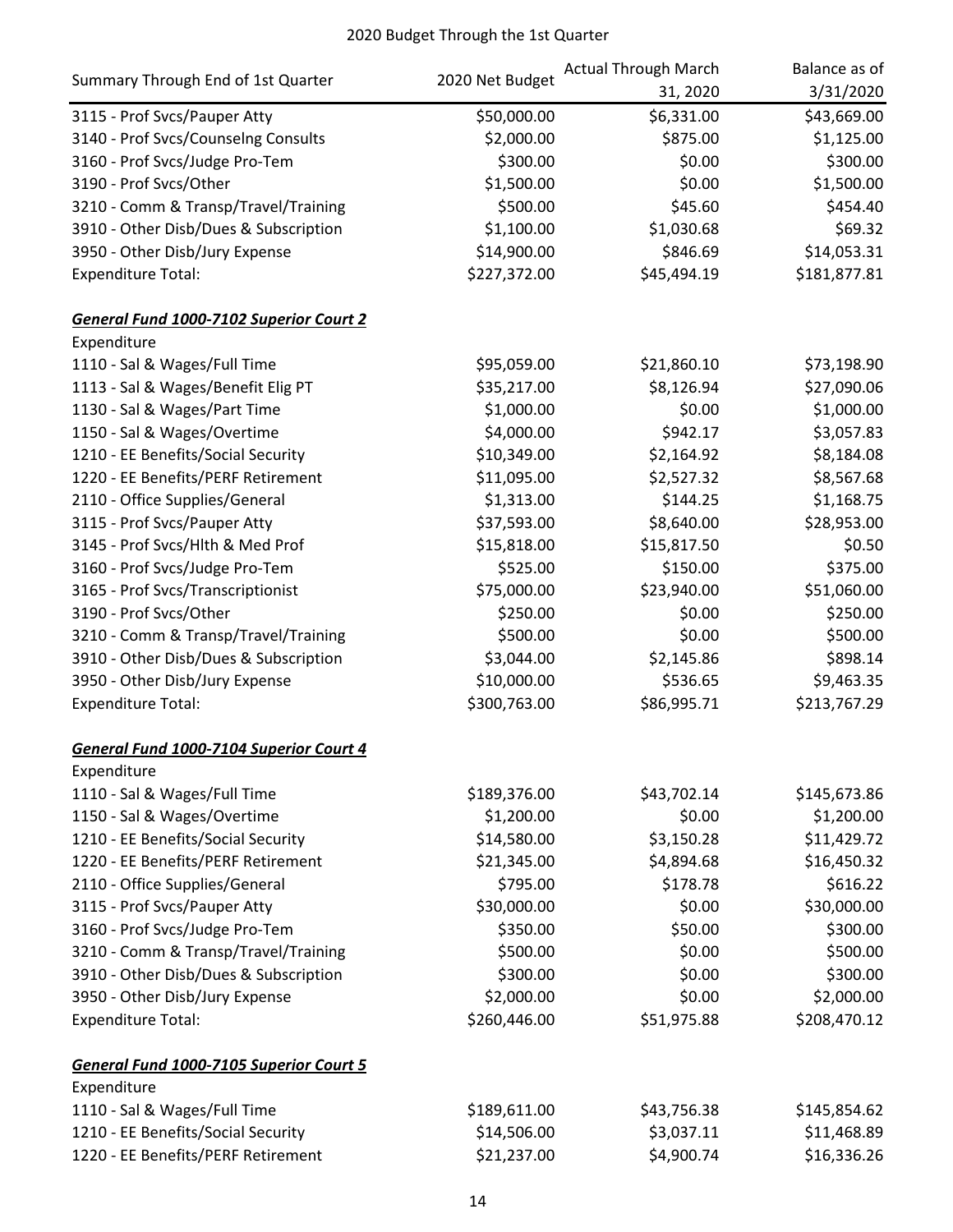2020 Budget Through the 1st Quarter

| Summary Through End of 1st Quarter | 2020 Net Budget | Actual Through March 31, 2020 | Balance as of 3/31/2020 |
|---|---|---|---|
| 3115 - Prof Svcs/Pauper Atty | $50,000.00 | $6,331.00 | $43,669.00 |
| 3140 - Prof Svcs/Counselng Consults | $2,000.00 | $875.00 | $1,125.00 |
| 3160 - Prof Svcs/Judge Pro-Tem | $300.00 | $0.00 | $300.00 |
| 3190 - Prof Svcs/Other | $1,500.00 | $0.00 | $1,500.00 |
| 3210 - Comm & Transp/Travel/Training | $500.00 | $45.60 | $454.40 |
| 3910 - Other Disb/Dues & Subscription | $1,100.00 | $1,030.68 | $69.32 |
| 3950 - Other Disb/Jury Expense | $14,900.00 | $846.69 | $14,053.31 |
| Expenditure Total: | $227,372.00 | $45,494.19 | $181,877.81 |
| | | | |
| ***General Fund 1000-7102 Superior Court 2*** | | | |
| Expenditure | | | |
| 1110 - Sal & Wages/Full Time | $95,059.00 | $21,860.10 | $73,198.90 |
| 1113 - Sal & Wages/Benefit Elig PT | $35,217.00 | $8,126.94 | $27,090.06 |
| 1130 - Sal & Wages/Part Time | $1,000.00 | $0.00 | $1,000.00 |
| 1150 - Sal & Wages/Overtime | $4,000.00 | $942.17 | $3,057.83 |
| 1210 - EE Benefits/Social Security | $10,349.00 | $2,164.92 | $8,184.08 |
| 1220 - EE Benefits/PERF Retirement | $11,095.00 | $2,527.32 | $8,567.68 |
| 2110 - Office Supplies/General | $1,313.00 | $144.25 | $1,168.75 |
| 3115 - Prof Svcs/Pauper Atty | $37,593.00 | $8,640.00 | $28,953.00 |
| 3145 - Prof Svcs/Hlth & Med Prof | $15,818.00 | $15,817.50 | $0.50 |
| 3160 - Prof Svcs/Judge Pro-Tem | $525.00 | $150.00 | $375.00 |
| 3165 - Prof Svcs/Transcriptionist | $75,000.00 | $23,940.00 | $51,060.00 |
| 3190 - Prof Svcs/Other | $250.00 | $0.00 | $250.00 |
| 3210 - Comm & Transp/Travel/Training | $500.00 | $0.00 | $500.00 |
| 3910 - Other Disb/Dues & Subscription | $3,044.00 | $2,145.86 | $898.14 |
| 3950 - Other Disb/Jury Expense | $10,000.00 | $536.65 | $9,463.35 |
| Expenditure Total: | $300,763.00 | $86,995.71 | $213,767.29 |
| | | | |
| ***General Fund 1000-7104 Superior Court 4*** | | | |
| Expenditure | | | |
| 1110 - Sal & Wages/Full Time | $189,376.00 | $43,702.14 | $145,673.86 |
| 1150 - Sal & Wages/Overtime | $1,200.00 | $0.00 | $1,200.00 |
| 1210 - EE Benefits/Social Security | $14,580.00 | $3,150.28 | $11,429.72 |
| 1220 - EE Benefits/PERF Retirement | $21,345.00 | $4,894.68 | $16,450.32 |
| 2110 - Office Supplies/General | $795.00 | $178.78 | $616.22 |
| 3115 - Prof Svcs/Pauper Atty | $30,000.00 | $0.00 | $30,000.00 |
| 3160 - Prof Svcs/Judge Pro-Tem | $350.00 | $50.00 | $300.00 |
| 3210 - Comm & Transp/Travel/Training | $500.00 | $0.00 | $500.00 |
| 3910 - Other Disb/Dues & Subscription | $300.00 | $0.00 | $300.00 |
| 3950 - Other Disb/Jury Expense | $2,000.00 | $0.00 | $2,000.00 |
| Expenditure Total: | $260,446.00 | $51,975.88 | $208,470.12 |
| | | | |
| ***General Fund 1000-7105 Superior Court 5*** | | | |
| Expenditure | | | |
| 1110 - Sal & Wages/Full Time | $189,611.00 | $43,756.38 | $145,854.62 |
| 1210 - EE Benefits/Social Security | $14,506.00 | $3,037.11 | $11,468.89 |
| 1220 - EE Benefits/PERF Retirement | $21,237.00 | $4,900.74 | $16,336.26 |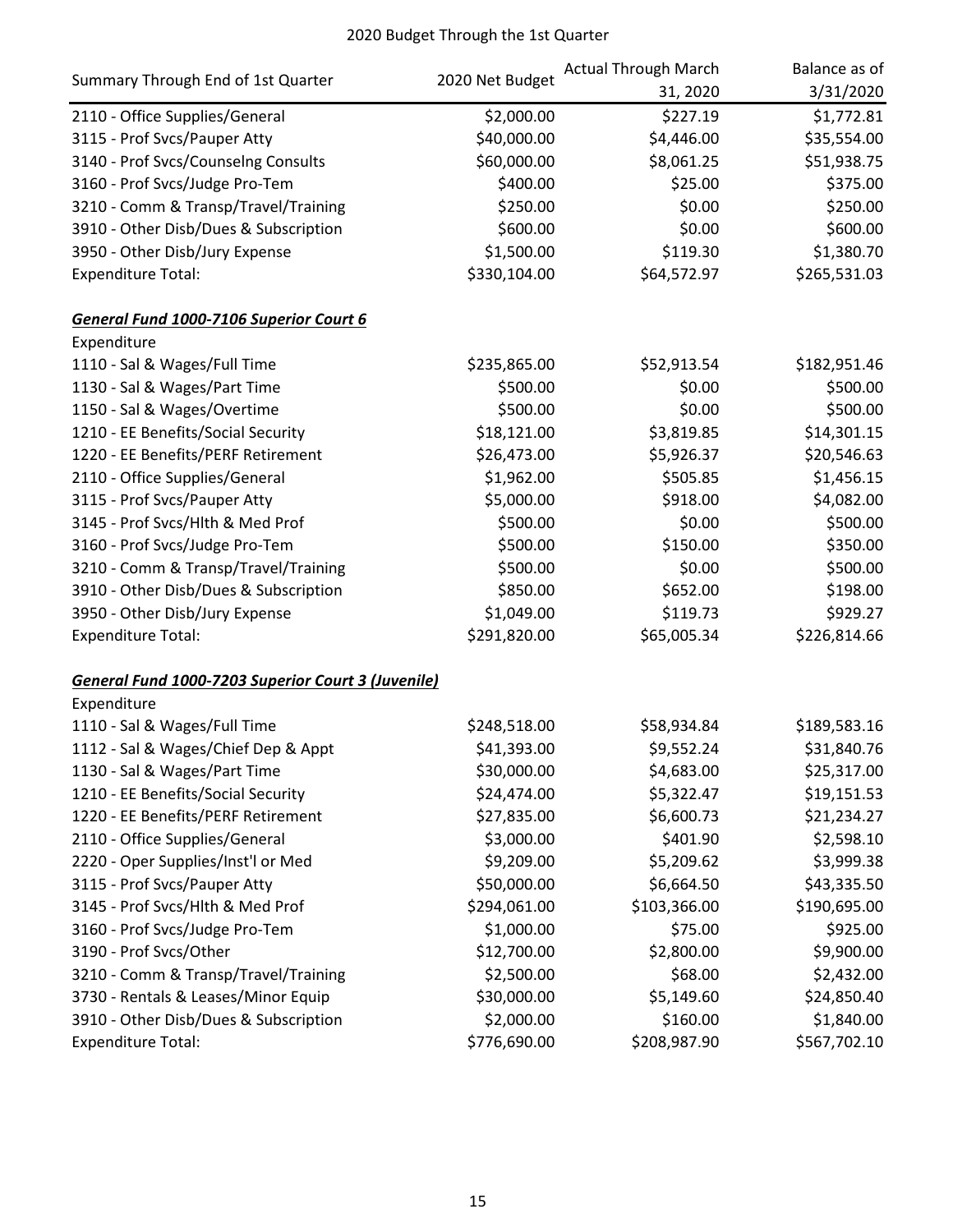2020 Budget Through the 1st Quarter

| Summary Through End of 1st Quarter | 2020 Net Budget | Actual Through March 31, 2020 | Balance as of 3/31/2020 |
|---|---|---|---|
| 2110 - Office Supplies/General | $2,000.00 | $227.19 | $1,772.81 |
| 3115 - Prof Svcs/Pauper Atty | $40,000.00 | $4,446.00 | $35,554.00 |
| 3140 - Prof Svcs/Counselng Consults | $60,000.00 | $8,061.25 | $51,938.75 |
| 3160 - Prof Svcs/Judge Pro-Tem | $400.00 | $25.00 | $375.00 |
| 3210 - Comm & Transp/Travel/Training | $250.00 | $0.00 | $250.00 |
| 3910 - Other Disb/Dues & Subscription | $600.00 | $0.00 | $600.00 |
| 3950 - Other Disb/Jury Expense | $1,500.00 | $119.30 | $1,380.70 |
| Expenditure Total: | $330,104.00 | $64,572.97 | $265,531.03 |
| | | | |
| ***General Fund 1000-7106 Superior Court 6*** | | | |
| Expenditure | | | |
| 1110 - Sal & Wages/Full Time | $235,865.00 | $52,913.54 | $182,951.46 |
| 1130 - Sal & Wages/Part Time | $500.00 | $0.00 | $500.00 |
| 1150 - Sal & Wages/Overtime | $500.00 | $0.00 | $500.00 |
| 1210 - EE Benefits/Social Security | $18,121.00 | $3,819.85 | $14,301.15 |
| 1220 - EE Benefits/PERF Retirement | $26,473.00 | $5,926.37 | $20,546.63 |
| 2110 - Office Supplies/General | $1,962.00 | $505.85 | $1,456.15 |
| 3115 - Prof Svcs/Pauper Atty | $5,000.00 | $918.00 | $4,082.00 |
| 3145 - Prof Svcs/Hlth & Med Prof | $500.00 | $0.00 | $500.00 |
| 3160 - Prof Svcs/Judge Pro-Tem | $500.00 | $150.00 | $350.00 |
| 3210 - Comm & Transp/Travel/Training | $500.00 | $0.00 | $500.00 |
| 3910 - Other Disb/Dues & Subscription | $850.00 | $652.00 | $198.00 |
| 3950 - Other Disb/Jury Expense | $1,049.00 | $119.73 | $929.27 |
| Expenditure Total: | $291,820.00 | $65,005.34 | $226,814.66 |
| | | | |
| ***General Fund 1000-7203 Superior Court 3 (Juvenile)*** | | | |
| Expenditure | | | |
| 1110 - Sal & Wages/Full Time | $248,518.00 | $58,934.84 | $189,583.16 |
| 1112 - Sal & Wages/Chief Dep & Appt | $41,393.00 | $9,552.24 | $31,840.76 |
| 1130 - Sal & Wages/Part Time | $30,000.00 | $4,683.00 | $25,317.00 |
| 1210 - EE Benefits/Social Security | $24,474.00 | $5,322.47 | $19,151.53 |
| 1220 - EE Benefits/PERF Retirement | $27,835.00 | $6,600.73 | $21,234.27 |
| 2110 - Office Supplies/General | $3,000.00 | $401.90 | $2,598.10 |
| 2220 - Oper Supplies/Inst'l or Med | $9,209.00 | $5,209.62 | $3,999.38 |
| 3115 - Prof Svcs/Pauper Atty | $50,000.00 | $6,664.50 | $43,335.50 |
| 3145 - Prof Svcs/Hlth & Med Prof | $294,061.00 | $103,366.00 | $190,695.00 |
| 3160 - Prof Svcs/Judge Pro-Tem | $1,000.00 | $75.00 | $925.00 |
| 3190 - Prof Svcs/Other | $12,700.00 | $2,800.00 | $9,900.00 |
| 3210 - Comm & Transp/Travel/Training | $2,500.00 | $68.00 | $2,432.00 |
| 3730 - Rentals & Leases/Minor Equip | $30,000.00 | $5,149.60 | $24,850.40 |
| 3910 - Other Disb/Dues & Subscription | $2,000.00 | $160.00 | $1,840.00 |
| Expenditure Total: | $776,690.00 | $208,987.90 | $567,702.10 |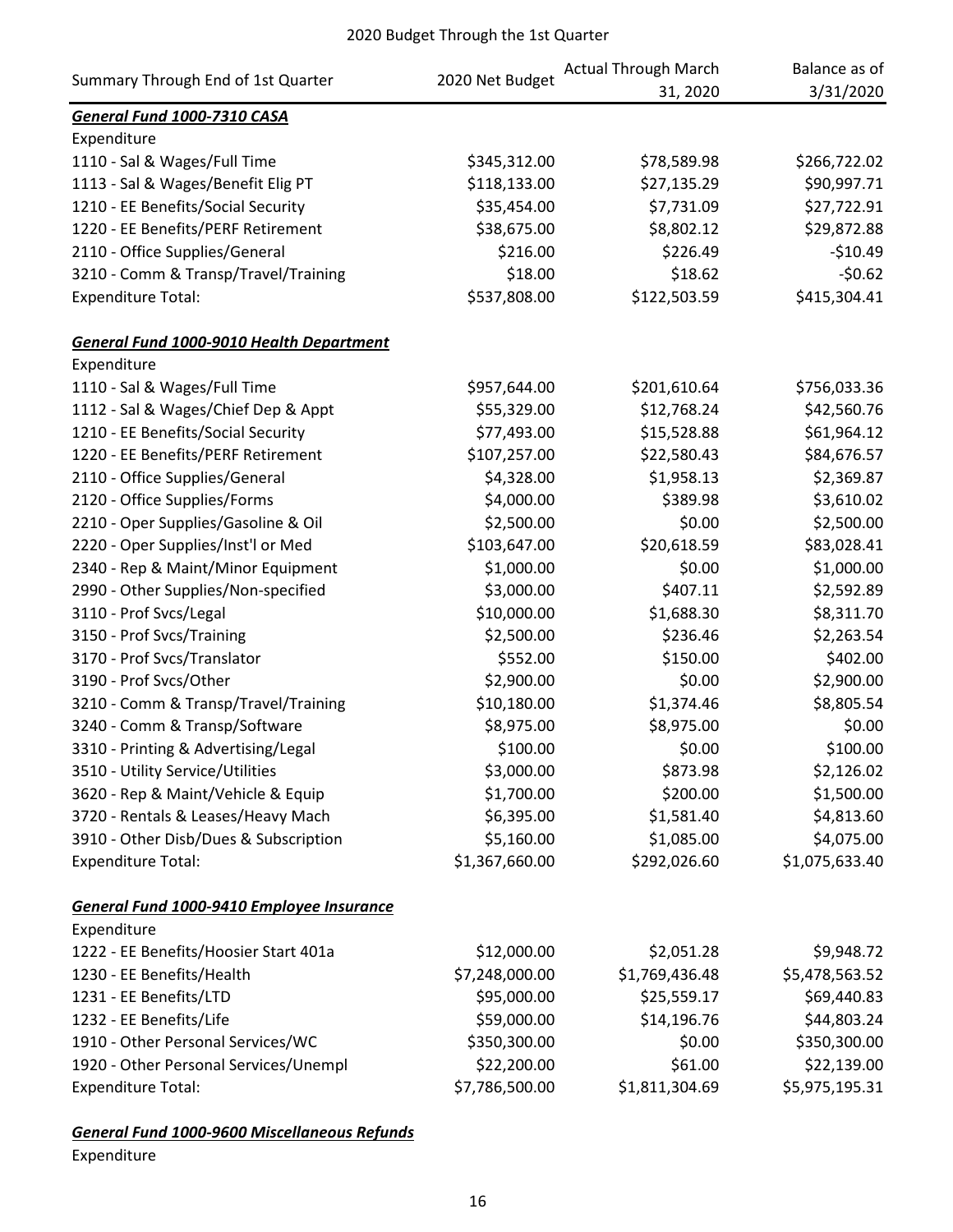2020 Budget Through the 1st Quarter

| Summary Through End of 1st Quarter | 2020 Net Budget | Actual Through March 31, 2020 | Balance as of 3/31/2020 |
|---|---|---|---|
| ***General Fund 1000-7310 CASA*** | | | |
| Expenditure | | | |
| 1110 - Sal & Wages/Full Time | $345,312.00 | $78,589.98 | $266,722.02 |
| 1113 - Sal & Wages/Benefit Elig PT | $118,133.00 | $27,135.29 | $90,997.71 |
| 1210 - EE Benefits/Social Security | $35,454.00 | $7,731.09 | $27,722.91 |
| 1220 - EE Benefits/PERF Retirement | $38,675.00 | $8,802.12 | $29,872.88 |
| 2110 - Office Supplies/General | $216.00 | $226.49 | -$10.49 |
| 3210 - Comm & Transp/Travel/Training | $18.00 | $18.62 | -$0.62 |
| Expenditure Total: | $537,808.00 | $122,503.59 | $415,304.41 |
| | | | |
| ***General Fund 1000-9010 Health Department*** | | | |
| Expenditure | | | |
| 1110 - Sal & Wages/Full Time | $957,644.00 | $201,610.64 | $756,033.36 |
| 1112 - Sal & Wages/Chief Dep & Appt | $55,329.00 | $12,768.24 | $42,560.76 |
| 1210 - EE Benefits/Social Security | $77,493.00 | $15,528.88 | $61,964.12 |
| 1220 - EE Benefits/PERF Retirement | $107,257.00 | $22,580.43 | $84,676.57 |
| 2110 - Office Supplies/General | $4,328.00 | $1,958.13 | $2,369.87 |
| 2120 - Office Supplies/Forms | $4,000.00 | $389.98 | $3,610.02 |
| 2210 - Oper Supplies/Gasoline & Oil | $2,500.00 | $0.00 | $2,500.00 |
| 2220 - Oper Supplies/Inst'l or Med | $103,647.00 | $20,618.59 | $83,028.41 |
| 2340 - Rep & Maint/Minor Equipment | $1,000.00 | $0.00 | $1,000.00 |
| 2990 - Other Supplies/Non-specified | $3,000.00 | $407.11 | $2,592.89 |
| 3110 - Prof Svcs/Legal | $10,000.00 | $1,688.30 | $8,311.70 |
| 3150 - Prof Svcs/Training | $2,500.00 | $236.46 | $2,263.54 |
| 3170 - Prof Svcs/Translator | $552.00 | $150.00 | $402.00 |
| 3190 - Prof Svcs/Other | $2,900.00 | $0.00 | $2,900.00 |
| 3210 - Comm & Transp/Travel/Training | $10,180.00 | $1,374.46 | $8,805.54 |
| 3240 - Comm & Transp/Software | $8,975.00 | $8,975.00 | $0.00 |
| 3310 - Printing & Advertising/Legal | $100.00 | $0.00 | $100.00 |
| 3510 - Utility Service/Utilities | $3,000.00 | $873.98 | $2,126.02 |
| 3620 - Rep & Maint/Vehicle & Equip | $1,700.00 | $200.00 | $1,500.00 |
| 3720 - Rentals & Leases/Heavy Mach | $6,395.00 | $1,581.40 | $4,813.60 |
| 3910 - Other Disb/Dues & Subscription | $5,160.00 | $1,085.00 | $4,075.00 |
| Expenditure Total: | $1,367,660.00 | $292,026.60 | $1,075,633.40 |
| | | | |
| ***General Fund 1000-9410 Employee Insurance*** | | | |
| Expenditure | | | |
| 1222 - EE Benefits/Hoosier Start 401a | $12,000.00 | $2,051.28 | $9,948.72 |
| 1230 - EE Benefits/Health | $7,248,000.00 | $1,769,436.48 | $5,478,563.52 |
| 1231 - EE Benefits/LTD | $95,000.00 | $25,559.17 | $69,440.83 |
| 1232 - EE Benefits/Life | $59,000.00 | $14,196.76 | $44,803.24 |
| 1910 - Other Personal Services/WC | $350,300.00 | $0.00 | $350,300.00 |
| 1920 - Other Personal Services/Unempl | $22,200.00 | $61.00 | $22,139.00 |
| Expenditure Total: | $7,786,500.00 | $1,811,304.69 | $5,975,195.31 |
| | | | |
| ***General Fund 1000-9600 Miscellaneous Refunds*** | | | |
| Expenditure | | | |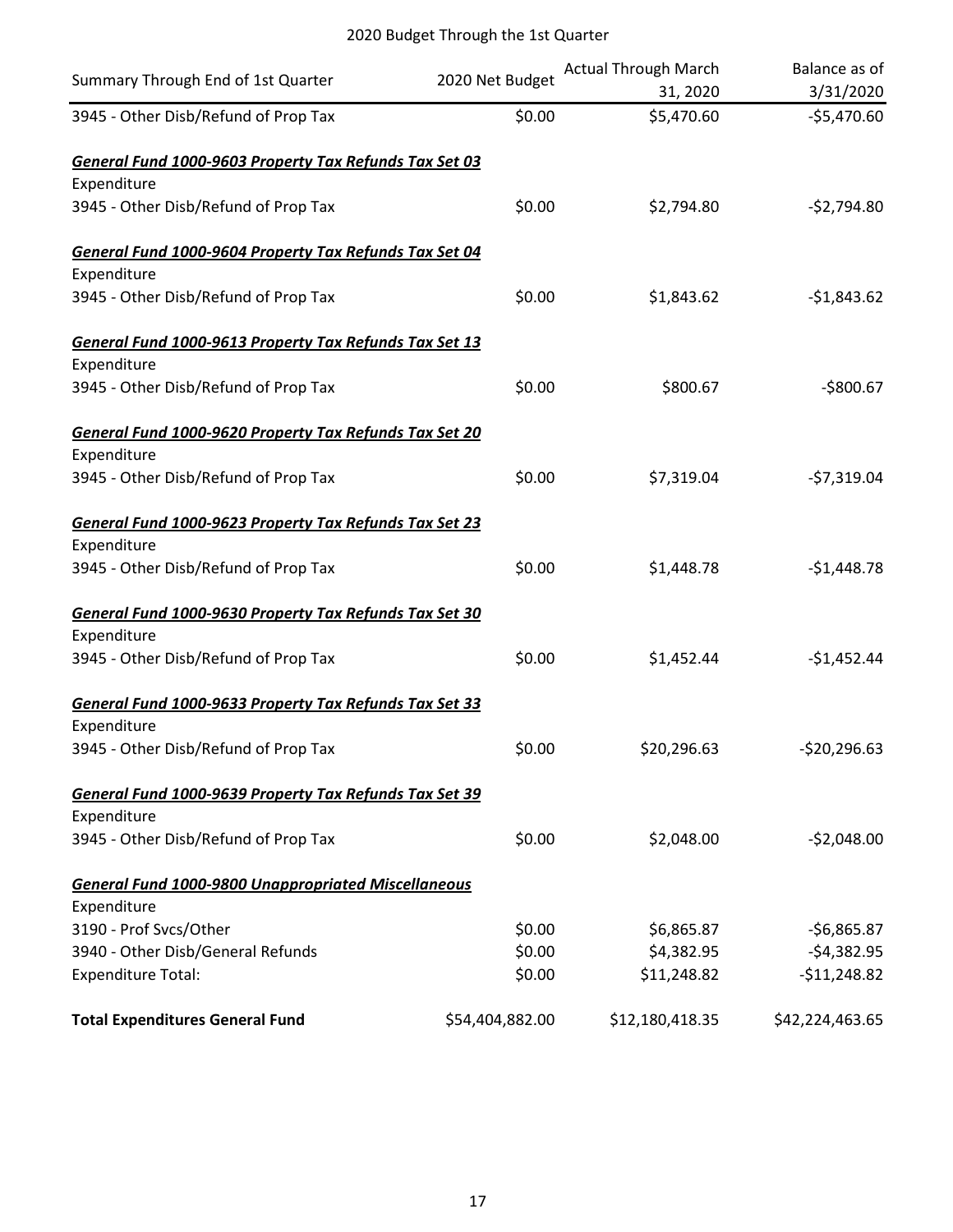2020 Budget Through the 1st Quarter

| Summary Through End of 1st Quarter | 2020 Net Budget | Actual Through March 31, 2020 | Balance as of 3/31/2020 |
|---|---|---|---|
| 3945 - Other Disb/Refund of Prop Tax | $0.00 | $5,470.60 | -$5,470.60 |
| ***General Fund 1000-9603 Property Tax Refunds Tax Set 03*** | | | |
| Expenditure | | | |
| 3945 - Other Disb/Refund of Prop Tax | $0.00 | $2,794.80 | -$2,794.80 |
| ***General Fund 1000-9604 Property Tax Refunds Tax Set 04*** | | | |
| Expenditure | | | |
| 3945 - Other Disb/Refund of Prop Tax | $0.00 | $1,843.62 | -$1,843.62 |
| ***General Fund 1000-9613 Property Tax Refunds Tax Set 13*** | | | |
| Expenditure | | | |
| 3945 - Other Disb/Refund of Prop Tax | $0.00 | $800.67 | -$800.67 |
| ***General Fund 1000-9620 Property Tax Refunds Tax Set 20*** | | | |
| Expenditure | | | |
| 3945 - Other Disb/Refund of Prop Tax | $0.00 | $7,319.04 | -$7,319.04 |
| ***General Fund 1000-9623 Property Tax Refunds Tax Set 23*** | | | |
| Expenditure | | | |
| 3945 - Other Disb/Refund of Prop Tax | $0.00 | $1,448.78 | -$1,448.78 |
| ***General Fund 1000-9630 Property Tax Refunds Tax Set 30*** | | | |
| Expenditure | | | |
| 3945 - Other Disb/Refund of Prop Tax | $0.00 | $1,452.44 | -$1,452.44 |
| ***General Fund 1000-9633 Property Tax Refunds Tax Set 33*** | | | |
| Expenditure | | | |
| 3945 - Other Disb/Refund of Prop Tax | $0.00 | $20,296.63 | -$20,296.63 |
| ***General Fund 1000-9639 Property Tax Refunds Tax Set 39*** | | | |
| Expenditure | | | |
| 3945 - Other Disb/Refund of Prop Tax | $0.00 | $2,048.00 | -$2,048.00 |
| ***General Fund 1000-9800 Unappropriated Miscellaneous*** | | | |
| Expenditure | | | |
| 3190 - Prof Svcs/Other | $0.00 | $6,865.87 | -$6,865.87 |
| 3940 - Other Disb/General Refunds | $0.00 | $4,382.95 | -$4,382.95 |
| Expenditure Total: | $0.00 | $11,248.82 | -$11,248.82 |
| **Total Expenditures General Fund** | $54,404,882.00 | $12,180,418.35 | $42,224,463.65 |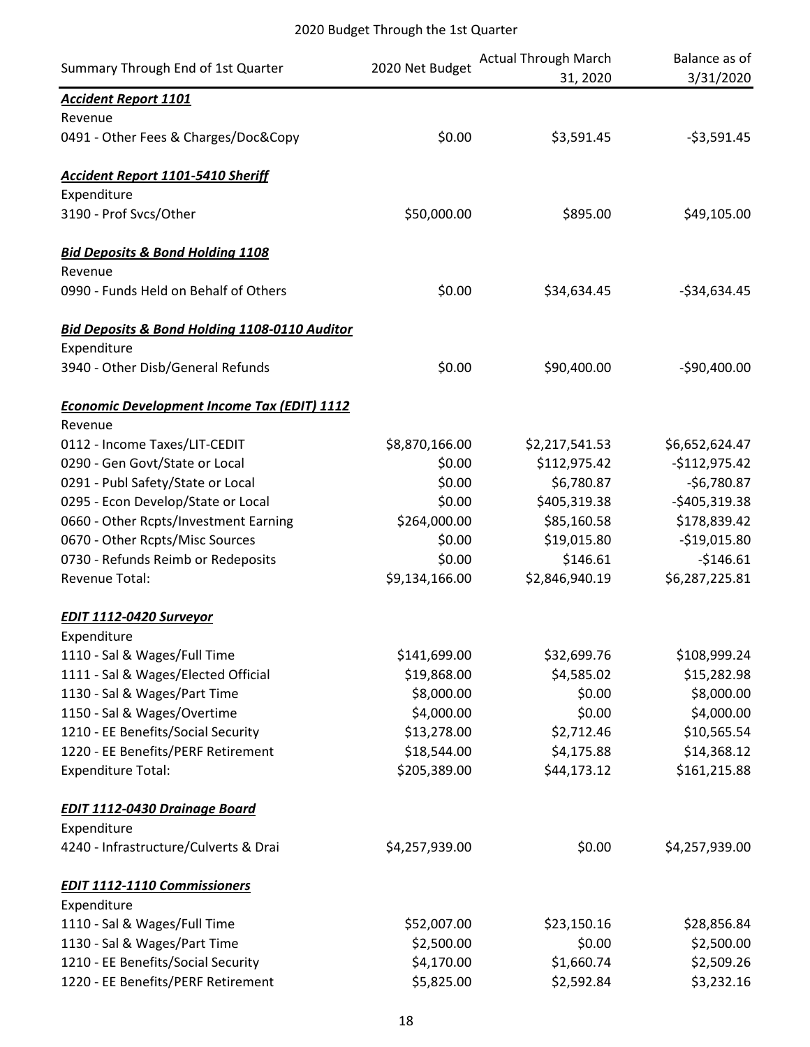2020 Budget Through the 1st Quarter

| Summary Through End of 1st Quarter | 2020 Net Budget | Actual Through March 31, 2020 | Balance as of 3/31/2020 |
|---|---|---|---|
| ***Accident Report 1101*** | | | |
| Revenue | | | |
| 0491 - Other Fees & Charges/Doc&Copy | $0.00 | $3,591.45 | -$3,591.45 |
| | | | |
| ***Accident Report 1101-5410 Sheriff*** | | | |
| Expenditure | | | |
| 3190 - Prof Svcs/Other | $50,000.00 | $895.00 | $49,105.00 |
| | | | |
| ***Bid Deposits & Bond Holding 1108*** | | | |
| Revenue | | | |
| 0990 - Funds Held on Behalf of Others | $0.00 | $34,634.45 | -$34,634.45 |
| | | | |
| ***Bid Deposits & Bond Holding 1108-0110 Auditor*** | | | |
| Expenditure | | | |
| 3940 - Other Disb/General Refunds | $0.00 | $90,400.00 | -$90,400.00 |
| | | | |
| ***Economic Development Income Tax (EDIT) 1112*** | | | |
| Revenue | | | |
| 0112 - Income Taxes/LIT-CEDIT | $8,870,166.00 | $2,217,541.53 | $6,652,624.47 |
| 0290 - Gen Govt/State or Local | $0.00 | $112,975.42 | -$112,975.42 |
| 0291 - Publ Safety/State or Local | $0.00 | $6,780.87 | -$6,780.87 |
| 0295 - Econ Develop/State or Local | $0.00 | $405,319.38 | -$405,319.38 |
| 0660 - Other Rcpts/Investment Earning | $264,000.00 | $85,160.58 | $178,839.42 |
| 0670 - Other Rcpts/Misc Sources | $0.00 | $19,015.80 | -$19,015.80 |
| 0730 - Refunds Reimb or Redeposits | $0.00 | $146.61 | -$146.61 |
| Revenue Total: | $9,134,166.00 | $2,846,940.19 | $6,287,225.81 |
| | | | |
| ***EDIT 1112-0420 Surveyor*** | | | |
| Expenditure | | | |
| 1110 - Sal & Wages/Full Time | $141,699.00 | $32,699.76 | $108,999.24 |
| 1111 - Sal & Wages/Elected Official | $19,868.00 | $4,585.02 | $15,282.98 |
| 1130 - Sal & Wages/Part Time | $8,000.00 | $0.00 | $8,000.00 |
| 1150 - Sal & Wages/Overtime | $4,000.00 | $0.00 | $4,000.00 |
| 1210 - EE Benefits/Social Security | $13,278.00 | $2,712.46 | $10,565.54 |
| 1220 - EE Benefits/PERF Retirement | $18,544.00 | $4,175.88 | $14,368.12 |
| Expenditure Total: | $205,389.00 | $44,173.12 | $161,215.88 |
| | | | |
| ***EDIT 1112-0430 Drainage Board*** | | | |
| Expenditure | | | |
| 4240 - Infrastructure/Culverts & Drai | $4,257,939.00 | $0.00 | $4,257,939.00 |
| | | | |
| ***EDIT 1112-1110 Commissioners*** | | | |
| Expenditure | | | |
| 1110 - Sal & Wages/Full Time | $52,007.00 | $23,150.16 | $28,856.84 |
| 1130 - Sal & Wages/Part Time | $2,500.00 | $0.00 | $2,500.00 |
| 1210 - EE Benefits/Social Security | $4,170.00 | $1,660.74 | $2,509.26 |
| 1220 - EE Benefits/PERF Retirement | $5,825.00 | $2,592.84 | $3,232.16 |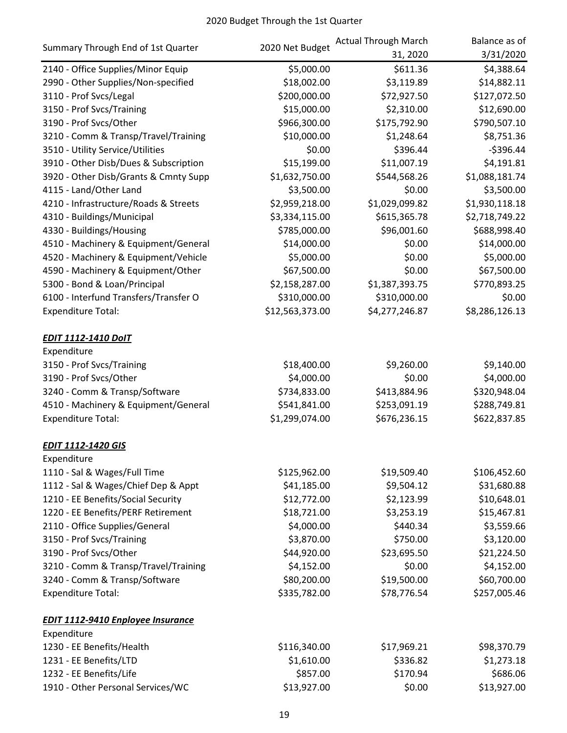2020 Budget Through the 1st Quarter

| Summary Through End of 1st Quarter | 2020 Net Budget | Actual Through March 31, 2020 | Balance as of 3/31/2020 |
|---|---|---|---|
| 2140 - Office Supplies/Minor Equip | $5,000.00 | $611.36 | $4,388.64 |
| 2990 - Other Supplies/Non-specified | $18,002.00 | $3,119.89 | $14,882.11 |
| 3110 - Prof Svcs/Legal | $200,000.00 | $72,927.50 | $127,072.50 |
| 3150 - Prof Svcs/Training | $15,000.00 | $2,310.00 | $12,690.00 |
| 3190 - Prof Svcs/Other | $966,300.00 | $175,792.90 | $790,507.10 |
| 3210 - Comm & Transp/Travel/Training | $10,000.00 | $1,248.64 | $8,751.36 |
| 3510 - Utility Service/Utilities | $0.00 | $396.44 | -$396.44 |
| 3910 - Other Disb/Dues & Subscription | $15,199.00 | $11,007.19 | $4,191.81 |
| 3920 - Other Disb/Grants & Cmnty Supp | $1,632,750.00 | $544,568.26 | $1,088,181.74 |
| 4115 - Land/Other Land | $3,500.00 | $0.00 | $3,500.00 |
| 4210 - Infrastructure/Roads & Streets | $2,959,218.00 | $1,029,099.82 | $1,930,118.18 |
| 4310 - Buildings/Municipal | $3,334,115.00 | $615,365.78 | $2,718,749.22 |
| 4330 - Buildings/Housing | $785,000.00 | $96,001.60 | $688,998.40 |
| 4510 - Machinery & Equipment/General | $14,000.00 | $0.00 | $14,000.00 |
| 4520 - Machinery & Equipment/Vehicle | $5,000.00 | $0.00 | $5,000.00 |
| 4590 - Machinery & Equipment/Other | $67,500.00 | $0.00 | $67,500.00 |
| 5300 - Bond & Loan/Principal | $2,158,287.00 | $1,387,393.75 | $770,893.25 |
| 6100 - Interfund Transfers/Transfer O | $310,000.00 | $310,000.00 | $0.00 |
| Expenditure Total: | $12,563,373.00 | $4,277,246.87 | $8,286,126.13 |
| | | | |
| ***EDIT 1112-1410 DoIT*** | | | |
| Expenditure | | | |
| 3150 - Prof Svcs/Training | $18,400.00 | $9,260.00 | $9,140.00 |
| 3190 - Prof Svcs/Other | $4,000.00 | $0.00 | $4,000.00 |
| 3240 - Comm & Transp/Software | $734,833.00 | $413,884.96 | $320,948.04 |
| 4510 - Machinery & Equipment/General | $541,841.00 | $253,091.19 | $288,749.81 |
| Expenditure Total: | $1,299,074.00 | $676,236.15 | $622,837.85 |
| | | | |
| ***EDIT 1112-1420 GIS*** | | | |
| Expenditure | | | |
| 1110 - Sal & Wages/Full Time | $125,962.00 | $19,509.40 | $106,452.60 |
| 1112 - Sal & Wages/Chief Dep & Appt | $41,185.00 | $9,504.12 | $31,680.88 |
| 1210 - EE Benefits/Social Security | $12,772.00 | $2,123.99 | $10,648.01 |
| 1220 - EE Benefits/PERF Retirement | $18,721.00 | $3,253.19 | $15,467.81 |
| 2110 - Office Supplies/General | $4,000.00 | $440.34 | $3,559.66 |
| 3150 - Prof Svcs/Training | $3,870.00 | $750.00 | $3,120.00 |
| 3190 - Prof Svcs/Other | $44,920.00 | $23,695.50 | $21,224.50 |
| 3210 - Comm & Transp/Travel/Training | $4,152.00 | $0.00 | $4,152.00 |
| 3240 - Comm & Transp/Software | $80,200.00 | $19,500.00 | $60,700.00 |
| Expenditure Total: | $335,782.00 | $78,776.54 | $257,005.46 |
| | | | |
| ***EDIT 1112-9410 Enployee Insurance*** | | | |
| Expenditure | | | |
| 1230 - EE Benefits/Health | $116,340.00 | $17,969.21 | $98,370.79 |
| 1231 - EE Benefits/LTD | $1,610.00 | $336.82 | $1,273.18 |
| 1232 - EE Benefits/Life | $857.00 | $170.94 | $686.06 |
| 1910 - Other Personal Services/WC | $13,927.00 | $0.00 | $13,927.00 |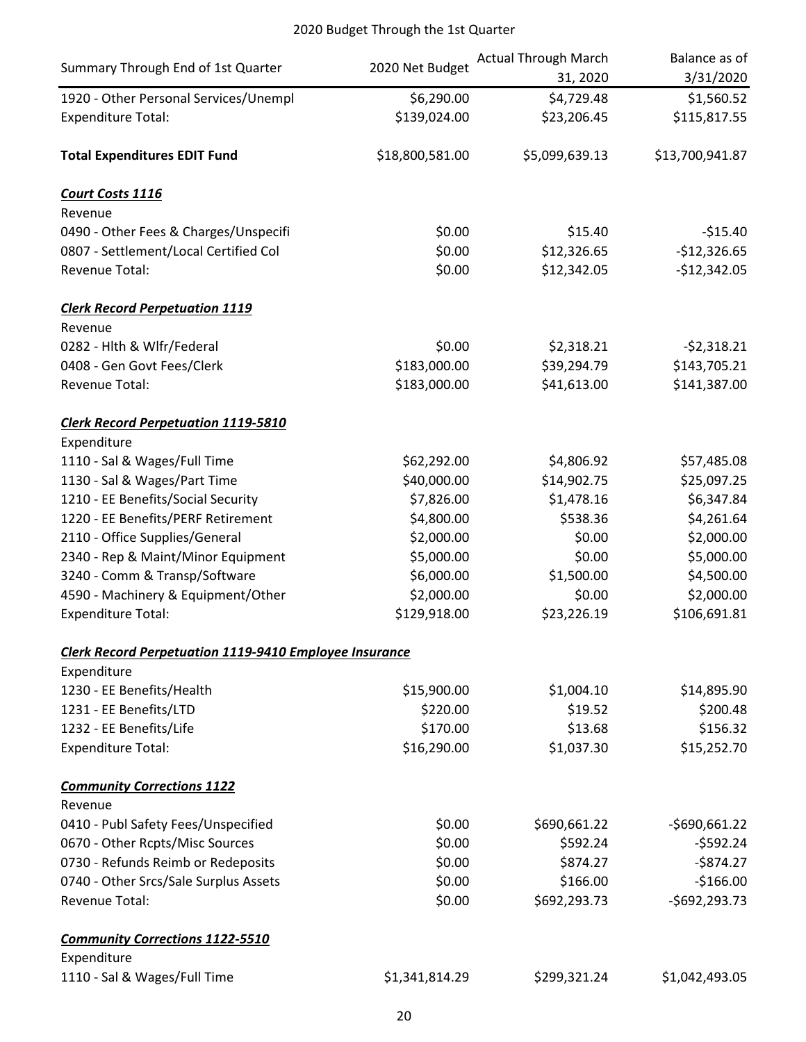# 2020 Budget Through the 1st Quarter

| Summary Through End of 1st Quarter | 2020 Net Budget | Actual Through March 31, 2020 | Balance as of 3/31/2020 |
|---|---|---|---|
| 1920 - Other Personal Services/Unempl | $6,290.00 | $4,729.48 | $1,560.52 |
| Expenditure Total: | $139,024.00 | $23,206.45 | $115,817.55 |
| | | | |
| **Total Expenditures EDIT Fund** | $18,800,581.00 | $5,099,639.13 | $13,700,941.87 |
| | | | |
| ***Court Costs 1116*** | | | |
| Revenue | | | |
| 0490 - Other Fees & Charges/Unspecifi | $0.00 | $15.40 | -$15.40 |
| 0807 - Settlement/Local Certified Col | $0.00 | $12,326.65 | -$12,326.65 |
| Revenue Total: | $0.00 | $12,342.05 | -$12,342.05 |
| | | | |
| ***Clerk Record Perpetuation 1119*** | | | |
| Revenue | | | |
| 0282 - Hlth & Wlfr/Federal | $0.00 | $2,318.21 | -$2,318.21 |
| 0408 - Gen Govt Fees/Clerk | $183,000.00 | $39,294.79 | $143,705.21 |
| Revenue Total: | $183,000.00 | $41,613.00 | $141,387.00 |
| | | | |
| ***Clerk Record Perpetuation 1119-5810*** | | | |
| Expenditure | | | |
| 1110 - Sal & Wages/Full Time | $62,292.00 | $4,806.92 | $57,485.08 |
| 1130 - Sal & Wages/Part Time | $40,000.00 | $14,902.75 | $25,097.25 |
| 1210 - EE Benefits/Social Security | $7,826.00 | $1,478.16 | $6,347.84 |
| 1220 - EE Benefits/PERF Retirement | $4,800.00 | $538.36 | $4,261.64 |
| 2110 - Office Supplies/General | $2,000.00 | $0.00 | $2,000.00 |
| 2340 - Rep & Maint/Minor Equipment | $5,000.00 | $0.00 | $5,000.00 |
| 3240 - Comm & Transp/Software | $6,000.00 | $1,500.00 | $4,500.00 |
| 4590 - Machinery & Equipment/Other | $2,000.00 | $0.00 | $2,000.00 |
| Expenditure Total: | $129,918.00 | $23,226.19 | $106,691.81 |
| | | | |
| ***Clerk Record Perpetuation 1119-9410 Employee Insurance*** | | | |
| Expenditure | | | |
| 1230 - EE Benefits/Health | $15,900.00 | $1,004.10 | $14,895.90 |
| 1231 - EE Benefits/LTD | $220.00 | $19.52 | $200.48 |
| 1232 - EE Benefits/Life | $170.00 | $13.68 | $156.32 |
| Expenditure Total: | $16,290.00 | $1,037.30 | $15,252.70 |
| | | | |
| ***Community Corrections 1122*** | | | |
| Revenue | | | |
| 0410 - Publ Safety Fees/Unspecified | $0.00 | $690,661.22 | -$690,661.22 |
| 0670 - Other Rcpts/Misc Sources | $0.00 | $592.24 | -$592.24 |
| 0730 - Refunds Reimb or Redeposits | $0.00 | $874.27 | -$874.27 |
| 0740 - Other Srcs/Sale Surplus Assets | $0.00 | $166.00 | -$166.00 |
| Revenue Total: | $0.00 | $692,293.73 | -$692,293.73 |
| | | | |
| ***Community Corrections 1122-5510*** | | | |
| Expenditure | | | |
| 1110 - Sal & Wages/Full Time | $1,341,814.29 | $299,321.24 | $1,042,493.05 |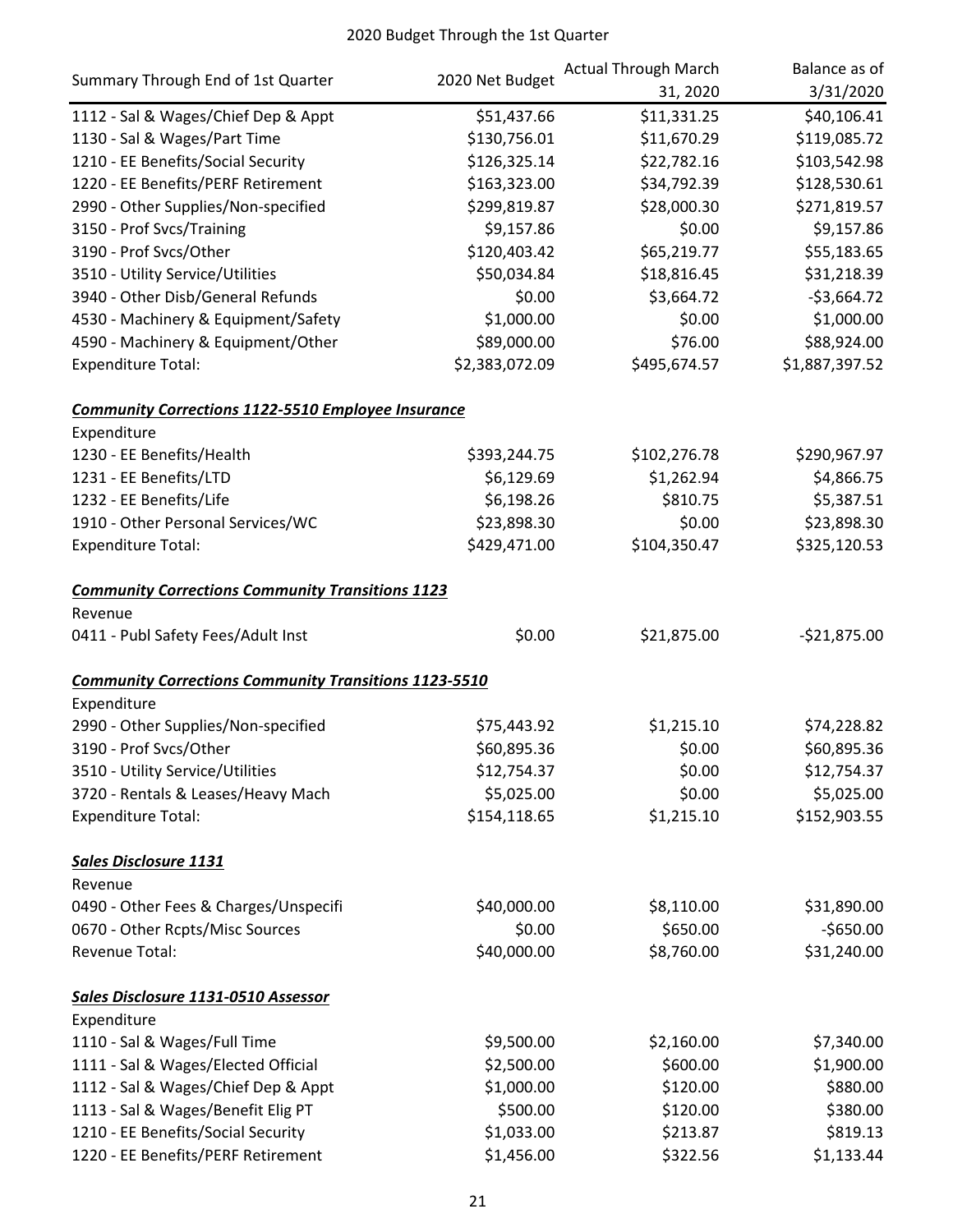2020 Budget Through the 1st Quarter

| Summary Through End of 1st Quarter | 2020 Net Budget | Actual Through March 31, 2020 | Balance as of 3/31/2020 |
|---|---|---|---|
| 1112 - Sal & Wages/Chief Dep & Appt | $51,437.66 | $11,331.25 | $40,106.41 |
| 1130 - Sal & Wages/Part Time | $130,756.01 | $11,670.29 | $119,085.72 |
| 1210 - EE Benefits/Social Security | $126,325.14 | $22,782.16 | $103,542.98 |
| 1220 - EE Benefits/PERF Retirement | $163,323.00 | $34,792.39 | $128,530.61 |
| 2990 - Other Supplies/Non-specified | $299,819.87 | $28,000.30 | $271,819.57 |
| 3150 - Prof Svcs/Training | $9,157.86 | $0.00 | $9,157.86 |
| 3190 - Prof Svcs/Other | $120,403.42 | $65,219.77 | $55,183.65 |
| 3510 - Utility Service/Utilities | $50,034.84 | $18,816.45 | $31,218.39 |
| 3940 - Other Disb/General Refunds | $0.00 | $3,664.72 | -$3,664.72 |
| 4530 - Machinery & Equipment/Safety | $1,000.00 | $0.00 | $1,000.00 |
| 4590 - Machinery & Equipment/Other | $89,000.00 | $76.00 | $88,924.00 |
| Expenditure Total: | $2,383,072.09 | $495,674.57 | $1,887,397.52 |
| | | | |
| ***Community Corrections 1122-5510 Employee Insurance*** | | | |
| Expenditure | | | |
| 1230 - EE Benefits/Health | $393,244.75 | $102,276.78 | $290,967.97 |
| 1231 - EE Benefits/LTD | $6,129.69 | $1,262.94 | $4,866.75 |
| 1232 - EE Benefits/Life | $6,198.26 | $810.75 | $5,387.51 |
| 1910 - Other Personal Services/WC | $23,898.30 | $0.00 | $23,898.30 |
| Expenditure Total: | $429,471.00 | $104,350.47 | $325,120.53 |
| | | | |
| ***Community Corrections Community Transitions 1123*** | | | |
| Revenue | | | |
| 0411 - Publ Safety Fees/Adult Inst | $0.00 | $21,875.00 | -$21,875.00 |
| | | | |
| ***Community Corrections Community Transitions 1123-5510*** | | | |
| Expenditure | | | |
| 2990 - Other Supplies/Non-specified | $75,443.92 | $1,215.10 | $74,228.82 |
| 3190 - Prof Svcs/Other | $60,895.36 | $0.00 | $60,895.36 |
| 3510 - Utility Service/Utilities | $12,754.37 | $0.00 | $12,754.37 |
| 3720 - Rentals & Leases/Heavy Mach | $5,025.00 | $0.00 | $5,025.00 |
| Expenditure Total: | $154,118.65 | $1,215.10 | $152,903.55 |
| | | | |
| ***Sales Disclosure 1131*** | | | |
| Revenue | | | |
| 0490 - Other Fees & Charges/Unspecifi | $40,000.00 | $8,110.00 | $31,890.00 |
| 0670 - Other Rcpts/Misc Sources | $0.00 | $650.00 | -$650.00 |
| Revenue Total: | $40,000.00 | $8,760.00 | $31,240.00 |
| | | | |
| ***Sales Disclosure 1131-0510 Assessor*** | | | |
| Expenditure | | | |
| 1110 - Sal & Wages/Full Time | $9,500.00 | $2,160.00 | $7,340.00 |
| 1111 - Sal & Wages/Elected Official | $2,500.00 | $600.00 | $1,900.00 |
| 1112 - Sal & Wages/Chief Dep & Appt | $1,000.00 | $120.00 | $880.00 |
| 1113 - Sal & Wages/Benefit Elig PT | $500.00 | $120.00 | $380.00 |
| 1210 - EE Benefits/Social Security | $1,033.00 | $213.87 | $819.13 |
| 1220 - EE Benefits/PERF Retirement | $1,456.00 | $322.56 | $1,133.44 |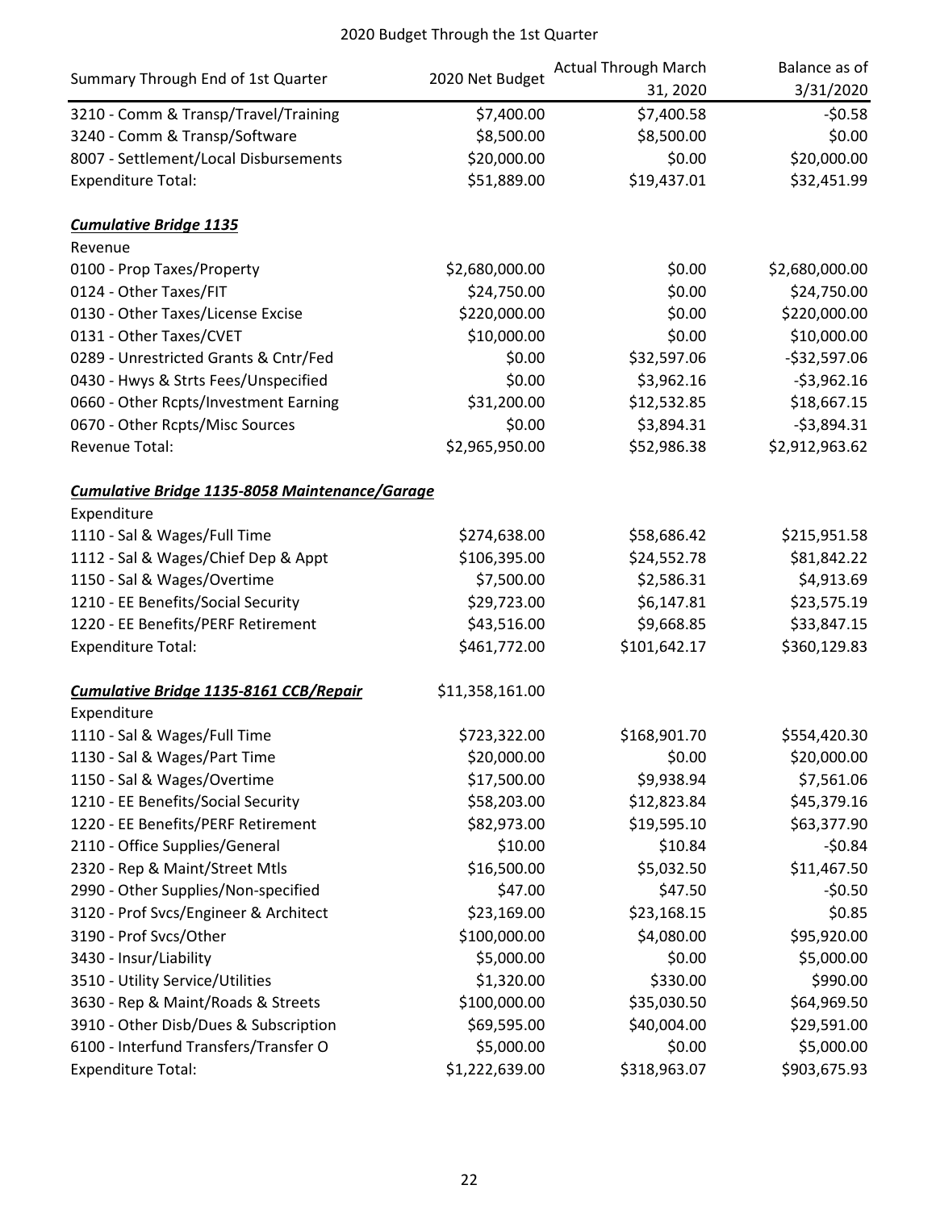## 2020 Budget Through the 1st Quarter

| Summary Through End of 1st Quarter | 2020 Net Budget | Actual Through March 31, 2020 | Balance as of 3/31/2020 |
|---|---|---|---|
| 3210 - Comm & Transp/Travel/Training | $7,400.00 | $7,400.58 | -$0.58 |
| 3240 - Comm & Transp/Software | $8,500.00 | $8,500.00 | $0.00 |
| 8007 - Settlement/Local Disbursements | $20,000.00 | $0.00 | $20,000.00 |
| Expenditure Total: | $51,889.00 | $19,437.01 | $32,451.99 |
| | | | |
| ***Cumulative Bridge 1135*** | | | |
| Revenue | | | |
| 0100 - Prop Taxes/Property | $2,680,000.00 | $0.00 | $2,680,000.00 |
| 0124 - Other Taxes/FIT | $24,750.00 | $0.00 | $24,750.00 |
| 0130 - Other Taxes/License Excise | $220,000.00 | $0.00 | $220,000.00 |
| 0131 - Other Taxes/CVET | $10,000.00 | $0.00 | $10,000.00 |
| 0289 - Unrestricted Grants & Cntr/Fed | $0.00 | $32,597.06 | -$32,597.06 |
| 0430 - Hwys & Strts Fees/Unspecified | $0.00 | $3,962.16 | -$3,962.16 |
| 0660 - Other Rcpts/Investment Earning | $31,200.00 | $12,532.85 | $18,667.15 |
| 0670 - Other Rcpts/Misc Sources | $0.00 | $3,894.31 | -$3,894.31 |
| Revenue Total: | $2,965,950.00 | $52,986.38 | $2,912,963.62 |
| | | | |
| ***Cumulative Bridge 1135-8058 Maintenance/Garage*** | | | |
| Expenditure | | | |
| 1110 - Sal & Wages/Full Time | $274,638.00 | $58,686.42 | $215,951.58 |
| 1112 - Sal & Wages/Chief Dep & Appt | $106,395.00 | $24,552.78 | $81,842.22 |
| 1150 - Sal & Wages/Overtime | $7,500.00 | $2,586.31 | $4,913.69 |
| 1210 - EE Benefits/Social Security | $29,723.00 | $6,147.81 | $23,575.19 |
| 1220 - EE Benefits/PERF Retirement | $43,516.00 | $9,668.85 | $33,847.15 |
| Expenditure Total: | $461,772.00 | $101,642.17 | $360,129.83 |
| | | | |
| ***Cumulative Bridge 1135-8161 CCB/Repair*** | $11,358,161.00 | | |
| Expenditure | | | |
| 1110 - Sal & Wages/Full Time | $723,322.00 | $168,901.70 | $554,420.30 |
| 1130 - Sal & Wages/Part Time | $20,000.00 | $0.00 | $20,000.00 |
| 1150 - Sal & Wages/Overtime | $17,500.00 | $9,938.94 | $7,561.06 |
| 1210 - EE Benefits/Social Security | $58,203.00 | $12,823.84 | $45,379.16 |
| 1220 - EE Benefits/PERF Retirement | $82,973.00 | $19,595.10 | $63,377.90 |
| 2110 - Office Supplies/General | $10.00 | $10.84 | -$0.84 |
| 2320 - Rep & Maint/Street Mtls | $16,500.00 | $5,032.50 | $11,467.50 |
| 2990 - Other Supplies/Non-specified | $47.00 | $47.50 | -$0.50 |
| 3120 - Prof Svcs/Engineer & Architect | $23,169.00 | $23,168.15 | $0.85 |
| 3190 - Prof Svcs/Other | $100,000.00 | $4,080.00 | $95,920.00 |
| 3430 - Insur/Liability | $5,000.00 | $0.00 | $5,000.00 |
| 3510 - Utility Service/Utilities | $1,320.00 | $330.00 | $990.00 |
| 3630 - Rep & Maint/Roads & Streets | $100,000.00 | $35,030.50 | $64,969.50 |
| 3910 - Other Disb/Dues & Subscription | $69,595.00 | $40,004.00 | $29,591.00 |
| 6100 - Interfund Transfers/Transfer O | $5,000.00 | $0.00 | $5,000.00 |
| Expenditure Total: | $1,222,639.00 | $318,963.07 | $903,675.93 |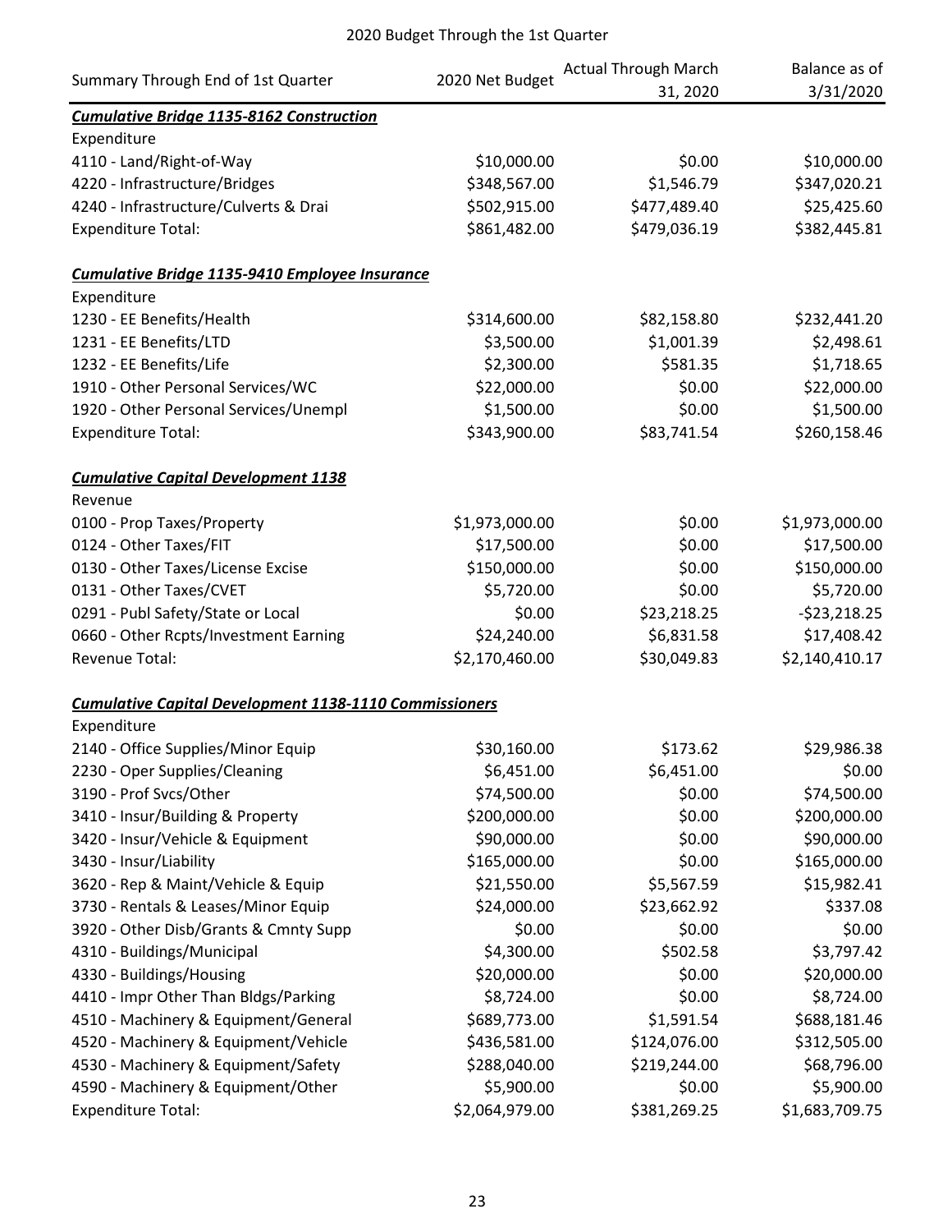2020 Budget Through the 1st Quarter

| Summary Through End of 1st Quarter | 2020 Net Budget | Actual Through March 31, 2020 | Balance as of 3/31/2020 |
|---|---|---|---|
| ***Cumulative Bridge 1135-8162 Construction*** | | | |
| Expenditure | | | |
| 4110 - Land/Right-of-Way | $10,000.00 | $0.00 | $10,000.00 |
| 4220 - Infrastructure/Bridges | $348,567.00 | $1,546.79 | $347,020.21 |
| 4240 - Infrastructure/Culverts & Drai | $502,915.00 | $477,489.40 | $25,425.60 |
| Expenditure Total: | $861,482.00 | $479,036.19 | $382,445.81 |
| | | | |
| ***Cumulative Bridge 1135-9410 Employee Insurance*** | | | |
| Expenditure | | | |
| 1230 - EE Benefits/Health | $314,600.00 | $82,158.80 | $232,441.20 |
| 1231 - EE Benefits/LTD | $3,500.00 | $1,001.39 | $2,498.61 |
| 1232 - EE Benefits/Life | $2,300.00 | $581.35 | $1,718.65 |
| 1910 - Other Personal Services/WC | $22,000.00 | $0.00 | $22,000.00 |
| 1920 - Other Personal Services/Unempl | $1,500.00 | $0.00 | $1,500.00 |
| Expenditure Total: | $343,900.00 | $83,741.54 | $260,158.46 |
| | | | |
| ***Cumulative Capital Development 1138*** | | | |
| Revenue | | | |
| 0100 - Prop Taxes/Property | $1,973,000.00 | $0.00 | $1,973,000.00 |
| 0124 - Other Taxes/FIT | $17,500.00 | $0.00 | $17,500.00 |
| 0130 - Other Taxes/License Excise | $150,000.00 | $0.00 | $150,000.00 |
| 0131 - Other Taxes/CVET | $5,720.00 | $0.00 | $5,720.00 |
| 0291 - Publ Safety/State or Local | $0.00 | $23,218.25 | -$23,218.25 |
| 0660 - Other Rcpts/Investment Earning | $24,240.00 | $6,831.58 | $17,408.42 |
| Revenue Total: | $2,170,460.00 | $30,049.83 | $2,140,410.17 |
| | | | |
| ***Cumulative Capital Development 1138-1110 Commissioners*** | | | |
| Expenditure | | | |
| 2140 - Office Supplies/Minor Equip | $30,160.00 | $173.62 | $29,986.38 |
| 2230 - Oper Supplies/Cleaning | $6,451.00 | $6,451.00 | $0.00 |
| 3190 - Prof Svcs/Other | $74,500.00 | $0.00 | $74,500.00 |
| 3410 - Insur/Building & Property | $200,000.00 | $0.00 | $200,000.00 |
| 3420 - Insur/Vehicle & Equipment | $90,000.00 | $0.00 | $90,000.00 |
| 3430 - Insur/Liability | $165,000.00 | $0.00 | $165,000.00 |
| 3620 - Rep & Maint/Vehicle & Equip | $21,550.00 | $5,567.59 | $15,982.41 |
| 3730 - Rentals & Leases/Minor Equip | $24,000.00 | $23,662.92 | $337.08 |
| 3920 - Other Disb/Grants & Cmnty Supp | $0.00 | $0.00 | $0.00 |
| 4310 - Buildings/Municipal | $4,300.00 | $502.58 | $3,797.42 |
| 4330 - Buildings/Housing | $20,000.00 | $0.00 | $20,000.00 |
| 4410 - Impr Other Than Bldgs/Parking | $8,724.00 | $0.00 | $8,724.00 |
| 4510 - Machinery & Equipment/General | $689,773.00 | $1,591.54 | $688,181.46 |
| 4520 - Machinery & Equipment/Vehicle | $436,581.00 | $124,076.00 | $312,505.00 |
| 4530 - Machinery & Equipment/Safety | $288,040.00 | $219,244.00 | $68,796.00 |
| 4590 - Machinery & Equipment/Other | $5,900.00 | $0.00 | $5,900.00 |
| Expenditure Total: | $2,064,979.00 | $381,269.25 | $1,683,709.75 |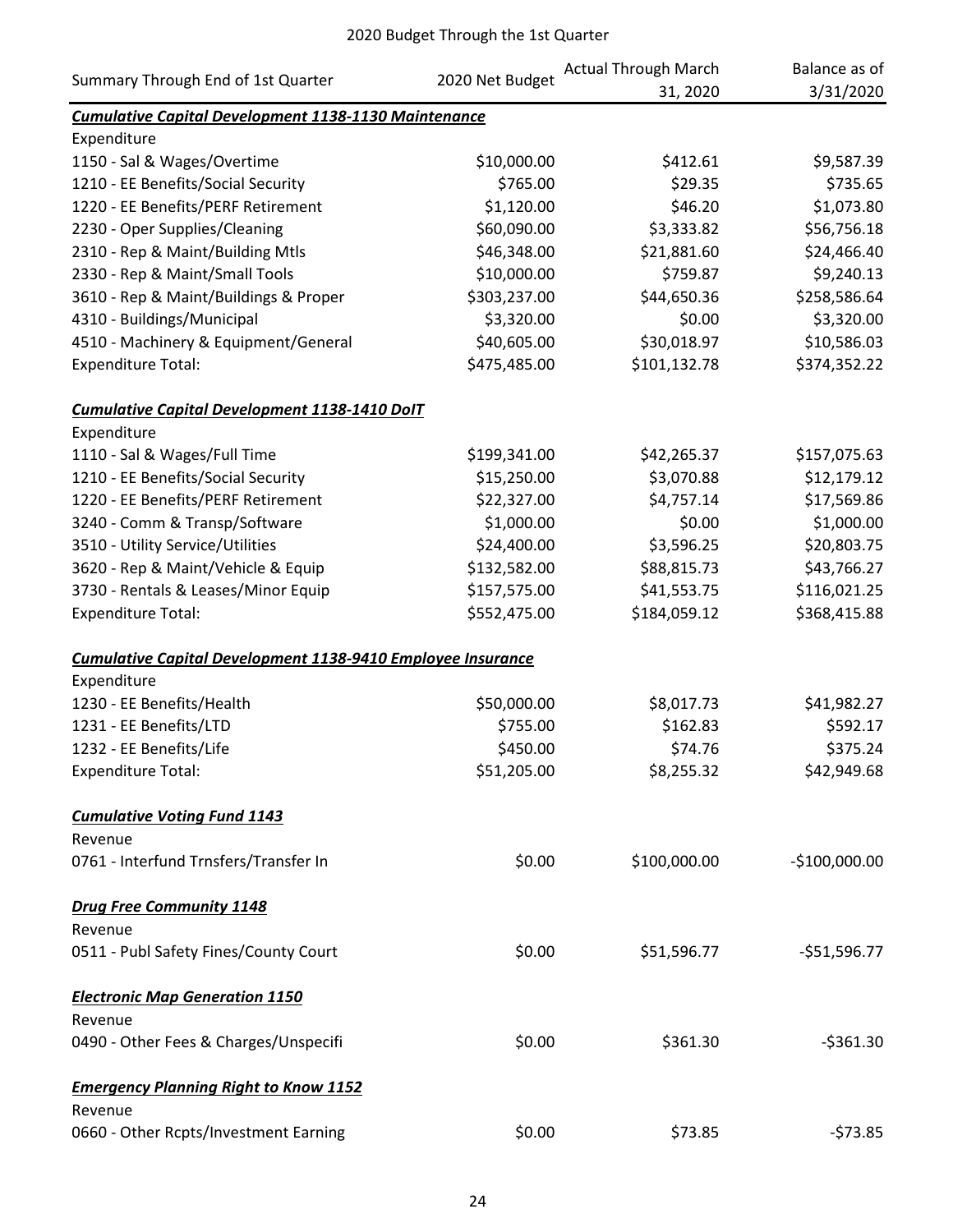2020 Budget Through the 1st Quarter

| Summary Through End of 1st Quarter | 2020 Net Budget | Actual Through March 31, 2020 | Balance as of 3/31/2020 |
|---|---|---|---|
| ***Cumulative Capital Development 1138-1130 Maintenance*** | | | |
| Expenditure | | | |
| 1150 - Sal & Wages/Overtime | $10,000.00 | $412.61 | $9,587.39 |
| 1210 - EE Benefits/Social Security | $765.00 | $29.35 | $735.65 |
| 1220 - EE Benefits/PERF Retirement | $1,120.00 | $46.20 | $1,073.80 |
| 2230 - Oper Supplies/Cleaning | $60,090.00 | $3,333.82 | $56,756.18 |
| 2310 - Rep & Maint/Building Mtls | $46,348.00 | $21,881.60 | $24,466.40 |
| 2330 - Rep & Maint/Small Tools | $10,000.00 | $759.87 | $9,240.13 |
| 3610 - Rep & Maint/Buildings & Proper | $303,237.00 | $44,650.36 | $258,586.64 |
| 4310 - Buildings/Municipal | $3,320.00 | $0.00 | $3,320.00 |
| 4510 - Machinery & Equipment/General | $40,605.00 | $30,018.97 | $10,586.03 |
| Expenditure Total: | $475,485.00 | $101,132.78 | $374,352.22 |
| | | | |
| ***Cumulative Capital Development 1138-1410 DoIT*** | | | |
| Expenditure | | | |
| 1110 - Sal & Wages/Full Time | $199,341.00 | $42,265.37 | $157,075.63 |
| 1210 - EE Benefits/Social Security | $15,250.00 | $3,070.88 | $12,179.12 |
| 1220 - EE Benefits/PERF Retirement | $22,327.00 | $4,757.14 | $17,569.86 |
| 3240 - Comm & Transp/Software | $1,000.00 | $0.00 | $1,000.00 |
| 3510 - Utility Service/Utilities | $24,400.00 | $3,596.25 | $20,803.75 |
| 3620 - Rep & Maint/Vehicle & Equip | $132,582.00 | $88,815.73 | $43,766.27 |
| 3730 - Rentals & Leases/Minor Equip | $157,575.00 | $41,553.75 | $116,021.25 |
| Expenditure Total: | $552,475.00 | $184,059.12 | $368,415.88 |
| | | | |
| ***Cumulative Capital Development 1138-9410 Employee Insurance*** | | | |
| Expenditure | | | |
| 1230 - EE Benefits/Health | $50,000.00 | $8,017.73 | $41,982.27 |
| 1231 - EE Benefits/LTD | $755.00 | $162.83 | $592.17 |
| 1232 - EE Benefits/Life | $450.00 | $74.76 | $375.24 |
| Expenditure Total: | $51,205.00 | $8,255.32 | $42,949.68 |
| | | | |
| ***Cumulative Voting Fund 1143*** | | | |
| Revenue | | | |
| 0761 - Interfund Trnsfers/Transfer In | $0.00 | $100,000.00 | -$100,000.00 |
| | | | |
| ***Drug Free Community 1148*** | | | |
| Revenue | | | |
| 0511 - Publ Safety Fines/County Court | $0.00 | $51,596.77 | -$51,596.77 |
| | | | |
| ***Electronic Map Generation 1150*** | | | |
| Revenue | | | |
| 0490 - Other Fees & Charges/Unspecifi | $0.00 | $361.30 | -$361.30 |
| | | | |
| ***Emergency Planning Right to Know 1152*** | | | |
| Revenue | | | |
| 0660 - Other Rcpts/Investment Earning | $0.00 | $73.85 | -$73.85 |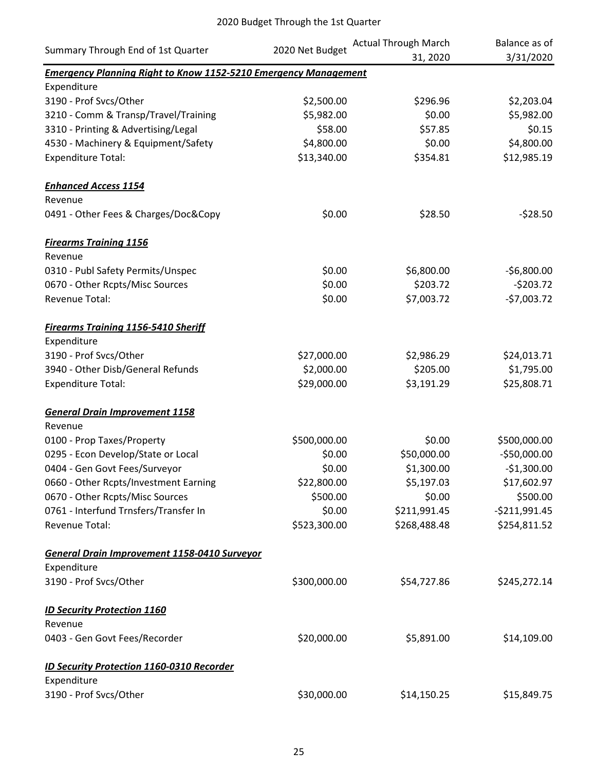2020 Budget Through the 1st Quarter

| Summary Through End of 1st Quarter | 2020 Net Budget | Actual Through March 31, 2020 | Balance as of 3/31/2020 |
|---|---|---|---|
| ***Emergency Planning Right to Know 1152-5210 Emergency Management*** | | | |
| Expenditure | | | |
| 3190 - Prof Svcs/Other | $2,500.00 | $296.96 | $2,203.04 |
| 3210 - Comm & Transp/Travel/Training | $5,982.00 | $0.00 | $5,982.00 |
| 3310 - Printing & Advertising/Legal | $58.00 | $57.85 | $0.15 |
| 4530 - Machinery & Equipment/Safety | $4,800.00 | $0.00 | $4,800.00 |
| Expenditure Total: | $13,340.00 | $354.81 | $12,985.19 |
| ***Enhanced Access 1154*** | | | |
| Revenue | | | |
| 0491 - Other Fees & Charges/Doc&Copy | $0.00 | $28.50 | -$28.50 |
| ***Firearms Training 1156*** | | | |
| Revenue | | | |
| 0310 - Publ Safety Permits/Unspec | $0.00 | $6,800.00 | -$6,800.00 |
| 0670 - Other Rcpts/Misc Sources | $0.00 | $203.72 | -$203.72 |
| Revenue Total: | $0.00 | $7,003.72 | -$7,003.72 |
| ***Firearms Training 1156-5410 Sheriff*** | | | |
| Expenditure | | | |
| 3190 - Prof Svcs/Other | $27,000.00 | $2,986.29 | $24,013.71 |
| 3940 - Other Disb/General Refunds | $2,000.00 | $205.00 | $1,795.00 |
| Expenditure Total: | $29,000.00 | $3,191.29 | $25,808.71 |
| ***General Drain Improvement 1158*** | | | |
| Revenue | | | |
| 0100 - Prop Taxes/Property | $500,000.00 | $0.00 | $500,000.00 |
| 0295 - Econ Develop/State or Local | $0.00 | $50,000.00 | -$50,000.00 |
| 0404 - Gen Govt Fees/Surveyor | $0.00 | $1,300.00 | -$1,300.00 |
| 0660 - Other Rcpts/Investment Earning | $22,800.00 | $5,197.03 | $17,602.97 |
| 0670 - Other Rcpts/Misc Sources | $500.00 | $0.00 | $500.00 |
| 0761 - Interfund Trnsfers/Transfer In | $0.00 | $211,991.45 | -$211,991.45 |
| Revenue Total: | $523,300.00 | $268,488.48 | $254,811.52 |
| ***General Drain Improvement 1158-0410 Surveyor*** | | | |
| Expenditure | | | |
| 3190 - Prof Svcs/Other | $300,000.00 | $54,727.86 | $245,272.14 |
| ***ID Security Protection 1160*** | | | |
| Revenue | | | |
| 0403 - Gen Govt Fees/Recorder | $20,000.00 | $5,891.00 | $14,109.00 |
| ***ID Security Protection 1160-0310 Recorder*** | | | |
| Expenditure | | | |
| 3190 - Prof Svcs/Other | $30,000.00 | $14,150.25 | $15,849.75 |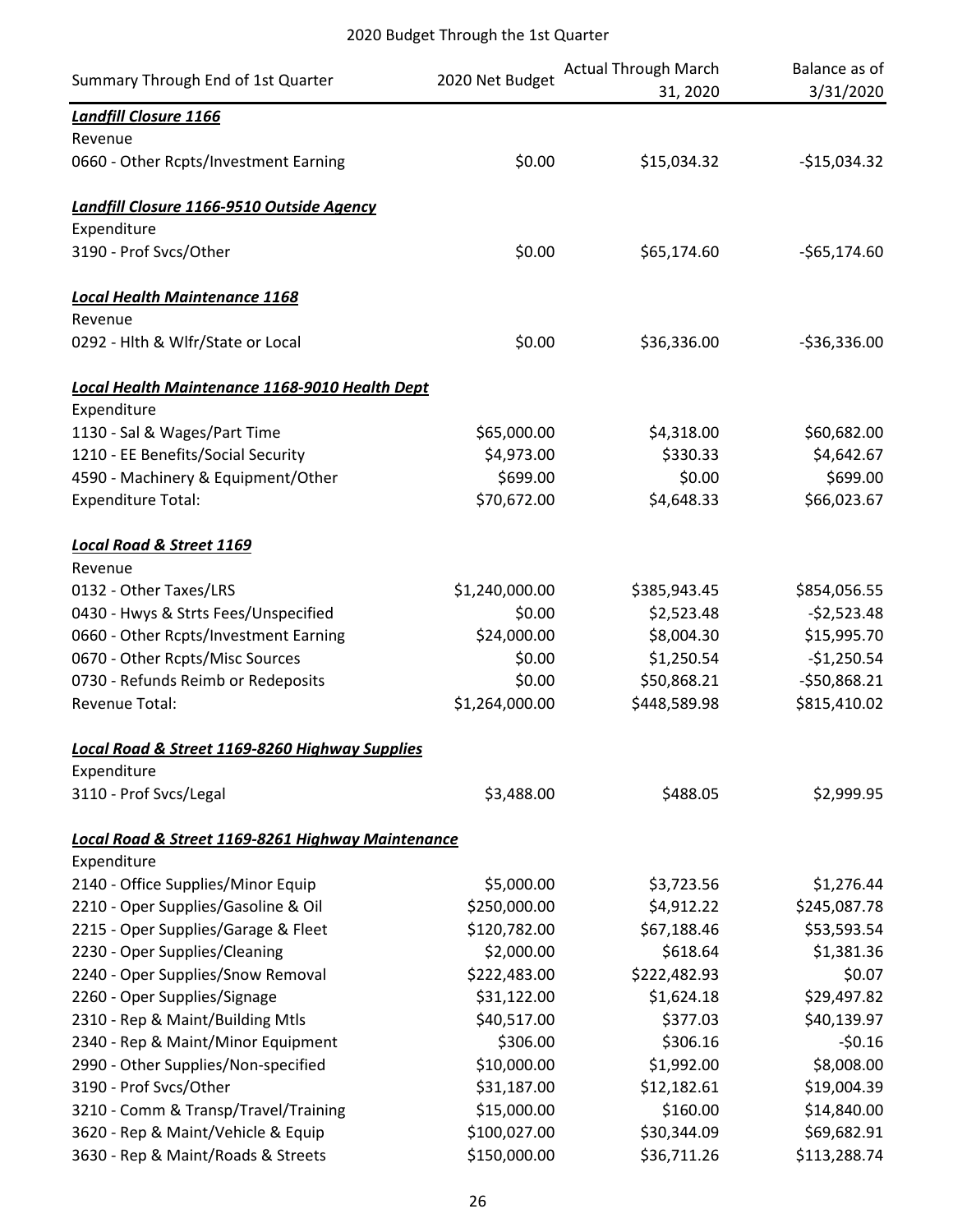2020 Budget Through the 1st Quarter

| Summary Through End of 1st Quarter | 2020 Net Budget | Actual Through March 31, 2020 | Balance as of 3/31/2020 |
|---|---|---|---|
| ***Landfill Closure 1166*** | | | |
| Revenue | | | |
| 0660 - Other Rcpts/Investment Earning | $0.00 | $15,034.32 | -$15,034.32 |
| | | | |
| ***Landfill Closure 1166-9510 Outside Agency*** | | | |
| Expenditure | | | |
| 3190 - Prof Svcs/Other | $0.00 | $65,174.60 | -$65,174.60 |
| | | | |
| ***Local Health Maintenance 1168*** | | | |
| Revenue | | | |
| 0292 - Hlth & Wlfr/State or Local | $0.00 | $36,336.00 | -$36,336.00 |
| | | | |
| ***Local Health Maintenance 1168-9010 Health Dept*** | | | |
| Expenditure | | | |
| 1130 - Sal & Wages/Part Time | $65,000.00 | $4,318.00 | $60,682.00 |
| 1210 - EE Benefits/Social Security | $4,973.00 | $330.33 | $4,642.67 |
| 4590 - Machinery & Equipment/Other | $699.00 | $0.00 | $699.00 |
| Expenditure Total: | $70,672.00 | $4,648.33 | $66,023.67 |
| | | | |
| ***Local Road & Street 1169*** | | | |
| Revenue | | | |
| 0132 - Other Taxes/LRS | $1,240,000.00 | $385,943.45 | $854,056.55 |
| 0430 - Hwys & Strts Fees/Unspecified | $0.00 | $2,523.48 | -$2,523.48 |
| 0660 - Other Rcpts/Investment Earning | $24,000.00 | $8,004.30 | $15,995.70 |
| 0670 - Other Rcpts/Misc Sources | $0.00 | $1,250.54 | -$1,250.54 |
| 0730 - Refunds Reimb or Redeposits | $0.00 | $50,868.21 | -$50,868.21 |
| Revenue Total: | $1,264,000.00 | $448,589.98 | $815,410.02 |
| | | | |
| ***Local Road & Street 1169-8260 Highway Supplies*** | | | |
| Expenditure | | | |
| 3110 - Prof Svcs/Legal | $3,488.00 | $488.05 | $2,999.95 |
| | | | |
| ***Local Road & Street 1169-8261 Highway Maintenance*** | | | |
| Expenditure | | | |
| 2140 - Office Supplies/Minor Equip | $5,000.00 | $3,723.56 | $1,276.44 |
| 2210 - Oper Supplies/Gasoline & Oil | $250,000.00 | $4,912.22 | $245,087.78 |
| 2215 - Oper Supplies/Garage & Fleet | $120,782.00 | $67,188.46 | $53,593.54 |
| 2230 - Oper Supplies/Cleaning | $2,000.00 | $618.64 | $1,381.36 |
| 2240 - Oper Supplies/Snow Removal | $222,483.00 | $222,482.93 | $0.07 |
| 2260 - Oper Supplies/Signage | $31,122.00 | $1,624.18 | $29,497.82 |
| 2310 - Rep & Maint/Building Mtls | $40,517.00 | $377.03 | $40,139.97 |
| 2340 - Rep & Maint/Minor Equipment | $306.00 | $306.16 | -$0.16 |
| 2990 - Other Supplies/Non-specified | $10,000.00 | $1,992.00 | $8,008.00 |
| 3190 - Prof Svcs/Other | $31,187.00 | $12,182.61 | $19,004.39 |
| 3210 - Comm & Transp/Travel/Training | $15,000.00 | $160.00 | $14,840.00 |
| 3620 - Rep & Maint/Vehicle & Equip | $100,027.00 | $30,344.09 | $69,682.91 |
| 3630 - Rep & Maint/Roads & Streets | $150,000.00 | $36,711.26 | $113,288.74 |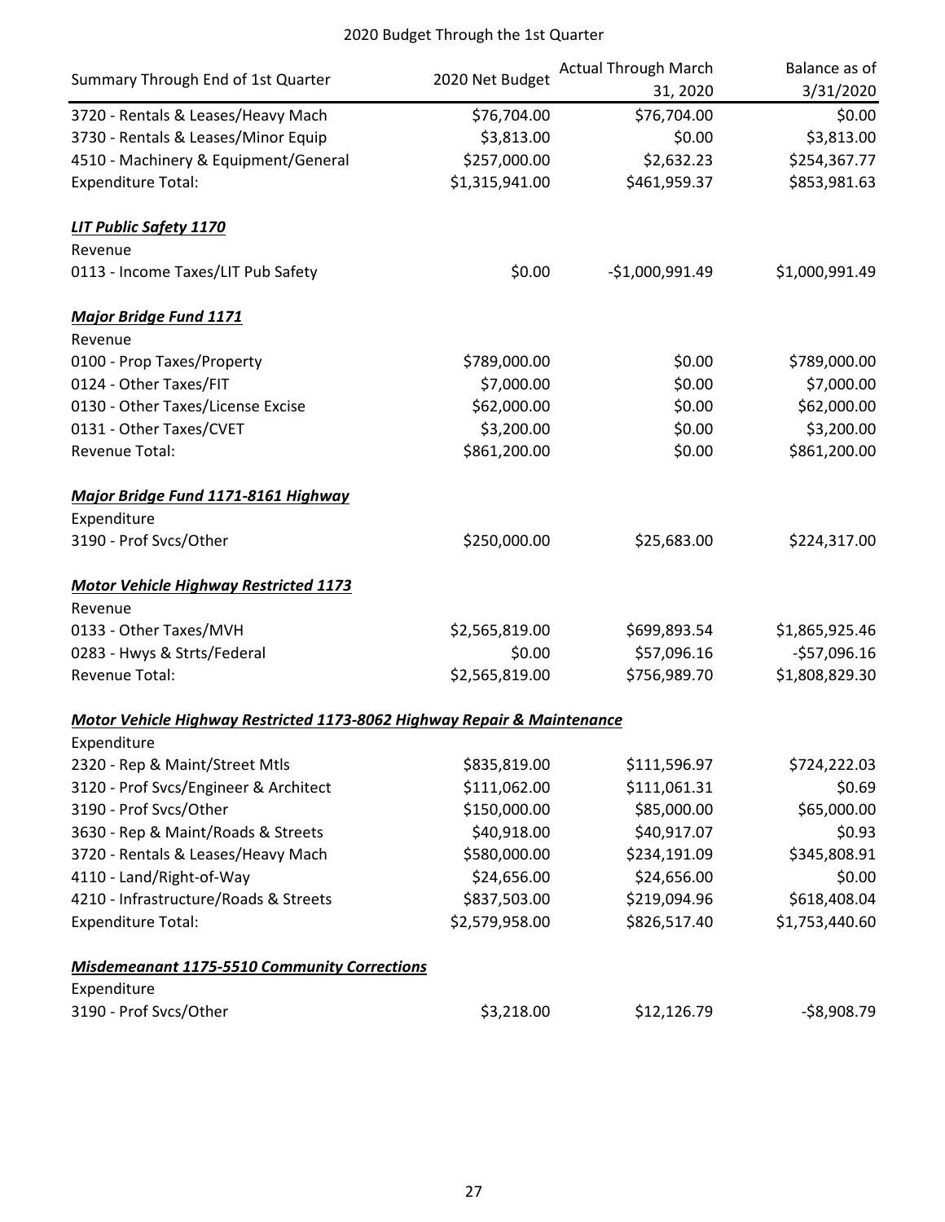2020 Budget Through the 1st Quarter

| Summary Through End of 1st Quarter | 2020 Net Budget | Actual Through March 31, 2020 | Balance as of 3/31/2020 |
|---|---|---|---|
| 3720 - Rentals & Leases/Heavy Mach | $76,704.00 | $76,704.00 | $0.00 |
| 3730 - Rentals & Leases/Minor Equip | $3,813.00 | $0.00 | $3,813.00 |
| 4510 - Machinery & Equipment/General | $257,000.00 | $2,632.23 | $254,367.77 |
| Expenditure Total: | $1,315,941.00 | $461,959.37 | $853,981.63 |
| | | | |
| ***LIT Public Safety 1170*** | | | |
| Revenue | | | |
| 0113 - Income Taxes/LIT Pub Safety | $0.00 | -$1,000,991.49 | $1,000,991.49 |
| | | | |
| ***Major Bridge Fund 1171*** | | | |
| Revenue | | | |
| 0100 - Prop Taxes/Property | $789,000.00 | $0.00 | $789,000.00 |
| 0124 - Other Taxes/FIT | $7,000.00 | $0.00 | $7,000.00 |
| 0130 - Other Taxes/License Excise | $62,000.00 | $0.00 | $62,000.00 |
| 0131 - Other Taxes/CVET | $3,200.00 | $0.00 | $3,200.00 |
| Revenue Total: | $861,200.00 | $0.00 | $861,200.00 |
| | | | |
| ***Major Bridge Fund 1171-8161 Highway*** | | | |
| Expenditure | | | |
| 3190 - Prof Svcs/Other | $250,000.00 | $25,683.00 | $224,317.00 |
| | | | |
| ***Motor Vehicle Highway Restricted 1173*** | | | |
| Revenue | | | |
| 0133 - Other Taxes/MVH | $2,565,819.00 | $699,893.54 | $1,865,925.46 |
| 0283 - Hwys & Strts/Federal | $0.00 | $57,096.16 | -$57,096.16 |
| Revenue Total: | $2,565,819.00 | $756,989.70 | $1,808,829.30 |
| | | | |
| ***Motor Vehicle Highway Restricted 1173-8062 Highway Repair & Maintenance*** | | | |
| Expenditure | | | |
| 2320 - Rep & Maint/Street Mtls | $835,819.00 | $111,596.97 | $724,222.03 |
| 3120 - Prof Svcs/Engineer & Architect | $111,062.00 | $111,061.31 | $0.69 |
| 3190 - Prof Svcs/Other | $150,000.00 | $85,000.00 | $65,000.00 |
| 3630 - Rep & Maint/Roads & Streets | $40,918.00 | $40,917.07 | $0.93 |
| 3720 - Rentals & Leases/Heavy Mach | $580,000.00 | $234,191.09 | $345,808.91 |
| 4110 - Land/Right-of-Way | $24,656.00 | $24,656.00 | $0.00 |
| 4210 - Infrastructure/Roads & Streets | $837,503.00 | $219,094.96 | $618,408.04 |
| Expenditure Total: | $2,579,958.00 | $826,517.40 | $1,753,440.60 |
| | | | |
| ***Misdemeanant 1175-5510 Community Corrections*** | | | |
| Expenditure | | | |
| 3190 - Prof Svcs/Other | $3,218.00 | $12,126.79 | -$8,908.79 |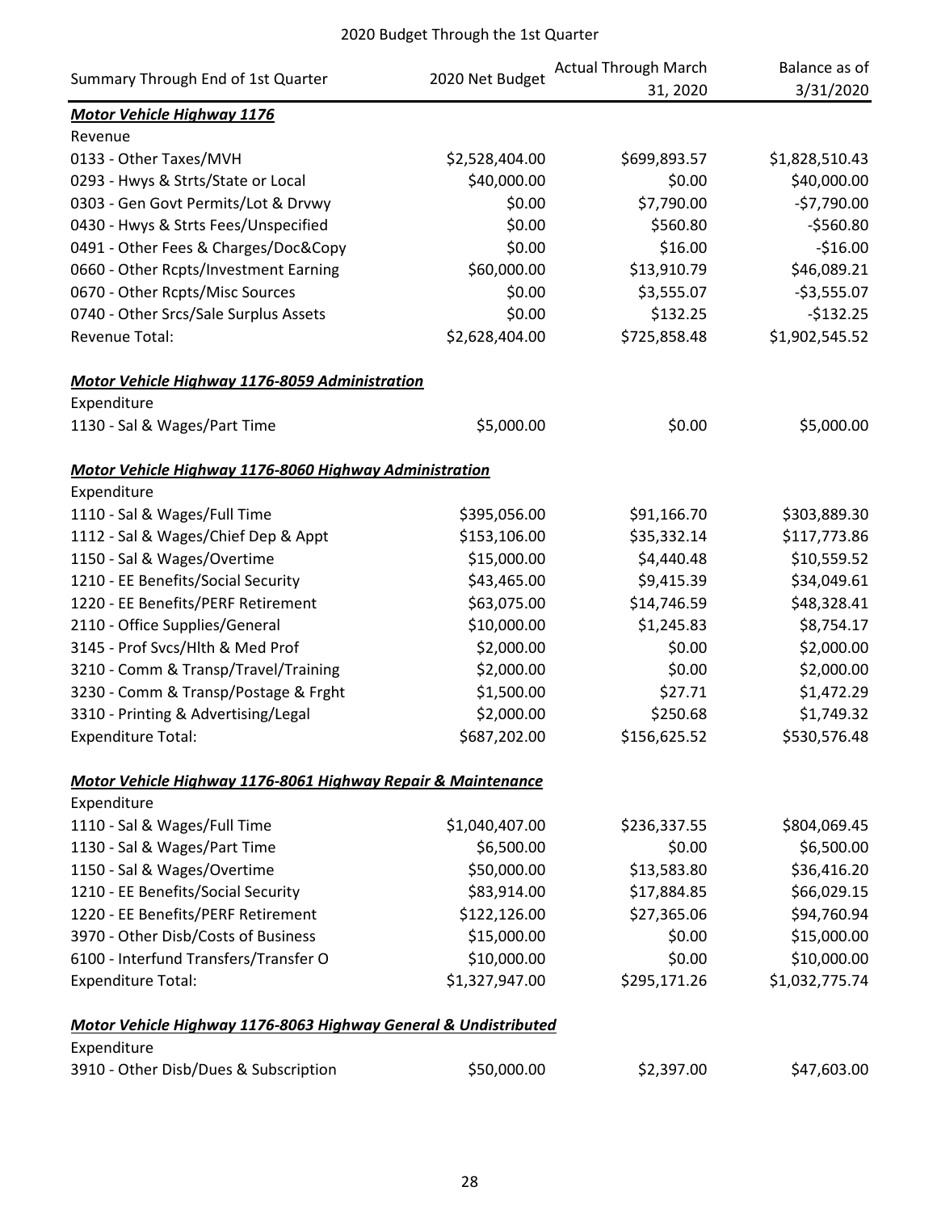2020 Budget Through the 1st Quarter

| Summary Through End of 1st Quarter | 2020 Net Budget | Actual Through March 31, 2020 | Balance as of 3/31/2020 |
|---|---|---|---|
| ***Motor Vehicle Highway 1176*** | | | |
| Revenue | | | |
| 0133 - Other Taxes/MVH | $2,528,404.00 | $699,893.57 | $1,828,510.43 |
| 0293 - Hwys & Strts/State or Local | $40,000.00 | $0.00 | $40,000.00 |
| 0303 - Gen Govt Permits/Lot & Drvwy | $0.00 | $7,790.00 | -$7,790.00 |
| 0430 - Hwys & Strts Fees/Unspecified | $0.00 | $560.80 | -$560.80 |
| 0491 - Other Fees & Charges/Doc&Copy | $0.00 | $16.00 | -$16.00 |
| 0660 - Other Rcpts/Investment Earning | $60,000.00 | $13,910.79 | $46,089.21 |
| 0670 - Other Rcpts/Misc Sources | $0.00 | $3,555.07 | -$3,555.07 |
| 0740 - Other Srcs/Sale Surplus Assets | $0.00 | $132.25 | -$132.25 |
| Revenue Total: | $2,628,404.00 | $725,858.48 | $1,902,545.52 |
| | | | |
| ***Motor Vehicle Highway 1176-8059 Administration*** | | | |
| Expenditure | | | |
| 1130 - Sal & Wages/Part Time | $5,000.00 | $0.00 | $5,000.00 |
| | | | |
| ***Motor Vehicle Highway 1176-8060 Highway Administration*** | | | |
| Expenditure | | | |
| 1110 - Sal & Wages/Full Time | $395,056.00 | $91,166.70 | $303,889.30 |
| 1112 - Sal & Wages/Chief Dep & Appt | $153,106.00 | $35,332.14 | $117,773.86 |
| 1150 - Sal & Wages/Overtime | $15,000.00 | $4,440.48 | $10,559.52 |
| 1210 - EE Benefits/Social Security | $43,465.00 | $9,415.39 | $34,049.61 |
| 1220 - EE Benefits/PERF Retirement | $63,075.00 | $14,746.59 | $48,328.41 |
| 2110 - Office Supplies/General | $10,000.00 | $1,245.83 | $8,754.17 |
| 3145 - Prof Svcs/Hlth & Med Prof | $2,000.00 | $0.00 | $2,000.00 |
| 3210 - Comm & Transp/Travel/Training | $2,000.00 | $0.00 | $2,000.00 |
| 3230 - Comm & Transp/Postage & Frght | $1,500.00 | $27.71 | $1,472.29 |
| 3310 - Printing & Advertising/Legal | $2,000.00 | $250.68 | $1,749.32 |
| Expenditure Total: | $687,202.00 | $156,625.52 | $530,576.48 |
| | | | |
| ***Motor Vehicle Highway 1176-8061 Highway Repair & Maintenance*** | | | |
| Expenditure | | | |
| 1110 - Sal & Wages/Full Time | $1,040,407.00 | $236,337.55 | $804,069.45 |
| 1130 - Sal & Wages/Part Time | $6,500.00 | $0.00 | $6,500.00 |
| 1150 - Sal & Wages/Overtime | $50,000.00 | $13,583.80 | $36,416.20 |
| 1210 - EE Benefits/Social Security | $83,914.00 | $17,884.85 | $66,029.15 |
| 1220 - EE Benefits/PERF Retirement | $122,126.00 | $27,365.06 | $94,760.94 |
| 3970 - Other Disb/Costs of Business | $15,000.00 | $0.00 | $15,000.00 |
| 6100 - Interfund Transfers/Transfer O | $10,000.00 | $0.00 | $10,000.00 |
| Expenditure Total: | $1,327,947.00 | $295,171.26 | $1,032,775.74 |
| | | | |
| ***Motor Vehicle Highway 1176-8063 Highway General & Undistributed*** | | | |
| Expenditure | | | |
| 3910 - Other Disb/Dues & Subscription | $50,000.00 | $2,397.00 | $47,603.00 |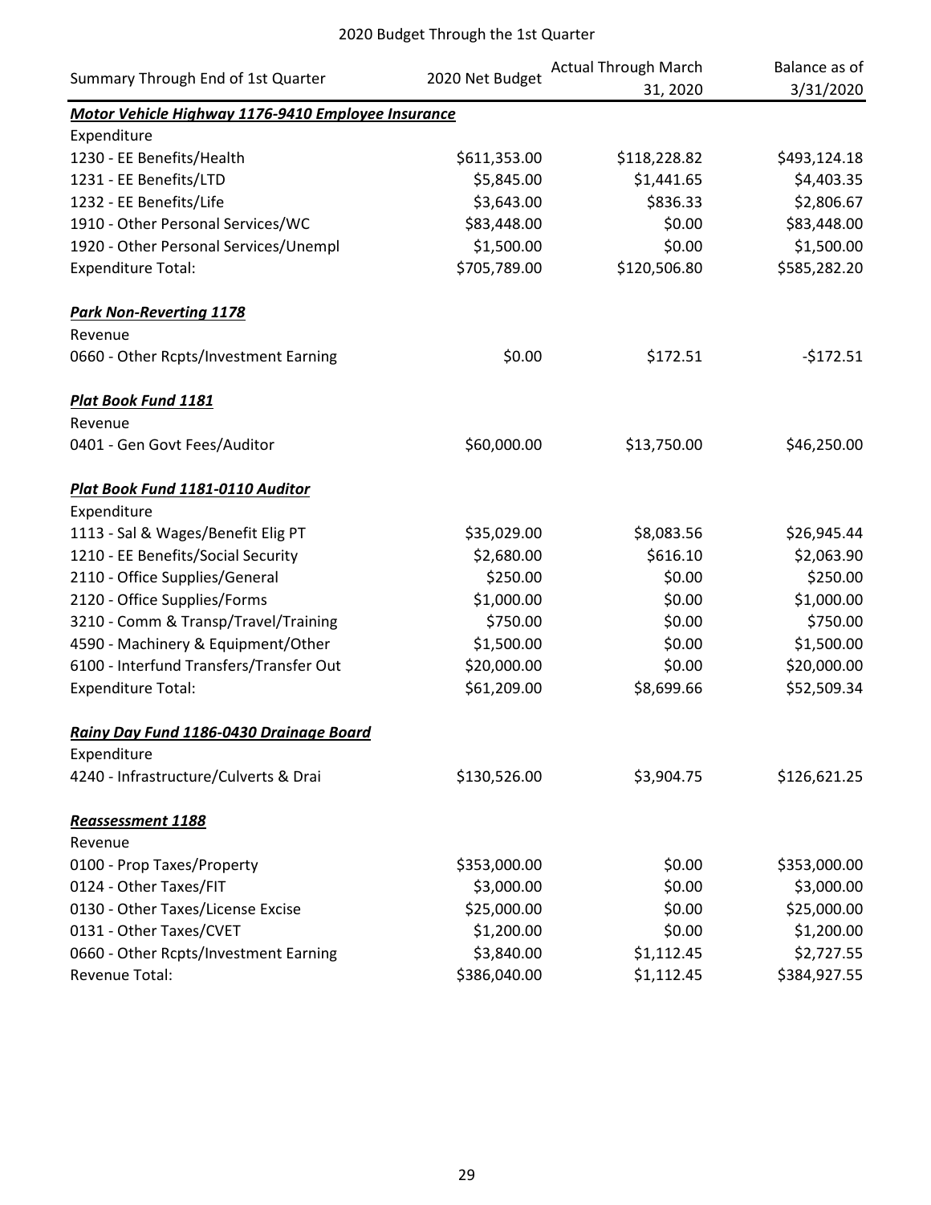2020 Budget Through the 1st Quarter

| Summary Through End of 1st Quarter | 2020 Net Budget | Actual Through March 31, 2020 | Balance as of 3/31/2020 |
|---|---|---|---|
| ***Motor Vehicle Highway 1176-9410 Employee Insurance*** | | | |
| Expenditure | | | |
| 1230 - EE Benefits/Health | $611,353.00 | $118,228.82 | $493,124.18 |
| 1231 - EE Benefits/LTD | $5,845.00 | $1,441.65 | $4,403.35 |
| 1232 - EE Benefits/Life | $3,643.00 | $836.33 | $2,806.67 |
| 1910 - Other Personal Services/WC | $83,448.00 | $0.00 | $83,448.00 |
| 1920 - Other Personal Services/Unempl | $1,500.00 | $0.00 | $1,500.00 |
| Expenditure Total: | $705,789.00 | $120,506.80 | $585,282.20 |
| | | | |
| ***Park Non-Reverting 1178*** | | | |
| Revenue | | | |
| 0660 - Other Rcpts/Investment Earning | $0.00 | $172.51 | -$172.51 |
| | | | |
| ***Plat Book Fund 1181*** | | | |
| Revenue | | | |
| 0401 - Gen Govt Fees/Auditor | $60,000.00 | $13,750.00 | $46,250.00 |
| | | | |
| ***Plat Book Fund 1181-0110 Auditor*** | | | |
| Expenditure | | | |
| 1113 - Sal & Wages/Benefit Elig PT | $35,029.00 | $8,083.56 | $26,945.44 |
| 1210 - EE Benefits/Social Security | $2,680.00 | $616.10 | $2,063.90 |
| 2110 - Office Supplies/General | $250.00 | $0.00 | $250.00 |
| 2120 - Office Supplies/Forms | $1,000.00 | $0.00 | $1,000.00 |
| 3210 - Comm & Transp/Travel/Training | $750.00 | $0.00 | $750.00 |
| 4590 - Machinery & Equipment/Other | $1,500.00 | $0.00 | $1,500.00 |
| 6100 - Interfund Transfers/Transfer Out | $20,000.00 | $0.00 | $20,000.00 |
| Expenditure Total: | $61,209.00 | $8,699.66 | $52,509.34 |
| | | | |
| ***Rainy Day Fund 1186-0430 Drainage Board*** | | | |
| Expenditure | | | |
| 4240 - Infrastructure/Culverts & Drai | $130,526.00 | $3,904.75 | $126,621.25 |
| | | | |
| ***Reassessment 1188*** | | | |
| Revenue | | | |
| 0100 - Prop Taxes/Property | $353,000.00 | $0.00 | $353,000.00 |
| 0124 - Other Taxes/FIT | $3,000.00 | $0.00 | $3,000.00 |
| 0130 - Other Taxes/License Excise | $25,000.00 | $0.00 | $25,000.00 |
| 0131 - Other Taxes/CVET | $1,200.00 | $0.00 | $1,200.00 |
| 0660 - Other Rcpts/Investment Earning | $3,840.00 | $1,112.45 | $2,727.55 |
| Revenue Total: | $386,040.00 | $1,112.45 | $384,927.55 |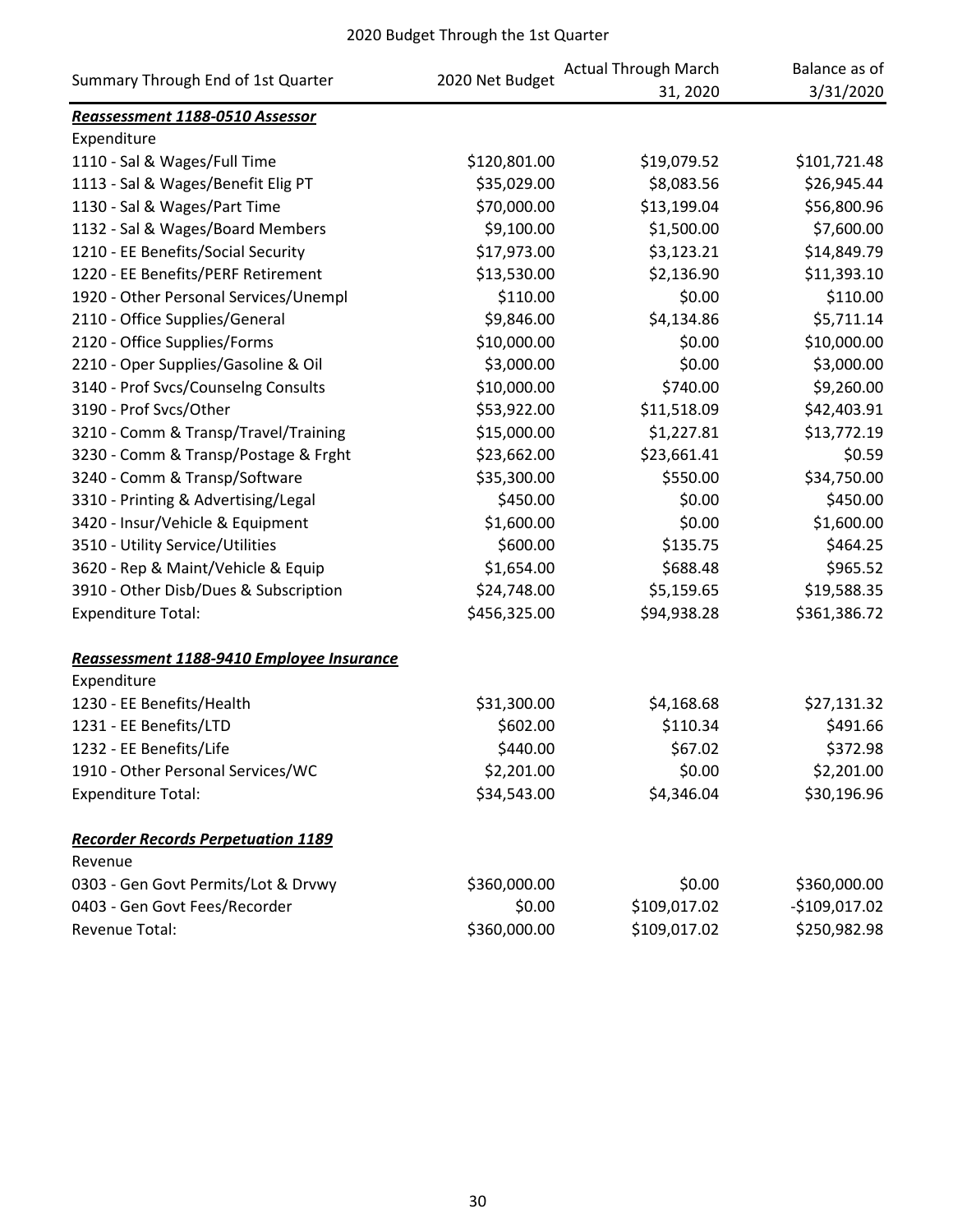2020 Budget Through the 1st Quarter

| Summary Through End of 1st Quarter | 2020 Net Budget | Actual Through March 31, 2020 | Balance as of 3/31/2020 |
|---|---|---|---|
| ***Reassessment 1188-0510 Assessor*** | | | |
| Expenditure | | | |
| 1110 - Sal & Wages/Full Time | $120,801.00 | $19,079.52 | $101,721.48 |
| 1113 - Sal & Wages/Benefit Elig PT | $35,029.00 | $8,083.56 | $26,945.44 |
| 1130 - Sal & Wages/Part Time | $70,000.00 | $13,199.04 | $56,800.96 |
| 1132 - Sal & Wages/Board Members | $9,100.00 | $1,500.00 | $7,600.00 |
| 1210 - EE Benefits/Social Security | $17,973.00 | $3,123.21 | $14,849.79 |
| 1220 - EE Benefits/PERF Retirement | $13,530.00 | $2,136.90 | $11,393.10 |
| 1920 - Other Personal Services/Unempl | $110.00 | $0.00 | $110.00 |
| 2110 - Office Supplies/General | $9,846.00 | $4,134.86 | $5,711.14 |
| 2120 - Office Supplies/Forms | $10,000.00 | $0.00 | $10,000.00 |
| 2210 - Oper Supplies/Gasoline & Oil | $3,000.00 | $0.00 | $3,000.00 |
| 3140 - Prof Svcs/Counselng Consults | $10,000.00 | $740.00 | $9,260.00 |
| 3190 - Prof Svcs/Other | $53,922.00 | $11,518.09 | $42,403.91 |
| 3210 - Comm & Transp/Travel/Training | $15,000.00 | $1,227.81 | $13,772.19 |
| 3230 - Comm & Transp/Postage & Frght | $23,662.00 | $23,661.41 | $0.59 |
| 3240 - Comm & Transp/Software | $35,300.00 | $550.00 | $34,750.00 |
| 3310 - Printing & Advertising/Legal | $450.00 | $0.00 | $450.00 |
| 3420 - Insur/Vehicle & Equipment | $1,600.00 | $0.00 | $1,600.00 |
| 3510 - Utility Service/Utilities | $600.00 | $135.75 | $464.25 |
| 3620 - Rep & Maint/Vehicle & Equip | $1,654.00 | $688.48 | $965.52 |
| 3910 - Other Disb/Dues & Subscription | $24,748.00 | $5,159.65 | $19,588.35 |
| Expenditure Total: | $456,325.00 | $94,938.28 | $361,386.72 |
| | | | |
| ***Reassessment 1188-9410 Employee Insurance*** | | | |
| Expenditure | | | |
| 1230 - EE Benefits/Health | $31,300.00 | $4,168.68 | $27,131.32 |
| 1231 - EE Benefits/LTD | $602.00 | $110.34 | $491.66 |
| 1232 - EE Benefits/Life | $440.00 | $67.02 | $372.98 |
| 1910 - Other Personal Services/WC | $2,201.00 | $0.00 | $2,201.00 |
| Expenditure Total: | $34,543.00 | $4,346.04 | $30,196.96 |
| | | | |
| ***Recorder Records Perpetuation 1189*** | | | |
| Revenue | | | |
| 0303 - Gen Govt Permits/Lot & Drvwy | $360,000.00 | $0.00 | $360,000.00 |
| 0403 - Gen Govt Fees/Recorder | $0.00 | $109,017.02 | -$109,017.02 |
| Revenue Total: | $360,000.00 | $109,017.02 | $250,982.98 |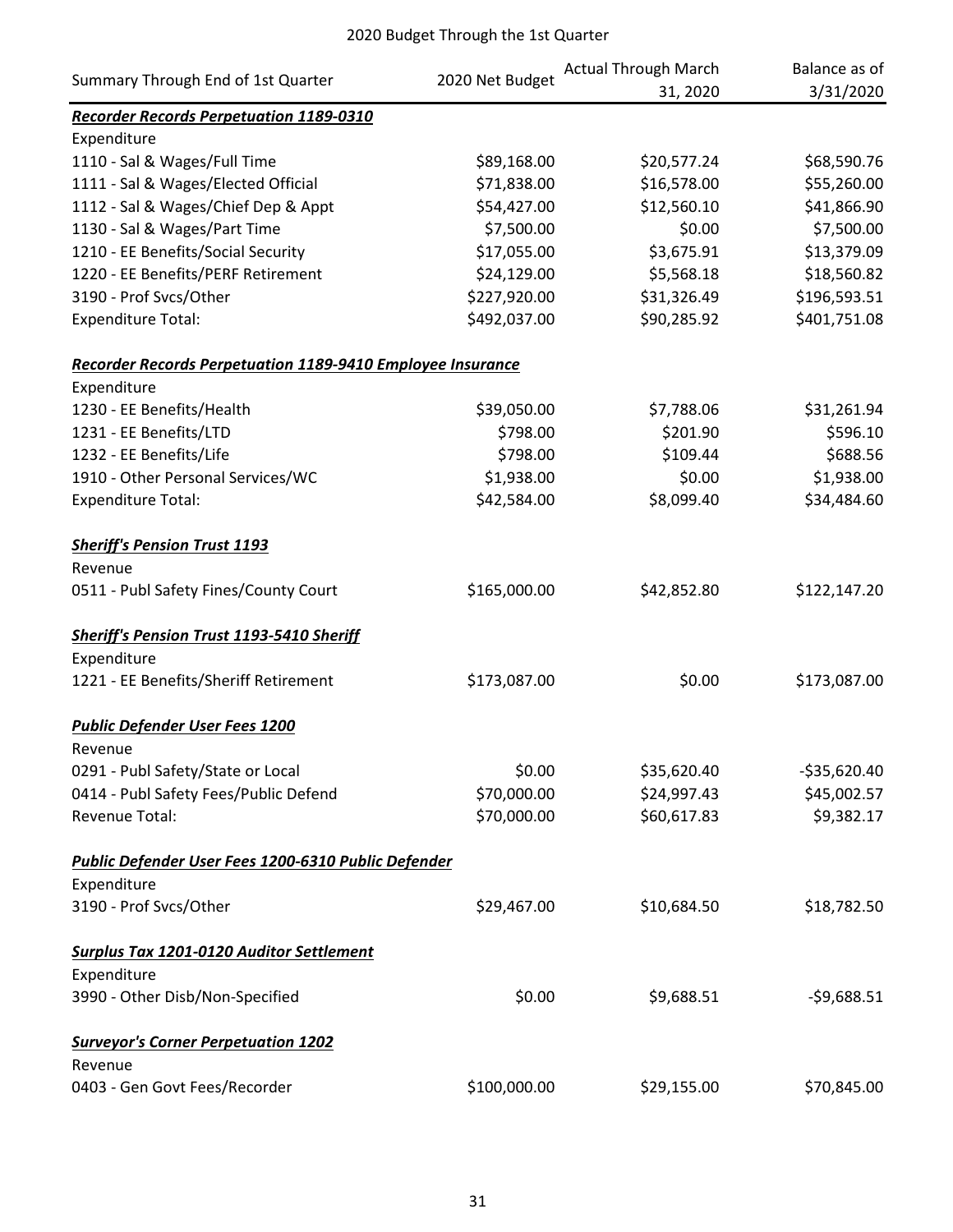2020 Budget Through the 1st Quarter

| Summary Through End of 1st Quarter | 2020 Net Budget | Actual Through March 31, 2020 | Balance as of 3/31/2020 |
|---|---|---|---|
| ***Recorder Records Perpetuation 1189-0310*** | | | |
| Expenditure | | | |
| 1110 - Sal & Wages/Full Time | $89,168.00 | $20,577.24 | $68,590.76 |
| 1111 - Sal & Wages/Elected Official | $71,838.00 | $16,578.00 | $55,260.00 |
| 1112 - Sal & Wages/Chief Dep & Appt | $54,427.00 | $12,560.10 | $41,866.90 |
| 1130 - Sal & Wages/Part Time | $7,500.00 | $0.00 | $7,500.00 |
| 1210 - EE Benefits/Social Security | $17,055.00 | $3,675.91 | $13,379.09 |
| 1220 - EE Benefits/PERF Retirement | $24,129.00 | $5,568.18 | $18,560.82 |
| 3190 - Prof Svcs/Other | $227,920.00 | $31,326.49 | $196,593.51 |
| Expenditure Total: | $492,037.00 | $90,285.92 | $401,751.08 |
| | | | |
| ***Recorder Records Perpetuation 1189-9410 Employee Insurance*** | | | |
| Expenditure | | | |
| 1230 - EE Benefits/Health | $39,050.00 | $7,788.06 | $31,261.94 |
| 1231 - EE Benefits/LTD | $798.00 | $201.90 | $596.10 |
| 1232 - EE Benefits/Life | $798.00 | $109.44 | $688.56 |
| 1910 - Other Personal Services/WC | $1,938.00 | $0.00 | $1,938.00 |
| Expenditure Total: | $42,584.00 | $8,099.40 | $34,484.60 |
| | | | |
| ***Sheriff's Pension Trust 1193*** | | | |
| Revenue | | | |
| 0511 - Publ Safety Fines/County Court | $165,000.00 | $42,852.80 | $122,147.20 |
| | | | |
| ***Sheriff's Pension Trust 1193-5410 Sheriff*** | | | |
| Expenditure | | | |
| 1221 - EE Benefits/Sheriff Retirement | $173,087.00 | $0.00 | $173,087.00 |
| | | | |
| ***Public Defender User Fees 1200*** | | | |
| Revenue | | | |
| 0291 - Publ Safety/State or Local | $0.00 | $35,620.40 | -$35,620.40 |
| 0414 - Publ Safety Fees/Public Defend | $70,000.00 | $24,997.43 | $45,002.57 |
| Revenue Total: | $70,000.00 | $60,617.83 | $9,382.17 |
| | | | |
| ***Public Defender User Fees 1200-6310 Public Defender*** | | | |
| Expenditure | | | |
| 3190 - Prof Svcs/Other | $29,467.00 | $10,684.50 | $18,782.50 |
| | | | |
| ***Surplus Tax 1201-0120 Auditor Settlement*** | | | |
| Expenditure | | | |
| 3990 - Other Disb/Non-Specified | $0.00 | $9,688.51 | -$9,688.51 |
| | | | |
| ***Surveyor's Corner Perpetuation 1202*** | | | |
| Revenue | | | |
| 0403 - Gen Govt Fees/Recorder | $100,000.00 | $29,155.00 | $70,845.00 |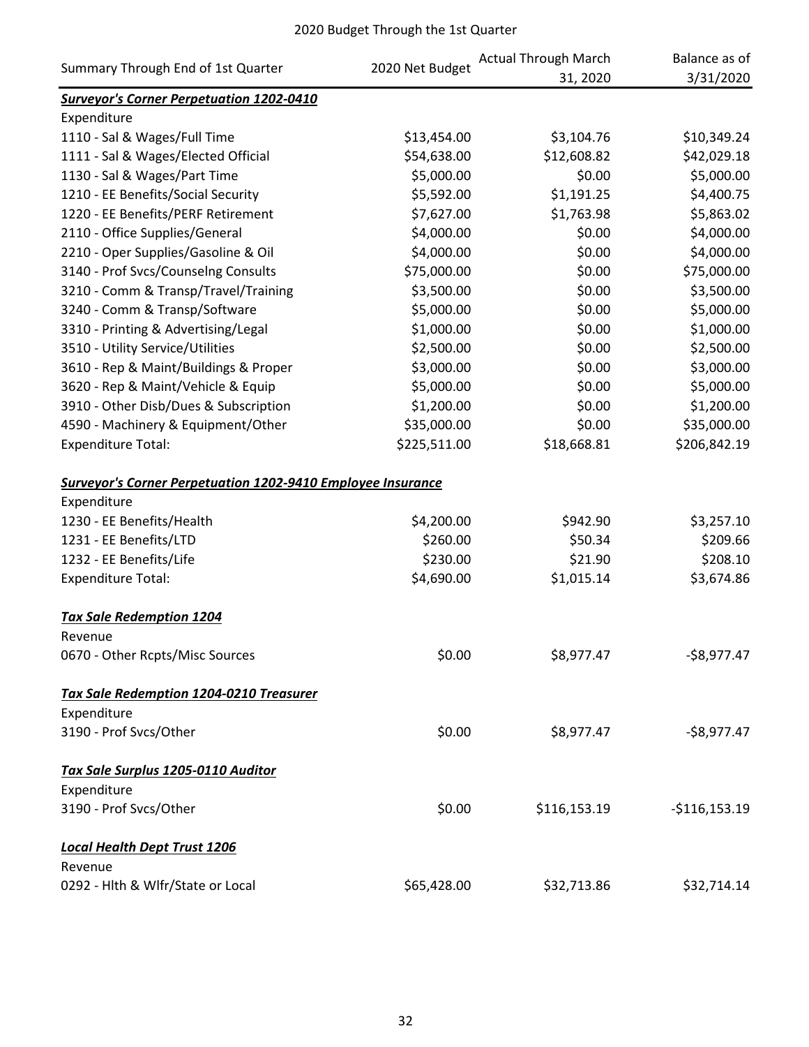# 2020 Budget Through the 1st Quarter

| Summary Through End of 1st Quarter | 2020 Net Budget | Actual Through March 31, 2020 | Balance as of 3/31/2020 |
|---|---|---|---|
| ***Surveyor's Corner Perpetuation 1202-0410*** | | | |
| Expenditure | | | |
| 1110 - Sal & Wages/Full Time | $13,454.00 | $3,104.76 | $10,349.24 |
| 1111 - Sal & Wages/Elected Official | $54,638.00 | $12,608.82 | $42,029.18 |
| 1130 - Sal & Wages/Part Time | $5,000.00 | $0.00 | $5,000.00 |
| 1210 - EE Benefits/Social Security | $5,592.00 | $1,191.25 | $4,400.75 |
| 1220 - EE Benefits/PERF Retirement | $7,627.00 | $1,763.98 | $5,863.02 |
| 2110 - Office Supplies/General | $4,000.00 | $0.00 | $4,000.00 |
| 2210 - Oper Supplies/Gasoline & Oil | $4,000.00 | $0.00 | $4,000.00 |
| 3140 - Prof Svcs/Counselng Consults | $75,000.00 | $0.00 | $75,000.00 |
| 3210 - Comm & Transp/Travel/Training | $3,500.00 | $0.00 | $3,500.00 |
| 3240 - Comm & Transp/Software | $5,000.00 | $0.00 | $5,000.00 |
| 3310 - Printing & Advertising/Legal | $1,000.00 | $0.00 | $1,000.00 |
| 3510 - Utility Service/Utilities | $2,500.00 | $0.00 | $2,500.00 |
| 3610 - Rep & Maint/Buildings & Proper | $3,000.00 | $0.00 | $3,000.00 |
| 3620 - Rep & Maint/Vehicle & Equip | $5,000.00 | $0.00 | $5,000.00 |
| 3910 - Other Disb/Dues & Subscription | $1,200.00 | $0.00 | $1,200.00 |
| 4590 - Machinery & Equipment/Other | $35,000.00 | $0.00 | $35,000.00 |
| Expenditure Total: | $225,511.00 | $18,668.81 | $206,842.19 |
| | | | |
| ***Surveyor's Corner Perpetuation 1202-9410 Employee Insurance*** | | | |
| Expenditure | | | |
| 1230 - EE Benefits/Health | $4,200.00 | $942.90 | $3,257.10 |
| 1231 - EE Benefits/LTD | $260.00 | $50.34 | $209.66 |
| 1232 - EE Benefits/Life | $230.00 | $21.90 | $208.10 |
| Expenditure Total: | $4,690.00 | $1,015.14 | $3,674.86 |
| | | | |
| ***Tax Sale Redemption 1204*** | | | |
| Revenue | | | |
| 0670 - Other Rcpts/Misc Sources | $0.00 | $8,977.47 | -$8,977.47 |
| | | | |
| ***Tax Sale Redemption 1204-0210 Treasurer*** | | | |
| Expenditure | | | |
| 3190 - Prof Svcs/Other | $0.00 | $8,977.47 | -$8,977.47 |
| | | | |
| ***Tax Sale Surplus 1205-0110 Auditor*** | | | |
| Expenditure | | | |
| 3190 - Prof Svcs/Other | $0.00 | $116,153.19 | -$116,153.19 |
| | | | |
| ***Local Health Dept Trust 1206*** | | | |
| Revenue | | | |
| 0292 - Hlth & Wlfr/State or Local | $65,428.00 | $32,713.86 | $32,714.14 |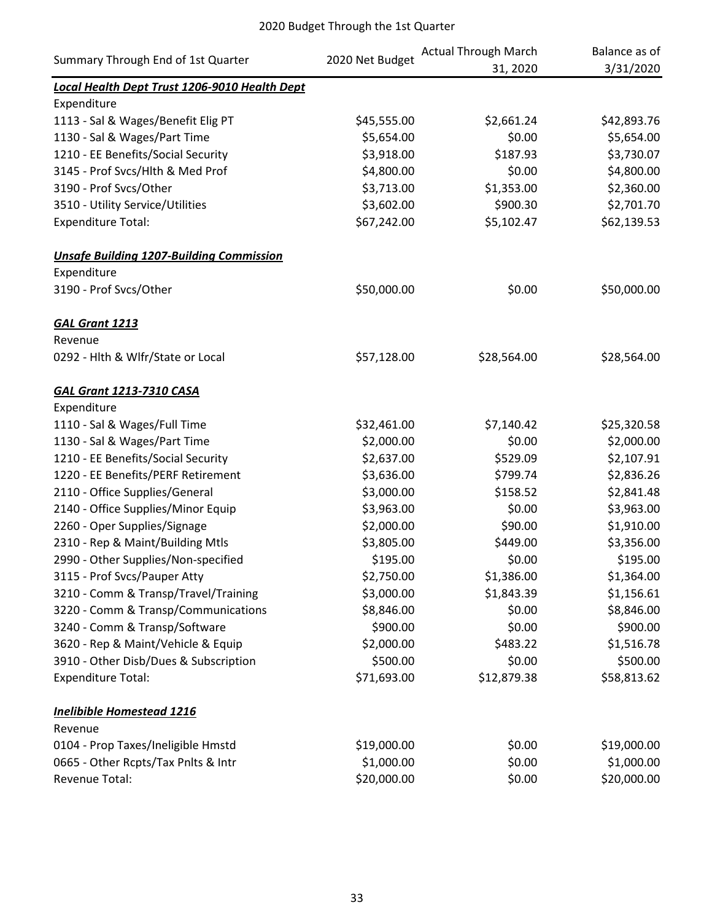2020 Budget Through the 1st Quarter

| Summary Through End of 1st Quarter | 2020 Net Budget | Actual Through March 31, 2020 | Balance as of 3/31/2020 |
|---|---|---|---|
| ***Local Health Dept Trust 1206-9010 Health Dept*** | | | |
| Expenditure | | | |
| 1113 - Sal & Wages/Benefit Elig PT | $45,555.00 | $2,661.24 | $42,893.76 |
| 1130 - Sal & Wages/Part Time | $5,654.00 | $0.00 | $5,654.00 |
| 1210 - EE Benefits/Social Security | $3,918.00 | $187.93 | $3,730.07 |
| 3145 - Prof Svcs/Hlth & Med Prof | $4,800.00 | $0.00 | $4,800.00 |
| 3190 - Prof Svcs/Other | $3,713.00 | $1,353.00 | $2,360.00 |
| 3510 - Utility Service/Utilities | $3,602.00 | $900.30 | $2,701.70 |
| Expenditure Total: | $67,242.00 | $5,102.47 | $62,139.53 |
| | | | |
| ***Unsafe Building 1207-Building Commission*** | | | |
| Expenditure | | | |
| 3190 - Prof Svcs/Other | $50,000.00 | $0.00 | $50,000.00 |
| | | | |
| ***GAL Grant 1213*** | | | |
| Revenue | | | |
| 0292 - Hlth & Wlfr/State or Local | $57,128.00 | $28,564.00 | $28,564.00 |
| | | | |
| ***GAL Grant 1213-7310 CASA*** | | | |
| Expenditure | | | |
| 1110 - Sal & Wages/Full Time | $32,461.00 | $7,140.42 | $25,320.58 |
| 1130 - Sal & Wages/Part Time | $2,000.00 | $0.00 | $2,000.00 |
| 1210 - EE Benefits/Social Security | $2,637.00 | $529.09 | $2,107.91 |
| 1220 - EE Benefits/PERF Retirement | $3,636.00 | $799.74 | $2,836.26 |
| 2110 - Office Supplies/General | $3,000.00 | $158.52 | $2,841.48 |
| 2140 - Office Supplies/Minor Equip | $3,963.00 | $0.00 | $3,963.00 |
| 2260 - Oper Supplies/Signage | $2,000.00 | $90.00 | $1,910.00 |
| 2310 - Rep & Maint/Building Mtls | $3,805.00 | $449.00 | $3,356.00 |
| 2990 - Other Supplies/Non-specified | $195.00 | $0.00 | $195.00 |
| 3115 - Prof Svcs/Pauper Atty | $2,750.00 | $1,386.00 | $1,364.00 |
| 3210 - Comm & Transp/Travel/Training | $3,000.00 | $1,843.39 | $1,156.61 |
| 3220 - Comm & Transp/Communications | $8,846.00 | $0.00 | $8,846.00 |
| 3240 - Comm & Transp/Software | $900.00 | $0.00 | $900.00 |
| 3620 - Rep & Maint/Vehicle & Equip | $2,000.00 | $483.22 | $1,516.78 |
| 3910 - Other Disb/Dues & Subscription | $500.00 | $0.00 | $500.00 |
| Expenditure Total: | $71,693.00 | $12,879.38 | $58,813.62 |
| | | | |
| ***Inelibible Homestead 1216*** | | | |
| Revenue | | | |
| 0104 - Prop Taxes/Ineligible Hmstd | $19,000.00 | $0.00 | $19,000.00 |
| 0665 - Other Rcpts/Tax Pnlts & Intr | $1,000.00 | $0.00 | $1,000.00 |
| Revenue Total: | $20,000.00 | $0.00 | $20,000.00 |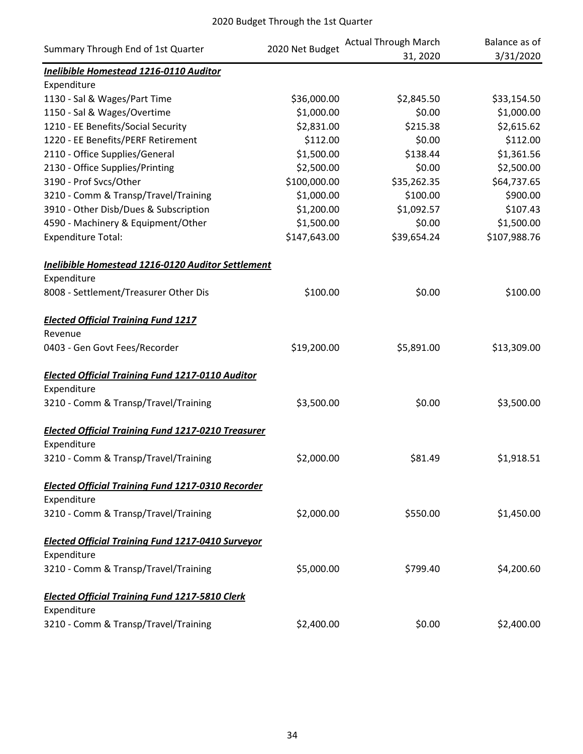# 2020 Budget Through the 1st Quarter

| Summary Through End of 1st Quarter | 2020 Net Budget | Actual Through March 31, 2020 | Balance as of 3/31/2020 |
|---|---|---|---|
| ***Inelibible Homestead 1216-0110 Auditor*** | | | |
| Expenditure | | | |
| 1130 - Sal & Wages/Part Time | $36,000.00 | $2,845.50 | $33,154.50 |
| 1150 - Sal & Wages/Overtime | $1,000.00 | $0.00 | $1,000.00 |
| 1210 - EE Benefits/Social Security | $2,831.00 | $215.38 | $2,615.62 |
| 1220 - EE Benefits/PERF Retirement | $112.00 | $0.00 | $112.00 |
| 2110 - Office Supplies/General | $1,500.00 | $138.44 | $1,361.56 |
| 2130 - Office Supplies/Printing | $2,500.00 | $0.00 | $2,500.00 |
| 3190 - Prof Svcs/Other | $100,000.00 | $35,262.35 | $64,737.65 |
| 3210 - Comm & Transp/Travel/Training | $1,000.00 | $100.00 | $900.00 |
| 3910 - Other Disb/Dues & Subscription | $1,200.00 | $1,092.57 | $107.43 |
| 4590 - Machinery & Equipment/Other | $1,500.00 | $0.00 | $1,500.00 |
| Expenditure Total: | $147,643.00 | $39,654.24 | $107,988.76 |
| | | | |
| ***Inelibible Homestead 1216-0120 Auditor Settlement*** | | | |
| Expenditure | | | |
| 8008 - Settlement/Treasurer Other Dis | $100.00 | $0.00 | $100.00 |
| | | | |
| ***Elected Official Training Fund 1217*** | | | |
| Revenue | | | |
| 0403 - Gen Govt Fees/Recorder | $19,200.00 | $5,891.00 | $13,309.00 |
| | | | |
| ***Elected Official Training Fund 1217-0110 Auditor*** | | | |
| Expenditure | | | |
| 3210 - Comm & Transp/Travel/Training | $3,500.00 | $0.00 | $3,500.00 |
| | | | |
| ***Elected Official Training Fund 1217-0210 Treasurer*** | | | |
| Expenditure | | | |
| 3210 - Comm & Transp/Travel/Training | $2,000.00 | $81.49 | $1,918.51 |
| | | | |
| ***Elected Official Training Fund 1217-0310 Recorder*** | | | |
| Expenditure | | | |
| 3210 - Comm & Transp/Travel/Training | $2,000.00 | $550.00 | $1,450.00 |
| | | | |
| ***Elected Official Training Fund 1217-0410 Surveyor*** | | | |
| Expenditure | | | |
| 3210 - Comm & Transp/Travel/Training | $5,000.00 | $799.40 | $4,200.60 |
| | | | |
| ***Elected Official Training Fund 1217-5810 Clerk*** | | | |
| Expenditure | | | |
| 3210 - Comm & Transp/Travel/Training | $2,400.00 | $0.00 | $2,400.00 |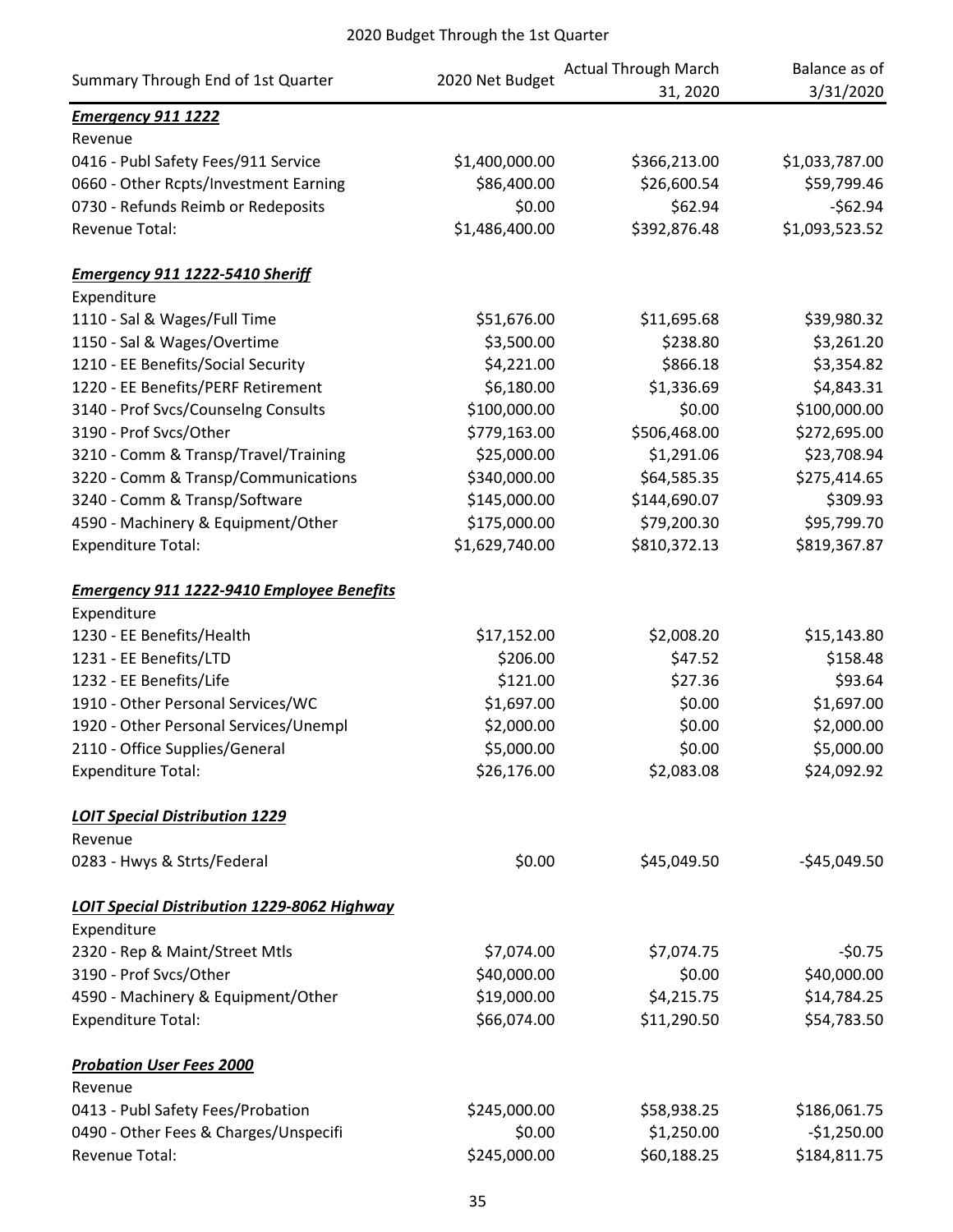2020 Budget Through the 1st Quarter

| Summary Through End of 1st Quarter | 2020 Net Budget | Actual Through March 31, 2020 | Balance as of 3/31/2020 |
|---|---|---|---|
| ***Emergency 911 1222*** | | | |
| Revenue | | | |
| 0416 - Publ Safety Fees/911 Service | $1,400,000.00 | $366,213.00 | $1,033,787.00 |
| 0660 - Other Rcpts/Investment Earning | $86,400.00 | $26,600.54 | $59,799.46 |
| 0730 - Refunds Reimb or Redeposits | $0.00 | $62.94 | -$62.94 |
| Revenue Total: | $1,486,400.00 | $392,876.48 | $1,093,523.52 |
| | | | |
| ***Emergency 911 1222-5410 Sheriff*** | | | |
| Expenditure | | | |
| 1110 - Sal & Wages/Full Time | $51,676.00 | $11,695.68 | $39,980.32 |
| 1150 - Sal & Wages/Overtime | $3,500.00 | $238.80 | $3,261.20 |
| 1210 - EE Benefits/Social Security | $4,221.00 | $866.18 | $3,354.82 |
| 1220 - EE Benefits/PERF Retirement | $6,180.00 | $1,336.69 | $4,843.31 |
| 3140 - Prof Svcs/Counselng Consults | $100,000.00 | $0.00 | $100,000.00 |
| 3190 - Prof Svcs/Other | $779,163.00 | $506,468.00 | $272,695.00 |
| 3210 - Comm & Transp/Travel/Training | $25,000.00 | $1,291.06 | $23,708.94 |
| 3220 - Comm & Transp/Communications | $340,000.00 | $64,585.35 | $275,414.65 |
| 3240 - Comm & Transp/Software | $145,000.00 | $144,690.07 | $309.93 |
| 4590 - Machinery & Equipment/Other | $175,000.00 | $79,200.30 | $95,799.70 |
| Expenditure Total: | $1,629,740.00 | $810,372.13 | $819,367.87 |
| | | | |
| ***Emergency 911 1222-9410 Employee Benefits*** | | | |
| Expenditure | | | |
| 1230 - EE Benefits/Health | $17,152.00 | $2,008.20 | $15,143.80 |
| 1231 - EE Benefits/LTD | $206.00 | $47.52 | $158.48 |
| 1232 - EE Benefits/Life | $121.00 | $27.36 | $93.64 |
| 1910 - Other Personal Services/WC | $1,697.00 | $0.00 | $1,697.00 |
| 1920 - Other Personal Services/Unempl | $2,000.00 | $0.00 | $2,000.00 |
| 2110 - Office Supplies/General | $5,000.00 | $0.00 | $5,000.00 |
| Expenditure Total: | $26,176.00 | $2,083.08 | $24,092.92 |
| | | | |
| ***LOIT Special Distribution 1229*** | | | |
| Revenue | | | |
| 0283 - Hwys & Strts/Federal | $0.00 | $45,049.50 | -$45,049.50 |
| | | | |
| ***LOIT Special Distribution 1229-8062 Highway*** | | | |
| Expenditure | | | |
| 2320 - Rep & Maint/Street Mtls | $7,074.00 | $7,074.75 | -$0.75 |
| 3190 - Prof Svcs/Other | $40,000.00 | $0.00 | $40,000.00 |
| 4590 - Machinery & Equipment/Other | $19,000.00 | $4,215.75 | $14,784.25 |
| Expenditure Total: | $66,074.00 | $11,290.50 | $54,783.50 |
| | | | |
| ***Probation User Fees 2000*** | | | |
| Revenue | | | |
| 0413 - Publ Safety Fees/Probation | $245,000.00 | $58,938.25 | $186,061.75 |
| 0490 - Other Fees & Charges/Unspecifi | $0.00 | $1,250.00 | -$1,250.00 |
| Revenue Total: | $245,000.00 | $60,188.25 | $184,811.75 |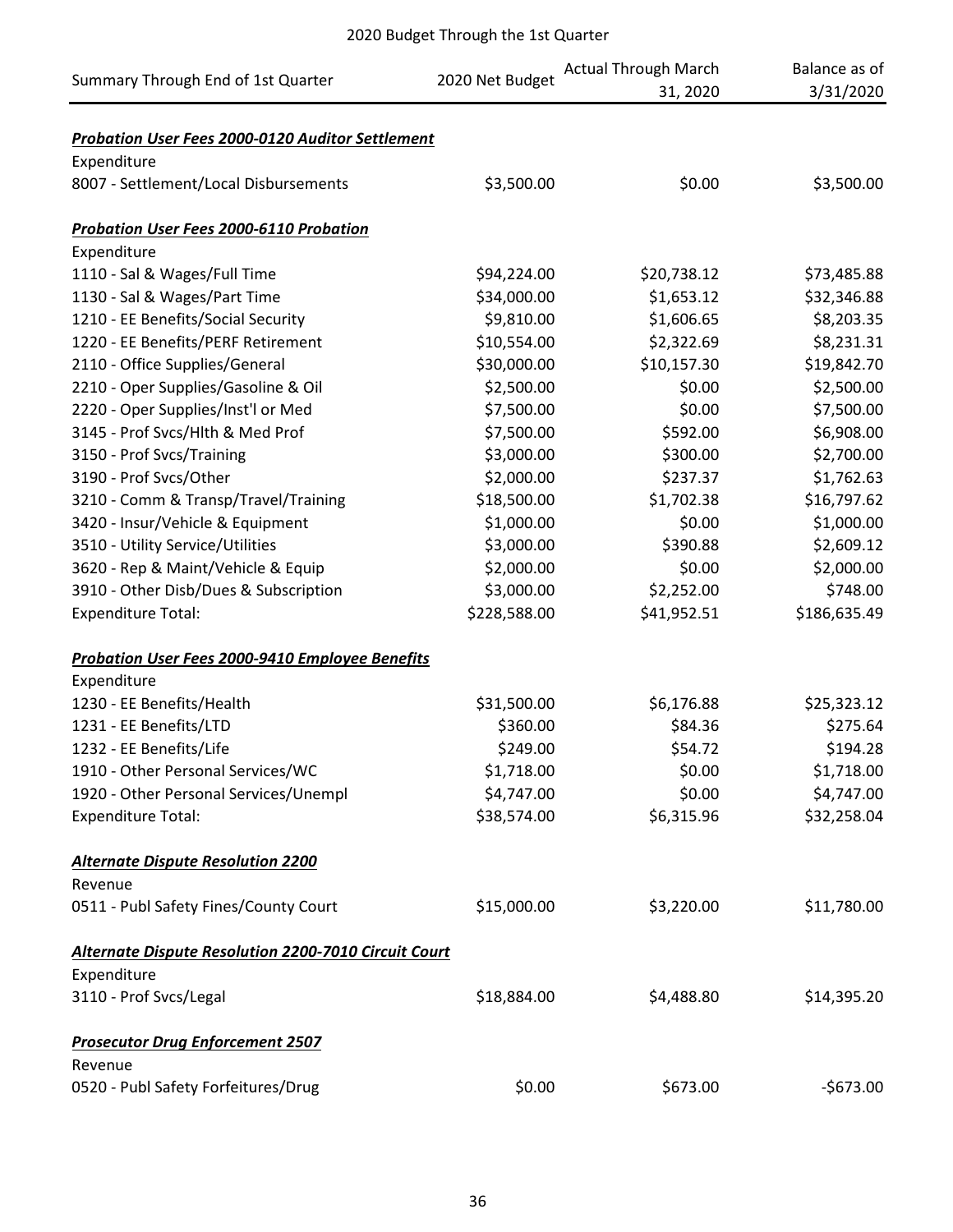2020 Budget Through the 1st Quarter

| Summary Through End of 1st Quarter | 2020 Net Budget | Actual Through March 31, 2020 | Balance as of 3/31/2020 |
|---|---|---|---|
| ***Probation User Fees 2000-0120 Auditor Settlement*** | | | |
| Expenditure | | | |
| 8007 - Settlement/Local Disbursements | $3,500.00 | $0.00 | $3,500.00 |
| ***Probation User Fees 2000-6110 Probation*** | | | |
| Expenditure | | | |
| 1110 - Sal & Wages/Full Time | $94,224.00 | $20,738.12 | $73,485.88 |
| 1130 - Sal & Wages/Part Time | $34,000.00 | $1,653.12 | $32,346.88 |
| 1210 - EE Benefits/Social Security | $9,810.00 | $1,606.65 | $8,203.35 |
| 1220 - EE Benefits/PERF Retirement | $10,554.00 | $2,322.69 | $8,231.31 |
| 2110 - Office Supplies/General | $30,000.00 | $10,157.30 | $19,842.70 |
| 2210 - Oper Supplies/Gasoline & Oil | $2,500.00 | $0.00 | $2,500.00 |
| 2220 - Oper Supplies/Inst'l or Med | $7,500.00 | $0.00 | $7,500.00 |
| 3145 - Prof Svcs/Hlth & Med Prof | $7,500.00 | $592.00 | $6,908.00 |
| 3150 - Prof Svcs/Training | $3,000.00 | $300.00 | $2,700.00 |
| 3190 - Prof Svcs/Other | $2,000.00 | $237.37 | $1,762.63 |
| 3210 - Comm & Transp/Travel/Training | $18,500.00 | $1,702.38 | $16,797.62 |
| 3420 - Insur/Vehicle & Equipment | $1,000.00 | $0.00 | $1,000.00 |
| 3510 - Utility Service/Utilities | $3,000.00 | $390.88 | $2,609.12 |
| 3620 - Rep & Maint/Vehicle & Equip | $2,000.00 | $0.00 | $2,000.00 |
| 3910 - Other Disb/Dues & Subscription | $3,000.00 | $2,252.00 | $748.00 |
| Expenditure Total: | $228,588.00 | $41,952.51 | $186,635.49 |
| ***Probation User Fees 2000-9410 Employee Benefits*** | | | |
| Expenditure | | | |
| 1230 - EE Benefits/Health | $31,500.00 | $6,176.88 | $25,323.12 |
| 1231 - EE Benefits/LTD | $360.00 | $84.36 | $275.64 |
| 1232 - EE Benefits/Life | $249.00 | $54.72 | $194.28 |
| 1910 - Other Personal Services/WC | $1,718.00 | $0.00 | $1,718.00 |
| 1920 - Other Personal Services/Unempl | $4,747.00 | $0.00 | $4,747.00 |
| Expenditure Total: | $38,574.00 | $6,315.96 | $32,258.04 |
| ***Alternate Dispute Resolution 2200*** | | | |
| Revenue | | | |
| 0511 - Publ Safety Fines/County Court | $15,000.00 | $3,220.00 | $11,780.00 |
| ***Alternate Dispute Resolution 2200-7010 Circuit Court*** | | | |
| Expenditure | | | |
| 3110 - Prof Svcs/Legal | $18,884.00 | $4,488.80 | $14,395.20 |
| ***Prosecutor Drug Enforcement 2507*** | | | |
| Revenue | | | |
| 0520 - Publ Safety Forfeitures/Drug | $0.00 | $673.00 | -$673.00 |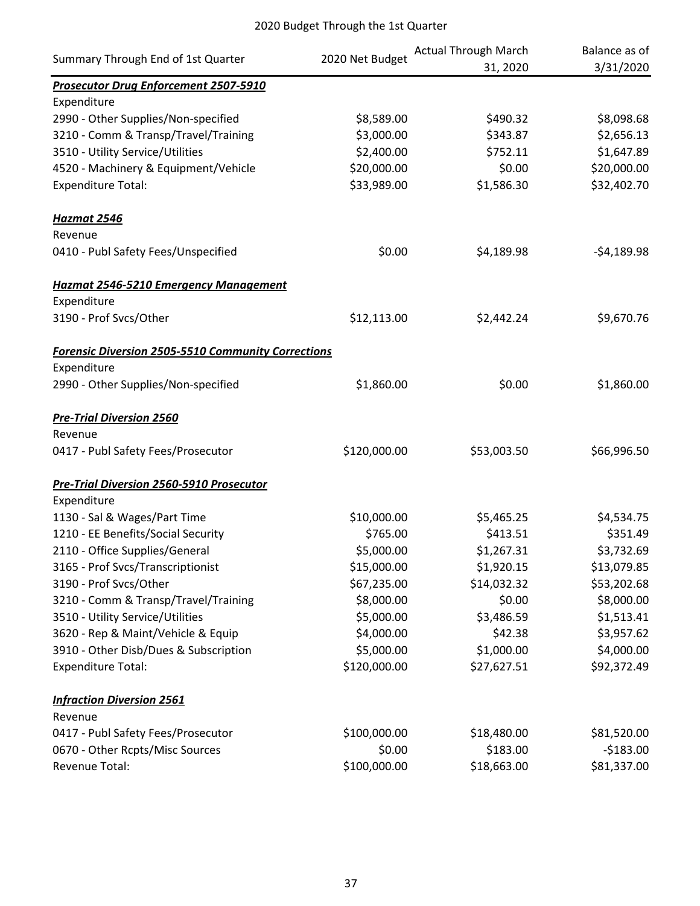2020 Budget Through the 1st Quarter

| Summary Through End of 1st Quarter | 2020 Net Budget | Actual Through March 31, 2020 | Balance as of 3/31/2020 |
|---|---|---|---|
| ***Prosecutor Drug Enforcement 2507-5910*** | | | |
| Expenditure | | | |
| 2990 - Other Supplies/Non-specified | $8,589.00 | $490.32 | $8,098.68 |
| 3210 - Comm & Transp/Travel/Training | $3,000.00 | $343.87 | $2,656.13 |
| 3510 - Utility Service/Utilities | $2,400.00 | $752.11 | $1,647.89 |
| 4520 - Machinery & Equipment/Vehicle | $20,000.00 | $0.00 | $20,000.00 |
| Expenditure Total: | $33,989.00 | $1,586.30 | $32,402.70 |
| | | | |
| ***Hazmat 2546*** | | | |
| Revenue | | | |
| 0410 - Publ Safety Fees/Unspecified | $0.00 | $4,189.98 | -$4,189.98 |
| | | | |
| ***Hazmat 2546-5210 Emergency Management*** | | | |
| Expenditure | | | |
| 3190 - Prof Svcs/Other | $12,113.00 | $2,442.24 | $9,670.76 |
| | | | |
| ***Forensic Diversion 2505-5510 Community Corrections*** | | | |
| Expenditure | | | |
| 2990 - Other Supplies/Non-specified | $1,860.00 | $0.00 | $1,860.00 |
| | | | |
| ***Pre-Trial Diversion 2560*** | | | |
| Revenue | | | |
| 0417 - Publ Safety Fees/Prosecutor | $120,000.00 | $53,003.50 | $66,996.50 |
| | | | |
| ***Pre-Trial Diversion 2560-5910 Prosecutor*** | | | |
| Expenditure | | | |
| 1130 - Sal & Wages/Part Time | $10,000.00 | $5,465.25 | $4,534.75 |
| 1210 - EE Benefits/Social Security | $765.00 | $413.51 | $351.49 |
| 2110 - Office Supplies/General | $5,000.00 | $1,267.31 | $3,732.69 |
| 3165 - Prof Svcs/Transcriptionist | $15,000.00 | $1,920.15 | $13,079.85 |
| 3190 - Prof Svcs/Other | $67,235.00 | $14,032.32 | $53,202.68 |
| 3210 - Comm & Transp/Travel/Training | $8,000.00 | $0.00 | $8,000.00 |
| 3510 - Utility Service/Utilities | $5,000.00 | $3,486.59 | $1,513.41 |
| 3620 - Rep & Maint/Vehicle & Equip | $4,000.00 | $42.38 | $3,957.62 |
| 3910 - Other Disb/Dues & Subscription | $5,000.00 | $1,000.00 | $4,000.00 |
| Expenditure Total: | $120,000.00 | $27,627.51 | $92,372.49 |
| | | | |
| ***Infraction Diversion 2561*** | | | |
| Revenue | | | |
| 0417 - Publ Safety Fees/Prosecutor | $100,000.00 | $18,480.00 | $81,520.00 |
| 0670 - Other Rcpts/Misc Sources | $0.00 | $183.00 | -$183.00 |
| Revenue Total: | $100,000.00 | $18,663.00 | $81,337.00 |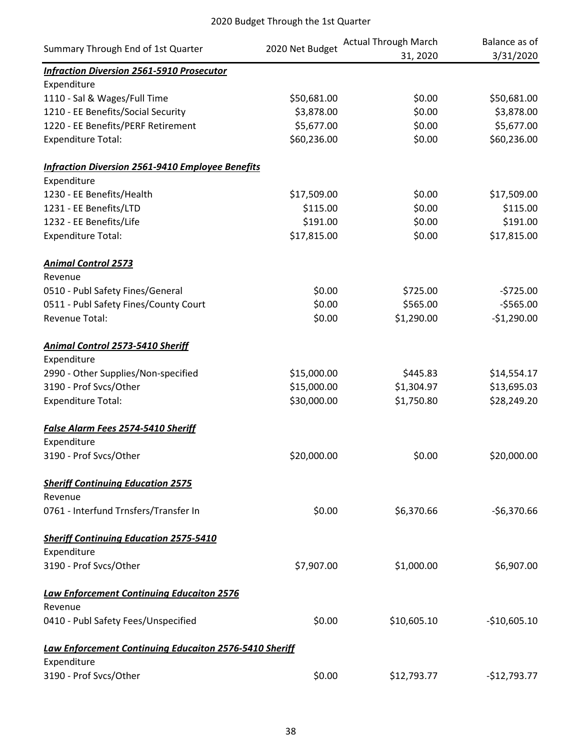2020 Budget Through the 1st Quarter

| Summary Through End of 1st Quarter | 2020 Net Budget | Actual Through March 31, 2020 | Balance as of 3/31/2020 |
|---|---|---|---|
| ***Infraction Diversion 2561-5910 Prosecutor*** | | | |
| Expenditure | | | |
| 1110 - Sal & Wages/Full Time | $50,681.00 | $0.00 | $50,681.00 |
| 1210 - EE Benefits/Social Security | $3,878.00 | $0.00 | $3,878.00 |
| 1220 - EE Benefits/PERF Retirement | $5,677.00 | $0.00 | $5,677.00 |
| Expenditure Total: | $60,236.00 | $0.00 | $60,236.00 |
| | | | |
| ***Infraction Diversion 2561-9410 Employee Benefits*** | | | |
| Expenditure | | | |
| 1230 - EE Benefits/Health | $17,509.00 | $0.00 | $17,509.00 |
| 1231 - EE Benefits/LTD | $115.00 | $0.00 | $115.00 |
| 1232 - EE Benefits/Life | $191.00 | $0.00 | $191.00 |
| Expenditure Total: | $17,815.00 | $0.00 | $17,815.00 |
| | | | |
| ***Animal Control 2573*** | | | |
| Revenue | | | |
| 0510 - Publ Safety Fines/General | $0.00 | $725.00 | -$725.00 |
| 0511 - Publ Safety Fines/County Court | $0.00 | $565.00 | -$565.00 |
| Revenue Total: | $0.00 | $1,290.00 | -$1,290.00 |
| | | | |
| ***Animal Control 2573-5410 Sheriff*** | | | |
| Expenditure | | | |
| 2990 - Other Supplies/Non-specified | $15,000.00 | $445.83 | $14,554.17 |
| 3190 - Prof Svcs/Other | $15,000.00 | $1,304.97 | $13,695.03 |
| Expenditure Total: | $30,000.00 | $1,750.80 | $28,249.20 |
| | | | |
| ***False Alarm Fees 2574-5410 Sheriff*** | | | |
| Expenditure | | | |
| 3190 - Prof Svcs/Other | $20,000.00 | $0.00 | $20,000.00 |
| | | | |
| ***Sheriff Continuing Education 2575*** | | | |
| Revenue | | | |
| 0761 - Interfund Trnsfers/Transfer In | $0.00 | $6,370.66 | -$6,370.66 |
| | | | |
| ***Sheriff Continuing Education 2575-5410*** | | | |
| Expenditure | | | |
| 3190 - Prof Svcs/Other | $7,907.00 | $1,000.00 | $6,907.00 |
| | | | |
| ***Law Enforcement Continuing Educaiton 2576*** | | | |
| Revenue | | | |
| 0410 - Publ Safety Fees/Unspecified | $0.00 | $10,605.10 | -$10,605.10 |
| | | | |
| ***Law Enforcement Continuing Educaiton 2576-5410 Sheriff*** | | | |
| Expenditure | | | |
| 3190 - Prof Svcs/Other | $0.00 | $12,793.77 | -$12,793.77 |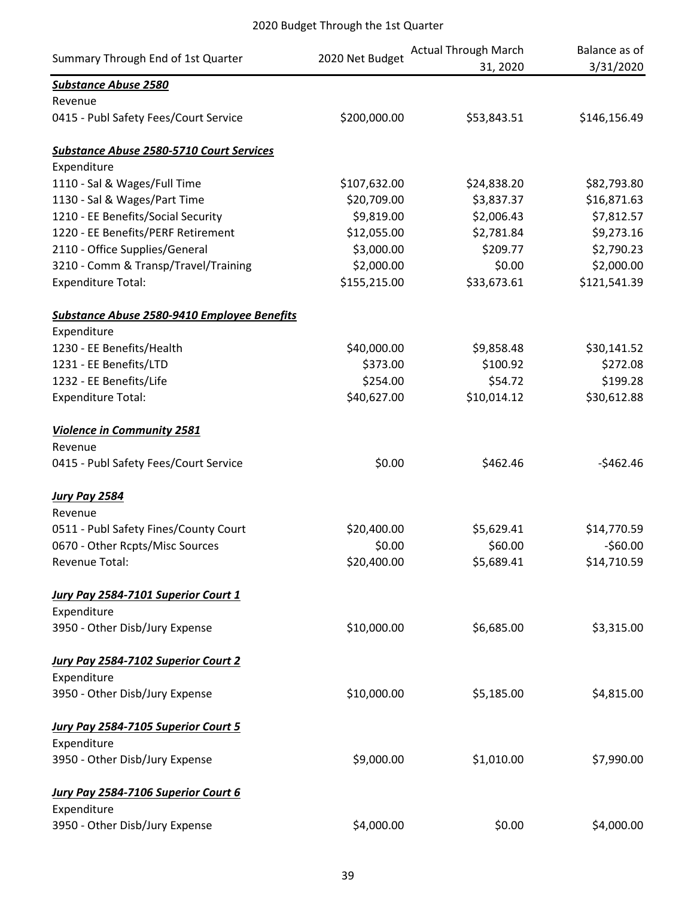## 2020 Budget Through the 1st Quarter

| Summary Through End of 1st Quarter | 2020 Net Budget | Actual Through March 31, 2020 | Balance as of 3/31/2020 |
|---|---|---|---|
| ***Substance Abuse 2580*** | | | |
| Revenue | | | |
| 0415 - Publ Safety Fees/Court Service | $200,000.00 | $53,843.51 | $146,156.49 |
| | | | |
| ***Substance Abuse 2580-5710 Court Services*** | | | |
| Expenditure | | | |
| 1110 - Sal & Wages/Full Time | $107,632.00 | $24,838.20 | $82,793.80 |
| 1130 - Sal & Wages/Part Time | $20,709.00 | $3,837.37 | $16,871.63 |
| 1210 - EE Benefits/Social Security | $9,819.00 | $2,006.43 | $7,812.57 |
| 1220 - EE Benefits/PERF Retirement | $12,055.00 | $2,781.84 | $9,273.16 |
| 2110 - Office Supplies/General | $3,000.00 | $209.77 | $2,790.23 |
| 3210 - Comm & Transp/Travel/Training | $2,000.00 | $0.00 | $2,000.00 |
| Expenditure Total: | $155,215.00 | $33,673.61 | $121,541.39 |
| | | | |
| ***Substance Abuse 2580-9410 Employee Benefits*** | | | |
| Expenditure | | | |
| 1230 - EE Benefits/Health | $40,000.00 | $9,858.48 | $30,141.52 |
| 1231 - EE Benefits/LTD | $373.00 | $100.92 | $272.08 |
| 1232 - EE Benefits/Life | $254.00 | $54.72 | $199.28 |
| Expenditure Total: | $40,627.00 | $10,014.12 | $30,612.88 |
| | | | |
| ***Violence in Community 2581*** | | | |
| Revenue | | | |
| 0415 - Publ Safety Fees/Court Service | $0.00 | $462.46 | -$462.46 |
| | | | |
| ***Jury Pay 2584*** | | | |
| Revenue | | | |
| 0511 - Publ Safety Fines/County Court | $20,400.00 | $5,629.41 | $14,770.59 |
| 0670 - Other Rcpts/Misc Sources | $0.00 | $60.00 | -$60.00 |
| Revenue Total: | $20,400.00 | $5,689.41 | $14,710.59 |
| | | | |
| ***Jury Pay 2584-7101 Superior Court 1*** | | | |
| Expenditure | | | |
| 3950 - Other Disb/Jury Expense | $10,000.00 | $6,685.00 | $3,315.00 |
| | | | |
| ***Jury Pay 2584-7102 Superior Court 2*** | | | |
| Expenditure | | | |
| 3950 - Other Disb/Jury Expense | $10,000.00 | $5,185.00 | $4,815.00 |
| | | | |
| ***Jury Pay 2584-7105 Superior Court 5*** | | | |
| Expenditure | | | |
| 3950 - Other Disb/Jury Expense | $9,000.00 | $1,010.00 | $7,990.00 |
| | | | |
| ***Jury Pay 2584-7106 Superior Court 6*** | | | |
| Expenditure | | | |
| 3950 - Other Disb/Jury Expense | $4,000.00 | $0.00 | $4,000.00 |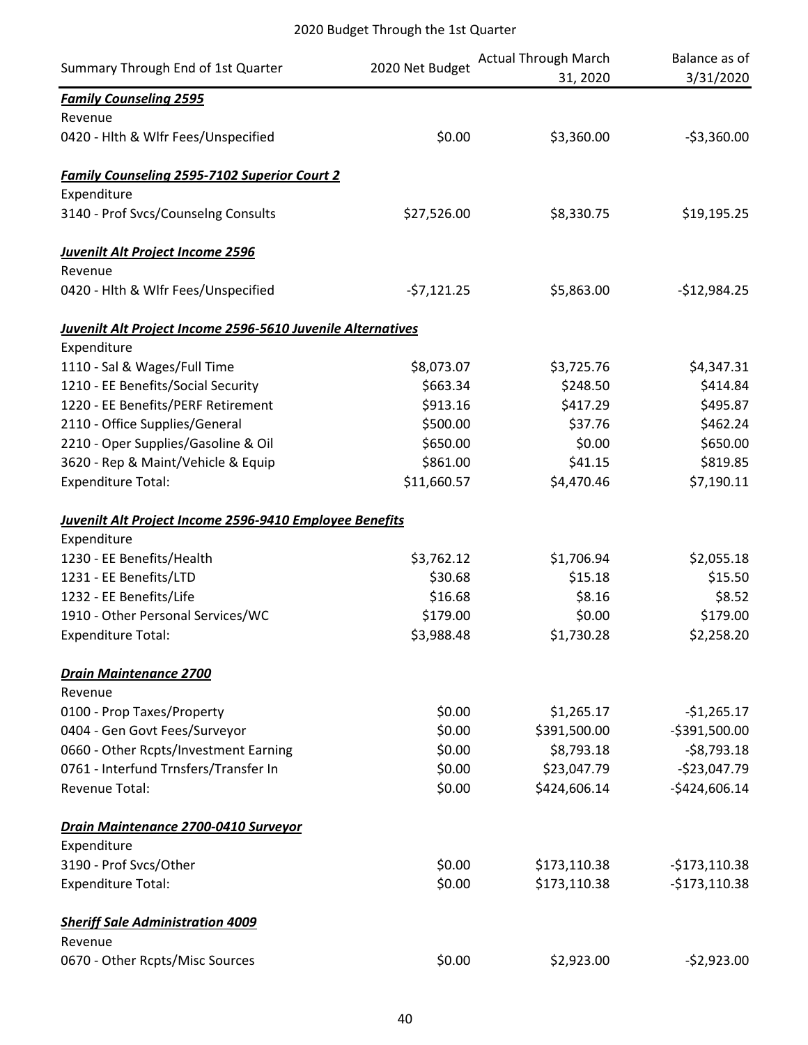2020 Budget Through the 1st Quarter

| Summary Through End of 1st Quarter | 2020 Net Budget | Actual Through March 31, 2020 | Balance as of 3/31/2020 |
|---|---|---|---|
| ***Family Counseling 2595*** | | | |
| Revenue | | | |
| 0420 - Hlth & Wlfr Fees/Unspecified | $0.00 | $3,360.00 | -$3,360.00 |
| | | | |
| ***Family Counseling 2595-7102 Superior Court 2*** | | | |
| Expenditure | | | |
| 3140 - Prof Svcs/Counselng Consults | $27,526.00 | $8,330.75 | $19,195.25 |
| | | | |
| ***Juvenilt Alt Project Income 2596*** | | | |
| Revenue | | | |
| 0420 - Hlth & Wlfr Fees/Unspecified | -$7,121.25 | $5,863.00 | -$12,984.25 |
| | | | |
| ***Juvenilt Alt Project Income 2596-5610 Juvenile Alternatives*** | | | |
| Expenditure | | | |
| 1110 - Sal & Wages/Full Time | $8,073.07 | $3,725.76 | $4,347.31 |
| 1210 - EE Benefits/Social Security | $663.34 | $248.50 | $414.84 |
| 1220 - EE Benefits/PERF Retirement | $913.16 | $417.29 | $495.87 |
| 2110 - Office Supplies/General | $500.00 | $37.76 | $462.24 |
| 2210 - Oper Supplies/Gasoline & Oil | $650.00 | $0.00 | $650.00 |
| 3620 - Rep & Maint/Vehicle & Equip | $861.00 | $41.15 | $819.85 |
| Expenditure Total: | $11,660.57 | $4,470.46 | $7,190.11 |
| | | | |
| ***Juvenilt Alt Project Income 2596-9410 Employee Benefits*** | | | |
| Expenditure | | | |
| 1230 - EE Benefits/Health | $3,762.12 | $1,706.94 | $2,055.18 |
| 1231 - EE Benefits/LTD | $30.68 | $15.18 | $15.50 |
| 1232 - EE Benefits/Life | $16.68 | $8.16 | $8.52 |
| 1910 - Other Personal Services/WC | $179.00 | $0.00 | $179.00 |
| Expenditure Total: | $3,988.48 | $1,730.28 | $2,258.20 |
| | | | |
| ***Drain Maintenance 2700*** | | | |
| Revenue | | | |
| 0100 - Prop Taxes/Property | $0.00 | $1,265.17 | -$1,265.17 |
| 0404 - Gen Govt Fees/Surveyor | $0.00 | $391,500.00 | -$391,500.00 |
| 0660 - Other Rcpts/Investment Earning | $0.00 | $8,793.18 | -$8,793.18 |
| 0761 - Interfund Trnsfers/Transfer In | $0.00 | $23,047.79 | -$23,047.79 |
| Revenue Total: | $0.00 | $424,606.14 | -$424,606.14 |
| | | | |
| ***Drain Maintenance 2700-0410 Surveyor*** | | | |
| Expenditure | | | |
| 3190 - Prof Svcs/Other | $0.00 | $173,110.38 | -$173,110.38 |
| Expenditure Total: | $0.00 | $173,110.38 | -$173,110.38 |
| | | | |
| ***Sheriff Sale Administration 4009*** | | | |
| Revenue | | | |
| 0670 - Other Rcpts/Misc Sources | $0.00 | $2,923.00 | -$2,923.00 |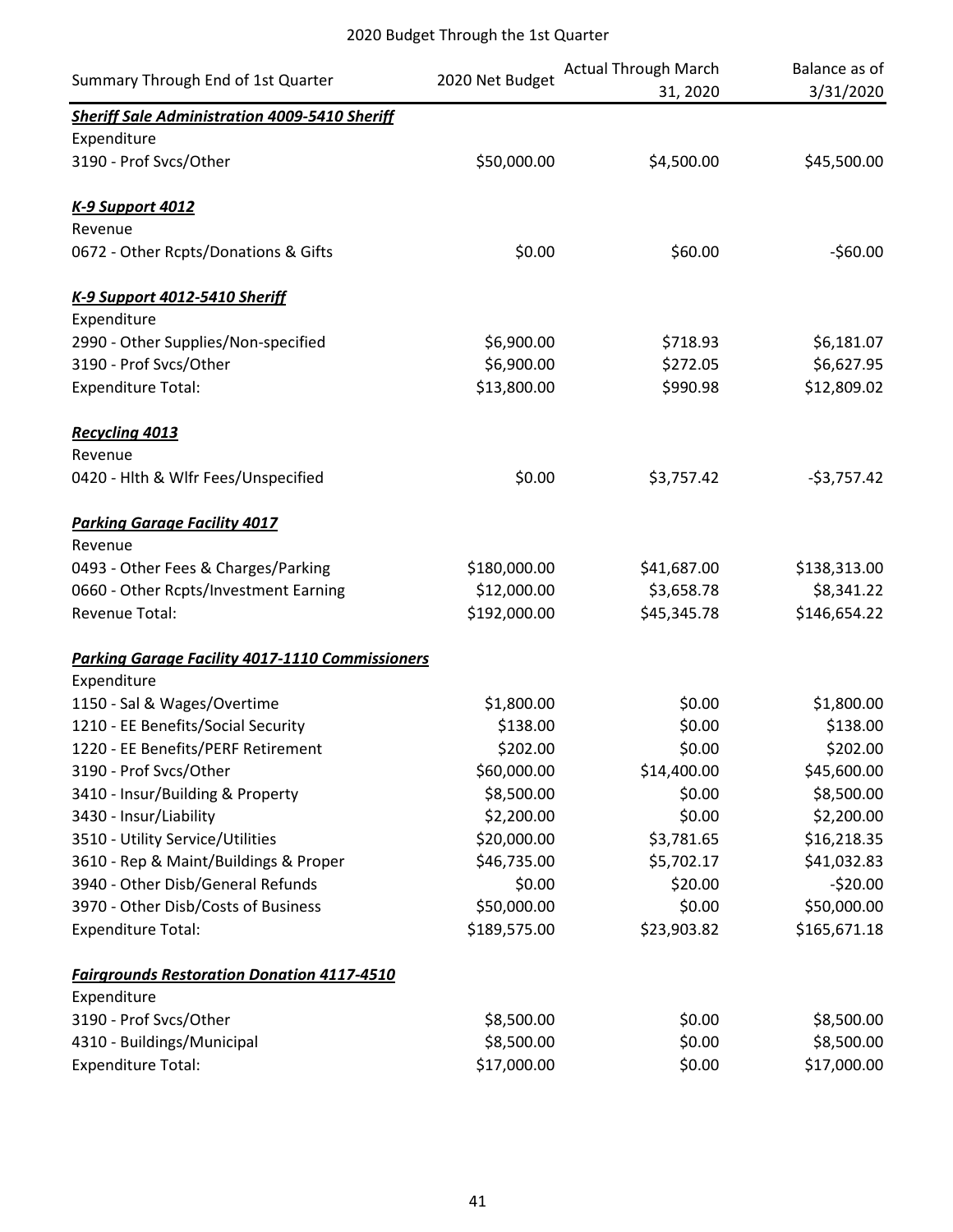# 2020 Budget Through the 1st Quarter

| Summary Through End of 1st Quarter | 2020 Net Budget | Actual Through March 31, 2020 | Balance as of 3/31/2020 |
|---|---|---|---|
| ***Sheriff Sale Administration 4009-5410 Sheriff*** | | | |
| Expenditure | | | |
| 3190 - Prof Svcs/Other | \$50,000.00 | \$4,500.00 | \$45,500.00 |
| | | | |
| ***K-9 Support 4012*** | | | |
| Revenue | | | |
| 0672 - Other Rcpts/Donations & Gifts | \$0.00 | \$60.00 | -\$60.00 |
| | | | |
| ***K-9 Support 4012-5410 Sheriff*** | | | |
| Expenditure | | | |
| 2990 - Other Supplies/Non-specified | \$6,900.00 | \$718.93 | \$6,181.07 |
| 3190 - Prof Svcs/Other | \$6,900.00 | \$272.05 | \$6,627.95 |
| Expenditure Total: | \$13,800.00 | \$990.98 | \$12,809.02 |
| | | | |
| ***Recycling 4013*** | | | |
| Revenue | | | |
| 0420 - Hlth & Wlfr Fees/Unspecified | \$0.00 | \$3,757.42 | -\$3,757.42 |
| | | | |
| ***Parking Garage Facility 4017*** | | | |
| Revenue | | | |
| 0493 - Other Fees & Charges/Parking | \$180,000.00 | \$41,687.00 | \$138,313.00 |
| 0660 - Other Rcpts/Investment Earning | \$12,000.00 | \$3,658.78 | \$8,341.22 |
| Revenue Total: | \$192,000.00 | \$45,345.78 | \$146,654.22 |
| | | | |
| ***Parking Garage Facility 4017-1110 Commissioners*** | | | |
| Expenditure | | | |
| 1150 - Sal & Wages/Overtime | \$1,800.00 | \$0.00 | \$1,800.00 |
| 1210 - EE Benefits/Social Security | \$138.00 | \$0.00 | \$138.00 |
| 1220 - EE Benefits/PERF Retirement | \$202.00 | \$0.00 | \$202.00 |
| 3190 - Prof Svcs/Other | \$60,000.00 | \$14,400.00 | \$45,600.00 |
| 3410 - Insur/Building & Property | \$8,500.00 | \$0.00 | \$8,500.00 |
| 3430 - Insur/Liability | \$2,200.00 | \$0.00 | \$2,200.00 |
| 3510 - Utility Service/Utilities | \$20,000.00 | \$3,781.65 | \$16,218.35 |
| 3610 - Rep & Maint/Buildings & Proper | \$46,735.00 | \$5,702.17 | \$41,032.83 |
| 3940 - Other Disb/General Refunds | \$0.00 | \$20.00 | -\$20.00 |
| 3970 - Other Disb/Costs of Business | \$50,000.00 | \$0.00 | \$50,000.00 |
| Expenditure Total: | \$189,575.00 | \$23,903.82 | \$165,671.18 |
| | | | |
| ***Fairgrounds Restoration Donation 4117-4510*** | | | |
| Expenditure | | | |
| 3190 - Prof Svcs/Other | \$8,500.00 | \$0.00 | \$8,500.00 |
| 4310 - Buildings/Municipal | \$8,500.00 | \$0.00 | \$8,500.00 |
| Expenditure Total: | \$17,000.00 | \$0.00 | \$17,000.00 |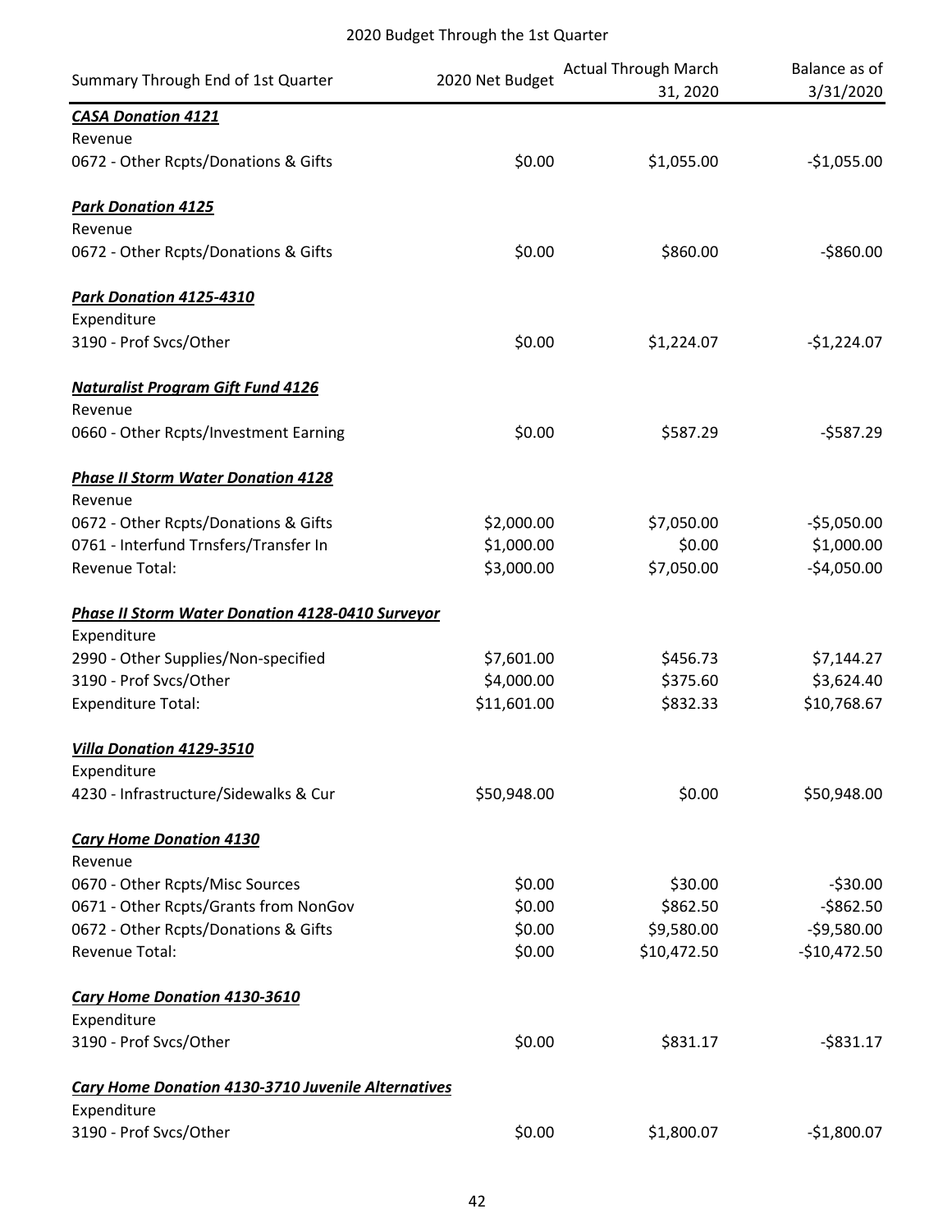## 2020 Budget Through the 1st Quarter

| Summary Through End of 1st Quarter | 2020 Net Budget | Actual Through March 31, 2020 | Balance as of 3/31/2020 |
|---|---|---|---|
| ***CASA Donation 4121*** | | | |
| Revenue | | | |
| 0672 - Other Rcpts/Donations & Gifts | $0.00 | $1,055.00 | -$1,055.00 |
| ***Park Donation 4125*** | | | |
| Revenue | | | |
| 0672 - Other Rcpts/Donations & Gifts | $0.00 | $860.00 | -$860.00 |
| ***Park Donation 4125-4310*** | | | |
| Expenditure | | | |
| 3190 - Prof Svcs/Other | $0.00 | $1,224.07 | -$1,224.07 |
| ***Naturalist Program Gift Fund 4126*** | | | |
| Revenue | | | |
| 0660 - Other Rcpts/Investment Earning | $0.00 | $587.29 | -$587.29 |
| ***Phase II Storm Water Donation 4128*** | | | |
| Revenue | | | |
| 0672 - Other Rcpts/Donations & Gifts | $2,000.00 | $7,050.00 | -$5,050.00 |
| 0761 - Interfund Trnsfers/Transfer In | $1,000.00 | $0.00 | $1,000.00 |
| Revenue Total: | $3,000.00 | $7,050.00 | -$4,050.00 |
| ***Phase II Storm Water Donation 4128-0410 Surveyor*** | | | |
| Expenditure | | | |
| 2990 - Other Supplies/Non-specified | $7,601.00 | $456.73 | $7,144.27 |
| 3190 - Prof Svcs/Other | $4,000.00 | $375.60 | $3,624.40 |
| Expenditure Total: | $11,601.00 | $832.33 | $10,768.67 |
| ***Villa Donation 4129-3510*** | | | |
| Expenditure | | | |
| 4230 - Infrastructure/Sidewalks & Cur | $50,948.00 | $0.00 | $50,948.00 |
| ***Cary Home Donation 4130*** | | | |
| Revenue | | | |
| 0670 - Other Rcpts/Misc Sources | $0.00 | $30.00 | -$30.00 |
| 0671 - Other Rcpts/Grants from NonGov | $0.00 | $862.50 | -$862.50 |
| 0672 - Other Rcpts/Donations & Gifts | $0.00 | $9,580.00 | -$9,580.00 |
| Revenue Total: | $0.00 | $10,472.50 | -$10,472.50 |
| ***Cary Home Donation 4130-3610*** | | | |
| Expenditure | | | |
| 3190 - Prof Svcs/Other | $0.00 | $831.17 | -$831.17 |
| ***Cary Home Donation 4130-3710 Juvenile Alternatives*** | | | |
| Expenditure | | | |
| 3190 - Prof Svcs/Other | $0.00 | $1,800.07 | -$1,800.07 |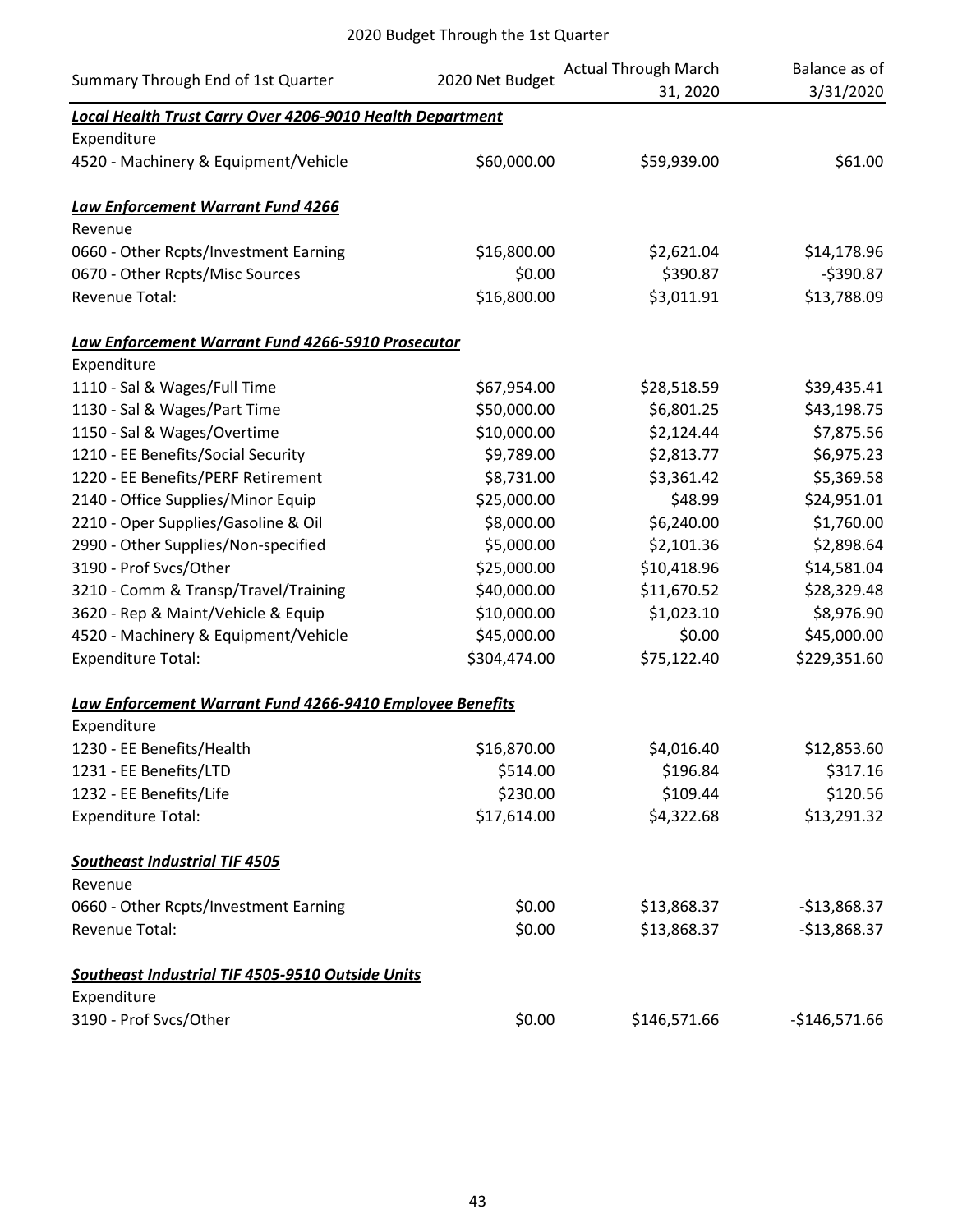2020 Budget Through the 1st Quarter

| Summary Through End of 1st Quarter | 2020 Net Budget | Actual Through March 31, 2020 | Balance as of 3/31/2020 |
|---|---|---|---|
| ***Local Health Trust Carry Over 4206-9010 Health Department*** | | | |
| Expenditure | | | |
| 4520 - Machinery & Equipment/Vehicle | $60,000.00 | $59,939.00 | $61.00 |
| | | | |
| ***Law Enforcement Warrant Fund 4266*** | | | |
| Revenue | | | |
| 0660 - Other Rcpts/Investment Earning | $16,800.00 | $2,621.04 | $14,178.96 |
| 0670 - Other Rcpts/Misc Sources | $0.00 | $390.87 | -$390.87 |
| Revenue Total: | $16,800.00 | $3,011.91 | $13,788.09 |
| | | | |
| ***Law Enforcement Warrant Fund 4266-5910 Prosecutor*** | | | |
| Expenditure | | | |
| 1110 - Sal & Wages/Full Time | $67,954.00 | $28,518.59 | $39,435.41 |
| 1130 - Sal & Wages/Part Time | $50,000.00 | $6,801.25 | $43,198.75 |
| 1150 - Sal & Wages/Overtime | $10,000.00 | $2,124.44 | $7,875.56 |
| 1210 - EE Benefits/Social Security | $9,789.00 | $2,813.77 | $6,975.23 |
| 1220 - EE Benefits/PERF Retirement | $8,731.00 | $3,361.42 | $5,369.58 |
| 2140 - Office Supplies/Minor Equip | $25,000.00 | $48.99 | $24,951.01 |
| 2210 - Oper Supplies/Gasoline & Oil | $8,000.00 | $6,240.00 | $1,760.00 |
| 2990 - Other Supplies/Non-specified | $5,000.00 | $2,101.36 | $2,898.64 |
| 3190 - Prof Svcs/Other | $25,000.00 | $10,418.96 | $14,581.04 |
| 3210 - Comm & Transp/Travel/Training | $40,000.00 | $11,670.52 | $28,329.48 |
| 3620 - Rep & Maint/Vehicle & Equip | $10,000.00 | $1,023.10 | $8,976.90 |
| 4520 - Machinery & Equipment/Vehicle | $45,000.00 | $0.00 | $45,000.00 |
| Expenditure Total: | $304,474.00 | $75,122.40 | $229,351.60 |
| | | | |
| ***Law Enforcement Warrant Fund 4266-9410 Employee Benefits*** | | | |
| Expenditure | | | |
| 1230 - EE Benefits/Health | $16,870.00 | $4,016.40 | $12,853.60 |
| 1231 - EE Benefits/LTD | $514.00 | $196.84 | $317.16 |
| 1232 - EE Benefits/Life | $230.00 | $109.44 | $120.56 |
| Expenditure Total: | $17,614.00 | $4,322.68 | $13,291.32 |
| | | | |
| ***Southeast Industrial TIF 4505*** | | | |
| Revenue | | | |
| 0660 - Other Rcpts/Investment Earning | $0.00 | $13,868.37 | -$13,868.37 |
| Revenue Total: | $0.00 | $13,868.37 | -$13,868.37 |
| | | | |
| ***Southeast Industrial TIF 4505-9510 Outside Units*** | | | |
| Expenditure | | | |
| 3190 - Prof Svcs/Other | $0.00 | $146,571.66 | -$146,571.66 |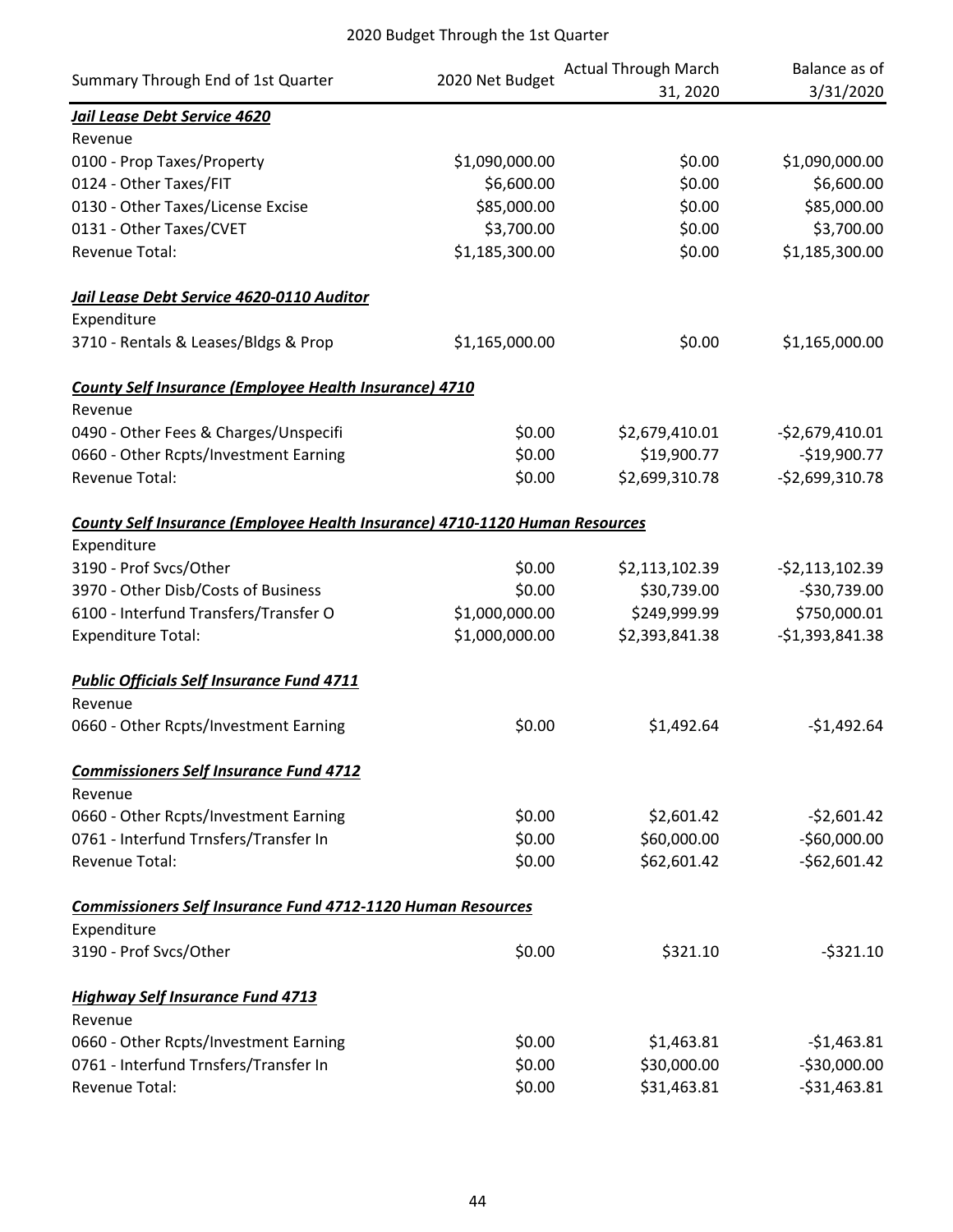2020 Budget Through the 1st Quarter

| Summary Through End of 1st Quarter | 2020 Net Budget | Actual Through March 31, 2020 | Balance as of 3/31/2020 |
|---|---|---|---|
| ***Jail Lease Debt Service 4620*** | | | |
| Revenue | | | |
| 0100 - Prop Taxes/Property | $1,090,000.00 | $0.00 | $1,090,000.00 |
| 0124 - Other Taxes/FIT | $6,600.00 | $0.00 | $6,600.00 |
| 0130 - Other Taxes/License Excise | $85,000.00 | $0.00 | $85,000.00 |
| 0131 - Other Taxes/CVET | $3,700.00 | $0.00 | $3,700.00 |
| Revenue Total: | $1,185,300.00 | $0.00 | $1,185,300.00 |
| ***Jail Lease Debt Service 4620-0110 Auditor*** | | | |
| Expenditure | | | |
| 3710 - Rentals & Leases/Bldgs & Prop | $1,165,000.00 | $0.00 | $1,165,000.00 |
| ***County Self Insurance (Employee Health Insurance) 4710*** | | | |
| Revenue | | | |
| 0490 - Other Fees & Charges/Unspecifi | $0.00 | $2,679,410.01 | -$2,679,410.01 |
| 0660 - Other Rcpts/Investment Earning | $0.00 | $19,900.77 | -$19,900.77 |
| Revenue Total: | $0.00 | $2,699,310.78 | -$2,699,310.78 |
| ***County Self Insurance (Employee Health Insurance) 4710-1120 Human Resources*** | | | |
| Expenditure | | | |
| 3190 - Prof Svcs/Other | $0.00 | $2,113,102.39 | -$2,113,102.39 |
| 3970 - Other Disb/Costs of Business | $0.00 | $30,739.00 | -$30,739.00 |
| 6100 - Interfund Transfers/Transfer O | $1,000,000.00 | $249,999.99 | $750,000.01 |
| Expenditure Total: | $1,000,000.00 | $2,393,841.38 | -$1,393,841.38 |
| ***Public Officials Self Insurance Fund 4711*** | | | |
| Revenue | | | |
| 0660 - Other Rcpts/Investment Earning | $0.00 | $1,492.64 | -$1,492.64 |
| ***Commissioners Self Insurance Fund 4712*** | | | |
| Revenue | | | |
| 0660 - Other Rcpts/Investment Earning | $0.00 | $2,601.42 | -$2,601.42 |
| 0761 - Interfund Trnsfers/Transfer In | $0.00 | $60,000.00 | -$60,000.00 |
| Revenue Total: | $0.00 | $62,601.42 | -$62,601.42 |
| ***Commissioners Self Insurance Fund 4712-1120 Human Resources*** | | | |
| Expenditure | | | |
| 3190 - Prof Svcs/Other | $0.00 | $321.10 | -$321.10 |
| ***Highway Self Insurance Fund 4713*** | | | |
| Revenue | | | |
| 0660 - Other Rcpts/Investment Earning | $0.00 | $1,463.81 | -$1,463.81 |
| 0761 - Interfund Trnsfers/Transfer In | $0.00 | $30,000.00 | -$30,000.00 |
| Revenue Total: | $0.00 | $31,463.81 | -$31,463.81 |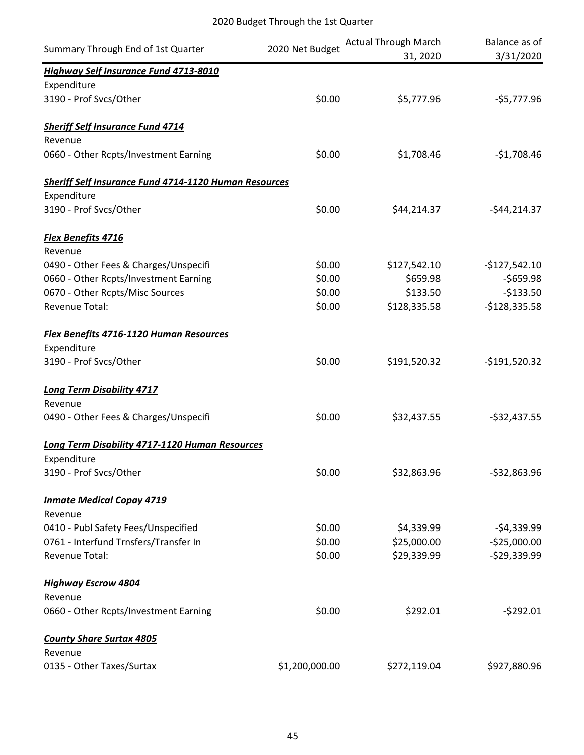2020 Budget Through the 1st Quarter

| Summary Through End of 1st Quarter | 2020 Net Budget | Actual Through March 31, 2020 | Balance as of 3/31/2020 |
|---|---|---|---|
| ***Highway Self Insurance Fund 4713-8010*** | | | |
| Expenditure | | | |
| 3190 - Prof Svcs/Other | $0.00 | $5,777.96 | -$5,777.96 |
| | | | |
| ***Sheriff Self Insurance Fund 4714*** | | | |
| Revenue | | | |
| 0660 - Other Rcpts/Investment Earning | $0.00 | $1,708.46 | -$1,708.46 |
| | | | |
| ***Sheriff Self Insurance Fund 4714-1120 Human Resources*** | | | |
| Expenditure | | | |
| 3190 - Prof Svcs/Other | $0.00 | $44,214.37 | -$44,214.37 |
| | | | |
| ***Flex Benefits 4716*** | | | |
| Revenue | | | |
| 0490 - Other Fees & Charges/Unspecifi | $0.00 | $127,542.10 | -$127,542.10 |
| 0660 - Other Rcpts/Investment Earning | $0.00 | $659.98 | -$659.98 |
| 0670 - Other Rcpts/Misc Sources | $0.00 | $133.50 | -$133.50 |
| Revenue Total: | $0.00 | $128,335.58 | -$128,335.58 |
| | | | |
| ***Flex Benefits 4716-1120 Human Resources*** | | | |
| Expenditure | | | |
| 3190 - Prof Svcs/Other | $0.00 | $191,520.32 | -$191,520.32 |
| | | | |
| ***Long Term Disability 4717*** | | | |
| Revenue | | | |
| 0490 - Other Fees & Charges/Unspecifi | $0.00 | $32,437.55 | -$32,437.55 |
| | | | |
| ***Long Term Disability 4717-1120 Human Resources*** | | | |
| Expenditure | | | |
| 3190 - Prof Svcs/Other | $0.00 | $32,863.96 | -$32,863.96 |
| | | | |
| ***Inmate Medical Copay 4719*** | | | |
| Revenue | | | |
| 0410 - Publ Safety Fees/Unspecified | $0.00 | $4,339.99 | -$4,339.99 |
| 0761 - Interfund Trnsfers/Transfer In | $0.00 | $25,000.00 | -$25,000.00 |
| Revenue Total: | $0.00 | $29,339.99 | -$29,339.99 |
| | | | |
| ***Highway Escrow 4804*** | | | |
| Revenue | | | |
| 0660 - Other Rcpts/Investment Earning | $0.00 | $292.01 | -$292.01 |
| | | | |
| ***County Share Surtax 4805*** | | | |
| Revenue | | | |
| 0135 - Other Taxes/Surtax | $1,200,000.00 | $272,119.04 | $927,880.96 |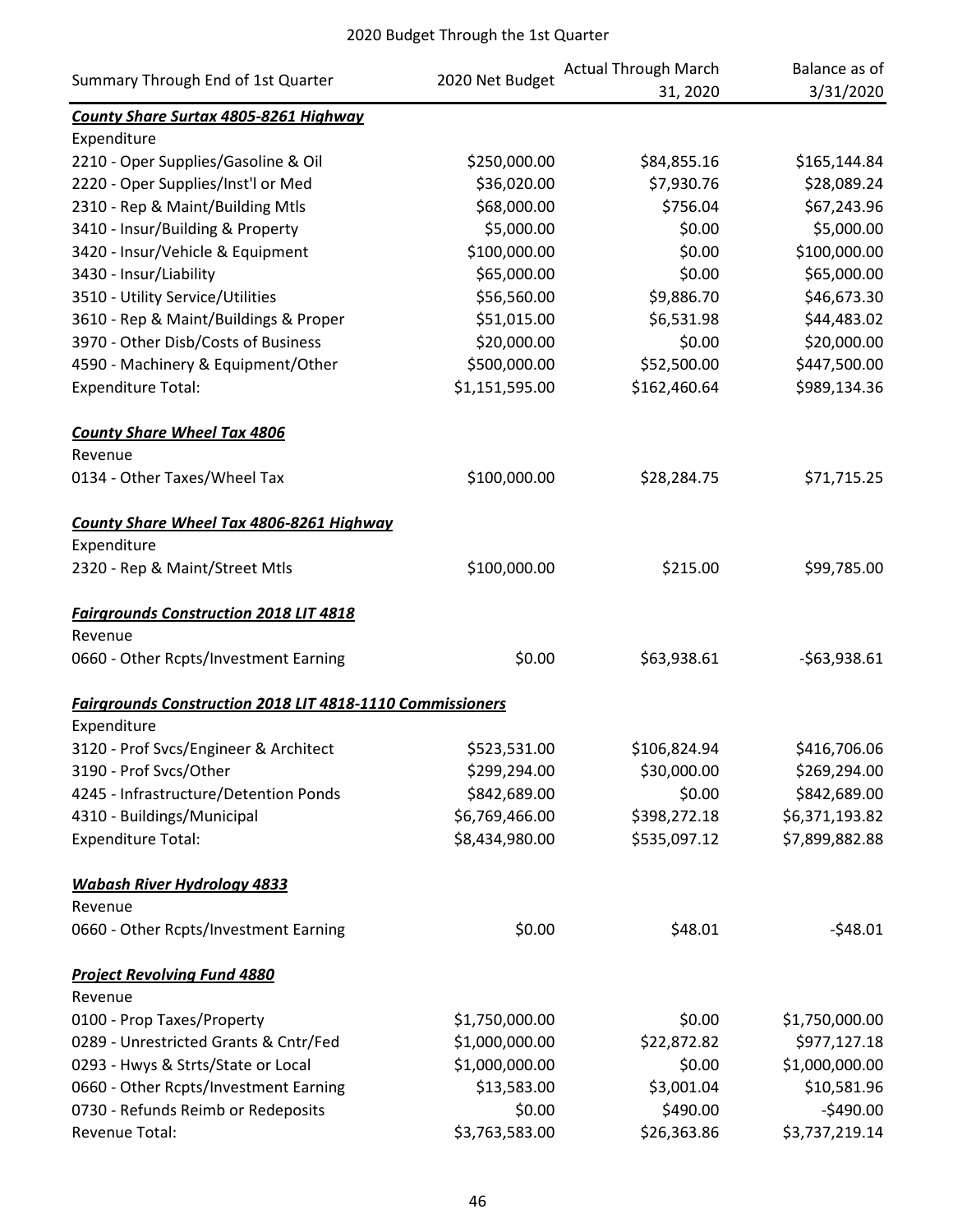2020 Budget Through the 1st Quarter

| Summary Through End of 1st Quarter | 2020 Net Budget | Actual Through March 31, 2020 | Balance as of 3/31/2020 |
|---|---|---|---|
| ***County Share Surtax 4805-8261 Highway*** | | | |
| Expenditure | | | |
| 2210 - Oper Supplies/Gasoline & Oil | $250,000.00 | $84,855.16 | $165,144.84 |
| 2220 - Oper Supplies/Inst'l or Med | $36,020.00 | $7,930.76 | $28,089.24 |
| 2310 - Rep & Maint/Building Mtls | $68,000.00 | $756.04 | $67,243.96 |
| 3410 - Insur/Building & Property | $5,000.00 | $0.00 | $5,000.00 |
| 3420 - Insur/Vehicle & Equipment | $100,000.00 | $0.00 | $100,000.00 |
| 3430 - Insur/Liability | $65,000.00 | $0.00 | $65,000.00 |
| 3510 - Utility Service/Utilities | $56,560.00 | $9,886.70 | $46,673.30 |
| 3610 - Rep & Maint/Buildings & Proper | $51,015.00 | $6,531.98 | $44,483.02 |
| 3970 - Other Disb/Costs of Business | $20,000.00 | $0.00 | $20,000.00 |
| 4590 - Machinery & Equipment/Other | $500,000.00 | $52,500.00 | $447,500.00 |
| Expenditure Total: | $1,151,595.00 | $162,460.64 | $989,134.36 |
| | | | |
| ***County Share Wheel Tax 4806*** | | | |
| Revenue | | | |
| 0134 - Other Taxes/Wheel Tax | $100,000.00 | $28,284.75 | $71,715.25 |
| | | | |
| ***County Share Wheel Tax 4806-8261 Highway*** | | | |
| Expenditure | | | |
| 2320 - Rep & Maint/Street Mtls | $100,000.00 | $215.00 | $99,785.00 |
| | | | |
| ***Fairgrounds Construction 2018 LIT 4818*** | | | |
| Revenue | | | |
| 0660 - Other Rcpts/Investment Earning | $0.00 | $63,938.61 | -$63,938.61 |
| | | | |
| ***Fairgrounds Construction 2018 LIT 4818-1110 Commissioners*** | | | |
| Expenditure | | | |
| 3120 - Prof Svcs/Engineer & Architect | $523,531.00 | $106,824.94 | $416,706.06 |
| 3190 - Prof Svcs/Other | $299,294.00 | $30,000.00 | $269,294.00 |
| 4245 - Infrastructure/Detention Ponds | $842,689.00 | $0.00 | $842,689.00 |
| 4310 - Buildings/Municipal | $6,769,466.00 | $398,272.18 | $6,371,193.82 |
| Expenditure Total: | $8,434,980.00 | $535,097.12 | $7,899,882.88 |
| | | | |
| ***Wabash River Hydrology 4833*** | | | |
| Revenue | | | |
| 0660 - Other Rcpts/Investment Earning | $0.00 | $48.01 | -$48.01 |
| | | | |
| ***Project Revolving Fund 4880*** | | | |
| Revenue | | | |
| 0100 - Prop Taxes/Property | $1,750,000.00 | $0.00 | $1,750,000.00 |
| 0289 - Unrestricted Grants & Cntr/Fed | $1,000,000.00 | $22,872.82 | $977,127.18 |
| 0293 - Hwys & Strts/State or Local | $1,000,000.00 | $0.00 | $1,000,000.00 |
| 0660 - Other Rcpts/Investment Earning | $13,583.00 | $3,001.04 | $10,581.96 |
| 0730 - Refunds Reimb or Redeposits | $0.00 | $490.00 | -$490.00 |
| Revenue Total: | $3,763,583.00 | $26,363.86 | $3,737,219.14 |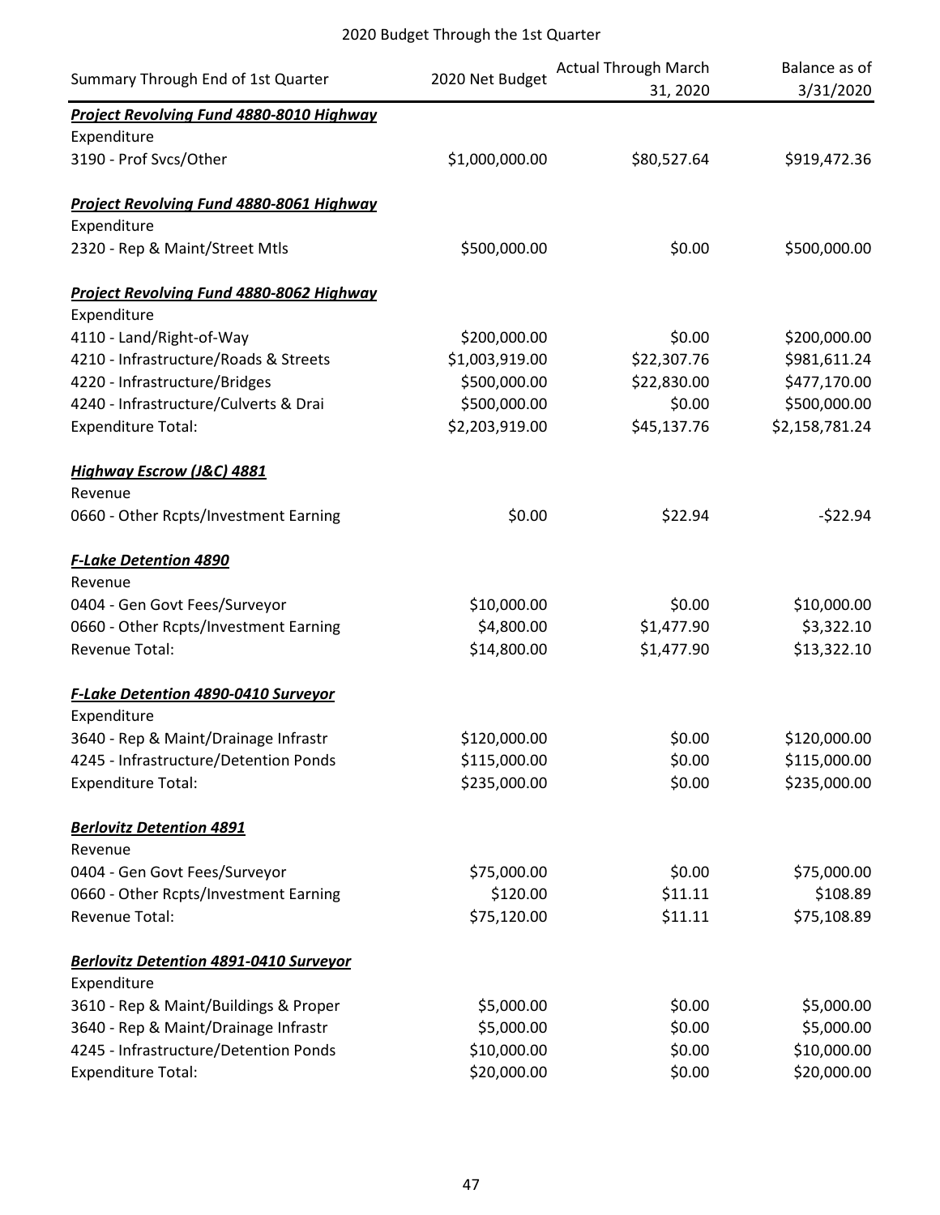2020 Budget Through the 1st Quarter

| Summary Through End of 1st Quarter | 2020 Net Budget | Actual Through March 31, 2020 | Balance as of 3/31/2020 |
|---|---|---|---|
| ***Project Revolving Fund 4880-8010 Highway*** | | | |
| Expenditure | | | |
| 3190 - Prof Svcs/Other | $1,000,000.00 | $80,527.64 | $919,472.36 |
| ***Project Revolving Fund 4880-8061 Highway*** | | | |
| Expenditure | | | |
| 2320 - Rep & Maint/Street Mtls | $500,000.00 | $0.00 | $500,000.00 |
| ***Project Revolving Fund 4880-8062 Highway*** | | | |
| Expenditure | | | |
| 4110 - Land/Right-of-Way | $200,000.00 | $0.00 | $200,000.00 |
| 4210 - Infrastructure/Roads & Streets | $1,003,919.00 | $22,307.76 | $981,611.24 |
| 4220 - Infrastructure/Bridges | $500,000.00 | $22,830.00 | $477,170.00 |
| 4240 - Infrastructure/Culverts & Drai | $500,000.00 | $0.00 | $500,000.00 |
| Expenditure Total: | $2,203,919.00 | $45,137.76 | $2,158,781.24 |
| ***Highway Escrow (J&C) 4881*** | | | |
| Revenue | | | |
| 0660 - Other Rcpts/Investment Earning | $0.00 | $22.94 | -$22.94 |
| ***F-Lake Detention 4890*** | | | |
| Revenue | | | |
| 0404 - Gen Govt Fees/Surveyor | $10,000.00 | $0.00 | $10,000.00 |
| 0660 - Other Rcpts/Investment Earning | $4,800.00 | $1,477.90 | $3,322.10 |
| Revenue Total: | $14,800.00 | $1,477.90 | $13,322.10 |
| ***F-Lake Detention 4890-0410 Surveyor*** | | | |
| Expenditure | | | |
| 3640 - Rep & Maint/Drainage Infrastr | $120,000.00 | $0.00 | $120,000.00 |
| 4245 - Infrastructure/Detention Ponds | $115,000.00 | $0.00 | $115,000.00 |
| Expenditure Total: | $235,000.00 | $0.00 | $235,000.00 |
| ***Berlovitz Detention 4891*** | | | |
| Revenue | | | |
| 0404 - Gen Govt Fees/Surveyor | $75,000.00 | $0.00 | $75,000.00 |
| 0660 - Other Rcpts/Investment Earning | $120.00 | $11.11 | $108.89 |
| Revenue Total: | $75,120.00 | $11.11 | $75,108.89 |
| ***Berlovitz Detention 4891-0410 Surveyor*** | | | |
| Expenditure | | | |
| 3610 - Rep & Maint/Buildings & Proper | $5,000.00 | $0.00 | $5,000.00 |
| 3640 - Rep & Maint/Drainage Infrastr | $5,000.00 | $0.00 | $5,000.00 |
| 4245 - Infrastructure/Detention Ponds | $10,000.00 | $0.00 | $10,000.00 |
| Expenditure Total: | $20,000.00 | $0.00 | $20,000.00 |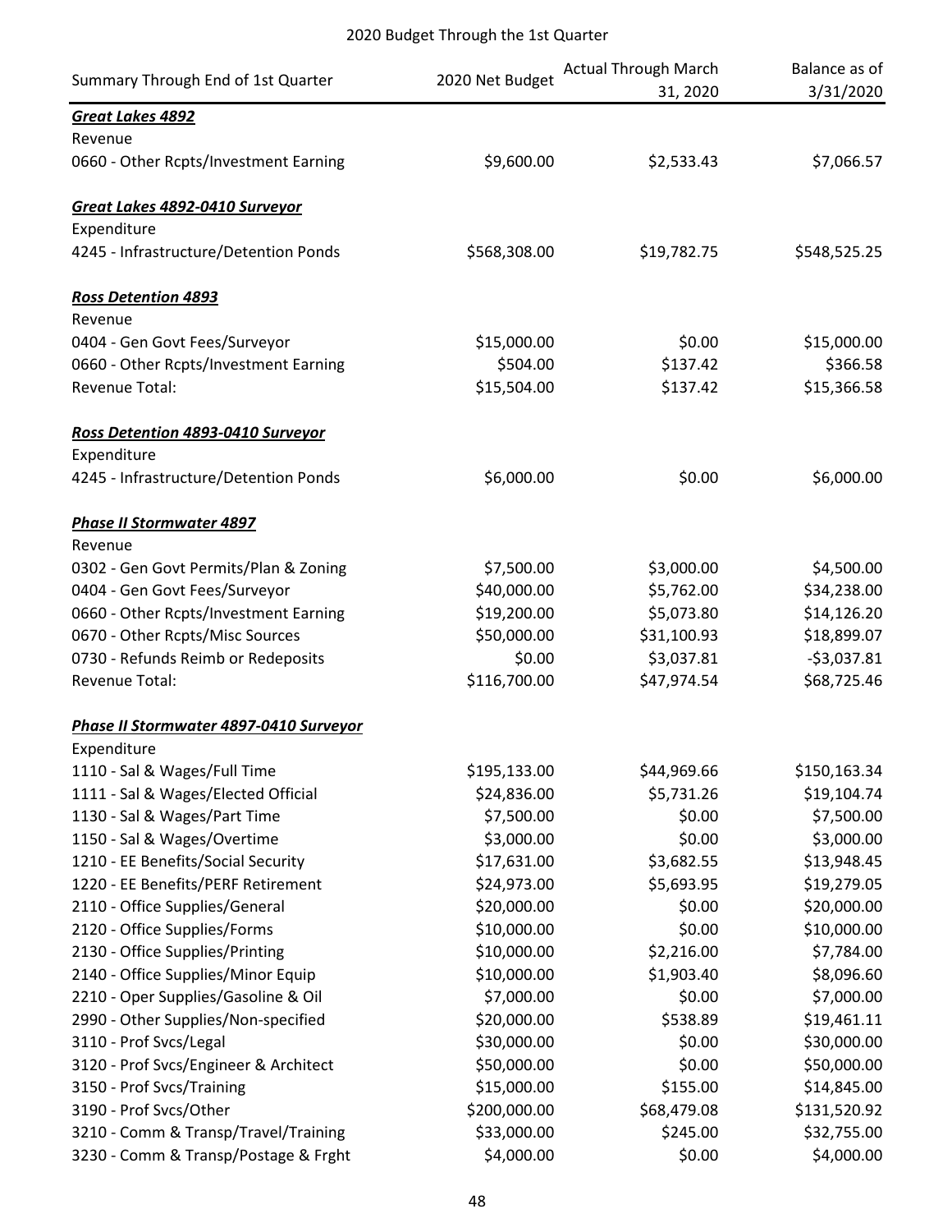2020 Budget Through the 1st Quarter

| Summary Through End of 1st Quarter | 2020 Net Budget | Actual Through March 31, 2020 | Balance as of 3/31/2020 |
|---|---|---|---|
| ***Great Lakes 4892*** | | | |
| Revenue | | | |
| 0660 - Other Rcpts/Investment Earning | $9,600.00 | $2,533.43 | $7,066.57 |
| | | | |
| ***Great Lakes 4892-0410 Surveyor*** | | | |
| Expenditure | | | |
| 4245 - Infrastructure/Detention Ponds | $568,308.00 | $19,782.75 | $548,525.25 |
| | | | |
| ***Ross Detention 4893*** | | | |
| Revenue | | | |
| 0404 - Gen Govt Fees/Surveyor | $15,000.00 | $0.00 | $15,000.00 |
| 0660 - Other Rcpts/Investment Earning | $504.00 | $137.42 | $366.58 |
| Revenue Total: | $15,504.00 | $137.42 | $15,366.58 |
| | | | |
| ***Ross Detention 4893-0410 Surveyor*** | | | |
| Expenditure | | | |
| 4245 - Infrastructure/Detention Ponds | $6,000.00 | $0.00 | $6,000.00 |
| | | | |
| ***Phase II Stormwater 4897*** | | | |
| Revenue | | | |
| 0302 - Gen Govt Permits/Plan & Zoning | $7,500.00 | $3,000.00 | $4,500.00 |
| 0404 - Gen Govt Fees/Surveyor | $40,000.00 | $5,762.00 | $34,238.00 |
| 0660 - Other Rcpts/Investment Earning | $19,200.00 | $5,073.80 | $14,126.20 |
| 0670 - Other Rcpts/Misc Sources | $50,000.00 | $31,100.93 | $18,899.07 |
| 0730 - Refunds Reimb or Redeposits | $0.00 | $3,037.81 | -$3,037.81 |
| Revenue Total: | $116,700.00 | $47,974.54 | $68,725.46 |
| | | | |
| ***Phase II Stormwater 4897-0410 Surveyor*** | | | |
| Expenditure | | | |
| 1110 - Sal & Wages/Full Time | $195,133.00 | $44,969.66 | $150,163.34 |
| 1111 - Sal & Wages/Elected Official | $24,836.00 | $5,731.26 | $19,104.74 |
| 1130 - Sal & Wages/Part Time | $7,500.00 | $0.00 | $7,500.00 |
| 1150 - Sal & Wages/Overtime | $3,000.00 | $0.00 | $3,000.00 |
| 1210 - EE Benefits/Social Security | $17,631.00 | $3,682.55 | $13,948.45 |
| 1220 - EE Benefits/PERF Retirement | $24,973.00 | $5,693.95 | $19,279.05 |
| 2110 - Office Supplies/General | $20,000.00 | $0.00 | $20,000.00 |
| 2120 - Office Supplies/Forms | $10,000.00 | $0.00 | $10,000.00 |
| 2130 - Office Supplies/Printing | $10,000.00 | $2,216.00 | $7,784.00 |
| 2140 - Office Supplies/Minor Equip | $10,000.00 | $1,903.40 | $8,096.60 |
| 2210 - Oper Supplies/Gasoline & Oil | $7,000.00 | $0.00 | $7,000.00 |
| 2990 - Other Supplies/Non-specified | $20,000.00 | $538.89 | $19,461.11 |
| 3110 - Prof Svcs/Legal | $30,000.00 | $0.00 | $30,000.00 |
| 3120 - Prof Svcs/Engineer & Architect | $50,000.00 | $0.00 | $50,000.00 |
| 3150 - Prof Svcs/Training | $15,000.00 | $155.00 | $14,845.00 |
| 3190 - Prof Svcs/Other | $200,000.00 | $68,479.08 | $131,520.92 |
| 3210 - Comm & Transp/Travel/Training | $33,000.00 | $245.00 | $32,755.00 |
| 3230 - Comm & Transp/Postage & Frght | $4,000.00 | $0.00 | $4,000.00 |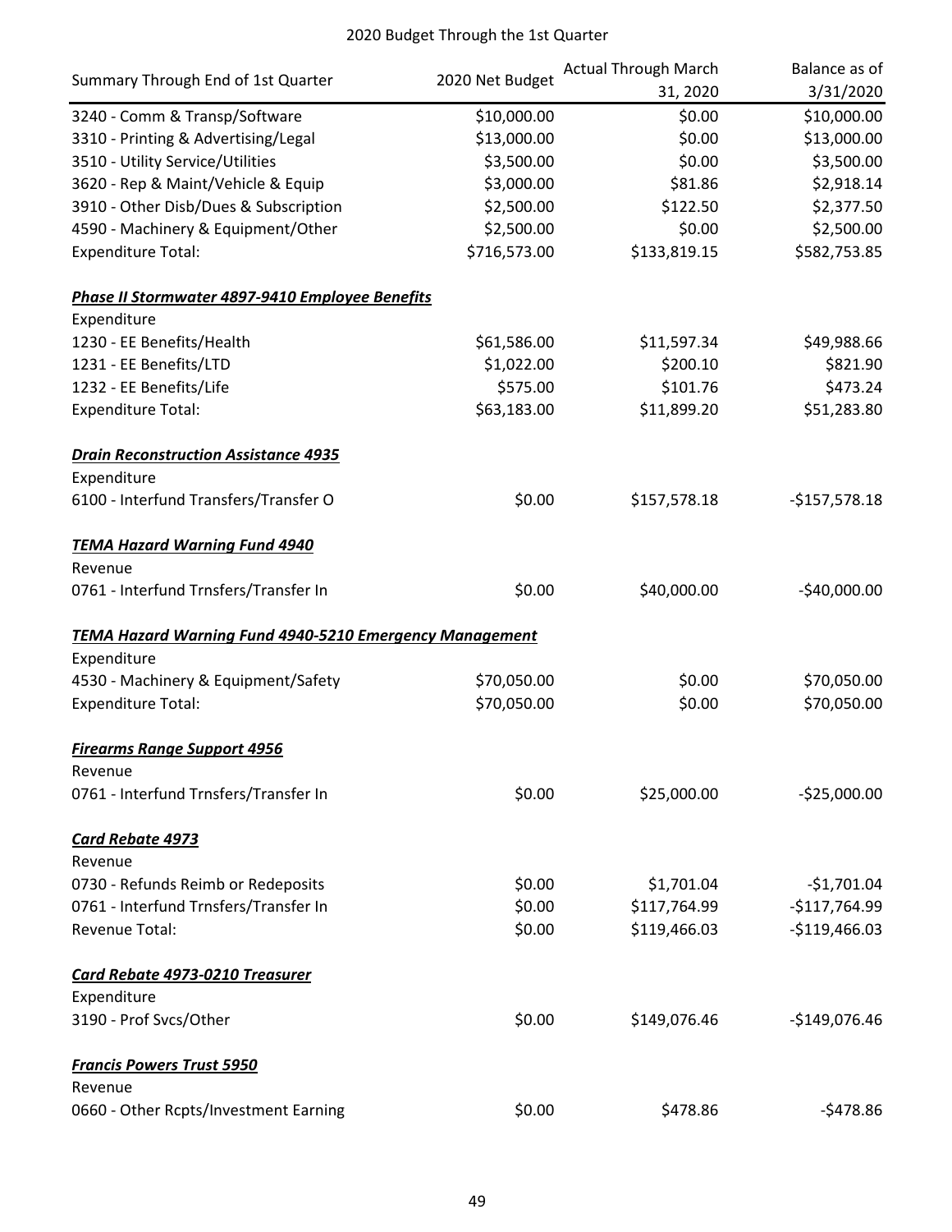# 2020 Budget Through the 1st Quarter

| Summary Through End of 1st Quarter | 2020 Net Budget | Actual Through March 31, 2020 | Balance as of 3/31/2020 |
|---|---|---|---|
| 3240 - Comm & Transp/Software | $10,000.00 | $0.00 | $10,000.00 |
| 3310 - Printing & Advertising/Legal | $13,000.00 | $0.00 | $13,000.00 |
| 3510 - Utility Service/Utilities | $3,500.00 | $0.00 | $3,500.00 |
| 3620 - Rep & Maint/Vehicle & Equip | $3,000.00 | $81.86 | $2,918.14 |
| 3910 - Other Disb/Dues & Subscription | $2,500.00 | $122.50 | $2,377.50 |
| 4590 - Machinery & Equipment/Other | $2,500.00 | $0.00 | $2,500.00 |
| Expenditure Total: | $716,573.00 | $133,819.15 | $582,753.85 |
| | | | |
| ***Phase II Stormwater 4897-9410 Employee Benefits*** | | | |
| Expenditure | | | |
| 1230 - EE Benefits/Health | $61,586.00 | $11,597.34 | $49,988.66 |
| 1231 - EE Benefits/LTD | $1,022.00 | $200.10 | $821.90 |
| 1232 - EE Benefits/Life | $575.00 | $101.76 | $473.24 |
| Expenditure Total: | $63,183.00 | $11,899.20 | $51,283.80 |
| | | | |
| ***Drain Reconstruction Assistance 4935*** | | | |
| Expenditure | | | |
| 6100 - Interfund Transfers/Transfer O | $0.00 | $157,578.18 | -$157,578.18 |
| | | | |
| ***TEMA Hazard Warning Fund 4940*** | | | |
| Revenue | | | |
| 0761 - Interfund Trnsfers/Transfer In | $0.00 | $40,000.00 | -$40,000.00 |
| | | | |
| ***TEMA Hazard Warning Fund 4940-5210 Emergency Management*** | | | |
| Expenditure | | | |
| 4530 - Machinery & Equipment/Safety | $70,050.00 | $0.00 | $70,050.00 |
| Expenditure Total: | $70,050.00 | $0.00 | $70,050.00 |
| | | | |
| ***Firearms Range Support 4956*** | | | |
| Revenue | | | |
| 0761 - Interfund Trnsfers/Transfer In | $0.00 | $25,000.00 | -$25,000.00 |
| | | | |
| ***Card Rebate 4973*** | | | |
| Revenue | | | |
| 0730 - Refunds Reimb or Redeposits | $0.00 | $1,701.04 | -$1,701.04 |
| 0761 - Interfund Trnsfers/Transfer In | $0.00 | $117,764.99 | -$117,764.99 |
| Revenue Total: | $0.00 | $119,466.03 | -$119,466.03 |
| | | | |
| ***Card Rebate 4973-0210 Treasurer*** | | | |
| Expenditure | | | |
| 3190 - Prof Svcs/Other | $0.00 | $149,076.46 | -$149,076.46 |
| | | | |
| ***Francis Powers Trust 5950*** | | | |
| Revenue | | | |
| 0660 - Other Rcpts/Investment Earning | $0.00 | $478.86 | -$478.86 |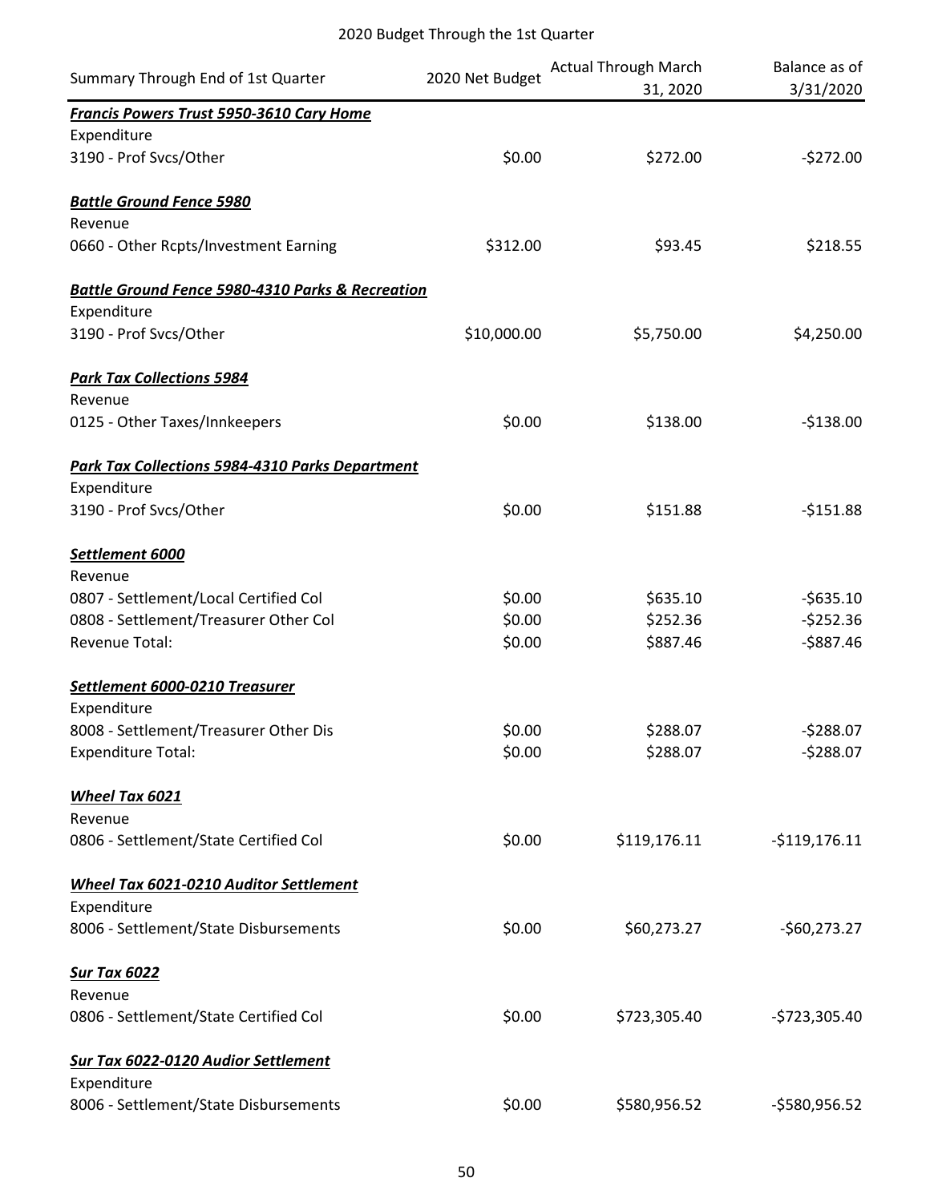2020 Budget Through the 1st Quarter

| Summary Through End of 1st Quarter | 2020 Net Budget | Actual Through March 31, 2020 | Balance as of 3/31/2020 |
|---|---|---|---|
| ***Francis Powers Trust 5950-3610 Cary Home*** | | | |
| Expenditure | | | |
| 3190 - Prof Svcs/Other | $0.00 | $272.00 | -$272.00 |
| ***Battle Ground Fence 5980*** | | | |
| Revenue | | | |
| 0660 - Other Rcpts/Investment Earning | $312.00 | $93.45 | $218.55 |
| ***Battle Ground Fence 5980-4310 Parks & Recreation*** | | | |
| Expenditure | | | |
| 3190 - Prof Svcs/Other | $10,000.00 | $5,750.00 | $4,250.00 |
| ***Park Tax Collections 5984*** | | | |
| Revenue | | | |
| 0125 - Other Taxes/Innkeepers | $0.00 | $138.00 | -$138.00 |
| ***Park Tax Collections 5984-4310 Parks Department*** | | | |
| Expenditure | | | |
| 3190 - Prof Svcs/Other | $0.00 | $151.88 | -$151.88 |
| ***Settlement 6000*** | | | |
| Revenue | | | |
| 0807 - Settlement/Local Certified Col | $0.00 | $635.10 | -$635.10 |
| 0808 - Settlement/Treasurer Other Col | $0.00 | $252.36 | -$252.36 |
| Revenue Total: | $0.00 | $887.46 | -$887.46 |
| ***Settlement 6000-0210 Treasurer*** | | | |
| Expenditure | | | |
| 8008 - Settlement/Treasurer Other Dis | $0.00 | $288.07 | -$288.07 |
| Expenditure Total: | $0.00 | $288.07 | -$288.07 |
| ***Wheel Tax 6021*** | | | |
| Revenue | | | |
| 0806 - Settlement/State Certified Col | $0.00 | $119,176.11 | -$119,176.11 |
| ***Wheel Tax 6021-0210 Auditor Settlement*** | | | |
| Expenditure | | | |
| 8006 - Settlement/State Disbursements | $0.00 | $60,273.27 | -$60,273.27 |
| ***Sur Tax 6022*** | | | |
| Revenue | | | |
| 0806 - Settlement/State Certified Col | $0.00 | $723,305.40 | -$723,305.40 |
| ***Sur Tax 6022-0120 Audior Settlement*** | | | |
| Expenditure | | | |
| 8006 - Settlement/State Disbursements | $0.00 | $580,956.52 | -$580,956.52 |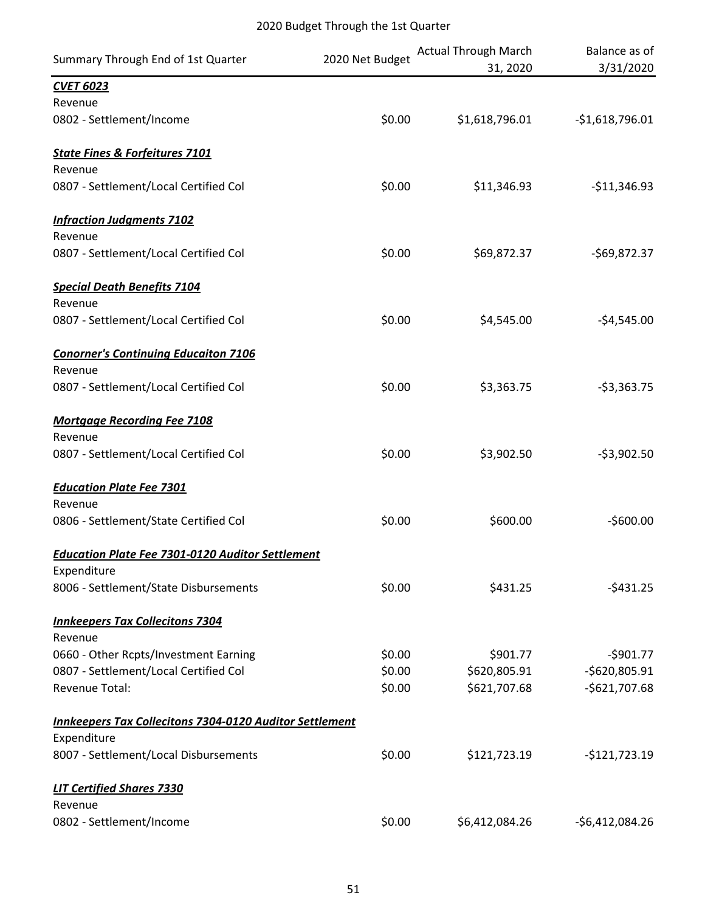2020 Budget Through the 1st Quarter

| Summary Through End of 1st Quarter | 2020 Net Budget | Actual Through March 31, 2020 | Balance as of 3/31/2020 |
|---|---|---|---|
| ***CVET 6023*** | | | |
| Revenue | | | |
| 0802 - Settlement/Income | $0.00 | $1,618,796.01 | -$1,618,796.01 |
| ***State Fines & Forfeitures 7101*** | | | |
| Revenue | | | |
| 0807 - Settlement/Local Certified Col | $0.00 | $11,346.93 | -$11,346.93 |
| ***Infraction Judgments 7102*** | | | |
| Revenue | | | |
| 0807 - Settlement/Local Certified Col | $0.00 | $69,872.37 | -$69,872.37 |
| ***Special Death Benefits 7104*** | | | |
| Revenue | | | |
| 0807 - Settlement/Local Certified Col | $0.00 | $4,545.00 | -$4,545.00 |
| ***Conorner's Continuing Educaiton 7106*** | | | |
| Revenue | | | |
| 0807 - Settlement/Local Certified Col | $0.00 | $3,363.75 | -$3,363.75 |
| ***Mortgage Recording Fee 7108*** | | | |
| Revenue | | | |
| 0807 - Settlement/Local Certified Col | $0.00 | $3,902.50 | -$3,902.50 |
| ***Education Plate Fee 7301*** | | | |
| Revenue | | | |
| 0806 - Settlement/State Certified Col | $0.00 | $600.00 | -$600.00 |
| ***Education Plate Fee 7301-0120 Auditor Settlement*** | | | |
| Expenditure | | | |
| 8006 - Settlement/State Disbursements | $0.00 | $431.25 | -$431.25 |
| ***Innkeepers Tax Collecitons 7304*** | | | |
| Revenue | | | |
| 0660 - Other Rcpts/Investment Earning | $0.00 | $901.77 | -$901.77 |
| 0807 - Settlement/Local Certified Col | $0.00 | $620,805.91 | -$620,805.91 |
| Revenue Total: | $0.00 | $621,707.68 | -$621,707.68 |
| ***Innkeepers Tax Collecitons 7304-0120 Auditor Settlement*** | | | |
| Expenditure | | | |
| 8007 - Settlement/Local Disbursements | $0.00 | $121,723.19 | -$121,723.19 |
| ***LIT Certified Shares 7330*** | | | |
| Revenue | | | |
| 0802 - Settlement/Income | $0.00 | $6,412,084.26 | -$6,412,084.26 |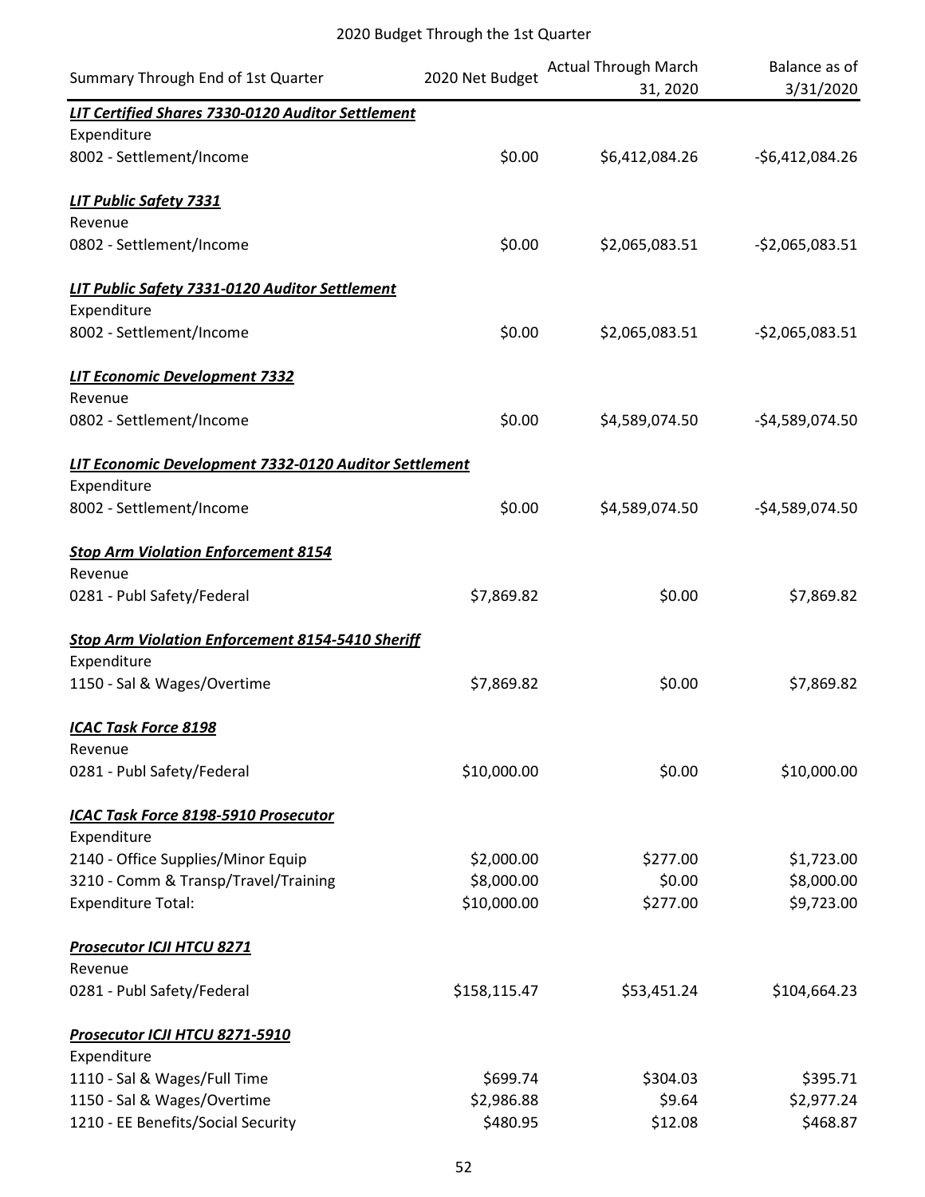2020 Budget Through the 1st Quarter

| Summary Through End of 1st Quarter | 2020 Net Budget | Actual Through March 31, 2020 | Balance as of 3/31/2020 |
|---|---|---|---|
| ***LIT Certified Shares 7330-0120 Auditor Settlement*** | | | |
| Expenditure | | | |
| 8002 - Settlement/Income | $0.00 | $6,412,084.26 | -$6,412,084.26 |
| | | | |
| ***LIT Public Safety 7331*** | | | |
| Revenue | | | |
| 0802 - Settlement/Income | $0.00 | $2,065,083.51 | -$2,065,083.51 |
| | | | |
| ***LIT Public Safety 7331-0120 Auditor Settlement*** | | | |
| Expenditure | | | |
| 8002 - Settlement/Income | $0.00 | $2,065,083.51 | -$2,065,083.51 |
| | | | |
| ***LIT Economic Development 7332*** | | | |
| Revenue | | | |
| 0802 - Settlement/Income | $0.00 | $4,589,074.50 | -$4,589,074.50 |
| | | | |
| ***LIT Economic Development 7332-0120 Auditor Settlement*** | | | |
| Expenditure | | | |
| 8002 - Settlement/Income | $0.00 | $4,589,074.50 | -$4,589,074.50 |
| | | | |
| ***Stop Arm Violation Enforcement 8154*** | | | |
| Revenue | | | |
| 0281 - Publ Safety/Federal | $7,869.82 | $0.00 | $7,869.82 |
| | | | |
| ***Stop Arm Violation Enforcement 8154-5410 Sheriff*** | | | |
| Expenditure | | | |
| 1150 - Sal & Wages/Overtime | $7,869.82 | $0.00 | $7,869.82 |
| | | | |
| ***ICAC Task Force 8198*** | | | |
| Revenue | | | |
| 0281 - Publ Safety/Federal | $10,000.00 | $0.00 | $10,000.00 |
| | | | |
| ***ICAC Task Force 8198-5910 Prosecutor*** | | | |
| Expenditure | | | |
| 2140 - Office Supplies/Minor Equip | $2,000.00 | $277.00 | $1,723.00 |
| 3210 - Comm & Transp/Travel/Training | $8,000.00 | $0.00 | $8,000.00 |
| Expenditure Total: | $10,000.00 | $277.00 | $9,723.00 |
| | | | |
| ***Prosecutor ICJI HTCU 8271*** | | | |
| Revenue | | | |
| 0281 - Publ Safety/Federal | $158,115.47 | $53,451.24 | $104,664.23 |
| | | | |
| ***Prosecutor ICJI HTCU 8271-5910*** | | | |
| Expenditure | | | |
| 1110 - Sal & Wages/Full Time | $699.74 | $304.03 | $395.71 |
| 1150 - Sal & Wages/Overtime | $2,986.88 | $9.64 | $2,977.24 |
| 1210 - EE Benefits/Social Security | $480.95 | $12.08 | $468.87 |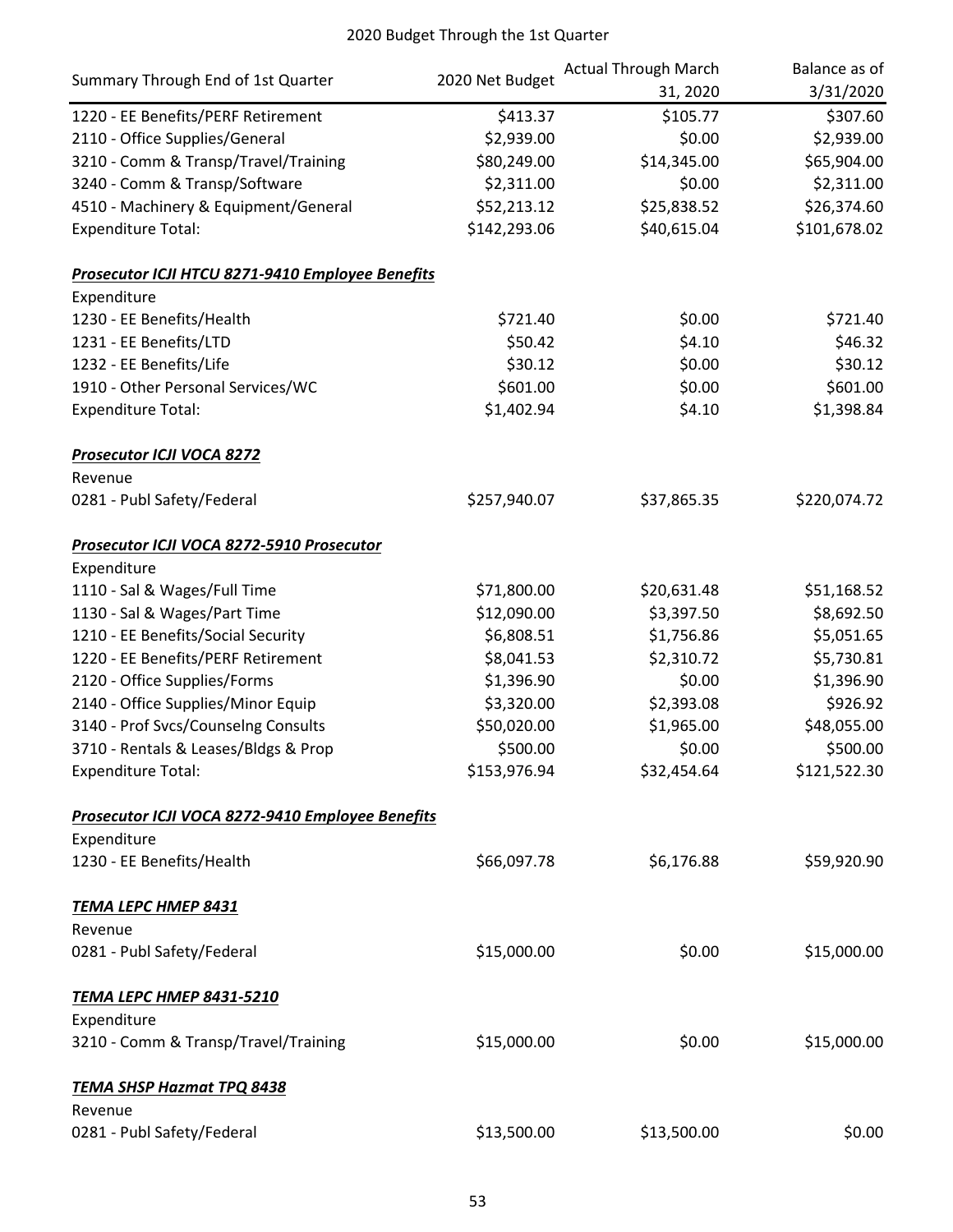2020 Budget Through the 1st Quarter

| Summary Through End of 1st Quarter | 2020 Net Budget | Actual Through March 31, 2020 | Balance as of 3/31/2020 |
|---|---|---|---|
| 1220 - EE Benefits/PERF Retirement | $413.37 | $105.77 | $307.60 |
| 2110 - Office Supplies/General | $2,939.00 | $0.00 | $2,939.00 |
| 3210 - Comm & Transp/Travel/Training | $80,249.00 | $14,345.00 | $65,904.00 |
| 3240 - Comm & Transp/Software | $2,311.00 | $0.00 | $2,311.00 |
| 4510 - Machinery & Equipment/General | $52,213.12 | $25,838.52 | $26,374.60 |
| Expenditure Total: | $142,293.06 | $40,615.04 | $101,678.02 |
| | | | |
| ***Prosecutor ICJI HTCU 8271-9410 Employee Benefits*** | | | |
| Expenditure | | | |
| 1230 - EE Benefits/Health | $721.40 | $0.00 | $721.40 |
| 1231 - EE Benefits/LTD | $50.42 | $4.10 | $46.32 |
| 1232 - EE Benefits/Life | $30.12 | $0.00 | $30.12 |
| 1910 - Other Personal Services/WC | $601.00 | $0.00 | $601.00 |
| Expenditure Total: | $1,402.94 | $4.10 | $1,398.84 |
| | | | |
| ***Prosecutor ICJI VOCA 8272*** | | | |
| Revenue | | | |
| 0281 - Publ Safety/Federal | $257,940.07 | $37,865.35 | $220,074.72 |
| | | | |
| ***Prosecutor ICJI VOCA 8272-5910 Prosecutor*** | | | |
| Expenditure | | | |
| 1110 - Sal & Wages/Full Time | $71,800.00 | $20,631.48 | $51,168.52 |
| 1130 - Sal & Wages/Part Time | $12,090.00 | $3,397.50 | $8,692.50 |
| 1210 - EE Benefits/Social Security | $6,808.51 | $1,756.86 | $5,051.65 |
| 1220 - EE Benefits/PERF Retirement | $8,041.53 | $2,310.72 | $5,730.81 |
| 2120 - Office Supplies/Forms | $1,396.90 | $0.00 | $1,396.90 |
| 2140 - Office Supplies/Minor Equip | $3,320.00 | $2,393.08 | $926.92 |
| 3140 - Prof Svcs/Counselng Consults | $50,020.00 | $1,965.00 | $48,055.00 |
| 3710 - Rentals & Leases/Bldgs & Prop | $500.00 | $0.00 | $500.00 |
| Expenditure Total: | $153,976.94 | $32,454.64 | $121,522.30 |
| | | | |
| ***Prosecutor ICJI VOCA 8272-9410 Employee Benefits*** | | | |
| Expenditure | | | |
| 1230 - EE Benefits/Health | $66,097.78 | $6,176.88 | $59,920.90 |
| | | | |
| ***TEMA LEPC HMEP 8431*** | | | |
| Revenue | | | |
| 0281 - Publ Safety/Federal | $15,000.00 | $0.00 | $15,000.00 |
| | | | |
| ***TEMA LEPC HMEP 8431-5210*** | | | |
| Expenditure | | | |
| 3210 - Comm & Transp/Travel/Training | $15,000.00 | $0.00 | $15,000.00 |
| | | | |
| ***TEMA SHSP Hazmat TPQ 8438*** | | | |
| Revenue | | | |
| 0281 - Publ Safety/Federal | $13,500.00 | $13,500.00 | $0.00 |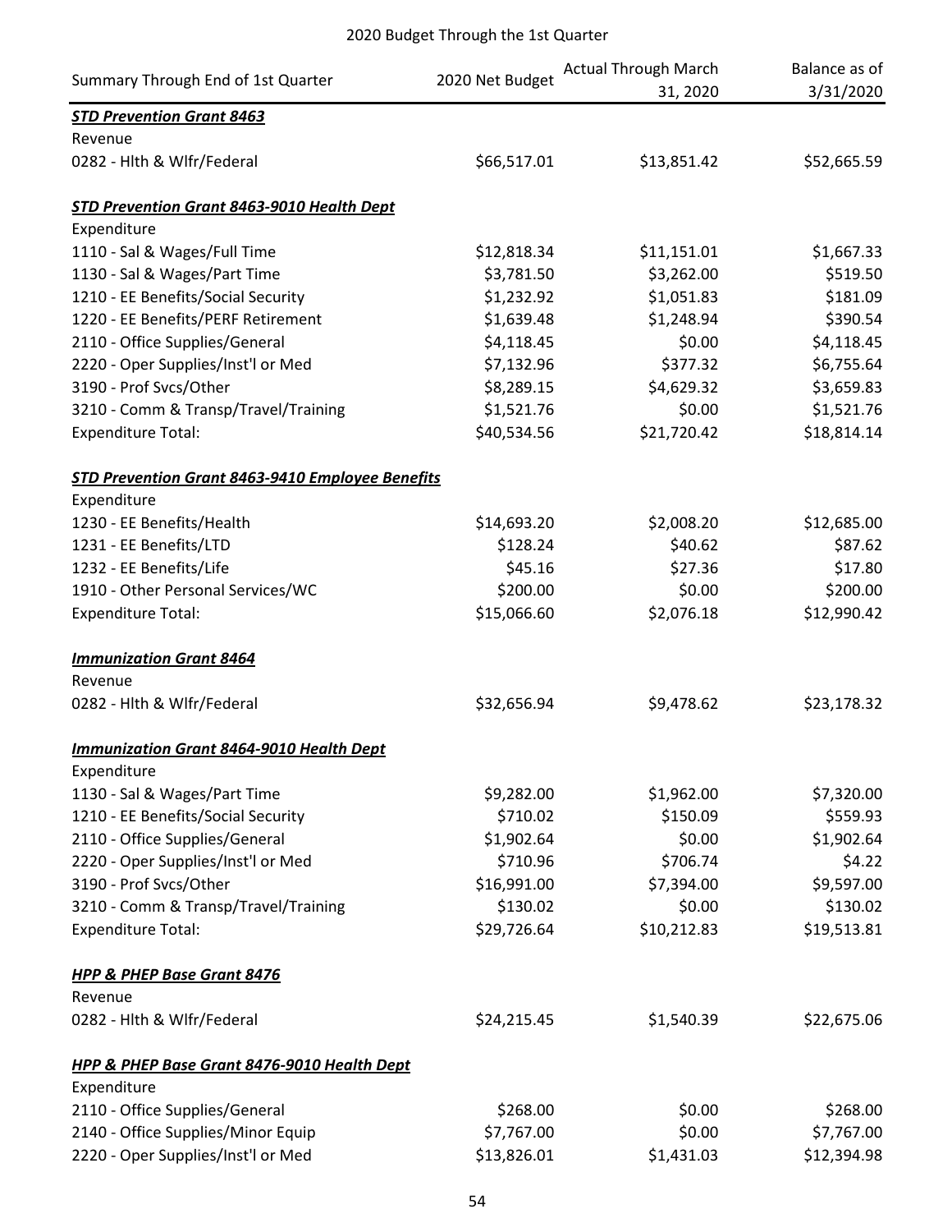## 2020 Budget Through the 1st Quarter

| Summary Through End of 1st Quarter | 2020 Net Budget | Actual Through March 31, 2020 | Balance as of 3/31/2020 |
|---|---|---|---|
| ***STD Prevention Grant 8463*** | | | |
| Revenue | | | |
| 0282 - Hlth & Wlfr/Federal | $66,517.01 | $13,851.42 | $52,665.59 |
| | | | |
| ***STD Prevention Grant 8463-9010 Health Dept*** | | | |
| Expenditure | | | |
| 1110 - Sal & Wages/Full Time | $12,818.34 | $11,151.01 | $1,667.33 |
| 1130 - Sal & Wages/Part Time | $3,781.50 | $3,262.00 | $519.50 |
| 1210 - EE Benefits/Social Security | $1,232.92 | $1,051.83 | $181.09 |
| 1220 - EE Benefits/PERF Retirement | $1,639.48 | $1,248.94 | $390.54 |
| 2110 - Office Supplies/General | $4,118.45 | $0.00 | $4,118.45 |
| 2220 - Oper Supplies/Inst'l or Med | $7,132.96 | $377.32 | $6,755.64 |
| 3190 - Prof Svcs/Other | $8,289.15 | $4,629.32 | $3,659.83 |
| 3210 - Comm & Transp/Travel/Training | $1,521.76 | $0.00 | $1,521.76 |
| Expenditure Total: | $40,534.56 | $21,720.42 | $18,814.14 |
| | | | |
| ***STD Prevention Grant 8463-9410 Employee Benefits*** | | | |
| Expenditure | | | |
| 1230 - EE Benefits/Health | $14,693.20 | $2,008.20 | $12,685.00 |
| 1231 - EE Benefits/LTD | $128.24 | $40.62 | $87.62 |
| 1232 - EE Benefits/Life | $45.16 | $27.36 | $17.80 |
| 1910 - Other Personal Services/WC | $200.00 | $0.00 | $200.00 |
| Expenditure Total: | $15,066.60 | $2,076.18 | $12,990.42 |
| | | | |
| ***Immunization Grant 8464*** | | | |
| Revenue | | | |
| 0282 - Hlth & Wlfr/Federal | $32,656.94 | $9,478.62 | $23,178.32 |
| | | | |
| ***Immunization Grant 8464-9010 Health Dept*** | | | |
| Expenditure | | | |
| 1130 - Sal & Wages/Part Time | $9,282.00 | $1,962.00 | $7,320.00 |
| 1210 - EE Benefits/Social Security | $710.02 | $150.09 | $559.93 |
| 2110 - Office Supplies/General | $1,902.64 | $0.00 | $1,902.64 |
| 2220 - Oper Supplies/Inst'l or Med | $710.96 | $706.74 | $4.22 |
| 3190 - Prof Svcs/Other | $16,991.00 | $7,394.00 | $9,597.00 |
| 3210 - Comm & Transp/Travel/Training | $130.02 | $0.00 | $130.02 |
| Expenditure Total: | $29,726.64 | $10,212.83 | $19,513.81 |
| | | | |
| ***HPP & PHEP Base Grant 8476*** | | | |
| Revenue | | | |
| 0282 - Hlth & Wlfr/Federal | $24,215.45 | $1,540.39 | $22,675.06 |
| | | | |
| ***HPP & PHEP Base Grant 8476-9010 Health Dept*** | | | |
| Expenditure | | | |
| 2110 - Office Supplies/General | $268.00 | $0.00 | $268.00 |
| 2140 - Office Supplies/Minor Equip | $7,767.00 | $0.00 | $7,767.00 |
| 2220 - Oper Supplies/Inst'l or Med | $13,826.01 | $1,431.03 | $12,394.98 |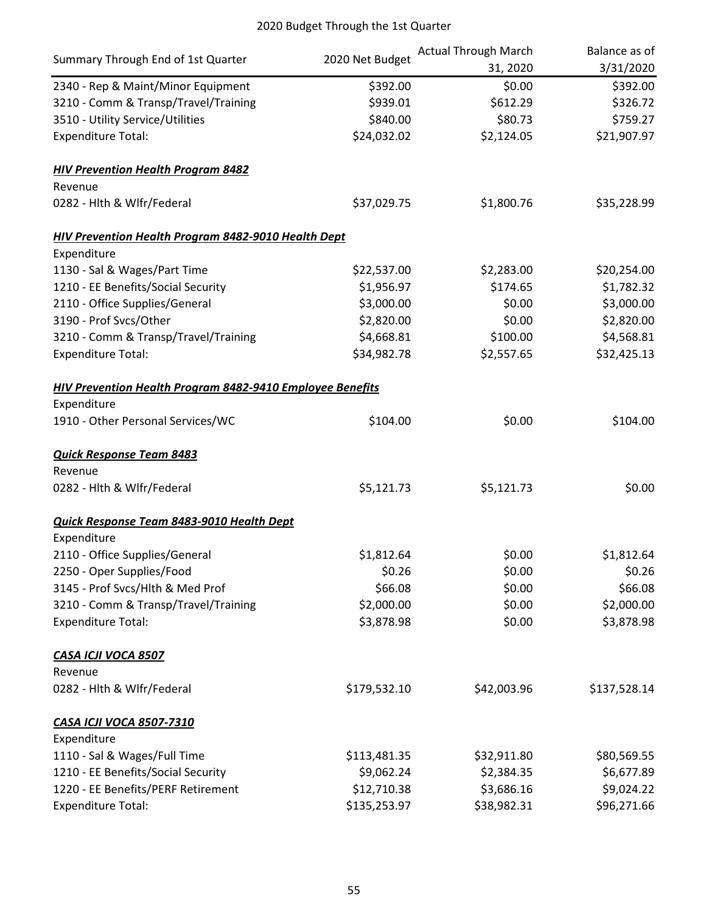2020 Budget Through the 1st Quarter

| Summary Through End of 1st Quarter | 2020 Net Budget | Actual Through March 31, 2020 | Balance as of 3/31/2020 |
|---|---|---|---|
| 2340 - Rep & Maint/Minor Equipment | $392.00 | $0.00 | $392.00 |
| 3210 - Comm & Transp/Travel/Training | $939.01 | $612.29 | $326.72 |
| 3510 - Utility Service/Utilities | $840.00 | $80.73 | $759.27 |
| Expenditure Total: | $24,032.02 | $2,124.05 | $21,907.97 |
| | | | |
| ***HIV Prevention Health Program 8482*** | | | |
| Revenue | | | |
| 0282 - Hlth & Wlfr/Federal | $37,029.75 | $1,800.76 | $35,228.99 |
| | | | |
| ***HIV Prevention Health Program 8482-9010 Health Dept*** | | | |
| Expenditure | | | |
| 1130 - Sal & Wages/Part Time | $22,537.00 | $2,283.00 | $20,254.00 |
| 1210 - EE Benefits/Social Security | $1,956.97 | $174.65 | $1,782.32 |
| 2110 - Office Supplies/General | $3,000.00 | $0.00 | $3,000.00 |
| 3190 - Prof Svcs/Other | $2,820.00 | $0.00 | $2,820.00 |
| 3210 - Comm & Transp/Travel/Training | $4,668.81 | $100.00 | $4,568.81 |
| Expenditure Total: | $34,982.78 | $2,557.65 | $32,425.13 |
| | | | |
| ***HIV Prevention Health Program 8482-9410 Employee Benefits*** | | | |
| Expenditure | | | |
| 1910 - Other Personal Services/WC | $104.00 | $0.00 | $104.00 |
| | | | |
| ***Quick Response Team 8483*** | | | |
| Revenue | | | |
| 0282 - Hlth & Wlfr/Federal | $5,121.73 | $5,121.73 | $0.00 |
| | | | |
| ***Quick Response Team 8483-9010 Health Dept*** | | | |
| Expenditure | | | |
| 2110 - Office Supplies/General | $1,812.64 | $0.00 | $1,812.64 |
| 2250 - Oper Supplies/Food | $0.26 | $0.00 | $0.26 |
| 3145 - Prof Svcs/Hlth & Med Prof | $66.08 | $0.00 | $66.08 |
| 3210 - Comm & Transp/Travel/Training | $2,000.00 | $0.00 | $2,000.00 |
| Expenditure Total: | $3,878.98 | $0.00 | $3,878.98 |
| | | | |
| ***CASA ICJI VOCA 8507*** | | | |
| Revenue | | | |
| 0282 - Hlth & Wlfr/Federal | $179,532.10 | $42,003.96 | $137,528.14 |
| | | | |
| ***CASA ICJI VOCA 8507-7310*** | | | |
| Expenditure | | | |
| 1110 - Sal & Wages/Full Time | $113,481.35 | $32,911.80 | $80,569.55 |
| 1210 - EE Benefits/Social Security | $9,062.24 | $2,384.35 | $6,677.89 |
| 1220 - EE Benefits/PERF Retirement | $12,710.38 | $3,686.16 | $9,024.22 |
| Expenditure Total: | $135,253.97 | $38,982.31 | $96,271.66 |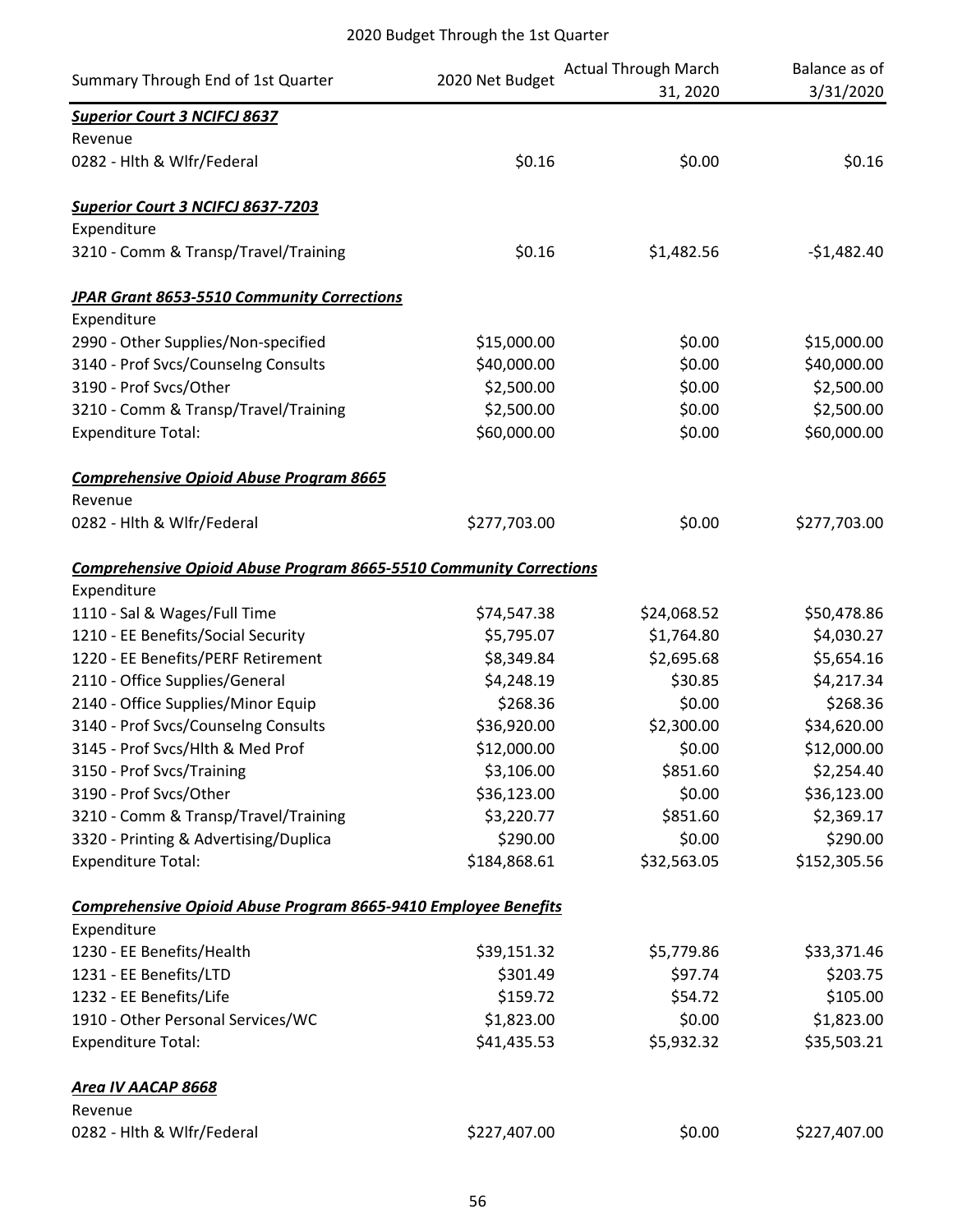2020 Budget Through the 1st Quarter

| Summary Through End of 1st Quarter | 2020 Net Budget | Actual Through March 31, 2020 | Balance as of 3/31/2020 |
|---|---|---|---|
| ***Superior Court 3 NCIFCJ 8637*** | | | |
| Revenue | | | |
| 0282 - Hlth & Wlfr/Federal | $0.16 | $0.00 | $0.16 |
| ***Superior Court 3 NCIFCJ 8637-7203*** | | | |
| Expenditure | | | |
| 3210 - Comm & Transp/Travel/Training | $0.16 | $1,482.56 | -$1,482.40 |
| ***JPAR Grant 8653-5510 Community Corrections*** | | | |
| Expenditure | | | |
| 2990 - Other Supplies/Non-specified | $15,000.00 | $0.00 | $15,000.00 |
| 3140 - Prof Svcs/Counselng Consults | $40,000.00 | $0.00 | $40,000.00 |
| 3190 - Prof Svcs/Other | $2,500.00 | $0.00 | $2,500.00 |
| 3210 - Comm & Transp/Travel/Training | $2,500.00 | $0.00 | $2,500.00 |
| Expenditure Total: | $60,000.00 | $0.00 | $60,000.00 |
| ***Comprehensive Opioid Abuse Program 8665*** | | | |
| Revenue | | | |
| 0282 - Hlth & Wlfr/Federal | $277,703.00 | $0.00 | $277,703.00 |
| ***Comprehensive Opioid Abuse Program 8665-5510 Community Corrections*** | | | |
| Expenditure | | | |
| 1110 - Sal & Wages/Full Time | $74,547.38 | $24,068.52 | $50,478.86 |
| 1210 - EE Benefits/Social Security | $5,795.07 | $1,764.80 | $4,030.27 |
| 1220 - EE Benefits/PERF Retirement | $8,349.84 | $2,695.68 | $5,654.16 |
| 2110 - Office Supplies/General | $4,248.19 | $30.85 | $4,217.34 |
| 2140 - Office Supplies/Minor Equip | $268.36 | $0.00 | $268.36 |
| 3140 - Prof Svcs/Counselng Consults | $36,920.00 | $2,300.00 | $34,620.00 |
| 3145 - Prof Svcs/Hlth & Med Prof | $12,000.00 | $0.00 | $12,000.00 |
| 3150 - Prof Svcs/Training | $3,106.00 | $851.60 | $2,254.40 |
| 3190 - Prof Svcs/Other | $36,123.00 | $0.00 | $36,123.00 |
| 3210 - Comm & Transp/Travel/Training | $3,220.77 | $851.60 | $2,369.17 |
| 3320 - Printing & Advertising/Duplica | $290.00 | $0.00 | $290.00 |
| Expenditure Total: | $184,868.61 | $32,563.05 | $152,305.56 |
| ***Comprehensive Opioid Abuse Program 8665-9410 Employee Benefits*** | | | |
| Expenditure | | | |
| 1230 - EE Benefits/Health | $39,151.32 | $5,779.86 | $33,371.46 |
| 1231 - EE Benefits/LTD | $301.49 | $97.74 | $203.75 |
| 1232 - EE Benefits/Life | $159.72 | $54.72 | $105.00 |
| 1910 - Other Personal Services/WC | $1,823.00 | $0.00 | $1,823.00 |
| Expenditure Total: | $41,435.53 | $5,932.32 | $35,503.21 |
| ***Area IV AACAP 8668*** | | | |
| Revenue | | | |
| 0282 - Hlth & Wlfr/Federal | $227,407.00 | $0.00 | $227,407.00 |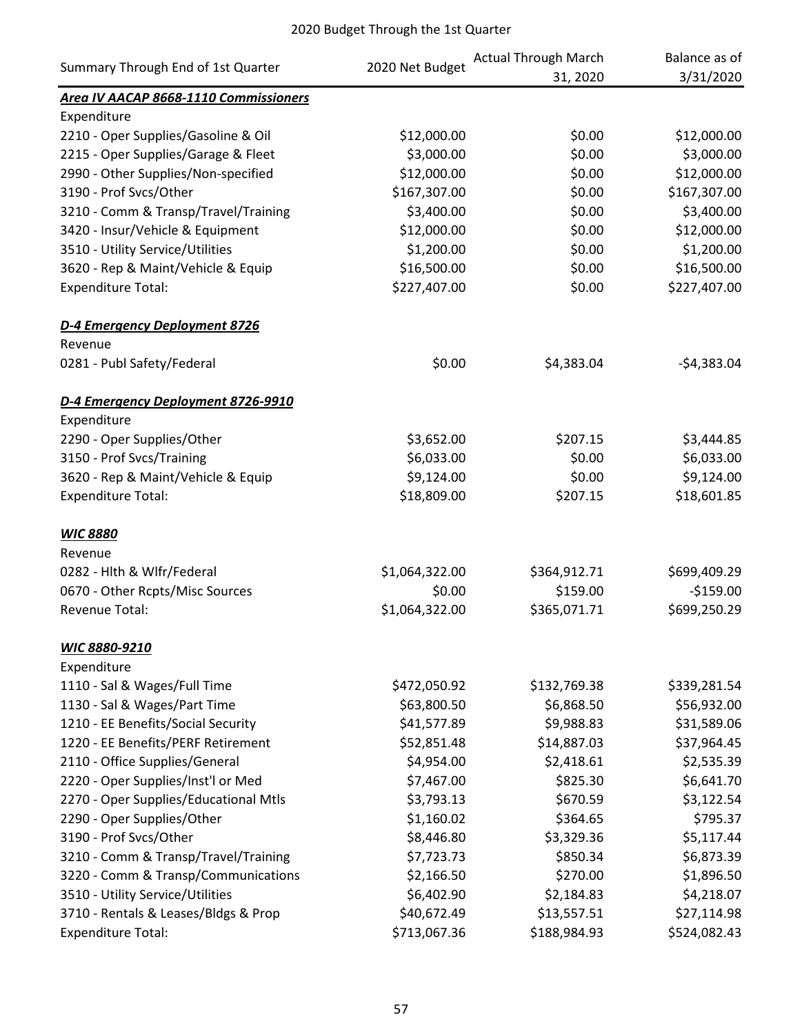2020 Budget Through the 1st Quarter

| Summary Through End of 1st Quarter | 2020 Net Budget | Actual Through March 31, 2020 | Balance as of 3/31/2020 |
|---|---|---|---|
| ***Area IV AACAP 8668-1110 Commissioners*** | | | |
| Expenditure | | | |
| 2210 - Oper Supplies/Gasoline & Oil | $12,000.00 | $0.00 | $12,000.00 |
| 2215 - Oper Supplies/Garage & Fleet | $3,000.00 | $0.00 | $3,000.00 |
| 2990 - Other Supplies/Non-specified | $12,000.00 | $0.00 | $12,000.00 |
| 3190 - Prof Svcs/Other | $167,307.00 | $0.00 | $167,307.00 |
| 3210 - Comm & Transp/Travel/Training | $3,400.00 | $0.00 | $3,400.00 |
| 3420 - Insur/Vehicle & Equipment | $12,000.00 | $0.00 | $12,000.00 |
| 3510 - Utility Service/Utilities | $1,200.00 | $0.00 | $1,200.00 |
| 3620 - Rep & Maint/Vehicle & Equip | $16,500.00 | $0.00 | $16,500.00 |
| Expenditure Total: | $227,407.00 | $0.00 | $227,407.00 |
| | | | |
| ***D-4 Emergency Deployment 8726*** | | | |
| Revenue | | | |
| 0281 - Publ Safety/Federal | $0.00 | $4,383.04 | -$4,383.04 |
| | | | |
| ***D-4 Emergency Deployment 8726-9910*** | | | |
| Expenditure | | | |
| 2290 - Oper Supplies/Other | $3,652.00 | $207.15 | $3,444.85 |
| 3150 - Prof Svcs/Training | $6,033.00 | $0.00 | $6,033.00 |
| 3620 - Rep & Maint/Vehicle & Equip | $9,124.00 | $0.00 | $9,124.00 |
| Expenditure Total: | $18,809.00 | $207.15 | $18,601.85 |
| | | | |
| ***WIC 8880*** | | | |
| Revenue | | | |
| 0282 - Hlth & Wlfr/Federal | $1,064,322.00 | $364,912.71 | $699,409.29 |
| 0670 - Other Rcpts/Misc Sources | $0.00 | $159.00 | -$159.00 |
| Revenue Total: | $1,064,322.00 | $365,071.71 | $699,250.29 |
| | | | |
| ***WIC 8880-9210*** | | | |
| Expenditure | | | |
| 1110 - Sal & Wages/Full Time | $472,050.92 | $132,769.38 | $339,281.54 |
| 1130 - Sal & Wages/Part Time | $63,800.50 | $6,868.50 | $56,932.00 |
| 1210 - EE Benefits/Social Security | $41,577.89 | $9,988.83 | $31,589.06 |
| 1220 - EE Benefits/PERF Retirement | $52,851.48 | $14,887.03 | $37,964.45 |
| 2110 - Office Supplies/General | $4,954.00 | $2,418.61 | $2,535.39 |
| 2220 - Oper Supplies/Inst'l or Med | $7,467.00 | $825.30 | $6,641.70 |
| 2270 - Oper Supplies/Educational Mtls | $3,793.13 | $670.59 | $3,122.54 |
| 2290 - Oper Supplies/Other | $1,160.02 | $364.65 | $795.37 |
| 3190 - Prof Svcs/Other | $8,446.80 | $3,329.36 | $5,117.44 |
| 3210 - Comm & Transp/Travel/Training | $7,723.73 | $850.34 | $6,873.39 |
| 3220 - Comm & Transp/Communications | $2,166.50 | $270.00 | $1,896.50 |
| 3510 - Utility Service/Utilities | $6,402.90 | $2,184.83 | $4,218.07 |
| 3710 - Rentals & Leases/Bldgs & Prop | $40,672.49 | $13,557.51 | $27,114.98 |
| Expenditure Total: | $713,067.36 | $188,984.93 | $524,082.43 |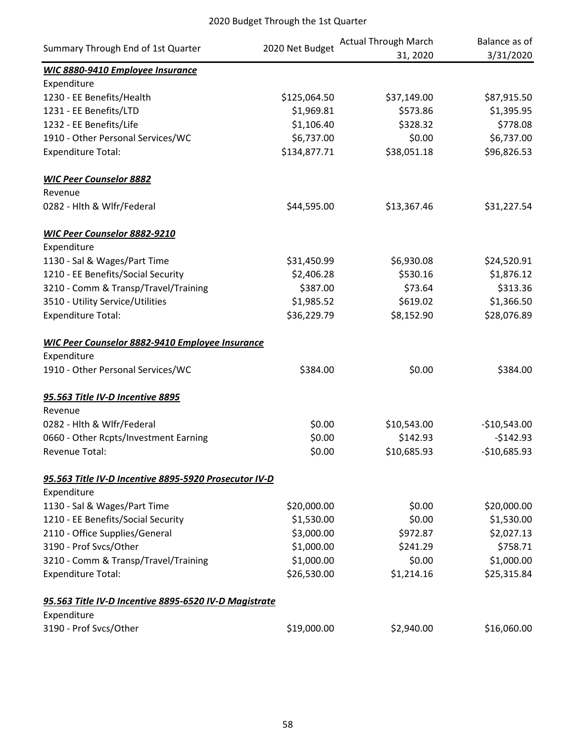# 2020 Budget Through the 1st Quarter

| Summary Through End of 1st Quarter | 2020 Net Budget | Actual Through March 31, 2020 | Balance as of 3/31/2020 |
|---|---|---|---|
| ***WIC 8880-9410 Employee Insurance*** | | | |
| Expenditure | | | |
| 1230 - EE Benefits/Health | \$125,064.50 | \$37,149.00 | \$87,915.50 |
| 1231 - EE Benefits/LTD | \$1,969.81 | \$573.86 | \$1,395.95 |
| 1232 - EE Benefits/Life | \$1,106.40 | \$328.32 | \$778.08 |
| 1910 - Other Personal Services/WC | \$6,737.00 | \$0.00 | \$6,737.00 |
| Expenditure Total: | \$134,877.71 | \$38,051.18 | \$96,826.53 |
| | | | |
| ***WIC Peer Counselor 8882*** | | | |
| Revenue | | | |
| 0282 - Hlth & Wlfr/Federal | \$44,595.00 | \$13,367.46 | \$31,227.54 |
| | | | |
| ***WIC Peer Counselor 8882-9210*** | | | |
| Expenditure | | | |
| 1130 - Sal & Wages/Part Time | \$31,450.99 | \$6,930.08 | \$24,520.91 |
| 1210 - EE Benefits/Social Security | \$2,406.28 | \$530.16 | \$1,876.12 |
| 3210 - Comm & Transp/Travel/Training | \$387.00 | \$73.64 | \$313.36 |
| 3510 - Utility Service/Utilities | \$1,985.52 | \$619.02 | \$1,366.50 |
| Expenditure Total: | \$36,229.79 | \$8,152.90 | \$28,076.89 |
| | | | |
| ***WIC Peer Counselor 8882-9410 Employee Insurance*** | | | |
| Expenditure | | | |
| 1910 - Other Personal Services/WC | \$384.00 | \$0.00 | \$384.00 |
| | | | |
| ***95.563 Title IV-D Incentive 8895*** | | | |
| Revenue | | | |
| 0282 - Hlth & Wlfr/Federal | \$0.00 | \$10,543.00 | -\$10,543.00 |
| 0660 - Other Rcpts/Investment Earning | \$0.00 | \$142.93 | -\$142.93 |
| Revenue Total: | \$0.00 | \$10,685.93 | -\$10,685.93 |
| | | | |
| ***95.563 Title IV-D Incentive 8895-5920 Prosecutor IV-D*** | | | |
| Expenditure | | | |
| 1130 - Sal & Wages/Part Time | \$20,000.00 | \$0.00 | \$20,000.00 |
| 1210 - EE Benefits/Social Security | \$1,530.00 | \$0.00 | \$1,530.00 |
| 2110 - Office Supplies/General | \$3,000.00 | \$972.87 | \$2,027.13 |
| 3190 - Prof Svcs/Other | \$1,000.00 | \$241.29 | \$758.71 |
| 3210 - Comm & Transp/Travel/Training | \$1,000.00 | \$0.00 | \$1,000.00 |
| Expenditure Total: | \$26,530.00 | \$1,214.16 | \$25,315.84 |
| | | | |
| ***95.563 Title IV-D Incentive 8895-6520 IV-D Magistrate*** | | | |
| Expenditure | | | |
| 3190 - Prof Svcs/Other | \$19,000.00 | \$2,940.00 | \$16,060.00 |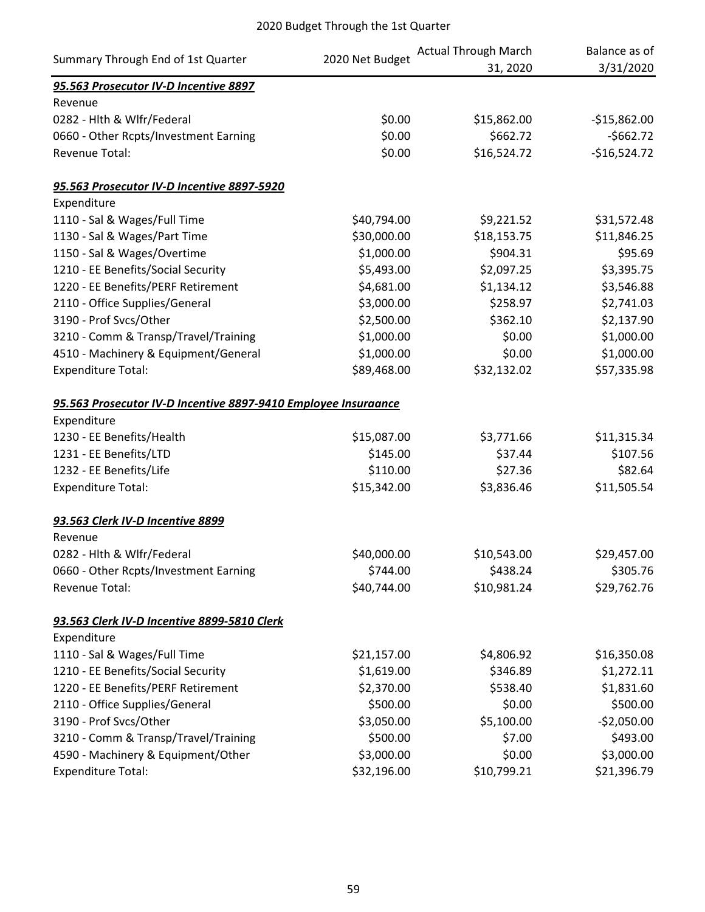2020 Budget Through the 1st Quarter

| Summary Through End of 1st Quarter | 2020 Net Budget | Actual Through March 31, 2020 | Balance as of 3/31/2020 |
|---|---|---|---|
| ***95.563 Prosecutor IV-D Incentive 8897*** | | | |
| Revenue | | | |
| 0282 - Hlth & Wlfr/Federal | \$0.00 | \$15,862.00 | -\$15,862.00 |
| 0660 - Other Rcpts/Investment Earning | \$0.00 | \$662.72 | -\$662.72 |
| Revenue Total: | \$0.00 | \$16,524.72 | -\$16,524.72 |
| | | | |
| ***95.563 Prosecutor IV-D Incentive 8897-5920*** | | | |
| Expenditure | | | |
| 1110 - Sal & Wages/Full Time | \$40,794.00 | \$9,221.52 | \$31,572.48 |
| 1130 - Sal & Wages/Part Time | \$30,000.00 | \$18,153.75 | \$11,846.25 |
| 1150 - Sal & Wages/Overtime | \$1,000.00 | \$904.31 | \$95.69 |
| 1210 - EE Benefits/Social Security | \$5,493.00 | \$2,097.25 | \$3,395.75 |
| 1220 - EE Benefits/PERF Retirement | \$4,681.00 | \$1,134.12 | \$3,546.88 |
| 2110 - Office Supplies/General | \$3,000.00 | \$258.97 | \$2,741.03 |
| 3190 - Prof Svcs/Other | \$2,500.00 | \$362.10 | \$2,137.90 |
| 3210 - Comm & Transp/Travel/Training | \$1,000.00 | \$0.00 | \$1,000.00 |
| 4510 - Machinery & Equipment/General | \$1,000.00 | \$0.00 | \$1,000.00 |
| Expenditure Total: | \$89,468.00 | \$32,132.02 | \$57,335.98 |
| | | | |
| ***95.563 Prosecutor IV-D Incentive 8897-9410 Employee Insuraance*** | | | |
| Expenditure | | | |
| 1230 - EE Benefits/Health | \$15,087.00 | \$3,771.66 | \$11,315.34 |
| 1231 - EE Benefits/LTD | \$145.00 | \$37.44 | \$107.56 |
| 1232 - EE Benefits/Life | \$110.00 | \$27.36 | \$82.64 |
| Expenditure Total: | \$15,342.00 | \$3,836.46 | \$11,505.54 |
| | | | |
| ***93.563 Clerk IV-D Incentive 8899*** | | | |
| Revenue | | | |
| 0282 - Hlth & Wlfr/Federal | \$40,000.00 | \$10,543.00 | \$29,457.00 |
| 0660 - Other Rcpts/Investment Earning | \$744.00 | \$438.24 | \$305.76 |
| Revenue Total: | \$40,744.00 | \$10,981.24 | \$29,762.76 |
| | | | |
| ***93.563 Clerk IV-D Incentive 8899-5810 Clerk*** | | | |
| Expenditure | | | |
| 1110 - Sal & Wages/Full Time | \$21,157.00 | \$4,806.92 | \$16,350.08 |
| 1210 - EE Benefits/Social Security | \$1,619.00 | \$346.89 | \$1,272.11 |
| 1220 - EE Benefits/PERF Retirement | \$2,370.00 | \$538.40 | \$1,831.60 |
| 2110 - Office Supplies/General | \$500.00 | \$0.00 | \$500.00 |
| 3190 - Prof Svcs/Other | \$3,050.00 | \$5,100.00 | -\$2,050.00 |
| 3210 - Comm & Transp/Travel/Training | \$500.00 | \$7.00 | \$493.00 |
| 4590 - Machinery & Equipment/Other | \$3,000.00 | \$0.00 | \$3,000.00 |
| Expenditure Total: | \$32,196.00 | \$10,799.21 | \$21,396.79 |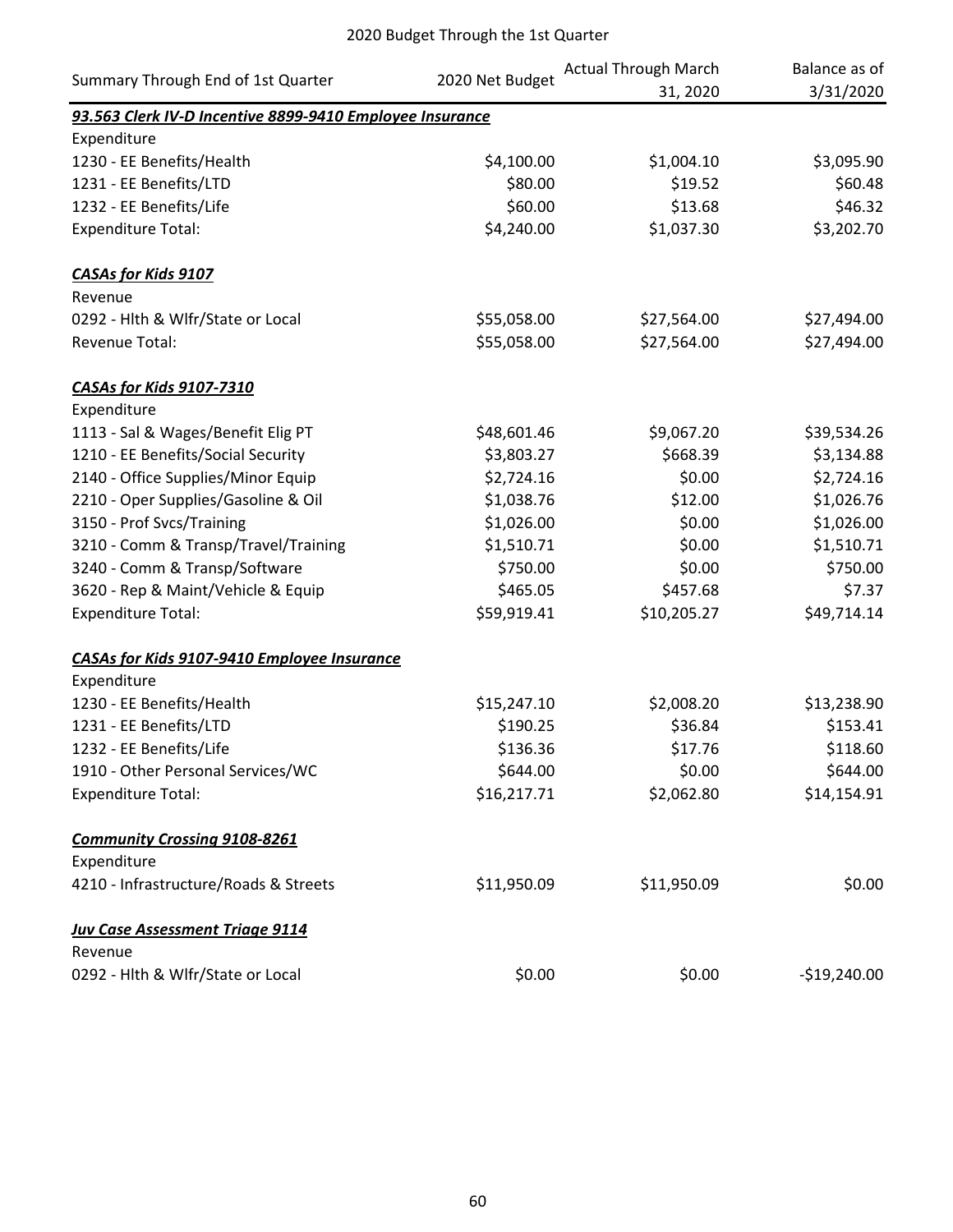## 2020 Budget Through the 1st Quarter

| Summary Through End of 1st Quarter | 2020 Net Budget | Actual Through March 31, 2020 | Balance as of 3/31/2020 |
|---|---|---|---|
| ***93.563 Clerk IV-D Incentive 8899-9410 Employee Insurance*** | | | |
| Expenditure | | | |
| 1230 - EE Benefits/Health | $4,100.00 | $1,004.10 | $3,095.90 |
| 1231 - EE Benefits/LTD | $80.00 | $19.52 | $60.48 |
| 1232 - EE Benefits/Life | $60.00 | $13.68 | $46.32 |
| Expenditure Total: | $4,240.00 | $1,037.30 | $3,202.70 |
| | | | |
| ***CASAs for Kids 9107*** | | | |
| Revenue | | | |
| 0292 - Hlth & Wlfr/State or Local | $55,058.00 | $27,564.00 | $27,494.00 |
| Revenue Total: | $55,058.00 | $27,564.00 | $27,494.00 |
| | | | |
| ***CASAs for Kids 9107-7310*** | | | |
| Expenditure | | | |
| 1113 - Sal & Wages/Benefit Elig PT | $48,601.46 | $9,067.20 | $39,534.26 |
| 1210 - EE Benefits/Social Security | $3,803.27 | $668.39 | $3,134.88 |
| 2140 - Office Supplies/Minor Equip | $2,724.16 | $0.00 | $2,724.16 |
| 2210 - Oper Supplies/Gasoline & Oil | $1,038.76 | $12.00 | $1,026.76 |
| 3150 - Prof Svcs/Training | $1,026.00 | $0.00 | $1,026.00 |
| 3210 - Comm & Transp/Travel/Training | $1,510.71 | $0.00 | $1,510.71 |
| 3240 - Comm & Transp/Software | $750.00 | $0.00 | $750.00 |
| 3620 - Rep & Maint/Vehicle & Equip | $465.05 | $457.68 | $7.37 |
| Expenditure Total: | $59,919.41 | $10,205.27 | $49,714.14 |
| | | | |
| ***CASAs for Kids 9107-9410 Employee Insurance*** | | | |
| Expenditure | | | |
| 1230 - EE Benefits/Health | $15,247.10 | $2,008.20 | $13,238.90 |
| 1231 - EE Benefits/LTD | $190.25 | $36.84 | $153.41 |
| 1232 - EE Benefits/Life | $136.36 | $17.76 | $118.60 |
| 1910 - Other Personal Services/WC | $644.00 | $0.00 | $644.00 |
| Expenditure Total: | $16,217.71 | $2,062.80 | $14,154.91 |
| | | | |
| ***Community Crossing 9108-8261*** | | | |
| Expenditure | | | |
| 4210 - Infrastructure/Roads & Streets | $11,950.09 | $11,950.09 | $0.00 |
| | | | |
| ***Juv Case Assessment Triage 9114*** | | | |
| Revenue | | | |
| 0292 - Hlth & Wlfr/State or Local | $0.00 | $0.00 | -$19,240.00 |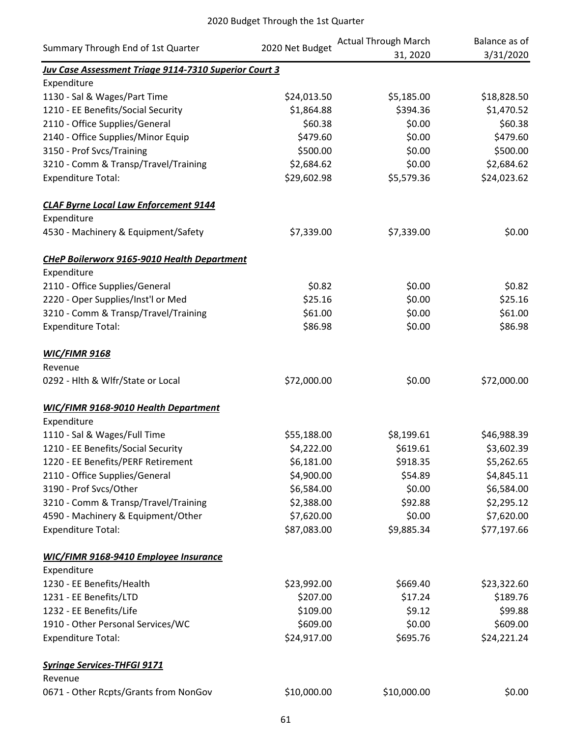2020 Budget Through the 1st Quarter

| Summary Through End of 1st Quarter | 2020 Net Budget | Actual Through March 31, 2020 | Balance as of 3/31/2020 |
|---|---|---|---|
| ***Juv Case Assessment Triage 9114-7310 Superior Court 3*** | | | |
| Expenditure | | | |
| 1130 - Sal & Wages/Part Time | $24,013.50 | $5,185.00 | $18,828.50 |
| 1210 - EE Benefits/Social Security | $1,864.88 | $394.36 | $1,470.52 |
| 2110 - Office Supplies/General | $60.38 | $0.00 | $60.38 |
| 2140 - Office Supplies/Minor Equip | $479.60 | $0.00 | $479.60 |
| 3150 - Prof Svcs/Training | $500.00 | $0.00 | $500.00 |
| 3210 - Comm & Transp/Travel/Training | $2,684.62 | $0.00 | $2,684.62 |
| Expenditure Total: | $29,602.98 | $5,579.36 | $24,023.62 |
| | | | |
| ***CLAF Byrne Local Law Enforcement 9144*** | | | |
| Expenditure | | | |
| 4530 - Machinery & Equipment/Safety | $7,339.00 | $7,339.00 | $0.00 |
| | | | |
| ***CHeP Boilerworx 9165-9010 Health Department*** | | | |
| Expenditure | | | |
| 2110 - Office Supplies/General | $0.82 | $0.00 | $0.82 |
| 2220 - Oper Supplies/Inst'l or Med | $25.16 | $0.00 | $25.16 |
| 3210 - Comm & Transp/Travel/Training | $61.00 | $0.00 | $61.00 |
| Expenditure Total: | $86.98 | $0.00 | $86.98 |
| | | | |
| ***WIC/FIMR 9168*** | | | |
| Revenue | | | |
| 0292 - Hlth & Wlfr/State or Local | $72,000.00 | $0.00 | $72,000.00 |
| | | | |
| ***WIC/FIMR 9168-9010 Health Department*** | | | |
| Expenditure | | | |
| 1110 - Sal & Wages/Full Time | $55,188.00 | $8,199.61 | $46,988.39 |
| 1210 - EE Benefits/Social Security | $4,222.00 | $619.61 | $3,602.39 |
| 1220 - EE Benefits/PERF Retirement | $6,181.00 | $918.35 | $5,262.65 |
| 2110 - Office Supplies/General | $4,900.00 | $54.89 | $4,845.11 |
| 3190 - Prof Svcs/Other | $6,584.00 | $0.00 | $6,584.00 |
| 3210 - Comm & Transp/Travel/Training | $2,388.00 | $92.88 | $2,295.12 |
| 4590 - Machinery & Equipment/Other | $7,620.00 | $0.00 | $7,620.00 |
| Expenditure Total: | $87,083.00 | $9,885.34 | $77,197.66 |
| | | | |
| ***WIC/FIMR 9168-9410 Employee Insurance*** | | | |
| Expenditure | | | |
| 1230 - EE Benefits/Health | $23,992.00 | $669.40 | $23,322.60 |
| 1231 - EE Benefits/LTD | $207.00 | $17.24 | $189.76 |
| 1232 - EE Benefits/Life | $109.00 | $9.12 | $99.88 |
| 1910 - Other Personal Services/WC | $609.00 | $0.00 | $609.00 |
| Expenditure Total: | $24,917.00 | $695.76 | $24,221.24 |
| | | | |
| ***Syringe Services-THFGI 9171*** | | | |
| Revenue | | | |
| 0671 - Other Rcpts/Grants from NonGov | $10,000.00 | $10,000.00 | $0.00 |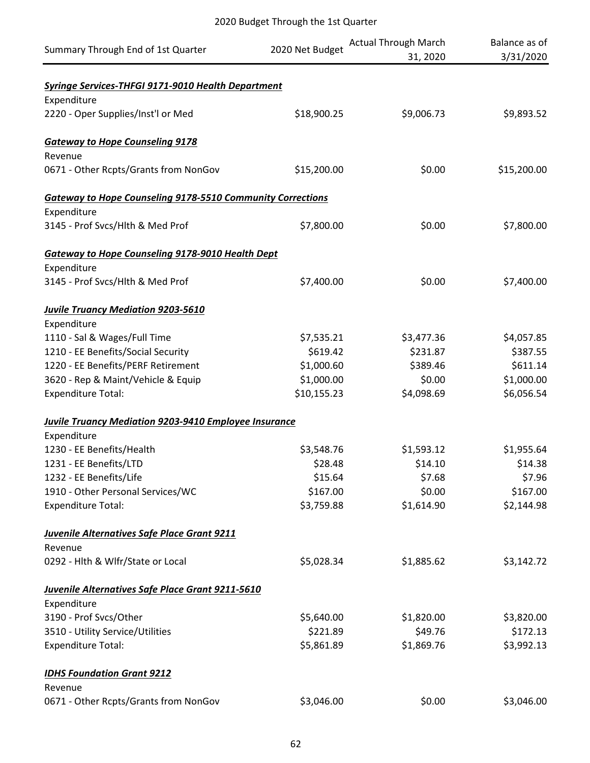## 2020 Budget Through the 1st Quarter

| Summary Through End of 1st Quarter | 2020 Net Budget | Actual Through March 31, 2020 | Balance as of 3/31/2020 |
|---|---|---|---|
| ***Syringe Services-THFGI 9171-9010 Health Department*** | | | |
| Expenditure | | | |
| 2220 - Oper Supplies/Inst'l or Med | $18,900.25 | $9,006.73 | $9,893.52 |
| ***Gateway to Hope Counseling 9178*** | | | |
| Revenue | | | |
| 0671 - Other Rcpts/Grants from NonGov | $15,200.00 | $0.00 | $15,200.00 |
| ***Gateway to Hope Counseling 9178-5510 Community Corrections*** | | | |
| Expenditure | | | |
| 3145 - Prof Svcs/Hlth & Med Prof | $7,800.00 | $0.00 | $7,800.00 |
| ***Gateway to Hope Counseling 9178-9010 Health Dept*** | | | |
| Expenditure | | | |
| 3145 - Prof Svcs/Hlth & Med Prof | $7,400.00 | $0.00 | $7,400.00 |
| ***Juvile Truancy Mediation 9203-5610*** | | | |
| Expenditure | | | |
| 1110 - Sal & Wages/Full Time | $7,535.21 | $3,477.36 | $4,057.85 |
| 1210 - EE Benefits/Social Security | $619.42 | $231.87 | $387.55 |
| 1220 - EE Benefits/PERF Retirement | $1,000.60 | $389.46 | $611.14 |
| 3620 - Rep & Maint/Vehicle & Equip | $1,000.00 | $0.00 | $1,000.00 |
| Expenditure Total: | $10,155.23 | $4,098.69 | $6,056.54 |
| ***Juvile Truancy Mediation 9203-9410 Employee Insurance*** | | | |
| Expenditure | | | |
| 1230 - EE Benefits/Health | $3,548.76 | $1,593.12 | $1,955.64 |
| 1231 - EE Benefits/LTD | $28.48 | $14.10 | $14.38 |
| 1232 - EE Benefits/Life | $15.64 | $7.68 | $7.96 |
| 1910 - Other Personal Services/WC | $167.00 | $0.00 | $167.00 |
| Expenditure Total: | $3,759.88 | $1,614.90 | $2,144.98 |
| ***Juvenile Alternatives Safe Place Grant 9211*** | | | |
| Revenue | | | |
| 0292 - Hlth & Wlfr/State or Local | $5,028.34 | $1,885.62 | $3,142.72 |
| ***Juvenile Alternatives Safe Place Grant 9211-5610*** | | | |
| Expenditure | | | |
| 3190 - Prof Svcs/Other | $5,640.00 | $1,820.00 | $3,820.00 |
| 3510 - Utility Service/Utilities | $221.89 | $49.76 | $172.13 |
| Expenditure Total: | $5,861.89 | $1,869.76 | $3,992.13 |
| ***IDHS Foundation Grant 9212*** | | | |
| Revenue | | | |
| 0671 - Other Rcpts/Grants from NonGov | $3,046.00 | $0.00 | $3,046.00 |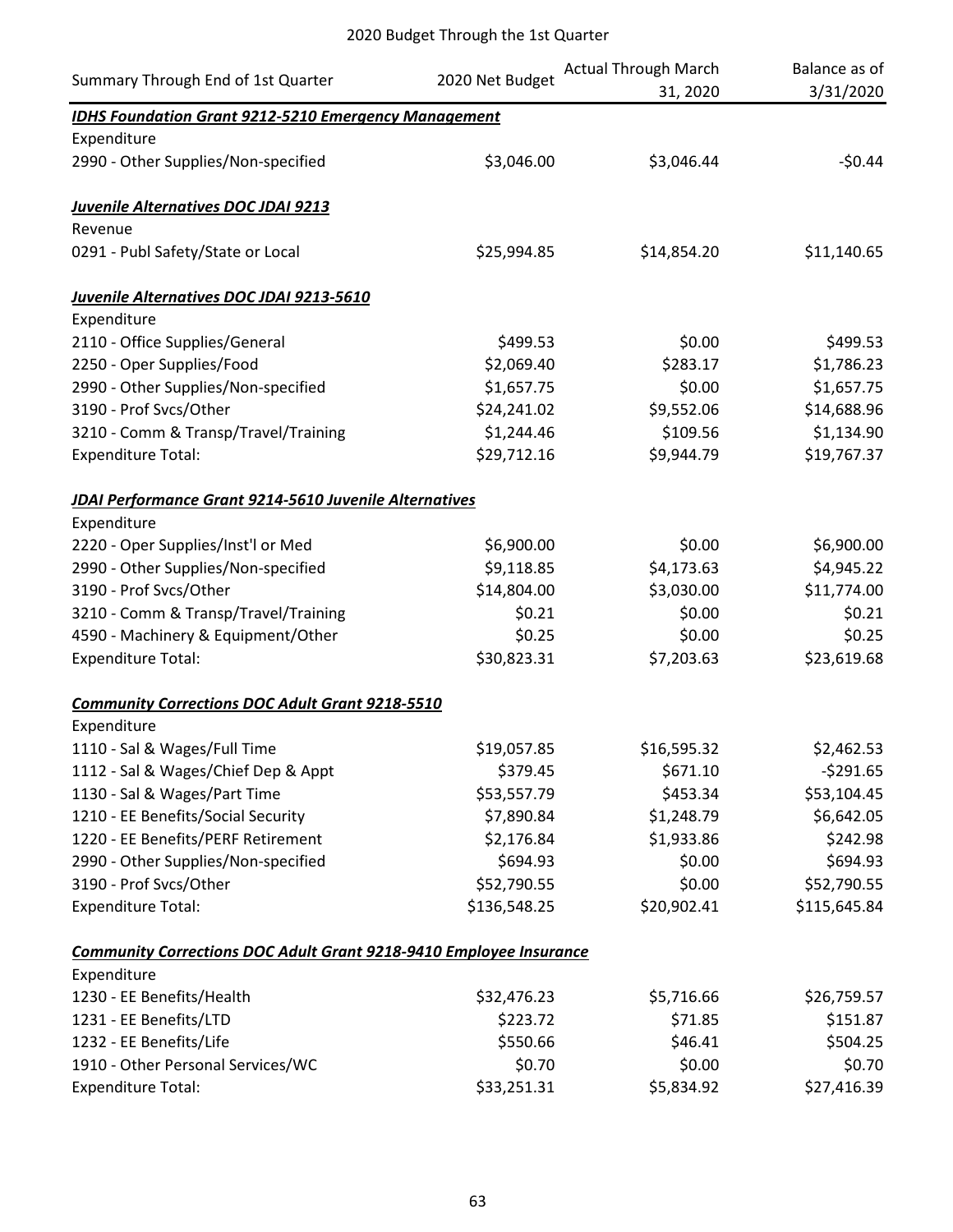# 2020 Budget Through the 1st Quarter

| Summary Through End of 1st Quarter | 2020 Net Budget | Actual Through March 31, 2020 | Balance as of 3/31/2020 |
|---|---|---|---|
| ***IDHS Foundation Grant 9212-5210 Emergency Management*** | | | |
| Expenditure | | | |
| 2990 - Other Supplies/Non-specified | $3,046.00 | $3,046.44 | -$0.44 |
| ***Juvenile Alternatives DOC JDAI 9213*** | | | |
| Revenue | | | |
| 0291 - Publ Safety/State or Local | $25,994.85 | $14,854.20 | $11,140.65 |
| ***Juvenile Alternatives DOC JDAI 9213-5610*** | | | |
| Expenditure | | | |
| 2110 - Office Supplies/General | $499.53 | $0.00 | $499.53 |
| 2250 - Oper Supplies/Food | $2,069.40 | $283.17 | $1,786.23 |
| 2990 - Other Supplies/Non-specified | $1,657.75 | $0.00 | $1,657.75 |
| 3190 - Prof Svcs/Other | $24,241.02 | $9,552.06 | $14,688.96 |
| 3210 - Comm & Transp/Travel/Training | $1,244.46 | $109.56 | $1,134.90 |
| Expenditure Total: | $29,712.16 | $9,944.79 | $19,767.37 |
| ***JDAI Performance Grant 9214-5610 Juvenile Alternatives*** | | | |
| Expenditure | | | |
| 2220 - Oper Supplies/Inst'l or Med | $6,900.00 | $0.00 | $6,900.00 |
| 2990 - Other Supplies/Non-specified | $9,118.85 | $4,173.63 | $4,945.22 |
| 3190 - Prof Svcs/Other | $14,804.00 | $3,030.00 | $11,774.00 |
| 3210 - Comm & Transp/Travel/Training | $0.21 | $0.00 | $0.21 |
| 4590 - Machinery & Equipment/Other | $0.25 | $0.00 | $0.25 |
| Expenditure Total: | $30,823.31 | $7,203.63 | $23,619.68 |
| ***Community Corrections DOC Adult Grant 9218-5510*** | | | |
| Expenditure | | | |
| 1110 - Sal & Wages/Full Time | $19,057.85 | $16,595.32 | $2,462.53 |
| 1112 - Sal & Wages/Chief Dep & Appt | $379.45 | $671.10 | -$291.65 |
| 1130 - Sal & Wages/Part Time | $53,557.79 | $453.34 | $53,104.45 |
| 1210 - EE Benefits/Social Security | $7,890.84 | $1,248.79 | $6,642.05 |
| 1220 - EE Benefits/PERF Retirement | $2,176.84 | $1,933.86 | $242.98 |
| 2990 - Other Supplies/Non-specified | $694.93 | $0.00 | $694.93 |
| 3190 - Prof Svcs/Other | $52,790.55 | $0.00 | $52,790.55 |
| Expenditure Total: | $136,548.25 | $20,902.41 | $115,645.84 |
| ***Community Corrections DOC Adult Grant 9218-9410 Employee Insurance*** | | | |
| Expenditure | | | |
| 1230 - EE Benefits/Health | $32,476.23 | $5,716.66 | $26,759.57 |
| 1231 - EE Benefits/LTD | $223.72 | $71.85 | $151.87 |
| 1232 - EE Benefits/Life | $550.66 | $46.41 | $504.25 |
| 1910 - Other Personal Services/WC | $0.70 | $0.00 | $0.70 |
| Expenditure Total: | $33,251.31 | $5,834.92 | $27,416.39 |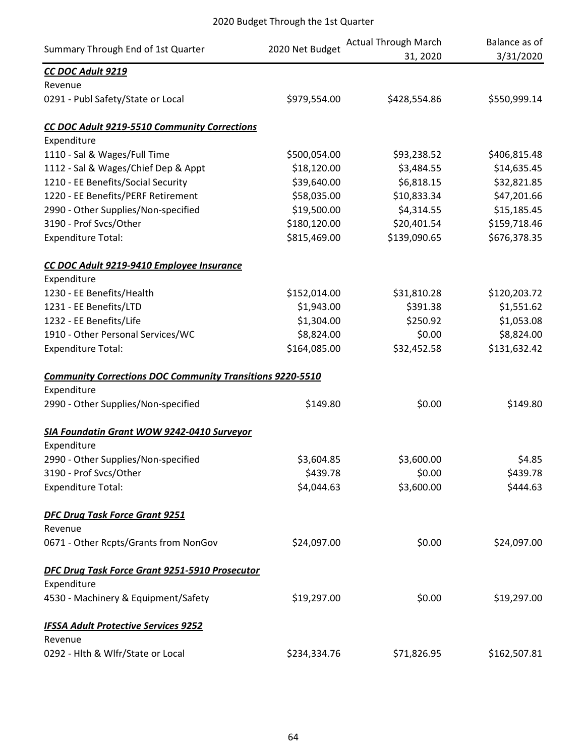2020 Budget Through the 1st Quarter

| Summary Through End of 1st Quarter | 2020 Net Budget | Actual Through March 31, 2020 | Balance as of 3/31/2020 |
|---|---|---|---|
| ***CC DOC Adult 9219*** | | | |
| Revenue | | | |
| 0291 - Publ Safety/State or Local | $979,554.00 | $428,554.86 | $550,999.14 |
| | | | |
| ***CC DOC Adult 9219-5510 Community Corrections*** | | | |
| Expenditure | | | |
| 1110 - Sal & Wages/Full Time | $500,054.00 | $93,238.52 | $406,815.48 |
| 1112 - Sal & Wages/Chief Dep & Appt | $18,120.00 | $3,484.55 | $14,635.45 |
| 1210 - EE Benefits/Social Security | $39,640.00 | $6,818.15 | $32,821.85 |
| 1220 - EE Benefits/PERF Retirement | $58,035.00 | $10,833.34 | $47,201.66 |
| 2990 - Other Supplies/Non-specified | $19,500.00 | $4,314.55 | $15,185.45 |
| 3190 - Prof Svcs/Other | $180,120.00 | $20,401.54 | $159,718.46 |
| Expenditure Total: | $815,469.00 | $139,090.65 | $676,378.35 |
| | | | |
| ***CC DOC Adult 9219-9410 Employee Insurance*** | | | |
| Expenditure | | | |
| 1230 - EE Benefits/Health | $152,014.00 | $31,810.28 | $120,203.72 |
| 1231 - EE Benefits/LTD | $1,943.00 | $391.38 | $1,551.62 |
| 1232 - EE Benefits/Life | $1,304.00 | $250.92 | $1,053.08 |
| 1910 - Other Personal Services/WC | $8,824.00 | $0.00 | $8,824.00 |
| Expenditure Total: | $164,085.00 | $32,452.58 | $131,632.42 |
| | | | |
| ***Community Corrections DOC Community Transitions 9220-5510*** | | | |
| Expenditure | | | |
| 2990 - Other Supplies/Non-specified | $149.80 | $0.00 | $149.80 |
| | | | |
| ***SIA Foundatin Grant WOW 9242-0410 Surveyor*** | | | |
| Expenditure | | | |
| 2990 - Other Supplies/Non-specified | $3,604.85 | $3,600.00 | $4.85 |
| 3190 - Prof Svcs/Other | $439.78 | $0.00 | $439.78 |
| Expenditure Total: | $4,044.63 | $3,600.00 | $444.63 |
| | | | |
| ***DFC Drug Task Force Grant 9251*** | | | |
| Revenue | | | |
| 0671 - Other Rcpts/Grants from NonGov | $24,097.00 | $0.00 | $24,097.00 |
| | | | |
| ***DFC Drug Task Force Grant 9251-5910 Prosecutor*** | | | |
| Expenditure | | | |
| 4530 - Machinery & Equipment/Safety | $19,297.00 | $0.00 | $19,297.00 |
| | | | |
| ***IFSSA Adult Protective Services 9252*** | | | |
| Revenue | | | |
| 0292 - Hlth & Wlfr/State or Local | $234,334.76 | $71,826.95 | $162,507.81 |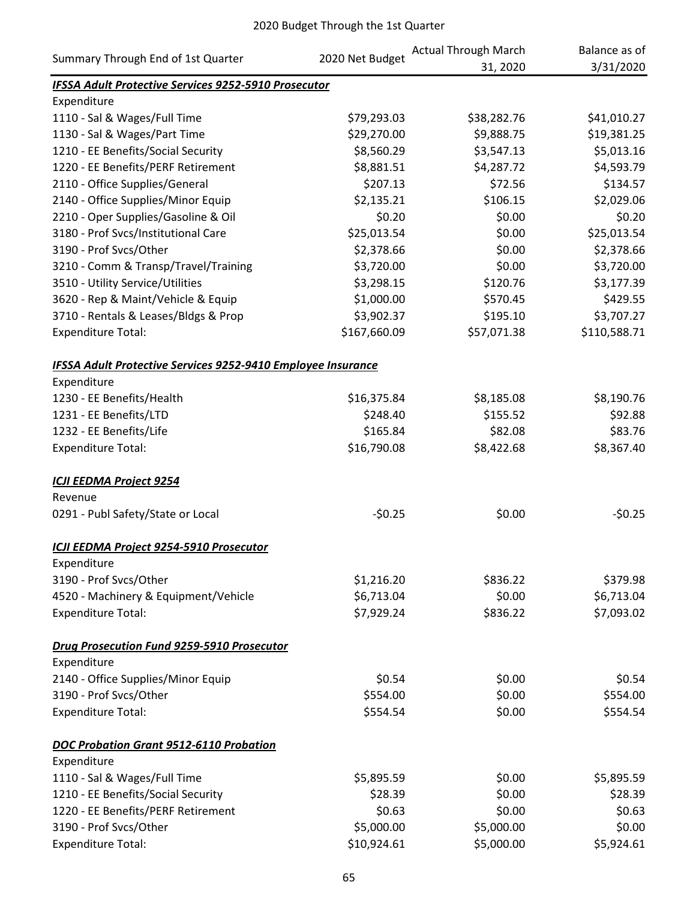2020 Budget Through the 1st Quarter

| Summary Through End of 1st Quarter | 2020 Net Budget | Actual Through March 31, 2020 | Balance as of 3/31/2020 |
|---|---|---|---|
| ***IFSSA Adult Protective Services 9252-5910 Prosecutor*** | | | |
| Expenditure | | | |
| 1110 - Sal & Wages/Full Time | $79,293.03 | $38,282.76 | $41,010.27 |
| 1130 - Sal & Wages/Part Time | $29,270.00 | $9,888.75 | $19,381.25 |
| 1210 - EE Benefits/Social Security | $8,560.29 | $3,547.13 | $5,013.16 |
| 1220 - EE Benefits/PERF Retirement | $8,881.51 | $4,287.72 | $4,593.79 |
| 2110 - Office Supplies/General | $207.13 | $72.56 | $134.57 |
| 2140 - Office Supplies/Minor Equip | $2,135.21 | $106.15 | $2,029.06 |
| 2210 - Oper Supplies/Gasoline & Oil | $0.20 | $0.00 | $0.20 |
| 3180 - Prof Svcs/Institutional Care | $25,013.54 | $0.00 | $25,013.54 |
| 3190 - Prof Svcs/Other | $2,378.66 | $0.00 | $2,378.66 |
| 3210 - Comm & Transp/Travel/Training | $3,720.00 | $0.00 | $3,720.00 |
| 3510 - Utility Service/Utilities | $3,298.15 | $120.76 | $3,177.39 |
| 3620 - Rep & Maint/Vehicle & Equip | $1,000.00 | $570.45 | $429.55 |
| 3710 - Rentals & Leases/Bldgs & Prop | $3,902.37 | $195.10 | $3,707.27 |
| Expenditure Total: | $167,660.09 | $57,071.38 | $110,588.71 |
| | | | |
| ***IFSSA Adult Protective Services 9252-9410 Employee Insurance*** | | | |
| Expenditure | | | |
| 1230 - EE Benefits/Health | $16,375.84 | $8,185.08 | $8,190.76 |
| 1231 - EE Benefits/LTD | $248.40 | $155.52 | $92.88 |
| 1232 - EE Benefits/Life | $165.84 | $82.08 | $83.76 |
| Expenditure Total: | $16,790.08 | $8,422.68 | $8,367.40 |
| | | | |
| ***ICJI EEDMA Project 9254*** | | | |
| Revenue | | | |
| 0291 - Publ Safety/State or Local | -$0.25 | $0.00 | -$0.25 |
| | | | |
| ***ICJI EEDMA Project 9254-5910 Prosecutor*** | | | |
| Expenditure | | | |
| 3190 - Prof Svcs/Other | $1,216.20 | $836.22 | $379.98 |
| 4520 - Machinery & Equipment/Vehicle | $6,713.04 | $0.00 | $6,713.04 |
| Expenditure Total: | $7,929.24 | $836.22 | $7,093.02 |
| | | | |
| ***Drug Prosecution Fund 9259-5910 Prosecutor*** | | | |
| Expenditure | | | |
| 2140 - Office Supplies/Minor Equip | $0.54 | $0.00 | $0.54 |
| 3190 - Prof Svcs/Other | $554.00 | $0.00 | $554.00 |
| Expenditure Total: | $554.54 | $0.00 | $554.54 |
| | | | |
| ***DOC Probation Grant 9512-6110 Probation*** | | | |
| Expenditure | | | |
| 1110 - Sal & Wages/Full Time | $5,895.59 | $0.00 | $5,895.59 |
| 1210 - EE Benefits/Social Security | $28.39 | $0.00 | $28.39 |
| 1220 - EE Benefits/PERF Retirement | $0.63 | $0.00 | $0.63 |
| 3190 - Prof Svcs/Other | $5,000.00 | $5,000.00 | $0.00 |
| Expenditure Total: | $10,924.61 | $5,000.00 | $5,924.61 |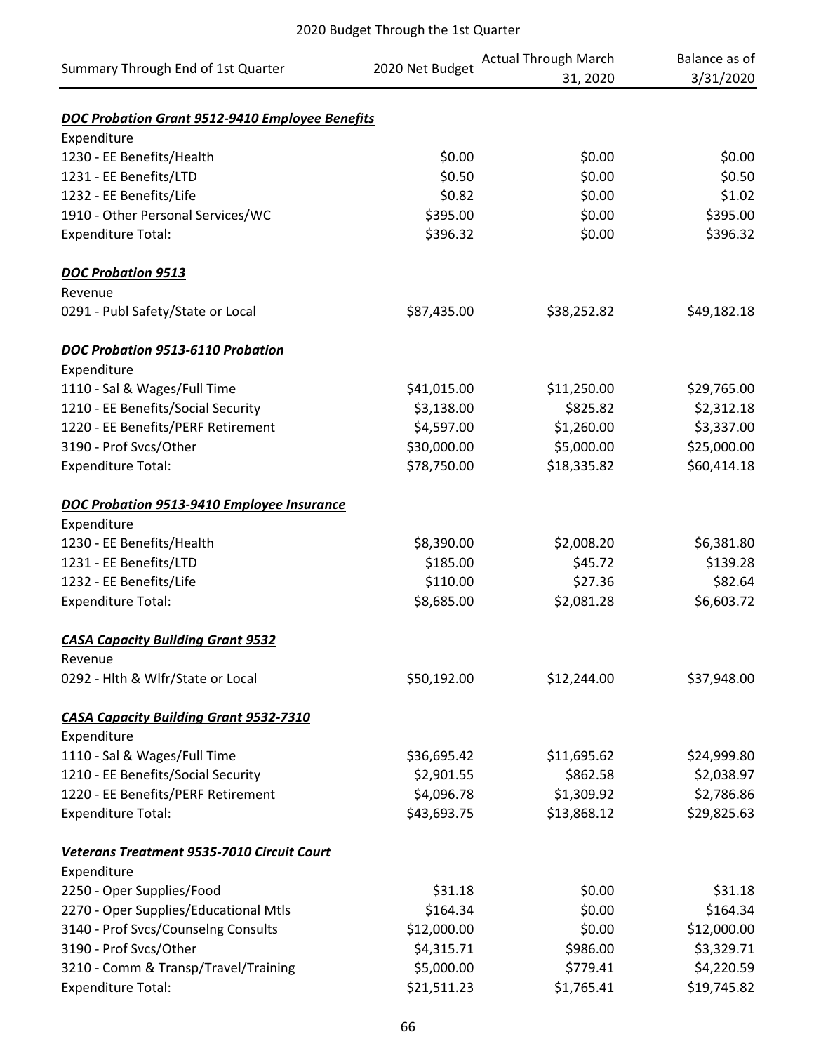2020 Budget Through the 1st Quarter

| Summary Through End of 1st Quarter | 2020 Net Budget | Actual Through March 31, 2020 | Balance as of 3/31/2020 |
|---|---|---|---|
| ***DOC Probation Grant 9512-9410 Employee Benefits*** | | | |
| Expenditure | | | |
| 1230 - EE Benefits/Health | $0.00 | $0.00 | $0.00 |
| 1231 - EE Benefits/LTD | $0.50 | $0.00 | $0.50 |
| 1232 - EE Benefits/Life | $0.82 | $0.00 | $1.02 |
| 1910 - Other Personal Services/WC | $395.00 | $0.00 | $395.00 |
| Expenditure Total: | $396.32 | $0.00 | $396.32 |
| ***DOC Probation 9513*** | | | |
| Revenue | | | |
| 0291 - Publ Safety/State or Local | $87,435.00 | $38,252.82 | $49,182.18 |
| ***DOC Probation 9513-6110 Probation*** | | | |
| Expenditure | | | |
| 1110 - Sal & Wages/Full Time | $41,015.00 | $11,250.00 | $29,765.00 |
| 1210 - EE Benefits/Social Security | $3,138.00 | $825.82 | $2,312.18 |
| 1220 - EE Benefits/PERF Retirement | $4,597.00 | $1,260.00 | $3,337.00 |
| 3190 - Prof Svcs/Other | $30,000.00 | $5,000.00 | $25,000.00 |
| Expenditure Total: | $78,750.00 | $18,335.82 | $60,414.18 |
| ***DOC Probation 9513-9410 Employee Insurance*** | | | |
| Expenditure | | | |
| 1230 - EE Benefits/Health | $8,390.00 | $2,008.20 | $6,381.80 |
| 1231 - EE Benefits/LTD | $185.00 | $45.72 | $139.28 |
| 1232 - EE Benefits/Life | $110.00 | $27.36 | $82.64 |
| Expenditure Total: | $8,685.00 | $2,081.28 | $6,603.72 |
| ***CASA Capacity Building Grant 9532*** | | | |
| Revenue | | | |
| 0292 - Hlth & Wlfr/State or Local | $50,192.00 | $12,244.00 | $37,948.00 |
| ***CASA Capacity Building Grant 9532-7310*** | | | |
| Expenditure | | | |
| 1110 - Sal & Wages/Full Time | $36,695.42 | $11,695.62 | $24,999.80 |
| 1210 - EE Benefits/Social Security | $2,901.55 | $862.58 | $2,038.97 |
| 1220 - EE Benefits/PERF Retirement | $4,096.78 | $1,309.92 | $2,786.86 |
| Expenditure Total: | $43,693.75 | $13,868.12 | $29,825.63 |
| ***Veterans Treatment 9535-7010 Circuit Court*** | | | |
| Expenditure | | | |
| 2250 - Oper Supplies/Food | $31.18 | $0.00 | $31.18 |
| 2270 - Oper Supplies/Educational Mtls | $164.34 | $0.00 | $164.34 |
| 3140 - Prof Svcs/Counselng Consults | $12,000.00 | $0.00 | $12,000.00 |
| 3190 - Prof Svcs/Other | $4,315.71 | $986.00 | $3,329.71 |
| 3210 - Comm & Transp/Travel/Training | $5,000.00 | $779.41 | $4,220.59 |
| Expenditure Total: | $21,511.23 | $1,765.41 | $19,745.82 |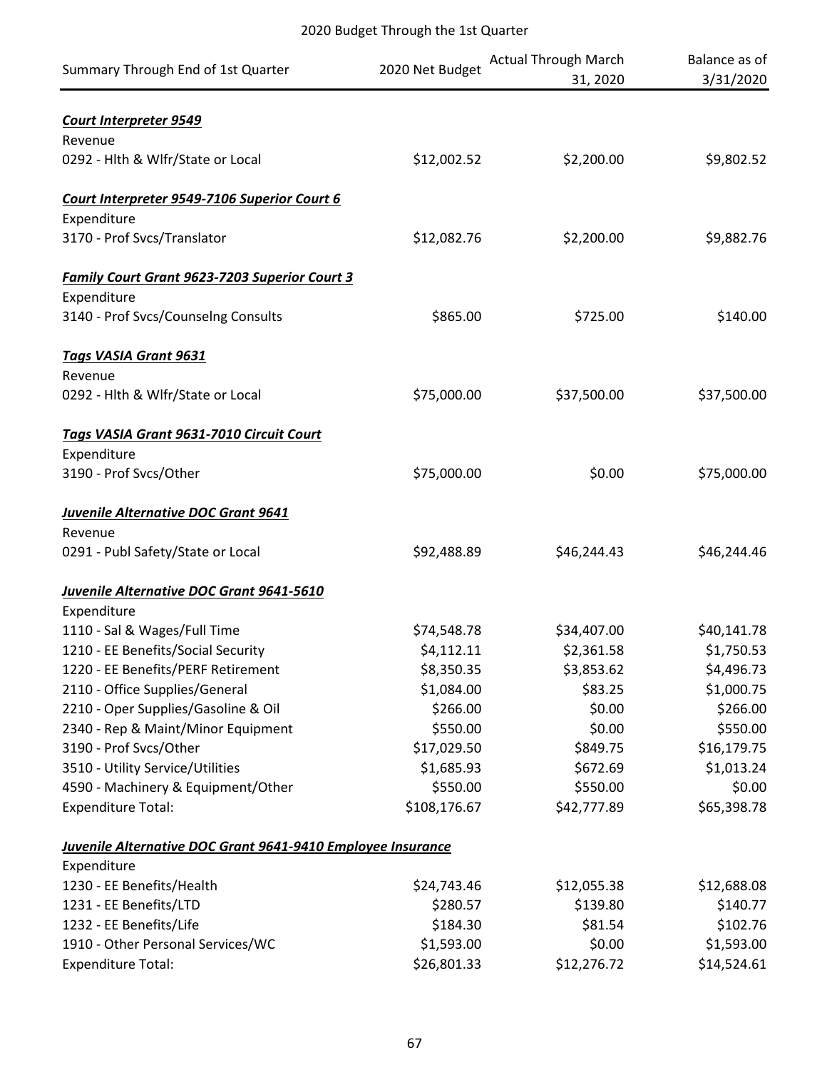## 2020 Budget Through the 1st Quarter

| Summary Through End of 1st Quarter | 2020 Net Budget | Actual Through March 31, 2020 | Balance as of 3/31/2020 |
|---|---|---|---|
| ***Court Interpreter 9549*** | | | |
| Revenue | | | |
| 0292 - Hlth & Wlfr/State or Local | $12,002.52 | $2,200.00 | $9,802.52 |
| ***Court Interpreter 9549-7106 Superior Court 6*** | | | |
| Expenditure | | | |
| 3170 - Prof Svcs/Translator | $12,082.76 | $2,200.00 | $9,882.76 |
| ***Family Court Grant 9623-7203 Superior Court 3*** | | | |
| Expenditure | | | |
| 3140 - Prof Svcs/Counselng Consults | $865.00 | $725.00 | $140.00 |
| ***Tags VASIA Grant 9631*** | | | |
| Revenue | | | |
| 0292 - Hlth & Wlfr/State or Local | $75,000.00 | $37,500.00 | $37,500.00 |
| ***Tags VASIA Grant 9631-7010 Circuit Court*** | | | |
| Expenditure | | | |
| 3190 - Prof Svcs/Other | $75,000.00 | $0.00 | $75,000.00 |
| ***Juvenile Alternative DOC Grant 9641*** | | | |
| Revenue | | | |
| 0291 - Publ Safety/State or Local | $92,488.89 | $46,244.43 | $46,244.46 |
| ***Juvenile Alternative DOC Grant 9641-5610*** | | | |
| Expenditure | | | |
| 1110 - Sal & Wages/Full Time | $74,548.78 | $34,407.00 | $40,141.78 |
| 1210 - EE Benefits/Social Security | $4,112.11 | $2,361.58 | $1,750.53 |
| 1220 - EE Benefits/PERF Retirement | $8,350.35 | $3,853.62 | $4,496.73 |
| 2110 - Office Supplies/General | $1,084.00 | $83.25 | $1,000.75 |
| 2210 - Oper Supplies/Gasoline & Oil | $266.00 | $0.00 | $266.00 |
| 2340 - Rep & Maint/Minor Equipment | $550.00 | $0.00 | $550.00 |
| 3190 - Prof Svcs/Other | $17,029.50 | $849.75 | $16,179.75 |
| 3510 - Utility Service/Utilities | $1,685.93 | $672.69 | $1,013.24 |
| 4590 - Machinery & Equipment/Other | $550.00 | $550.00 | $0.00 |
| Expenditure Total: | $108,176.67 | $42,777.89 | $65,398.78 |
| ***Juvenile Alternative DOC Grant 9641-9410 Employee Insurance*** | | | |
| Expenditure | | | |
| 1230 - EE Benefits/Health | $24,743.46 | $12,055.38 | $12,688.08 |
| 1231 - EE Benefits/LTD | $280.57 | $139.80 | $140.77 |
| 1232 - EE Benefits/Life | $184.30 | $81.54 | $102.76 |
| 1910 - Other Personal Services/WC | $1,593.00 | $0.00 | $1,593.00 |
| Expenditure Total: | $26,801.33 | $12,276.72 | $14,524.61 |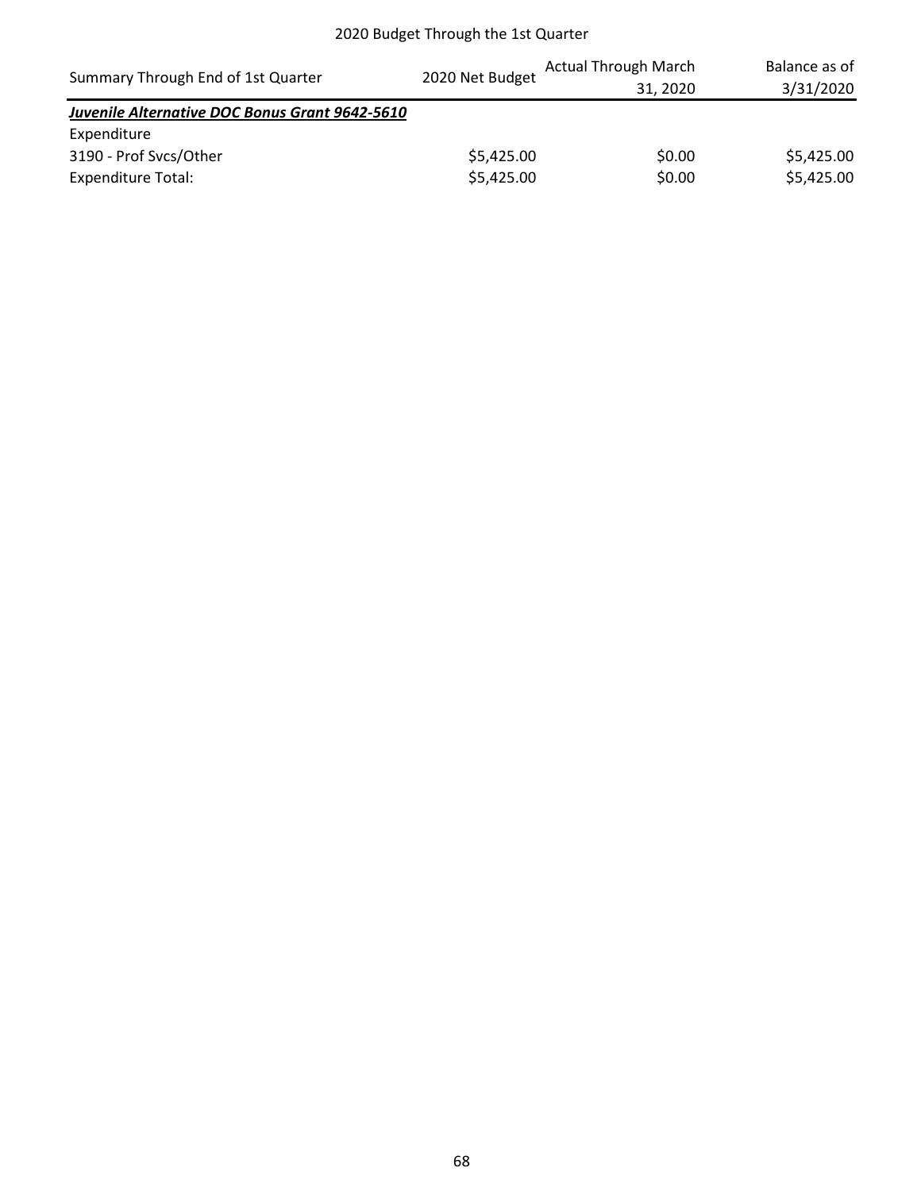2020 Budget Through the 1st Quarter

| Summary Through End of 1st Quarter | 2020 Net Budget | Actual Through March 31, 2020 | Balance as of 3/31/2020 |
|---|---|---|---|
| ***Juvenile Alternative DOC Bonus Grant 9642-5610*** | | | |
| Expenditure | | | |
| 3190 - Prof Svcs/Other | $5,425.00 | $0.00 | $5,425.00 |
| Expenditure Total: | $5,425.00 | $0.00 | $5,425.00 |